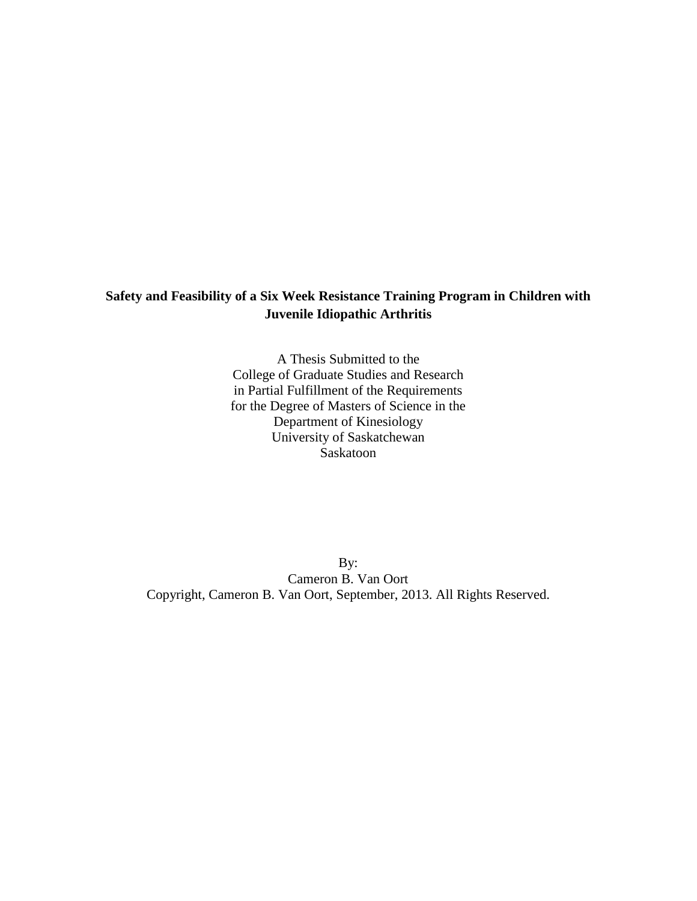# Safety and Feasibility of a Six Week Resistance Training Program in Children with Juvenile Idiopathic Arthritis

A Thesis Submitted to the
College of Graduate Studies and Research
in Partial Fulfillment of the Requirements
for the Degree of Masters of Science in the
Department of Kinesiology
University of Saskatchewan
Saskatoon

By:
Cameron B. Van Oort
Copyright, Cameron B. Van Oort, September, 2013. All Rights Reserved.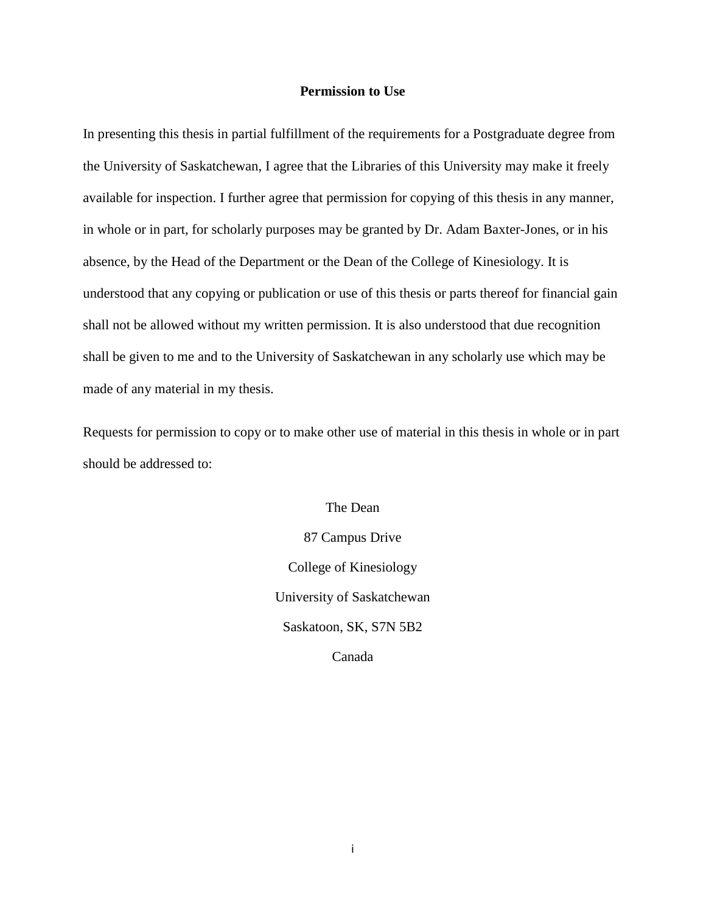# Permission to Use

In presenting this thesis in partial fulfillment of the requirements for a Postgraduate degree from the University of Saskatchewan, I agree that the Libraries of this University may make it freely available for inspection. I further agree that permission for copying of this thesis in any manner, in whole or in part, for scholarly purposes may be granted by Dr. Adam Baxter-Jones, or in his absence, by the Head of the Department or the Dean of the College of Kinesiology. It is understood that any copying or publication or use of this thesis or parts thereof for financial gain shall not be allowed without my written permission. It is also understood that due recognition shall be given to me and to the University of Saskatchewan in any scholarly use which may be made of any material in my thesis.

Requests for permission to copy or to make other use of material in this thesis in whole or in part should be addressed to:

The Dean

87 Campus Drive

College of Kinesiology

University of Saskatchewan

Saskatoon, SK, S7N 5B2

Canada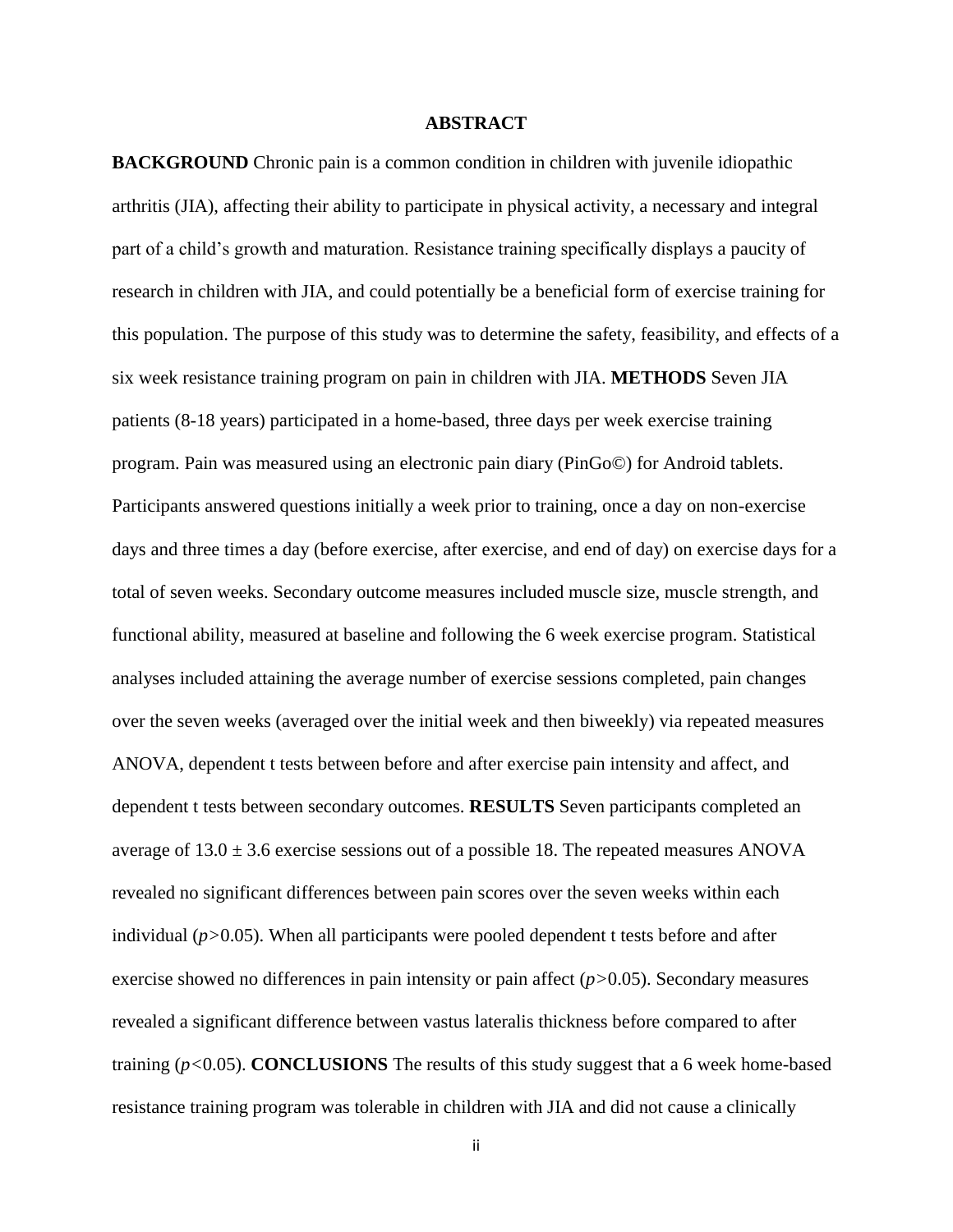## ABSTRACT

**BACKGROUND** Chronic pain is a common condition in children with juvenile idiopathic arthritis (JIA), affecting their ability to participate in physical activity, a necessary and integral part of a child's growth and maturation. Resistance training specifically displays a paucity of research in children with JIA, and could potentially be a beneficial form of exercise training for this population. The purpose of this study was to determine the safety, feasibility, and effects of a six week resistance training program on pain in children with JIA. **METHODS** Seven JIA patients (8-18 years) participated in a home-based, three days per week exercise training program. Pain was measured using an electronic pain diary (PinGo©) for Android tablets. Participants answered questions initially a week prior to training, once a day on non-exercise days and three times a day (before exercise, after exercise, and end of day) on exercise days for a total of seven weeks. Secondary outcome measures included muscle size, muscle strength, and functional ability, measured at baseline and following the 6 week exercise program. Statistical analyses included attaining the average number of exercise sessions completed, pain changes over the seven weeks (averaged over the initial week and then biweekly) via repeated measures ANOVA, dependent t tests between before and after exercise pain intensity and affect, and dependent t tests between secondary outcomes. **RESULTS** Seven participants completed an average of $13.0 \pm 3.6$ exercise sessions out of a possible 18. The repeated measures ANOVA revealed no significant differences between pain scores over the seven weeks within each individual ($p > 0.05$). When all participants were pooled dependent t tests before and after exercise showed no differences in pain intensity or pain affect ($p > 0.05$). Secondary measures revealed a significant difference between vastus lateralis thickness before compared to after training ($p < 0.05$). **CONCLUSIONS** The results of this study suggest that a 6 week home-based resistance training program was tolerable in children with JIA and did not cause a clinically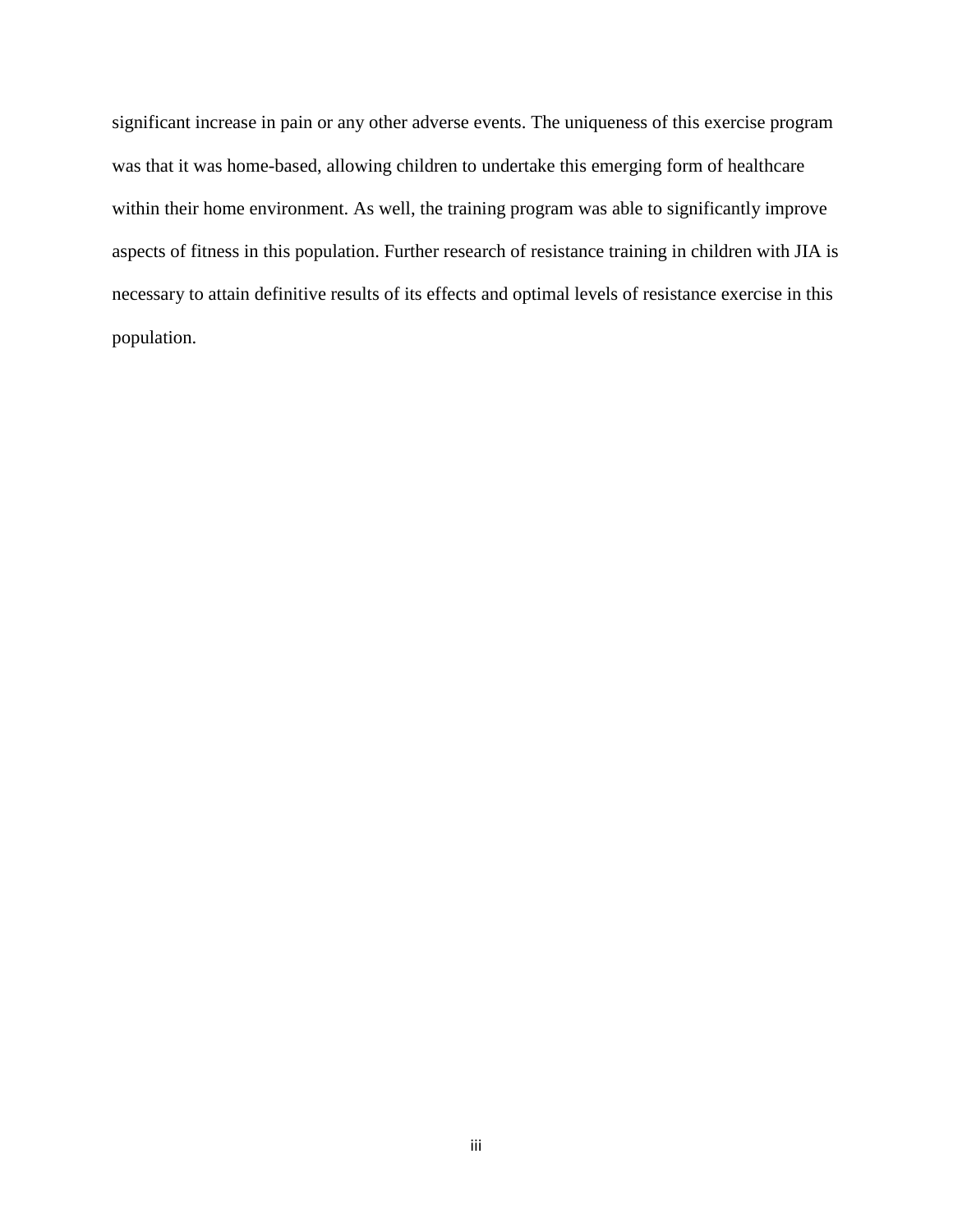significant increase in pain or any other adverse events. The uniqueness of this exercise program was that it was home-based, allowing children to undertake this emerging form of healthcare within their home environment. As well, the training program was able to significantly improve aspects of fitness in this population. Further research of resistance training in children with JIA is necessary to attain definitive results of its effects and optimal levels of resistance exercise in this population.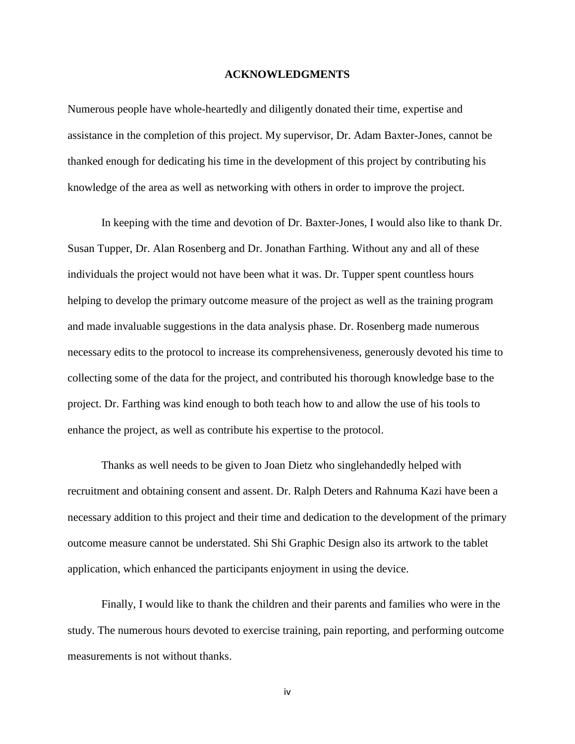# ACKNOWLEDGMENTS

Numerous people have whole-heartedly and diligently donated their time, expertise and assistance in the completion of this project. My supervisor, Dr. Adam Baxter-Jones, cannot be thanked enough for dedicating his time in the development of this project by contributing his knowledge of the area as well as networking with others in order to improve the project.

In keeping with the time and devotion of Dr. Baxter-Jones, I would also like to thank Dr. Susan Tupper, Dr. Alan Rosenberg and Dr. Jonathan Farthing. Without any and all of these individuals the project would not have been what it was. Dr. Tupper spent countless hours helping to develop the primary outcome measure of the project as well as the training program and made invaluable suggestions in the data analysis phase. Dr. Rosenberg made numerous necessary edits to the protocol to increase its comprehensiveness, generously devoted his time to collecting some of the data for the project, and contributed his thorough knowledge base to the project. Dr. Farthing was kind enough to both teach how to and allow the use of his tools to enhance the project, as well as contribute his expertise to the protocol.

Thanks as well needs to be given to Joan Dietz who singlehandedly helped with recruitment and obtaining consent and assent. Dr. Ralph Deters and Rahnuma Kazi have been a necessary addition to this project and their time and dedication to the development of the primary outcome measure cannot be understated. Shi Shi Graphic Design also its artwork to the tablet application, which enhanced the participants enjoyment in using the device.

Finally, I would like to thank the children and their parents and families who were in the study. The numerous hours devoted to exercise training, pain reporting, and performing outcome measurements is not without thanks.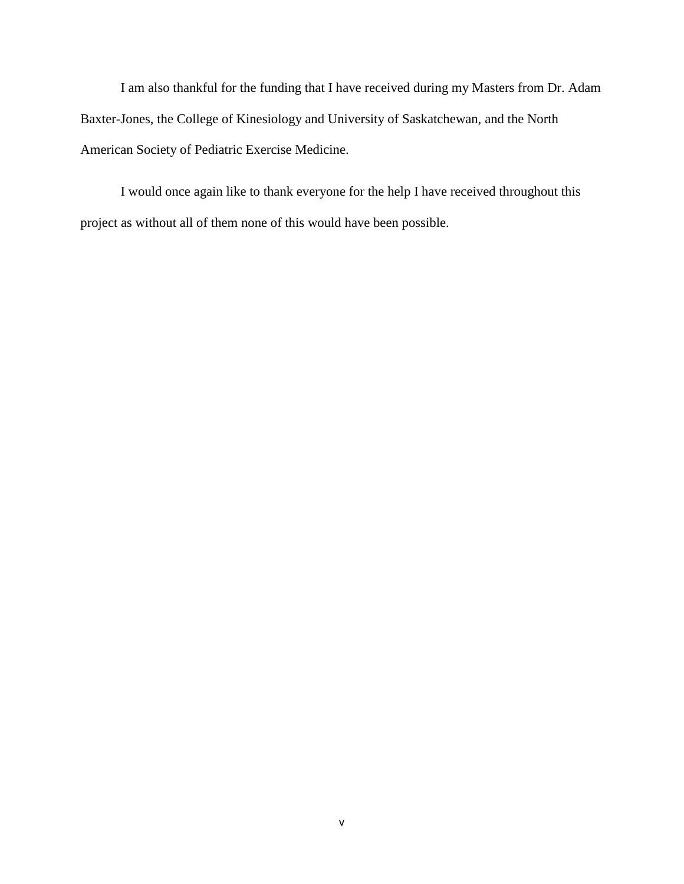I am also thankful for the funding that I have received during my Masters from Dr. Adam Baxter-Jones, the College of Kinesiology and University of Saskatchewan, and the North American Society of Pediatric Exercise Medicine.

I would once again like to thank everyone for the help I have received throughout this project as without all of them none of this would have been possible.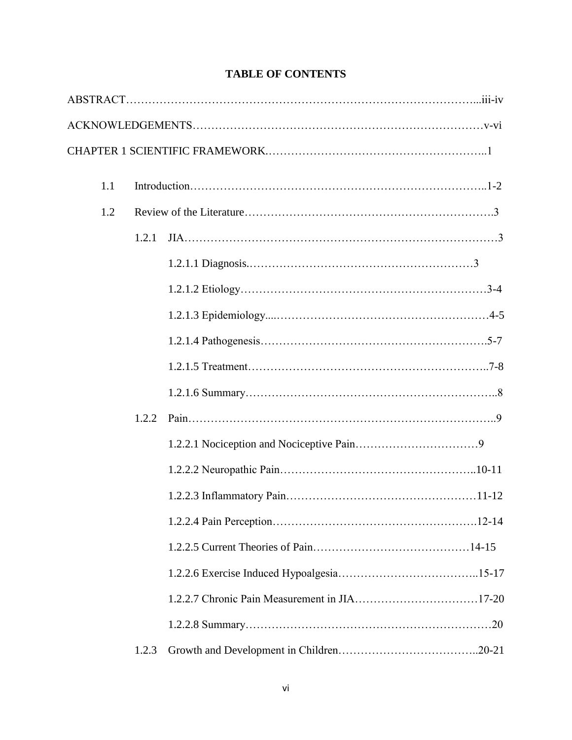# TABLE OF CONTENTS

ABSTRACT……………………………………………………………………………...iii-iv

ACKNOWLEDGEMENTS…………………………………………………………………v-vi

CHAPTER 1 SCIENTIFIC FRAMEWORK.………………………………………………...1

- 1.1 Introduction…………………………………………………………………..1-2
- 1.2 Review of the Literature……………………………………………………….3
  - 1.2.1 JIA………………………………………………………………………3
    - 1.2.1.1 Diagnosis.……………………………………………………3
    - 1.2.1.2 Etiology…………………………………………………………3-4
    - 1.2.1.3 Epidemiology....…………………………………………………4-5
    - 1.2.1.4 Pathogenesis…………………………………………………….5-7
    - 1.2.1.5 Treatment……………………………………………………...7-8
    - 1.2.1.6 Summary………………………………………………………...8
  - 1.2.2 Pain……………………………………………………………………...9
    - 1.2.2.1 Nociception and Nociceptive Pain……………………………9
    - 1.2.2.2 Neuropathic Pain……………………………………………..10-11
    - 1.2.2.3 Inflammatory Pain……………………………………………11-12
    - 1.2.2.4 Pain Perception……………………………………………….12-14
    - 1.2.2.5 Current Theories of Pain……………………………………14-15
    - 1.2.2.6 Exercise Induced Hypoalgesia………………………………..15-17
    - 1.2.2.7 Chronic Pain Measurement in JIA……………………………17-20
    - 1.2.2.8 Summary…………………………………………………………20
  - 1.2.3 Growth and Development in Children………………………………..20-21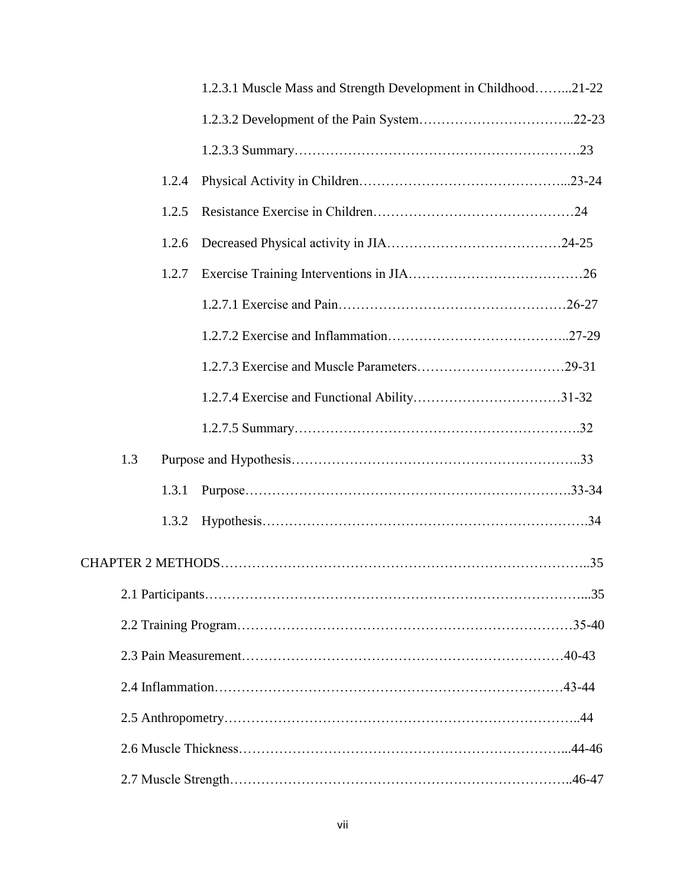1.2.3.1 Muscle Mass and Strength Development in Childhood……...21-22

1.2.3.2 Development of the Pain System……………………………..22-23

1.2.3.3 Summary…………………………………………………….23

1.2.4 Physical Activity in Children……………………………………...23-24

1.2.5 Resistance Exercise in Children………………………………………24

1.2.6 Decreased Physical activity in JIA…………………………………24-25

1.2.7 Exercise Training Interventions in JIA…………………………………26

1.2.7.1 Exercise and Pain……………………………………………26-27

1.2.7.2 Exercise and Inflammation…………………………………..27-29

1.2.7.3 Exercise and Muscle Parameters……………………………29-31

1.2.7.4 Exercise and Functional Ability……………………………31-32

1.2.7.5 Summary…………………………………………………….32

1.3 Purpose and Hypothesis……………………………………………………..33

1.3.1 Purpose……………………………………………………………….33-34

1.3.2 Hypothesis…………………………………………………………….34

CHAPTER 2 METHODS…………………………………………………………………..35

2.1 Participants……………………………………………………………………...35

2.2 Training Program………………………………………………………………35-40

2.3 Pain Measurement……………………………………………………………40-43

2.4 Inflammation…………………………………………………………………43-44

2.5 Anthropometry…………………………………………………………………..44

2.6 Muscle Thickness……………………………………………………………...44-46

2.7 Muscle Strength………………………………………………………………..46-47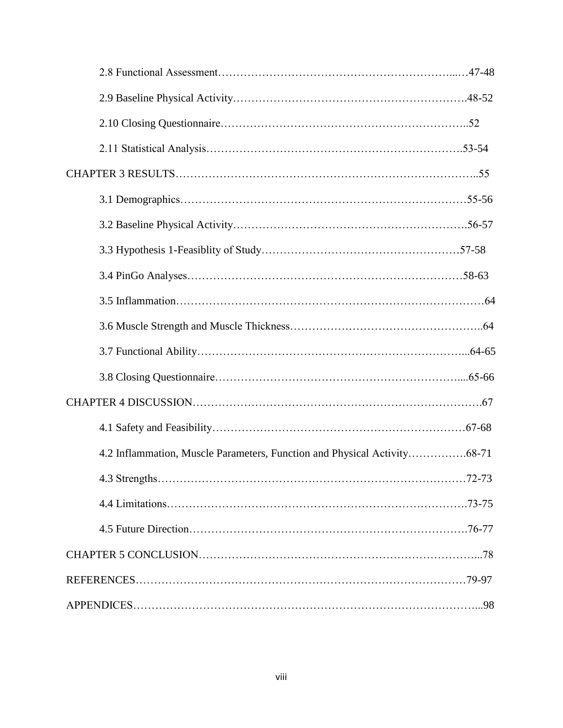2.8 Functional Assessment…………………………………………………………...…47-48

2.9 Baseline Physical Activity…………………………………………………….48-52

2.10 Closing Questionnaire………………………………………………………..52

2.11 Statistical Analysis………………………………………………………….53-54

CHAPTER 3 RESULTS……………………………………………………………………..55

3.1 Demographics…………………………………………………………………55-56

3.2 Baseline Physical Activity…………………………………………………….56-57

3.3 Hypothesis 1-Feasiblity of Study……………………………………………57-58

3.4 PinGo Analyses………………………………………………………………58-63

3.5 Inflammation…………………………………………………………………64

3.6 Muscle Strength and Muscle Thickness……………………………………..64

3.7 Functional Ability……………………………………………………………...64-65

3.8 Closing Questionnaire………………………………………………………....65-66

CHAPTER 4 DISCUSSION…………………………………………………………………….67

4.1 Safety and Feasibility…………………………………………………………67-68

4.2 Inflammation, Muscle Parameters, Function and Physical Activity…………….68-71

4.3 Strengths………………………………………………………………………72-73

4.4 Limitations…………………………………………………………………….73-75

4.5 Future Direction……………………………………………………………….76-77

CHAPTER 5 CONCLUSION……………………………………………………………………...78

REFERENCES………………………………………………………………………………79-97

APPENDICES………………………………………………………………………………...98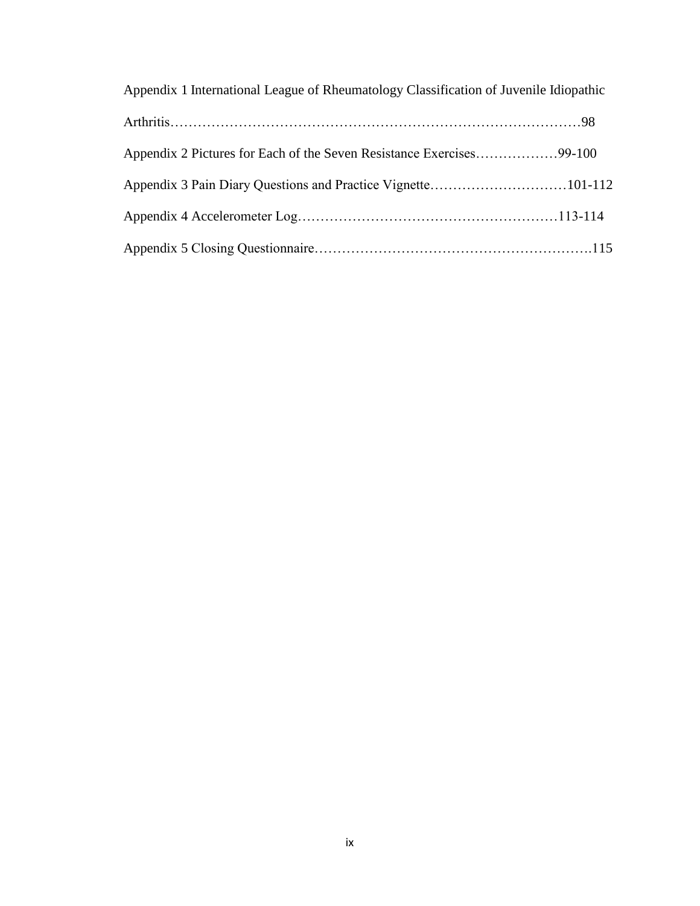Appendix 1 International League of Rheumatology Classification of Juvenile Idiopathic Arthritis……………………………………………………………………………98

Appendix 2 Pictures for Each of the Seven Resistance Exercises………………99-100

Appendix 3 Pain Diary Questions and Practice Vignette…………………………101-112

Appendix 4 Accelerometer Log…………………………………………………113-114

Appendix 5 Closing Questionnaire…………………………………………………….115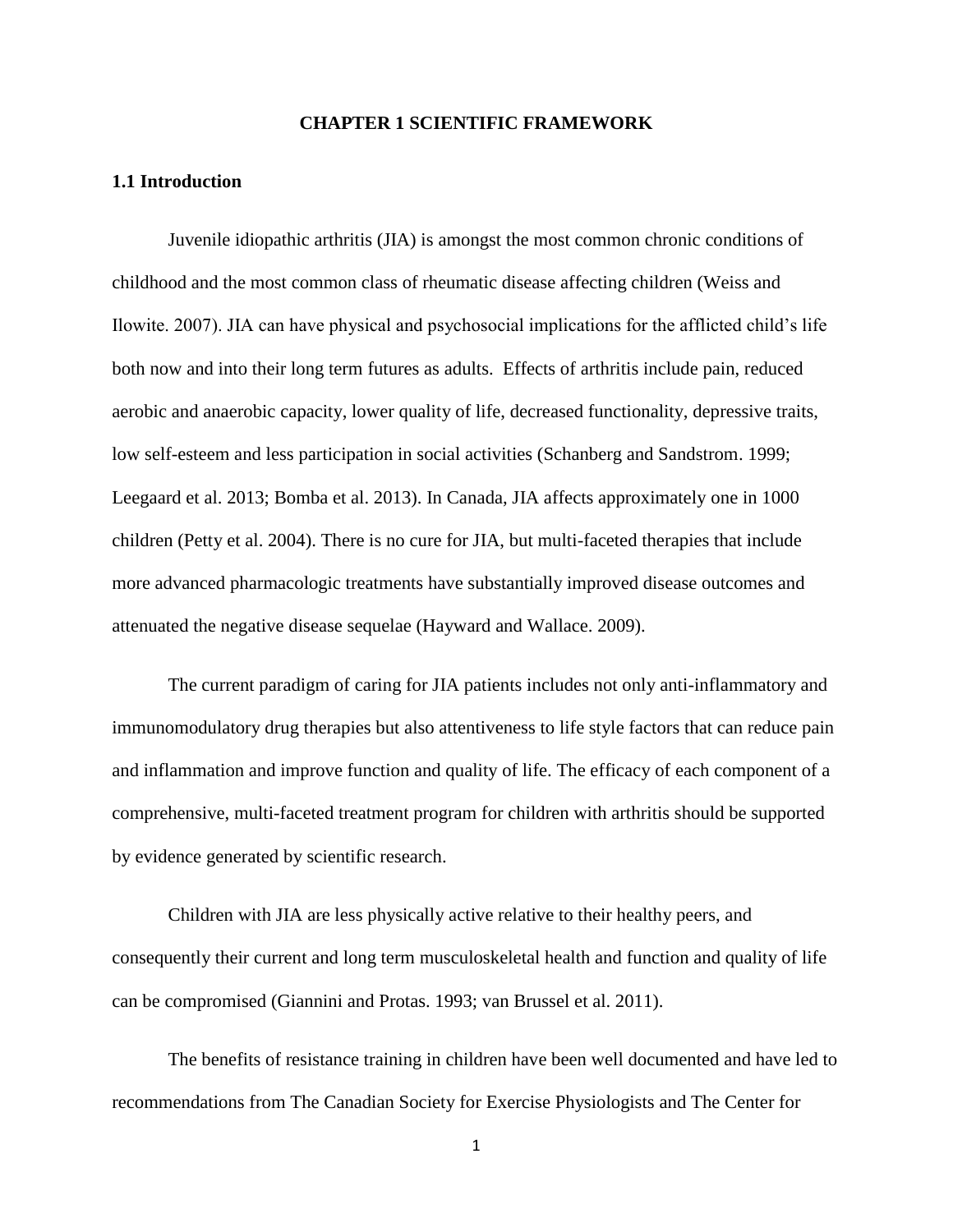# CHAPTER 1 SCIENTIFIC FRAMEWORK

## 1.1 Introduction

Juvenile idiopathic arthritis (JIA) is amongst the most common chronic conditions of childhood and the most common class of rheumatic disease affecting children (Weiss and Ilowite. 2007). JIA can have physical and psychosocial implications for the afflicted child's life both now and into their long term futures as adults. Effects of arthritis include pain, reduced aerobic and anaerobic capacity, lower quality of life, decreased functionality, depressive traits, low self-esteem and less participation in social activities (Schanberg and Sandstrom. 1999; Leegaard et al. 2013; Bomba et al. 2013). In Canada, JIA affects approximately one in 1000 children (Petty et al. 2004). There is no cure for JIA, but multi-faceted therapies that include more advanced pharmacologic treatments have substantially improved disease outcomes and attenuated the negative disease sequelae (Hayward and Wallace. 2009).

The current paradigm of caring for JIA patients includes not only anti-inflammatory and immunomodulatory drug therapies but also attentiveness to life style factors that can reduce pain and inflammation and improve function and quality of life. The efficacy of each component of a comprehensive, multi-faceted treatment program for children with arthritis should be supported by evidence generated by scientific research.

Children with JIA are less physically active relative to their healthy peers, and consequently their current and long term musculoskeletal health and function and quality of life can be compromised (Giannini and Protas. 1993; van Brussel et al. 2011).

The benefits of resistance training in children have been well documented and have led to recommendations from The Canadian Society for Exercise Physiologists and The Center for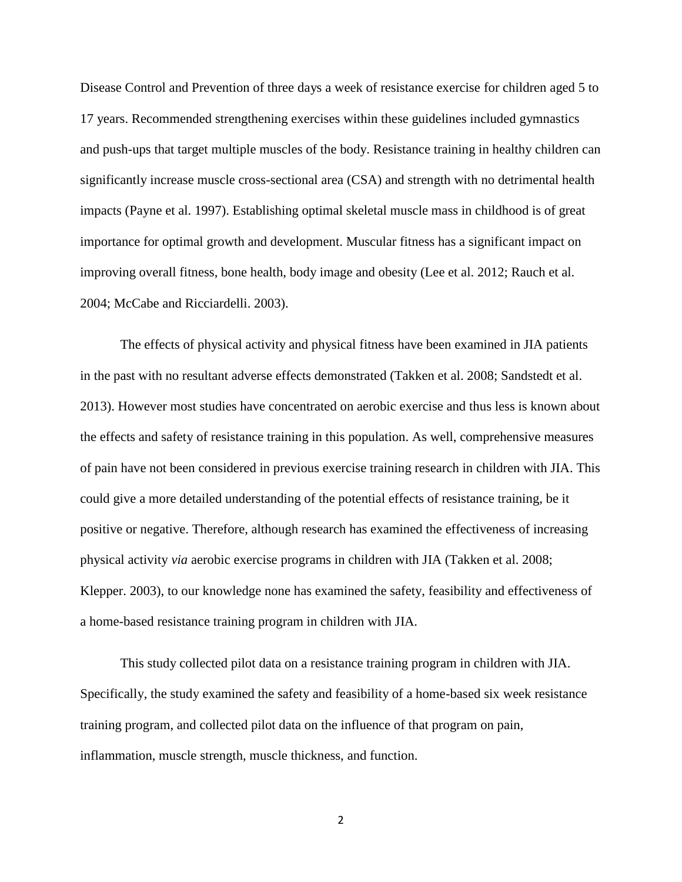Disease Control and Prevention of three days a week of resistance exercise for children aged 5 to 17 years. Recommended strengthening exercises within these guidelines included gymnastics and push-ups that target multiple muscles of the body. Resistance training in healthy children can significantly increase muscle cross-sectional area (CSA) and strength with no detrimental health impacts (Payne et al. 1997). Establishing optimal skeletal muscle mass in childhood is of great importance for optimal growth and development. Muscular fitness has a significant impact on improving overall fitness, bone health, body image and obesity (Lee et al. 2012; Rauch et al. 2004; McCabe and Ricciardelli. 2003).

The effects of physical activity and physical fitness have been examined in JIA patients in the past with no resultant adverse effects demonstrated (Takken et al. 2008; Sandstedt et al. 2013). However most studies have concentrated on aerobic exercise and thus less is known about the effects and safety of resistance training in this population. As well, comprehensive measures of pain have not been considered in previous exercise training research in children with JIA. This could give a more detailed understanding of the potential effects of resistance training, be it positive or negative. Therefore, although research has examined the effectiveness of increasing physical activity *via* aerobic exercise programs in children with JIA (Takken et al. 2008; Klepper. 2003), to our knowledge none has examined the safety, feasibility and effectiveness of a home-based resistance training program in children with JIA.

This study collected pilot data on a resistance training program in children with JIA. Specifically, the study examined the safety and feasibility of a home-based six week resistance training program, and collected pilot data on the influence of that program on pain, inflammation, muscle strength, muscle thickness, and function.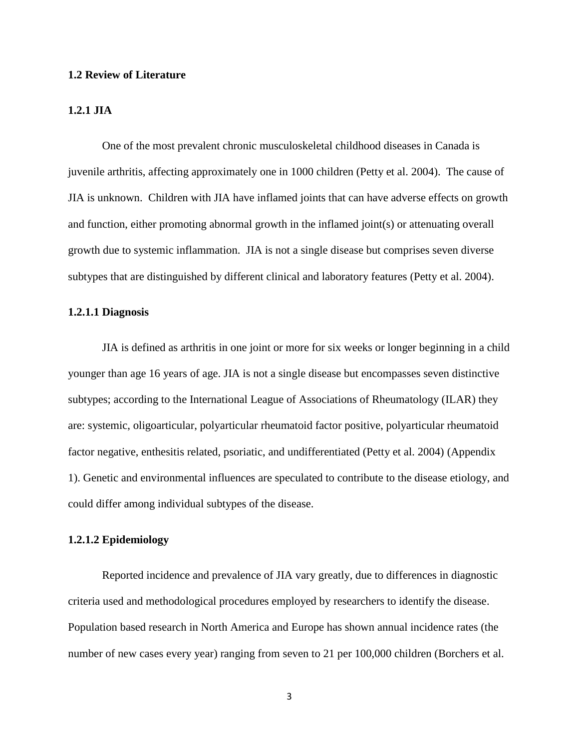## 1.2 Review of Literature

### 1.2.1 JIA

One of the most prevalent chronic musculoskeletal childhood diseases in Canada is juvenile arthritis, affecting approximately one in 1000 children (Petty et al. 2004). The cause of JIA is unknown. Children with JIA have inflamed joints that can have adverse effects on growth and function, either promoting abnormal growth in the inflamed joint(s) or attenuating overall growth due to systemic inflammation. JIA is not a single disease but comprises seven diverse subtypes that are distinguished by different clinical and laboratory features (Petty et al. 2004).

#### 1.2.1.1 Diagnosis

JIA is defined as arthritis in one joint or more for six weeks or longer beginning in a child younger than age 16 years of age. JIA is not a single disease but encompasses seven distinctive subtypes; according to the International League of Associations of Rheumatology (ILAR) they are: systemic, oligoarticular, polyarticular rheumatoid factor positive, polyarticular rheumatoid factor negative, enthesitis related, psoriatic, and undifferentiated (Petty et al. 2004) (Appendix 1). Genetic and environmental influences are speculated to contribute to the disease etiology, and could differ among individual subtypes of the disease.

#### 1.2.1.2 Epidemiology

Reported incidence and prevalence of JIA vary greatly, due to differences in diagnostic criteria used and methodological procedures employed by researchers to identify the disease. Population based research in North America and Europe has shown annual incidence rates (the number of new cases every year) ranging from seven to 21 per 100,000 children (Borchers et al.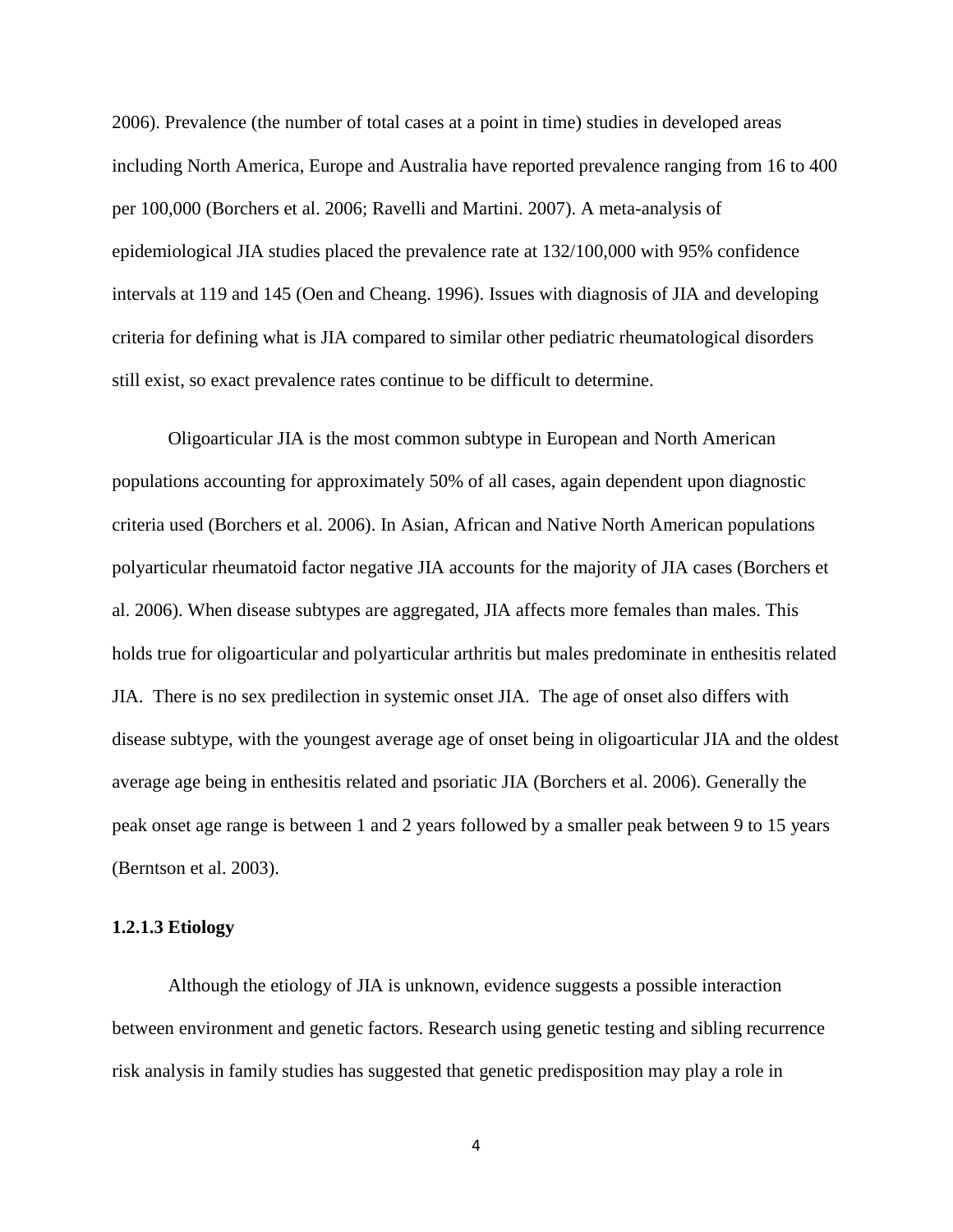2006). Prevalence (the number of total cases at a point in time) studies in developed areas including North America, Europe and Australia have reported prevalence ranging from 16 to 400 per 100,000 (Borchers et al. 2006; Ravelli and Martini. 2007). A meta-analysis of epidemiological JIA studies placed the prevalence rate at 132/100,000 with 95% confidence intervals at 119 and 145 (Oen and Cheang. 1996). Issues with diagnosis of JIA and developing criteria for defining what is JIA compared to similar other pediatric rheumatological disorders still exist, so exact prevalence rates continue to be difficult to determine.

Oligoarticular JIA is the most common subtype in European and North American populations accounting for approximately 50% of all cases, again dependent upon diagnostic criteria used (Borchers et al. 2006). In Asian, African and Native North American populations polyarticular rheumatoid factor negative JIA accounts for the majority of JIA cases (Borchers et al. 2006). When disease subtypes are aggregated, JIA affects more females than males. This holds true for oligoarticular and polyarticular arthritis but males predominate in enthesitis related JIA. There is no sex predilection in systemic onset JIA. The age of onset also differs with disease subtype, with the youngest average age of onset being in oligoarticular JIA and the oldest average age being in enthesitis related and psoriatic JIA (Borchers et al. 2006). Generally the peak onset age range is between 1 and 2 years followed by a smaller peak between 9 to 15 years (Berntson et al. 2003).

#### 1.2.1.3 Etiology

Although the etiology of JIA is unknown, evidence suggests a possible interaction between environment and genetic factors. Research using genetic testing and sibling recurrence risk analysis in family studies has suggested that genetic predisposition may play a role in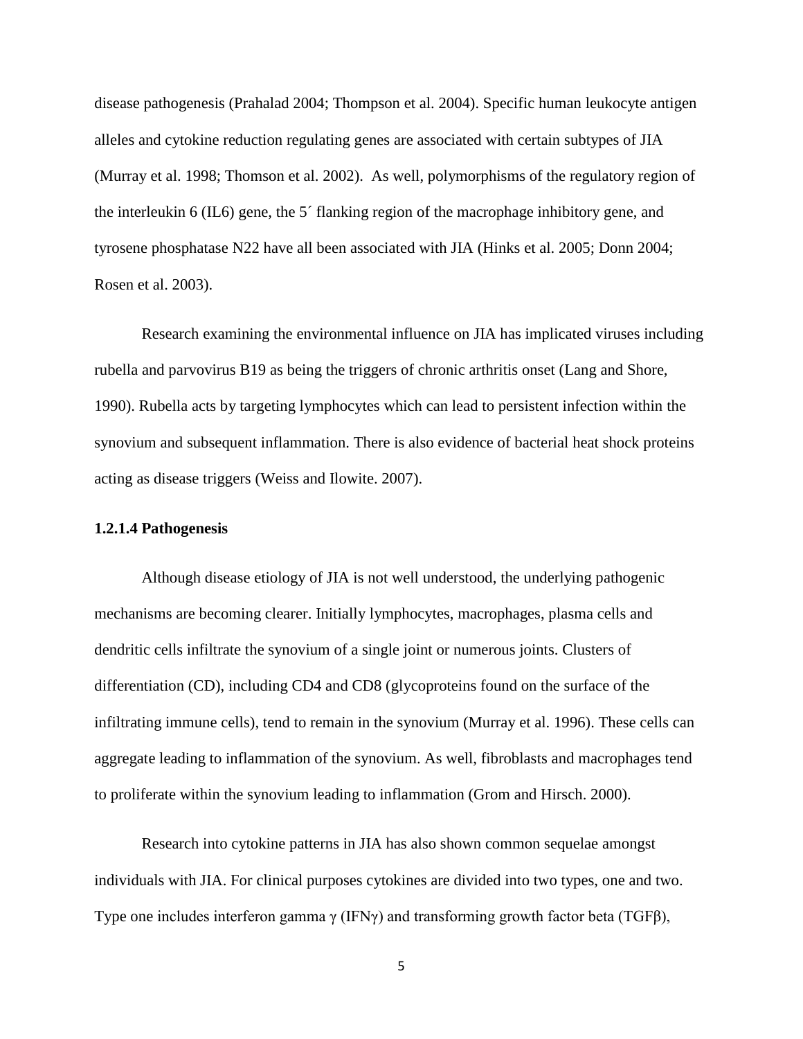disease pathogenesis (Prahalad 2004; Thompson et al. 2004). Specific human leukocyte antigen alleles and cytokine reduction regulating genes are associated with certain subtypes of JIA (Murray et al. 1998; Thomson et al. 2002). As well, polymorphisms of the regulatory region of the interleukin 6 (IL6) gene, the 5´ flanking region of the macrophage inhibitory gene, and tyrosene phosphatase N22 have all been associated with JIA (Hinks et al. 2005; Donn 2004; Rosen et al. 2003).

Research examining the environmental influence on JIA has implicated viruses including rubella and parvovirus B19 as being the triggers of chronic arthritis onset (Lang and Shore, 1990). Rubella acts by targeting lymphocytes which can lead to persistent infection within the synovium and subsequent inflammation. There is also evidence of bacterial heat shock proteins acting as disease triggers (Weiss and Ilowite. 2007).

#### 1.2.1.4 Pathogenesis

Although disease etiology of JIA is not well understood, the underlying pathogenic mechanisms are becoming clearer. Initially lymphocytes, macrophages, plasma cells and dendritic cells infiltrate the synovium of a single joint or numerous joints. Clusters of differentiation (CD), including CD4 and CD8 (glycoproteins found on the surface of the infiltrating immune cells), tend to remain in the synovium (Murray et al. 1996). These cells can aggregate leading to inflammation of the synovium. As well, fibroblasts and macrophages tend to proliferate within the synovium leading to inflammation (Grom and Hirsch. 2000).

Research into cytokine patterns in JIA has also shown common sequelae amongst individuals with JIA. For clinical purposes cytokines are divided into two types, one and two. Type one includes interferon gamma γ (IFNγ) and transforming growth factor beta (TGFβ),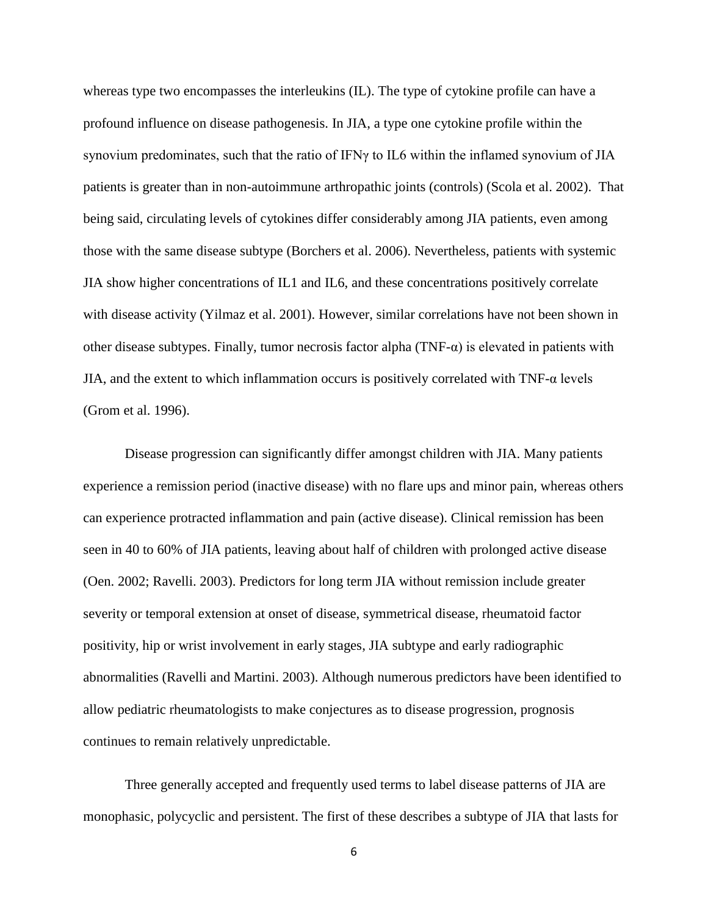whereas type two encompasses the interleukins (IL). The type of cytokine profile can have a profound influence on disease pathogenesis. In JIA, a type one cytokine profile within the synovium predominates, such that the ratio of IFNγ to IL6 within the inflamed synovium of JIA patients is greater than in non-autoimmune arthropathic joints (controls) (Scola et al. 2002). That being said, circulating levels of cytokines differ considerably among JIA patients, even among those with the same disease subtype (Borchers et al. 2006). Nevertheless, patients with systemic JIA show higher concentrations of IL1 and IL6, and these concentrations positively correlate with disease activity (Yilmaz et al. 2001). However, similar correlations have not been shown in other disease subtypes. Finally, tumor necrosis factor alpha (TNF-α) is elevated in patients with JIA, and the extent to which inflammation occurs is positively correlated with TNF-α levels (Grom et al. 1996).

Disease progression can significantly differ amongst children with JIA. Many patients experience a remission period (inactive disease) with no flare ups and minor pain, whereas others can experience protracted inflammation and pain (active disease). Clinical remission has been seen in 40 to 60% of JIA patients, leaving about half of children with prolonged active disease (Oen. 2002; Ravelli. 2003). Predictors for long term JIA without remission include greater severity or temporal extension at onset of disease, symmetrical disease, rheumatoid factor positivity, hip or wrist involvement in early stages, JIA subtype and early radiographic abnormalities (Ravelli and Martini. 2003). Although numerous predictors have been identified to allow pediatric rheumatologists to make conjectures as to disease progression, prognosis continues to remain relatively unpredictable.

Three generally accepted and frequently used terms to label disease patterns of JIA are monophasic, polycyclic and persistent. The first of these describes a subtype of JIA that lasts for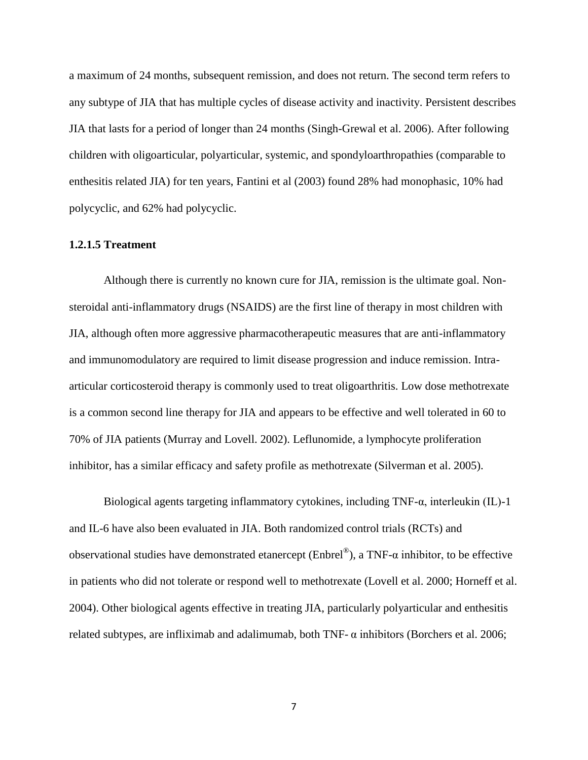a maximum of 24 months, subsequent remission, and does not return. The second term refers to any subtype of JIA that has multiple cycles of disease activity and inactivity. Persistent describes JIA that lasts for a period of longer than 24 months (Singh-Grewal et al. 2006). After following children with oligoarticular, polyarticular, systemic, and spondyloarthropathies (comparable to enthesitis related JIA) for ten years, Fantini et al (2003) found 28% had monophasic, 10% had polycyclic, and 62% had polycyclic.

#### 1.2.1.5 Treatment

Although there is currently no known cure for JIA, remission is the ultimate goal. Non-steroidal anti-inflammatory drugs (NSAIDS) are the first line of therapy in most children with JIA, although often more aggressive pharmacotherapeutic measures that are anti-inflammatory and immunomodulatory are required to limit disease progression and induce remission. Intra-articular corticosteroid therapy is commonly used to treat oligoarthritis. Low dose methotrexate is a common second line therapy for JIA and appears to be effective and well tolerated in 60 to 70% of JIA patients (Murray and Lovell. 2002). Leflunomide, a lymphocyte proliferation inhibitor, has a similar efficacy and safety profile as methotrexate (Silverman et al. 2005).

Biological agents targeting inflammatory cytokines, including TNF-α, interleukin (IL)-1 and IL-6 have also been evaluated in JIA. Both randomized control trials (RCTs) and observational studies have demonstrated etanercept (Enbrel®), a TNF-α inhibitor, to be effective in patients who did not tolerate or respond well to methotrexate (Lovell et al. 2000; Horneff et al. 2004). Other biological agents effective in treating JIA, particularly polyarticular and enthesitis related subtypes, are infliximab and adalimumab, both TNF- α inhibitors (Borchers et al. 2006;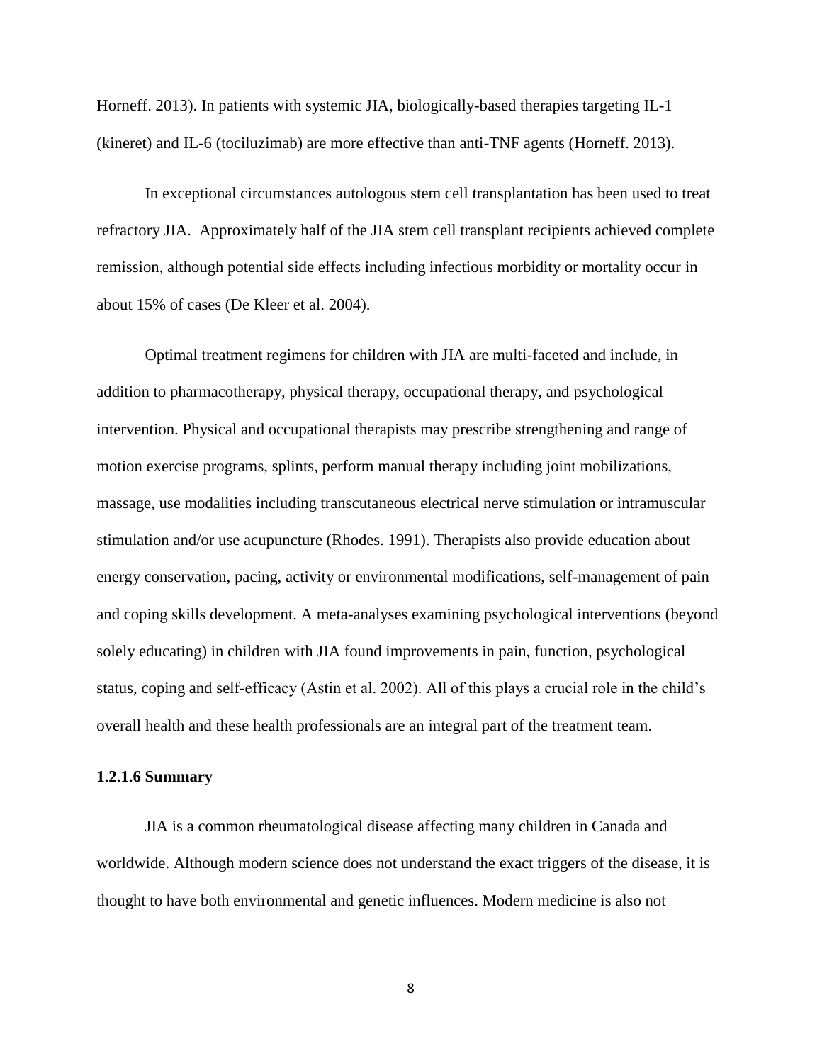Horneff. 2013). In patients with systemic JIA, biologically-based therapies targeting IL-1 (kineret) and IL-6 (tociluzimab) are more effective than anti-TNF agents (Horneff. 2013).

In exceptional circumstances autologous stem cell transplantation has been used to treat refractory JIA. Approximately half of the JIA stem cell transplant recipients achieved complete remission, although potential side effects including infectious morbidity or mortality occur in about 15% of cases (De Kleer et al. 2004).

Optimal treatment regimens for children with JIA are multi-faceted and include, in addition to pharmacotherapy, physical therapy, occupational therapy, and psychological intervention. Physical and occupational therapists may prescribe strengthening and range of motion exercise programs, splints, perform manual therapy including joint mobilizations, massage, use modalities including transcutaneous electrical nerve stimulation or intramuscular stimulation and/or use acupuncture (Rhodes. 1991). Therapists also provide education about energy conservation, pacing, activity or environmental modifications, self-management of pain and coping skills development. A meta-analyses examining psychological interventions (beyond solely educating) in children with JIA found improvements in pain, function, psychological status, coping and self-efficacy (Astin et al. 2002). All of this plays a crucial role in the child's overall health and these health professionals are an integral part of the treatment team.

#### 1.2.1.6 Summary

JIA is a common rheumatological disease affecting many children in Canada and worldwide. Although modern science does not understand the exact triggers of the disease, it is thought to have both environmental and genetic influences. Modern medicine is also not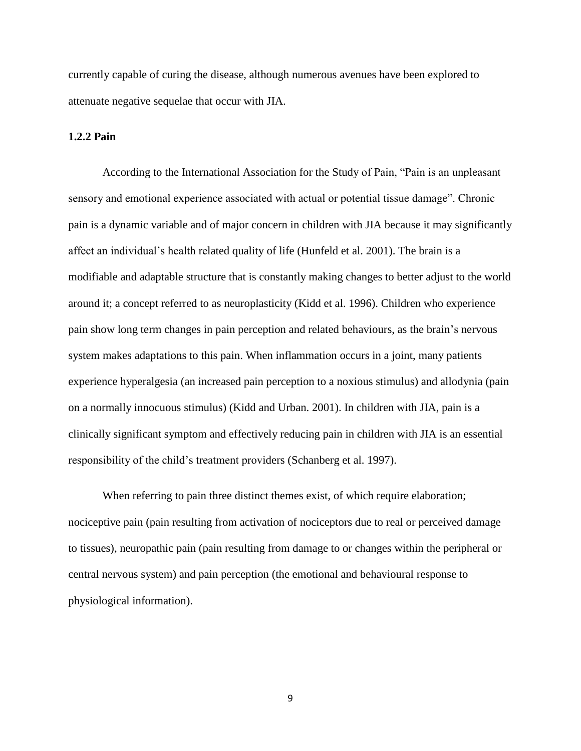currently capable of curing the disease, although numerous avenues have been explored to attenuate negative sequelae that occur with JIA.

### 1.2.2 Pain

According to the International Association for the Study of Pain, "Pain is an unpleasant sensory and emotional experience associated with actual or potential tissue damage". Chronic pain is a dynamic variable and of major concern in children with JIA because it may significantly affect an individual's health related quality of life (Hunfeld et al. 2001). The brain is a modifiable and adaptable structure that is constantly making changes to better adjust to the world around it; a concept referred to as neuroplasticity (Kidd et al. 1996). Children who experience pain show long term changes in pain perception and related behaviours, as the brain's nervous system makes adaptations to this pain. When inflammation occurs in a joint, many patients experience hyperalgesia (an increased pain perception to a noxious stimulus) and allodynia (pain on a normally innocuous stimulus) (Kidd and Urban. 2001). In children with JIA, pain is a clinically significant symptom and effectively reducing pain in children with JIA is an essential responsibility of the child's treatment providers (Schanberg et al. 1997).

When referring to pain three distinct themes exist, of which require elaboration; nociceptive pain (pain resulting from activation of nociceptors due to real or perceived damage to tissues), neuropathic pain (pain resulting from damage to or changes within the peripheral or central nervous system) and pain perception (the emotional and behavioural response to physiological information).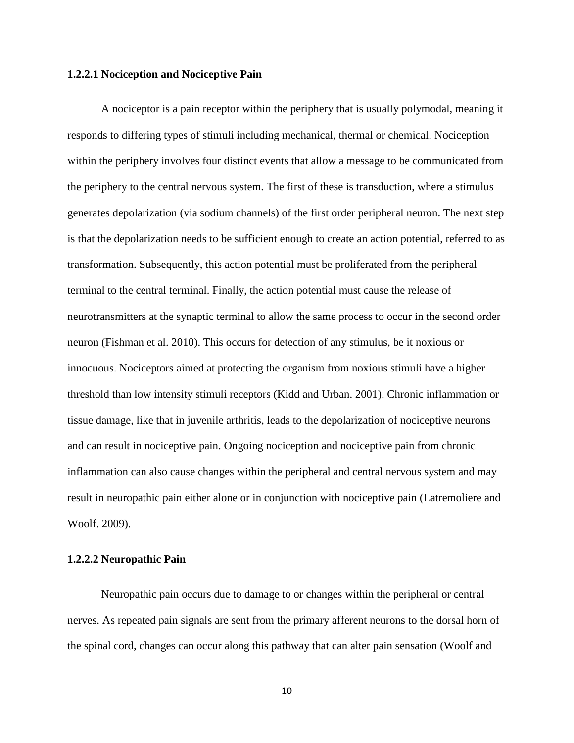#### 1.2.2.1 Nociception and Nociceptive Pain

A nociceptor is a pain receptor within the periphery that is usually polymodal, meaning it responds to differing types of stimuli including mechanical, thermal or chemical. Nociception within the periphery involves four distinct events that allow a message to be communicated from the periphery to the central nervous system. The first of these is transduction, where a stimulus generates depolarization (via sodium channels) of the first order peripheral neuron. The next step is that the depolarization needs to be sufficient enough to create an action potential, referred to as transformation. Subsequently, this action potential must be proliferated from the peripheral terminal to the central terminal. Finally, the action potential must cause the release of neurotransmitters at the synaptic terminal to allow the same process to occur in the second order neuron (Fishman et al. 2010). This occurs for detection of any stimulus, be it noxious or innocuous. Nociceptors aimed at protecting the organism from noxious stimuli have a higher threshold than low intensity stimuli receptors (Kidd and Urban. 2001). Chronic inflammation or tissue damage, like that in juvenile arthritis, leads to the depolarization of nociceptive neurons and can result in nociceptive pain. Ongoing nociception and nociceptive pain from chronic inflammation can also cause changes within the peripheral and central nervous system and may result in neuropathic pain either alone or in conjunction with nociceptive pain (Latremoliere and Woolf. 2009).

#### 1.2.2.2 Neuropathic Pain

Neuropathic pain occurs due to damage to or changes within the peripheral or central nerves. As repeated pain signals are sent from the primary afferent neurons to the dorsal horn of the spinal cord, changes can occur along this pathway that can alter pain sensation (Woolf and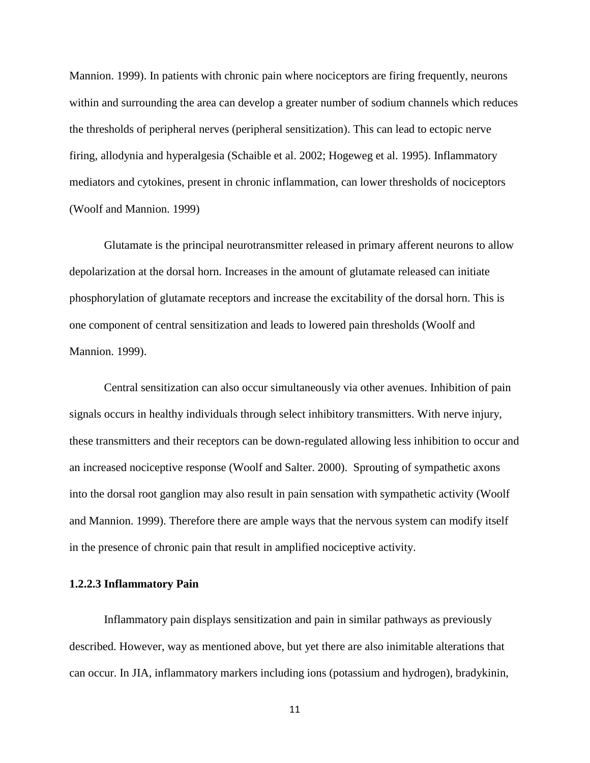Mannion. 1999). In patients with chronic pain where nociceptors are firing frequently, neurons within and surrounding the area can develop a greater number of sodium channels which reduces the thresholds of peripheral nerves (peripheral sensitization). This can lead to ectopic nerve firing, allodynia and hyperalgesia (Schaible et al. 2002; Hogeweg et al. 1995). Inflammatory mediators and cytokines, present in chronic inflammation, can lower thresholds of nociceptors (Woolf and Mannion. 1999)

Glutamate is the principal neurotransmitter released in primary afferent neurons to allow depolarization at the dorsal horn. Increases in the amount of glutamate released can initiate phosphorylation of glutamate receptors and increase the excitability of the dorsal horn. This is one component of central sensitization and leads to lowered pain thresholds (Woolf and Mannion. 1999).

Central sensitization can also occur simultaneously via other avenues. Inhibition of pain signals occurs in healthy individuals through select inhibitory transmitters. With nerve injury, these transmitters and their receptors can be down-regulated allowing less inhibition to occur and an increased nociceptive response (Woolf and Salter. 2000). Sprouting of sympathetic axons into the dorsal root ganglion may also result in pain sensation with sympathetic activity (Woolf and Mannion. 1999). Therefore there are ample ways that the nervous system can modify itself in the presence of chronic pain that result in amplified nociceptive activity.

#### 1.2.2.3 Inflammatory Pain

Inflammatory pain displays sensitization and pain in similar pathways as previously described. However, way as mentioned above, but yet there are also inimitable alterations that can occur. In JIA, inflammatory markers including ions (potassium and hydrogen), bradykinin,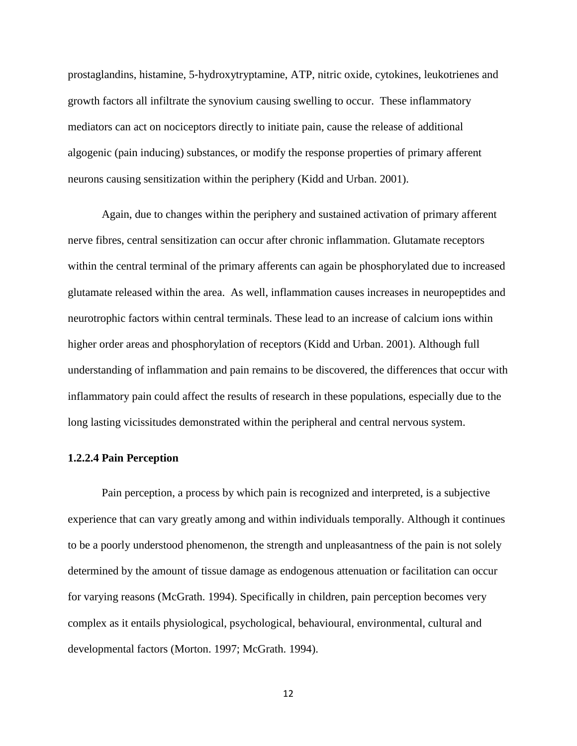prostaglandins, histamine, 5-hydroxytryptamine, ATP, nitric oxide, cytokines, leukotrienes and growth factors all infiltrate the synovium causing swelling to occur. These inflammatory mediators can act on nociceptors directly to initiate pain, cause the release of additional algogenic (pain inducing) substances, or modify the response properties of primary afferent neurons causing sensitization within the periphery (Kidd and Urban. 2001).

Again, due to changes within the periphery and sustained activation of primary afferent nerve fibres, central sensitization can occur after chronic inflammation. Glutamate receptors within the central terminal of the primary afferents can again be phosphorylated due to increased glutamate released within the area. As well, inflammation causes increases in neuropeptides and neurotrophic factors within central terminals. These lead to an increase of calcium ions within higher order areas and phosphorylation of receptors (Kidd and Urban. 2001). Although full understanding of inflammation and pain remains to be discovered, the differences that occur with inflammatory pain could affect the results of research in these populations, especially due to the long lasting vicissitudes demonstrated within the peripheral and central nervous system.

#### 1.2.2.4 Pain Perception

Pain perception, a process by which pain is recognized and interpreted, is a subjective experience that can vary greatly among and within individuals temporally. Although it continues to be a poorly understood phenomenon, the strength and unpleasantness of the pain is not solely determined by the amount of tissue damage as endogenous attenuation or facilitation can occur for varying reasons (McGrath. 1994). Specifically in children, pain perception becomes very complex as it entails physiological, psychological, behavioural, environmental, cultural and developmental factors (Morton. 1997; McGrath. 1994).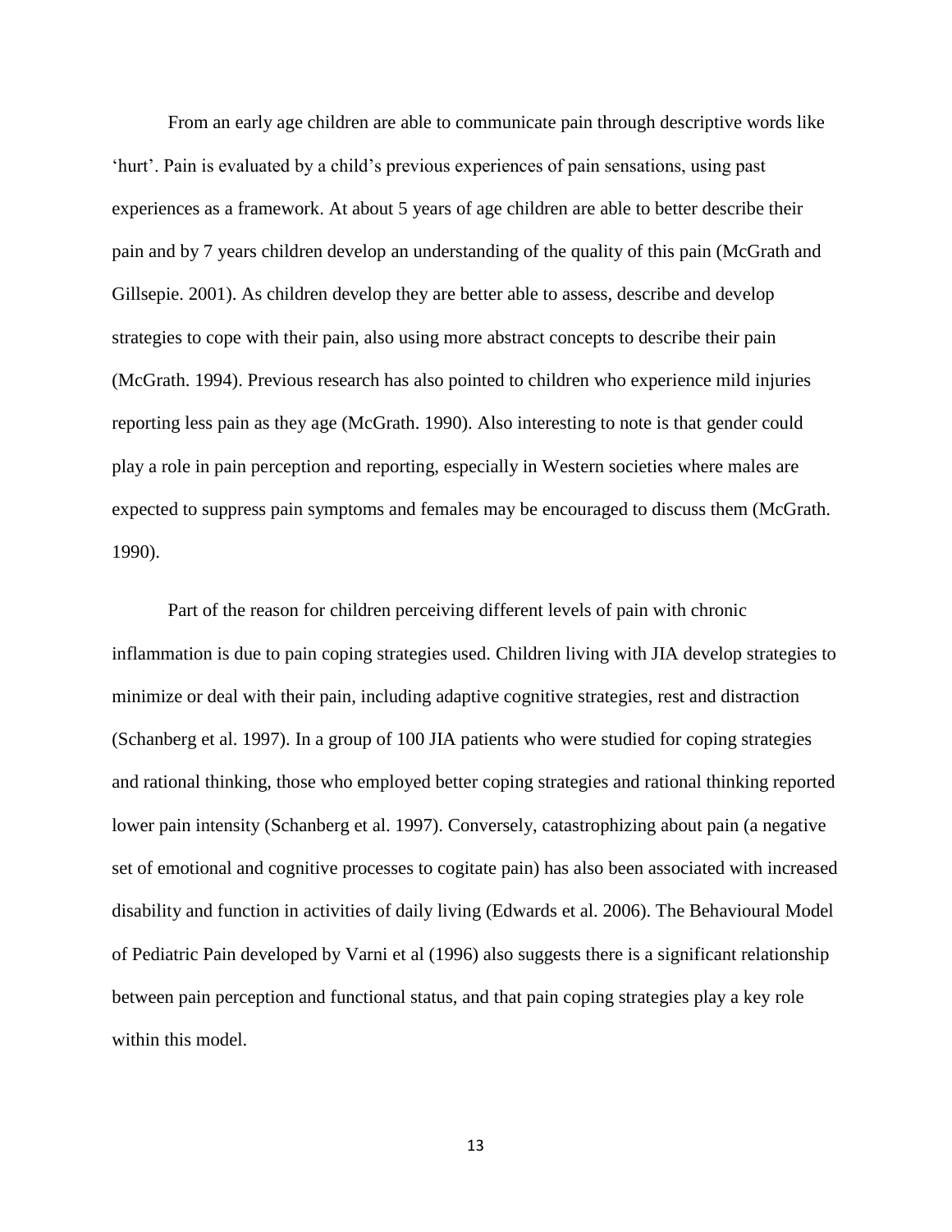From an early age children are able to communicate pain through descriptive words like 'hurt'. Pain is evaluated by a child's previous experiences of pain sensations, using past experiences as a framework. At about 5 years of age children are able to better describe their pain and by 7 years children develop an understanding of the quality of this pain (McGrath and Gillsepie. 2001). As children develop they are better able to assess, describe and develop strategies to cope with their pain, also using more abstract concepts to describe their pain (McGrath. 1994). Previous research has also pointed to children who experience mild injuries reporting less pain as they age (McGrath. 1990). Also interesting to note is that gender could play a role in pain perception and reporting, especially in Western societies where males are expected to suppress pain symptoms and females may be encouraged to discuss them (McGrath. 1990).

Part of the reason for children perceiving different levels of pain with chronic inflammation is due to pain coping strategies used. Children living with JIA develop strategies to minimize or deal with their pain, including adaptive cognitive strategies, rest and distraction (Schanberg et al. 1997). In a group of 100 JIA patients who were studied for coping strategies and rational thinking, those who employed better coping strategies and rational thinking reported lower pain intensity (Schanberg et al. 1997). Conversely, catastrophizing about pain (a negative set of emotional and cognitive processes to cogitate pain) has also been associated with increased disability and function in activities of daily living (Edwards et al. 2006). The Behavioural Model of Pediatric Pain developed by Varni et al (1996) also suggests there is a significant relationship between pain perception and functional status, and that pain coping strategies play a key role within this model.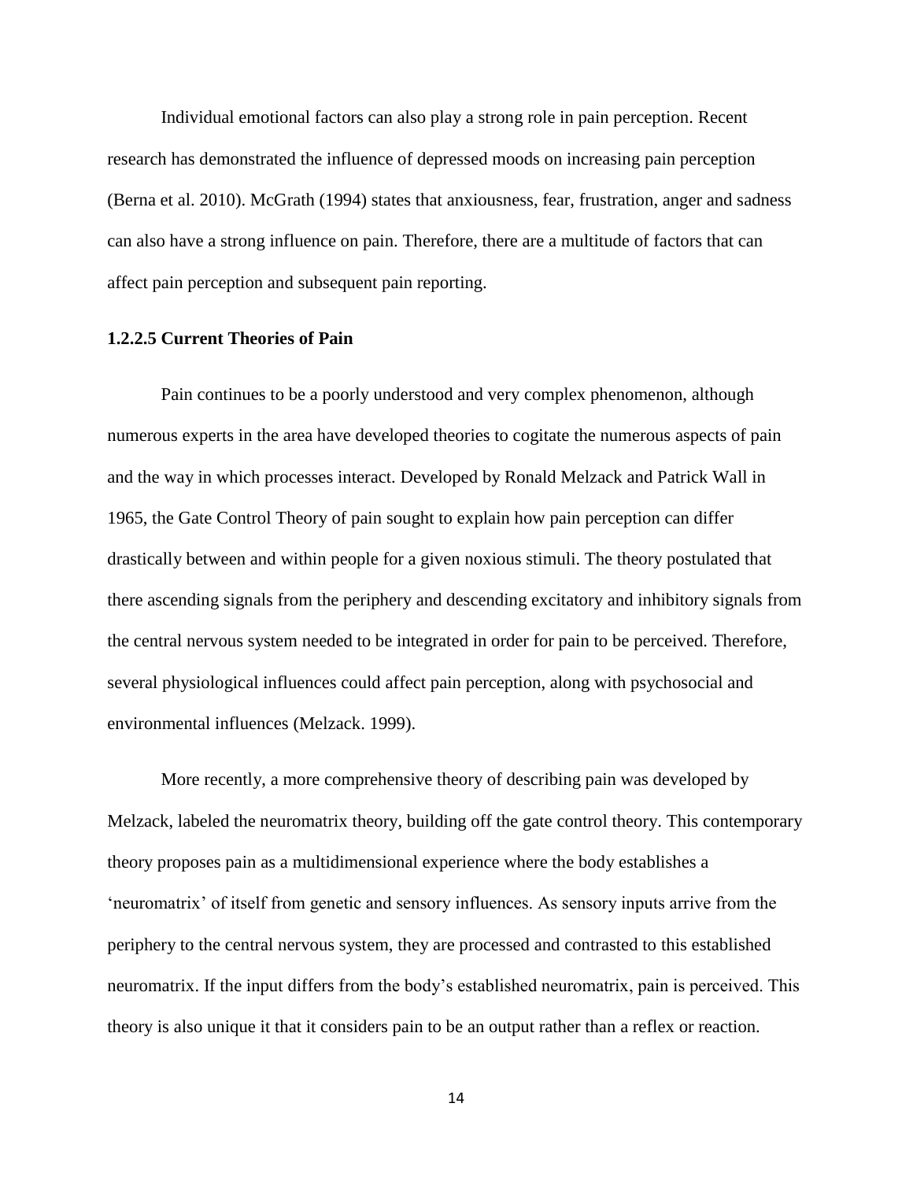Individual emotional factors can also play a strong role in pain perception. Recent research has demonstrated the influence of depressed moods on increasing pain perception (Berna et al. 2010). McGrath (1994) states that anxiousness, fear, frustration, anger and sadness can also have a strong influence on pain. Therefore, there are a multitude of factors that can affect pain perception and subsequent pain reporting.

#### 1.2.2.5 Current Theories of Pain

Pain continues to be a poorly understood and very complex phenomenon, although numerous experts in the area have developed theories to cogitate the numerous aspects of pain and the way in which processes interact. Developed by Ronald Melzack and Patrick Wall in 1965, the Gate Control Theory of pain sought to explain how pain perception can differ drastically between and within people for a given noxious stimuli. The theory postulated that there ascending signals from the periphery and descending excitatory and inhibitory signals from the central nervous system needed to be integrated in order for pain to be perceived. Therefore, several physiological influences could affect pain perception, along with psychosocial and environmental influences (Melzack. 1999).

More recently, a more comprehensive theory of describing pain was developed by Melzack, labeled the neuromatrix theory, building off the gate control theory. This contemporary theory proposes pain as a multidimensional experience where the body establishes a 'neuromatrix' of itself from genetic and sensory influences. As sensory inputs arrive from the periphery to the central nervous system, they are processed and contrasted to this established neuromatrix. If the input differs from the body's established neuromatrix, pain is perceived. This theory is also unique it that it considers pain to be an output rather than a reflex or reaction.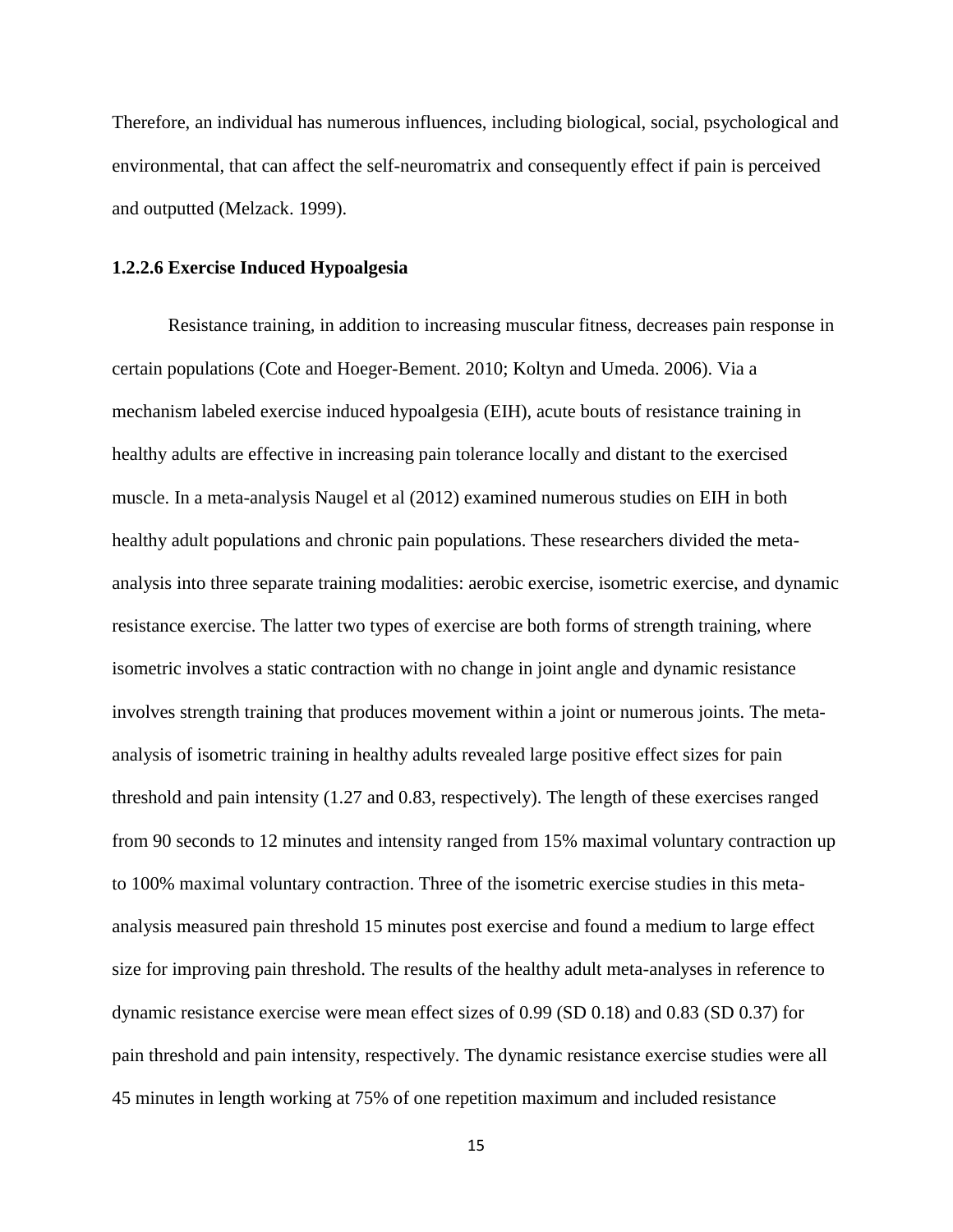Therefore, an individual has numerous influences, including biological, social, psychological and environmental, that can affect the self-neuromatrix and consequently effect if pain is perceived and outputted (Melzack. 1999).

#### 1.2.2.6 Exercise Induced Hypoalgesia

Resistance training, in addition to increasing muscular fitness, decreases pain response in certain populations (Cote and Hoeger-Bement. 2010; Koltyn and Umeda. 2006). Via a mechanism labeled exercise induced hypoalgesia (EIH), acute bouts of resistance training in healthy adults are effective in increasing pain tolerance locally and distant to the exercised muscle. In a meta-analysis Naugel et al (2012) examined numerous studies on EIH in both healthy adult populations and chronic pain populations. These researchers divided the meta-analysis into three separate training modalities: aerobic exercise, isometric exercise, and dynamic resistance exercise. The latter two types of exercise are both forms of strength training, where isometric involves a static contraction with no change in joint angle and dynamic resistance involves strength training that produces movement within a joint or numerous joints. The meta-analysis of isometric training in healthy adults revealed large positive effect sizes for pain threshold and pain intensity (1.27 and 0.83, respectively). The length of these exercises ranged from 90 seconds to 12 minutes and intensity ranged from 15% maximal voluntary contraction up to 100% maximal voluntary contraction. Three of the isometric exercise studies in this meta-analysis measured pain threshold 15 minutes post exercise and found a medium to large effect size for improving pain threshold. The results of the healthy adult meta-analyses in reference to dynamic resistance exercise were mean effect sizes of 0.99 (SD 0.18) and 0.83 (SD 0.37) for pain threshold and pain intensity, respectively. The dynamic resistance exercise studies were all 45 minutes in length working at 75% of one repetition maximum and included resistance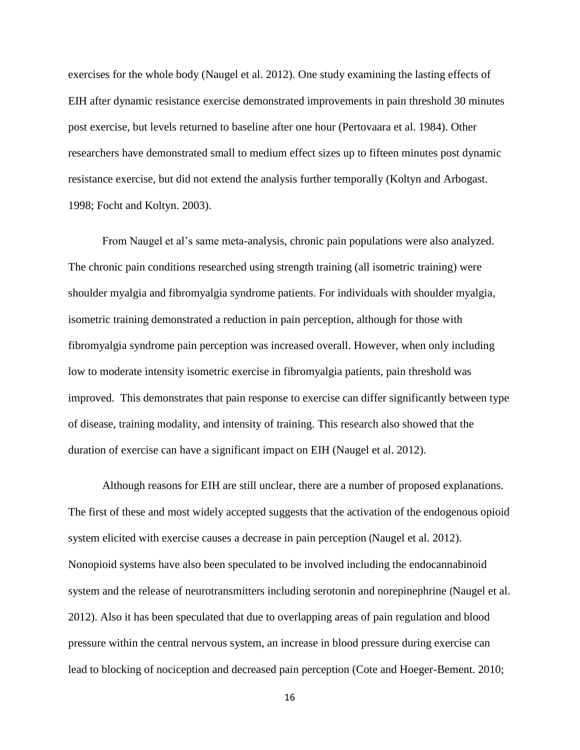exercises for the whole body (Naugel et al. 2012). One study examining the lasting effects of EIH after dynamic resistance exercise demonstrated improvements in pain threshold 30 minutes post exercise, but levels returned to baseline after one hour (Pertovaara et al. 1984). Other researchers have demonstrated small to medium effect sizes up to fifteen minutes post dynamic resistance exercise, but did not extend the analysis further temporally (Koltyn and Arbogast. 1998; Focht and Koltyn. 2003).

From Naugel et al's same meta-analysis, chronic pain populations were also analyzed. The chronic pain conditions researched using strength training (all isometric training) were shoulder myalgia and fibromyalgia syndrome patients. For individuals with shoulder myalgia, isometric training demonstrated a reduction in pain perception, although for those with fibromyalgia syndrome pain perception was increased overall. However, when only including low to moderate intensity isometric exercise in fibromyalgia patients, pain threshold was improved. This demonstrates that pain response to exercise can differ significantly between type of disease, training modality, and intensity of training. This research also showed that the duration of exercise can have a significant impact on EIH (Naugel et al. 2012).

Although reasons for EIH are still unclear, there are a number of proposed explanations. The first of these and most widely accepted suggests that the activation of the endogenous opioid system elicited with exercise causes a decrease in pain perception (Naugel et al. 2012). Nonopioid systems have also been speculated to be involved including the endocannabinoid system and the release of neurotransmitters including serotonin and norepinephrine (Naugel et al. 2012). Also it has been speculated that due to overlapping areas of pain regulation and blood pressure within the central nervous system, an increase in blood pressure during exercise can lead to blocking of nociception and decreased pain perception (Cote and Hoeger-Bement. 2010;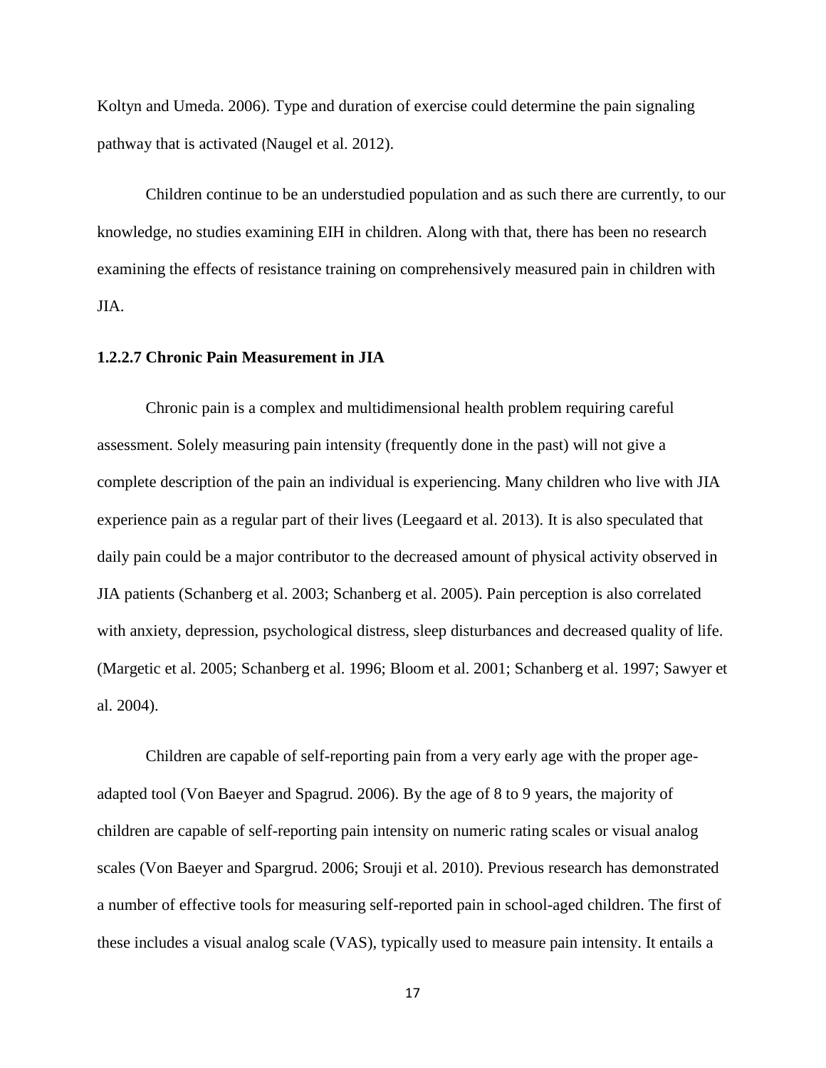Koltyn and Umeda. 2006). Type and duration of exercise could determine the pain signaling pathway that is activated (Naugel et al. 2012).

Children continue to be an understudied population and as such there are currently, to our knowledge, no studies examining EIH in children. Along with that, there has been no research examining the effects of resistance training on comprehensively measured pain in children with JIA.

### 1.2.2.7 Chronic Pain Measurement in JIA

Chronic pain is a complex and multidimensional health problem requiring careful assessment. Solely measuring pain intensity (frequently done in the past) will not give a complete description of the pain an individual is experiencing. Many children who live with JIA experience pain as a regular part of their lives (Leegaard et al. 2013). It is also speculated that daily pain could be a major contributor to the decreased amount of physical activity observed in JIA patients (Schanberg et al. 2003; Schanberg et al. 2005). Pain perception is also correlated with anxiety, depression, psychological distress, sleep disturbances and decreased quality of life. (Margetic et al. 2005; Schanberg et al. 1996; Bloom et al. 2001; Schanberg et al. 1997; Sawyer et al. 2004).

Children are capable of self-reporting pain from a very early age with the proper age-adapted tool (Von Baeyer and Spagrud. 2006). By the age of 8 to 9 years, the majority of children are capable of self-reporting pain intensity on numeric rating scales or visual analog scales (Von Baeyer and Spargrud. 2006; Srouji et al. 2010). Previous research has demonstrated a number of effective tools for measuring self-reported pain in school-aged children. The first of these includes a visual analog scale (VAS), typically used to measure pain intensity. It entails a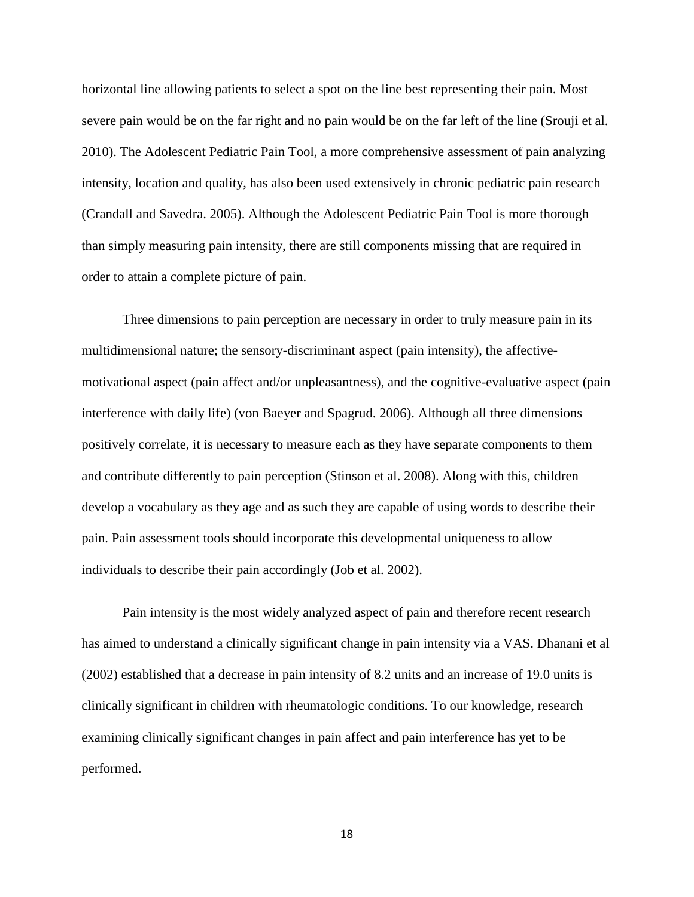horizontal line allowing patients to select a spot on the line best representing their pain. Most severe pain would be on the far right and no pain would be on the far left of the line (Srouji et al. 2010). The Adolescent Pediatric Pain Tool, a more comprehensive assessment of pain analyzing intensity, location and quality, has also been used extensively in chronic pediatric pain research (Crandall and Savedra. 2005). Although the Adolescent Pediatric Pain Tool is more thorough than simply measuring pain intensity, there are still components missing that are required in order to attain a complete picture of pain.

Three dimensions to pain perception are necessary in order to truly measure pain in its multidimensional nature; the sensory-discriminant aspect (pain intensity), the affective-motivational aspect (pain affect and/or unpleasantness), and the cognitive-evaluative aspect (pain interference with daily life) (von Baeyer and Spagrud. 2006). Although all three dimensions positively correlate, it is necessary to measure each as they have separate components to them and contribute differently to pain perception (Stinson et al. 2008). Along with this, children develop a vocabulary as they age and as such they are capable of using words to describe their pain. Pain assessment tools should incorporate this developmental uniqueness to allow individuals to describe their pain accordingly (Job et al. 2002).

Pain intensity is the most widely analyzed aspect of pain and therefore recent research has aimed to understand a clinically significant change in pain intensity via a VAS. Dhanani et al (2002) established that a decrease in pain intensity of 8.2 units and an increase of 19.0 units is clinically significant in children with rheumatologic conditions. To our knowledge, research examining clinically significant changes in pain affect and pain interference has yet to be performed.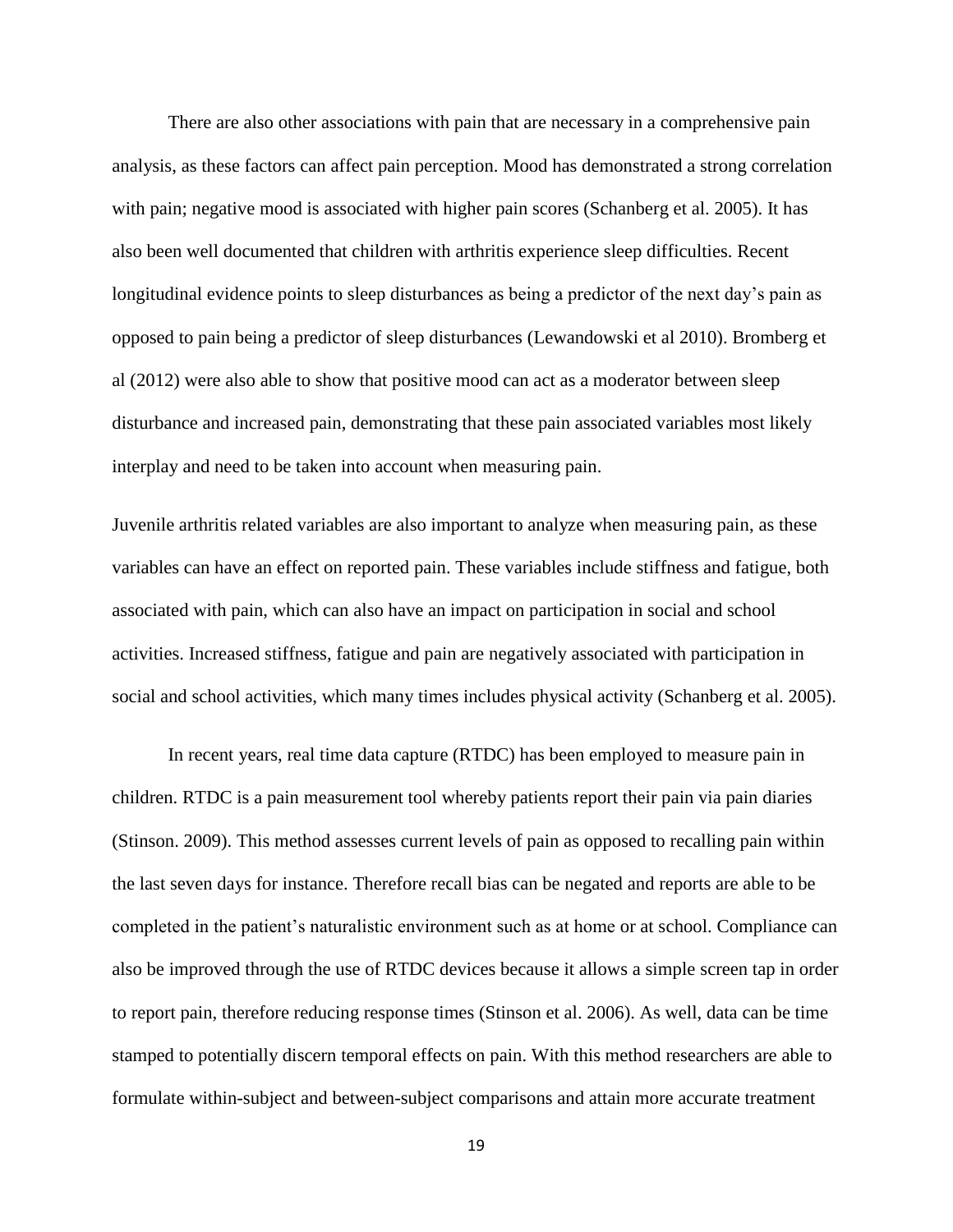There are also other associations with pain that are necessary in a comprehensive pain analysis, as these factors can affect pain perception. Mood has demonstrated a strong correlation with pain; negative mood is associated with higher pain scores (Schanberg et al. 2005). It has also been well documented that children with arthritis experience sleep difficulties. Recent longitudinal evidence points to sleep disturbances as being a predictor of the next day's pain as opposed to pain being a predictor of sleep disturbances (Lewandowski et al 2010). Bromberg et al (2012) were also able to show that positive mood can act as a moderator between sleep disturbance and increased pain, demonstrating that these pain associated variables most likely interplay and need to be taken into account when measuring pain.

Juvenile arthritis related variables are also important to analyze when measuring pain, as these variables can have an effect on reported pain. These variables include stiffness and fatigue, both associated with pain, which can also have an impact on participation in social and school activities. Increased stiffness, fatigue and pain are negatively associated with participation in social and school activities, which many times includes physical activity (Schanberg et al. 2005).

In recent years, real time data capture (RTDC) has been employed to measure pain in children. RTDC is a pain measurement tool whereby patients report their pain via pain diaries (Stinson. 2009). This method assesses current levels of pain as opposed to recalling pain within the last seven days for instance. Therefore recall bias can be negated and reports are able to be completed in the patient's naturalistic environment such as at home or at school. Compliance can also be improved through the use of RTDC devices because it allows a simple screen tap in order to report pain, therefore reducing response times (Stinson et al. 2006). As well, data can be time stamped to potentially discern temporal effects on pain. With this method researchers are able to formulate within-subject and between-subject comparisons and attain more accurate treatment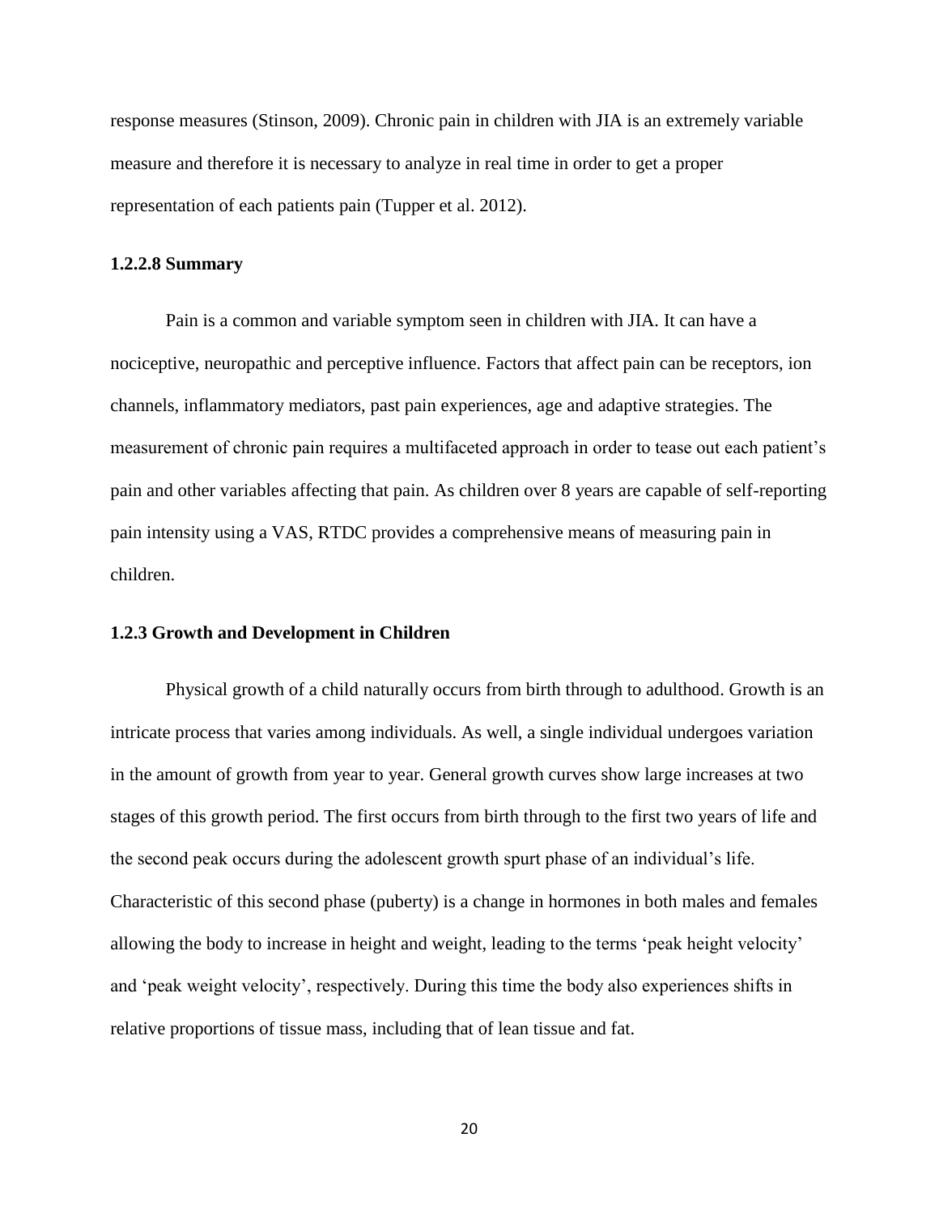response measures (Stinson, 2009). Chronic pain in children with JIA is an extremely variable measure and therefore it is necessary to analyze in real time in order to get a proper representation of each patients pain (Tupper et al. 2012).

#### 1.2.2.8 Summary

Pain is a common and variable symptom seen in children with JIA. It can have a nociceptive, neuropathic and perceptive influence. Factors that affect pain can be receptors, ion channels, inflammatory mediators, past pain experiences, age and adaptive strategies. The measurement of chronic pain requires a multifaceted approach in order to tease out each patient's pain and other variables affecting that pain. As children over 8 years are capable of self-reporting pain intensity using a VAS, RTDC provides a comprehensive means of measuring pain in children.

### 1.2.3 Growth and Development in Children

Physical growth of a child naturally occurs from birth through to adulthood. Growth is an intricate process that varies among individuals. As well, a single individual undergoes variation in the amount of growth from year to year. General growth curves show large increases at two stages of this growth period. The first occurs from birth through to the first two years of life and the second peak occurs during the adolescent growth spurt phase of an individual's life. Characteristic of this second phase (puberty) is a change in hormones in both males and females allowing the body to increase in height and weight, leading to the terms 'peak height velocity' and 'peak weight velocity', respectively. During this time the body also experiences shifts in relative proportions of tissue mass, including that of lean tissue and fat.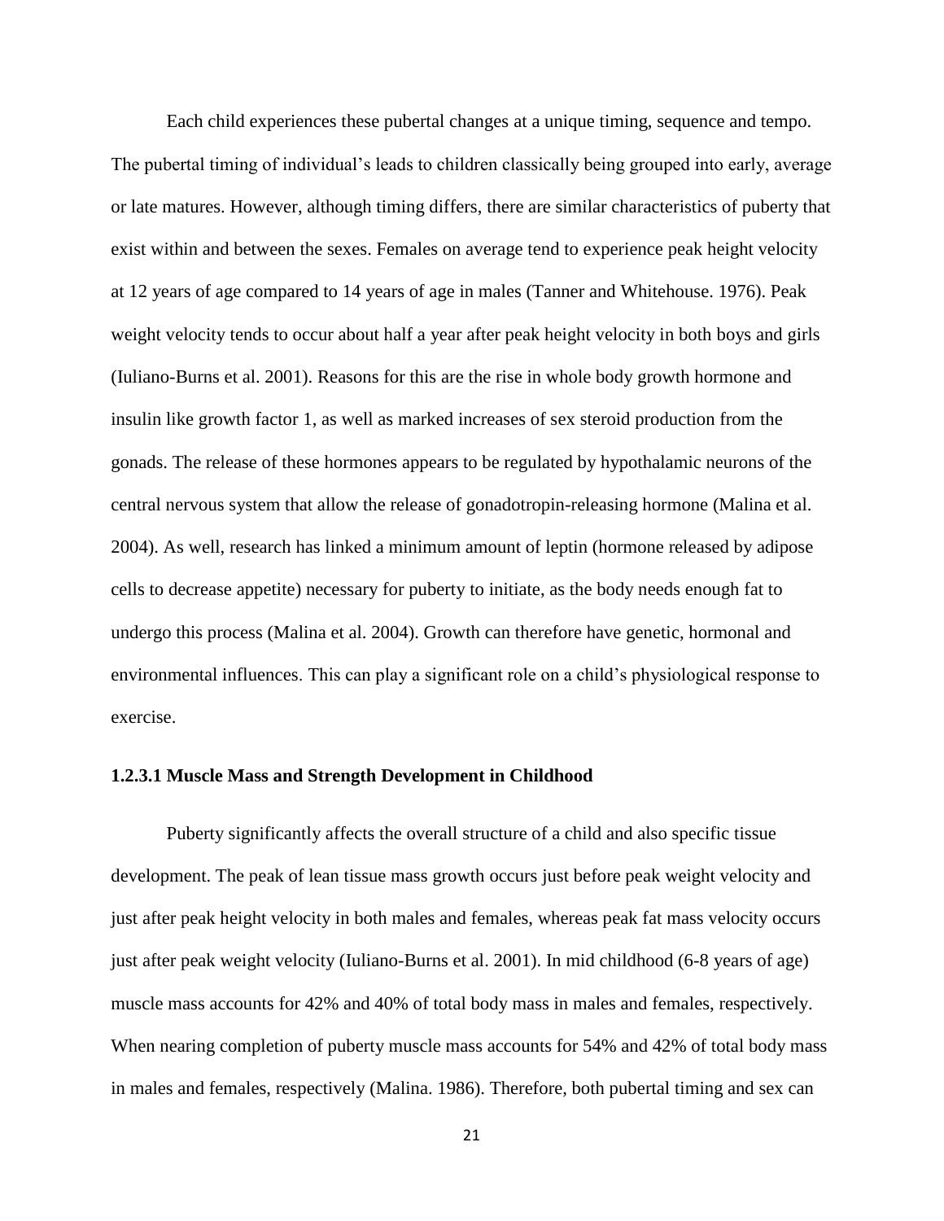Each child experiences these pubertal changes at a unique timing, sequence and tempo. The pubertal timing of individual's leads to children classically being grouped into early, average or late matures. However, although timing differs, there are similar characteristics of puberty that exist within and between the sexes. Females on average tend to experience peak height velocity at 12 years of age compared to 14 years of age in males (Tanner and Whitehouse. 1976). Peak weight velocity tends to occur about half a year after peak height velocity in both boys and girls (Iuliano-Burns et al. 2001). Reasons for this are the rise in whole body growth hormone and insulin like growth factor 1, as well as marked increases of sex steroid production from the gonads. The release of these hormones appears to be regulated by hypothalamic neurons of the central nervous system that allow the release of gonadotropin-releasing hormone (Malina et al. 2004). As well, research has linked a minimum amount of leptin (hormone released by adipose cells to decrease appetite) necessary for puberty to initiate, as the body needs enough fat to undergo this process (Malina et al. 2004). Growth can therefore have genetic, hormonal and environmental influences. This can play a significant role on a child's physiological response to exercise.

#### 1.2.3.1 Muscle Mass and Strength Development in Childhood

Puberty significantly affects the overall structure of a child and also specific tissue development. The peak of lean tissue mass growth occurs just before peak weight velocity and just after peak height velocity in both males and females, whereas peak fat mass velocity occurs just after peak weight velocity (Iuliano-Burns et al. 2001). In mid childhood (6-8 years of age) muscle mass accounts for 42% and 40% of total body mass in males and females, respectively. When nearing completion of puberty muscle mass accounts for 54% and 42% of total body mass in males and females, respectively (Malina. 1986). Therefore, both pubertal timing and sex can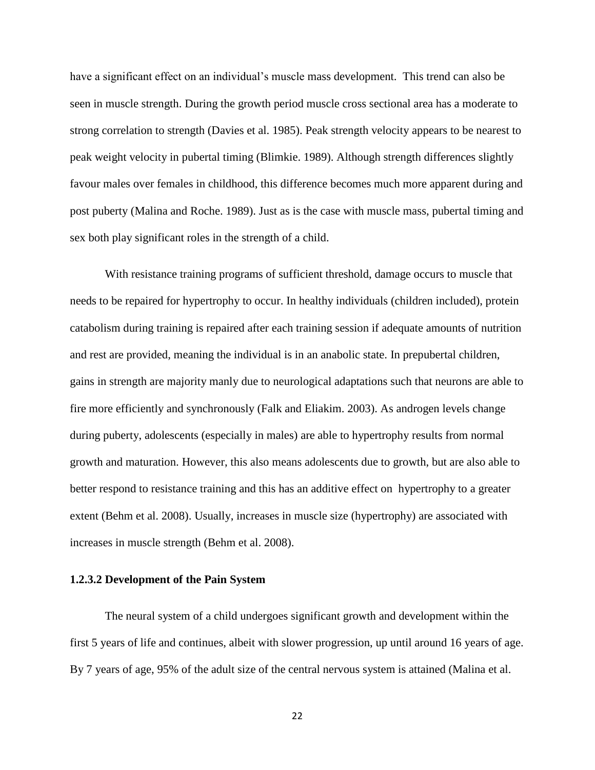have a significant effect on an individual's muscle mass development.  This trend can also be seen in muscle strength. During the growth period muscle cross sectional area has a moderate to strong correlation to strength (Davies et al. 1985). Peak strength velocity appears to be nearest to peak weight velocity in pubertal timing (Blimkie. 1989). Although strength differences slightly favour males over females in childhood, this difference becomes much more apparent during and post puberty (Malina and Roche. 1989). Just as is the case with muscle mass, pubertal timing and sex both play significant roles in the strength of a child.

With resistance training programs of sufficient threshold, damage occurs to muscle that needs to be repaired for hypertrophy to occur. In healthy individuals (children included), protein catabolism during training is repaired after each training session if adequate amounts of nutrition and rest are provided, meaning the individual is in an anabolic state. In prepubertal children, gains in strength are majority manly due to neurological adaptations such that neurons are able to fire more efficiently and synchronously (Falk and Eliakim. 2003). As androgen levels change during puberty, adolescents (especially in males) are able to hypertrophy results from normal growth and maturation. However, this also means adolescents due to growth, but are also able to better respond to resistance training and this has an additive effect on  hypertrophy to a greater extent (Behm et al. 2008). Usually, increases in muscle size (hypertrophy) are associated with increases in muscle strength (Behm et al. 2008).

#### 1.2.3.2 Development of the Pain System

The neural system of a child undergoes significant growth and development within the first 5 years of life and continues, albeit with slower progression, up until around 16 years of age. By 7 years of age, 95% of the adult size of the central nervous system is attained (Malina et al.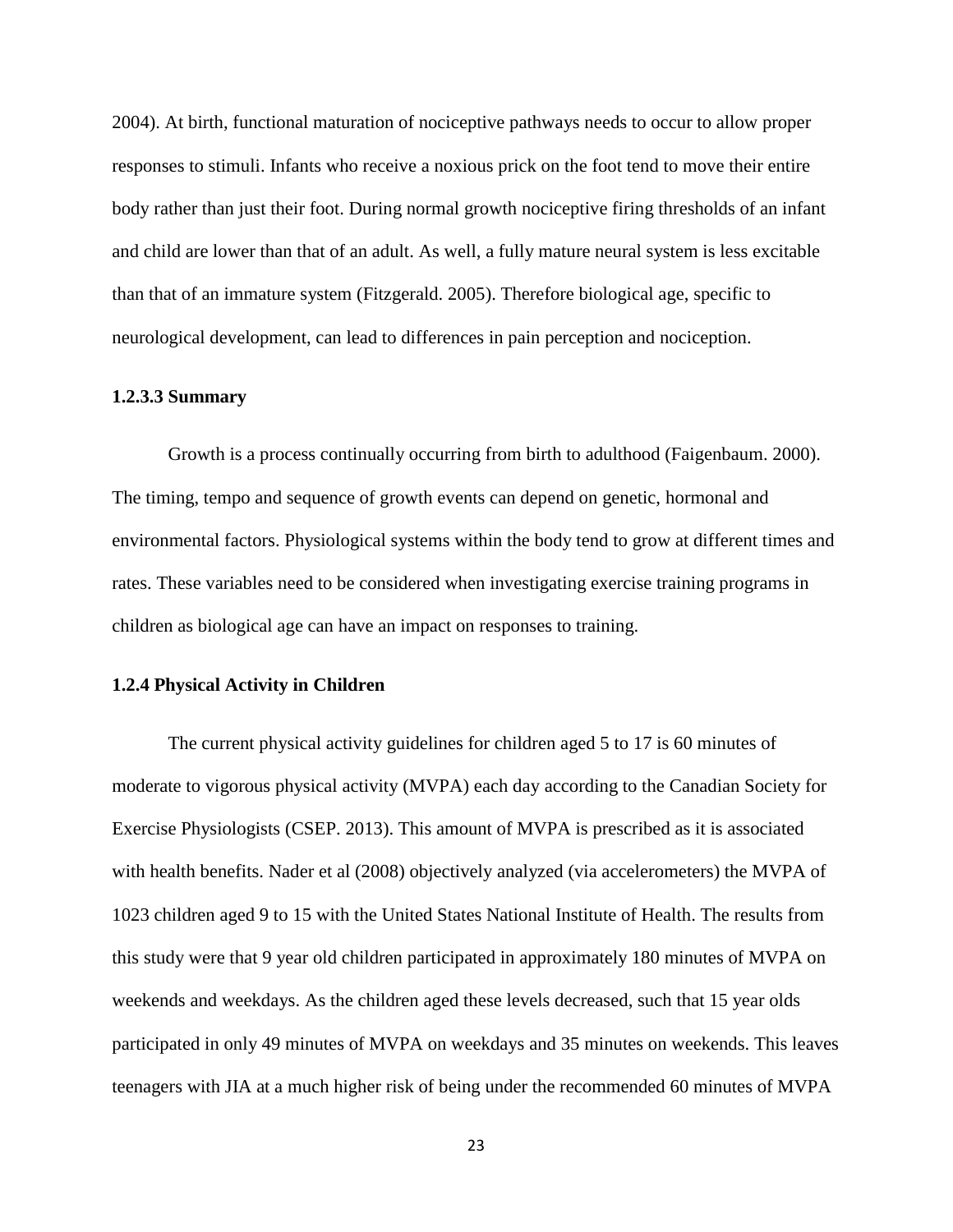2004). At birth, functional maturation of nociceptive pathways needs to occur to allow proper responses to stimuli. Infants who receive a noxious prick on the foot tend to move their entire body rather than just their foot. During normal growth nociceptive firing thresholds of an infant and child are lower than that of an adult. As well, a fully mature neural system is less excitable than that of an immature system (Fitzgerald. 2005). Therefore biological age, specific to neurological development, can lead to differences in pain perception and nociception.

#### 1.2.3.3 Summary

Growth is a process continually occurring from birth to adulthood (Faigenbaum. 2000). The timing, tempo and sequence of growth events can depend on genetic, hormonal and environmental factors. Physiological systems within the body tend to grow at different times and rates. These variables need to be considered when investigating exercise training programs in children as biological age can have an impact on responses to training.

### 1.2.4 Physical Activity in Children

The current physical activity guidelines for children aged 5 to 17 is 60 minutes of moderate to vigorous physical activity (MVPA) each day according to the Canadian Society for Exercise Physiologists (CSEP. 2013). This amount of MVPA is prescribed as it is associated with health benefits. Nader et al (2008) objectively analyzed (via accelerometers) the MVPA of 1023 children aged 9 to 15 with the United States National Institute of Health. The results from this study were that 9 year old children participated in approximately 180 minutes of MVPA on weekends and weekdays. As the children aged these levels decreased, such that 15 year olds participated in only 49 minutes of MVPA on weekdays and 35 minutes on weekends. This leaves teenagers with JIA at a much higher risk of being under the recommended 60 minutes of MVPA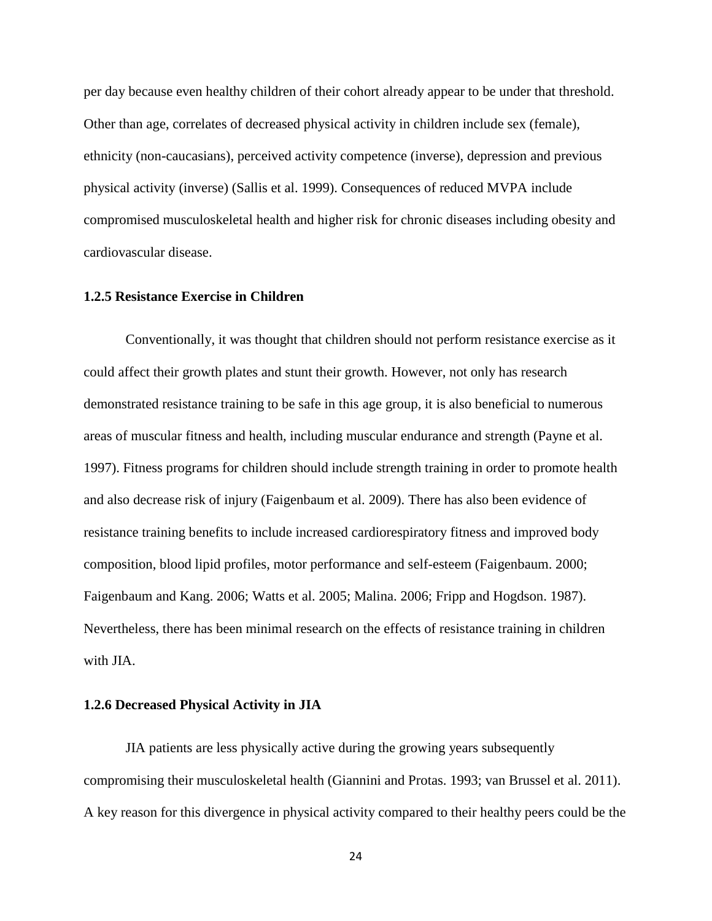per day because even healthy children of their cohort already appear to be under that threshold. Other than age, correlates of decreased physical activity in children include sex (female), ethnicity (non-caucasians), perceived activity competence (inverse), depression and previous physical activity (inverse) (Sallis et al. 1999). Consequences of reduced MVPA include compromised musculoskeletal health and higher risk for chronic diseases including obesity and cardiovascular disease.

### 1.2.5 Resistance Exercise in Children

Conventionally, it was thought that children should not perform resistance exercise as it could affect their growth plates and stunt their growth. However, not only has research demonstrated resistance training to be safe in this age group, it is also beneficial to numerous areas of muscular fitness and health, including muscular endurance and strength (Payne et al. 1997). Fitness programs for children should include strength training in order to promote health and also decrease risk of injury (Faigenbaum et al. 2009). There has also been evidence of resistance training benefits to include increased cardiorespiratory fitness and improved body composition, blood lipid profiles, motor performance and self-esteem (Faigenbaum. 2000; Faigenbaum and Kang. 2006; Watts et al. 2005; Malina. 2006; Fripp and Hogdson. 1987). Nevertheless, there has been minimal research on the effects of resistance training in children with JIA.

### 1.2.6 Decreased Physical Activity in JIA

JIA patients are less physically active during the growing years subsequently compromising their musculoskeletal health (Giannini and Protas. 1993; van Brussel et al. 2011). A key reason for this divergence in physical activity compared to their healthy peers could be the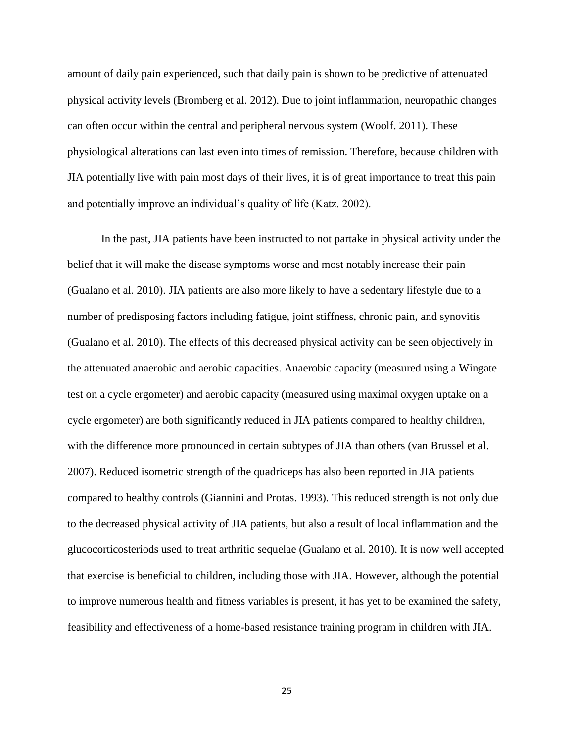amount of daily pain experienced, such that daily pain is shown to be predictive of attenuated physical activity levels (Bromberg et al. 2012). Due to joint inflammation, neuropathic changes can often occur within the central and peripheral nervous system (Woolf. 2011). These physiological alterations can last even into times of remission. Therefore, because children with JIA potentially live with pain most days of their lives, it is of great importance to treat this pain and potentially improve an individual's quality of life (Katz. 2002).

In the past, JIA patients have been instructed to not partake in physical activity under the belief that it will make the disease symptoms worse and most notably increase their pain (Gualano et al. 2010). JIA patients are also more likely to have a sedentary lifestyle due to a number of predisposing factors including fatigue, joint stiffness, chronic pain, and synovitis (Gualano et al. 2010). The effects of this decreased physical activity can be seen objectively in the attenuated anaerobic and aerobic capacities. Anaerobic capacity (measured using a Wingate test on a cycle ergometer) and aerobic capacity (measured using maximal oxygen uptake on a cycle ergometer) are both significantly reduced in JIA patients compared to healthy children, with the difference more pronounced in certain subtypes of JIA than others (van Brussel et al. 2007). Reduced isometric strength of the quadriceps has also been reported in JIA patients compared to healthy controls (Giannini and Protas. 1993). This reduced strength is not only due to the decreased physical activity of JIA patients, but also a result of local inflammation and the glucocorticosteriods used to treat arthritic sequelae (Gualano et al. 2010). It is now well accepted that exercise is beneficial to children, including those with JIA. However, although the potential to improve numerous health and fitness variables is present, it has yet to be examined the safety, feasibility and effectiveness of a home-based resistance training program in children with JIA.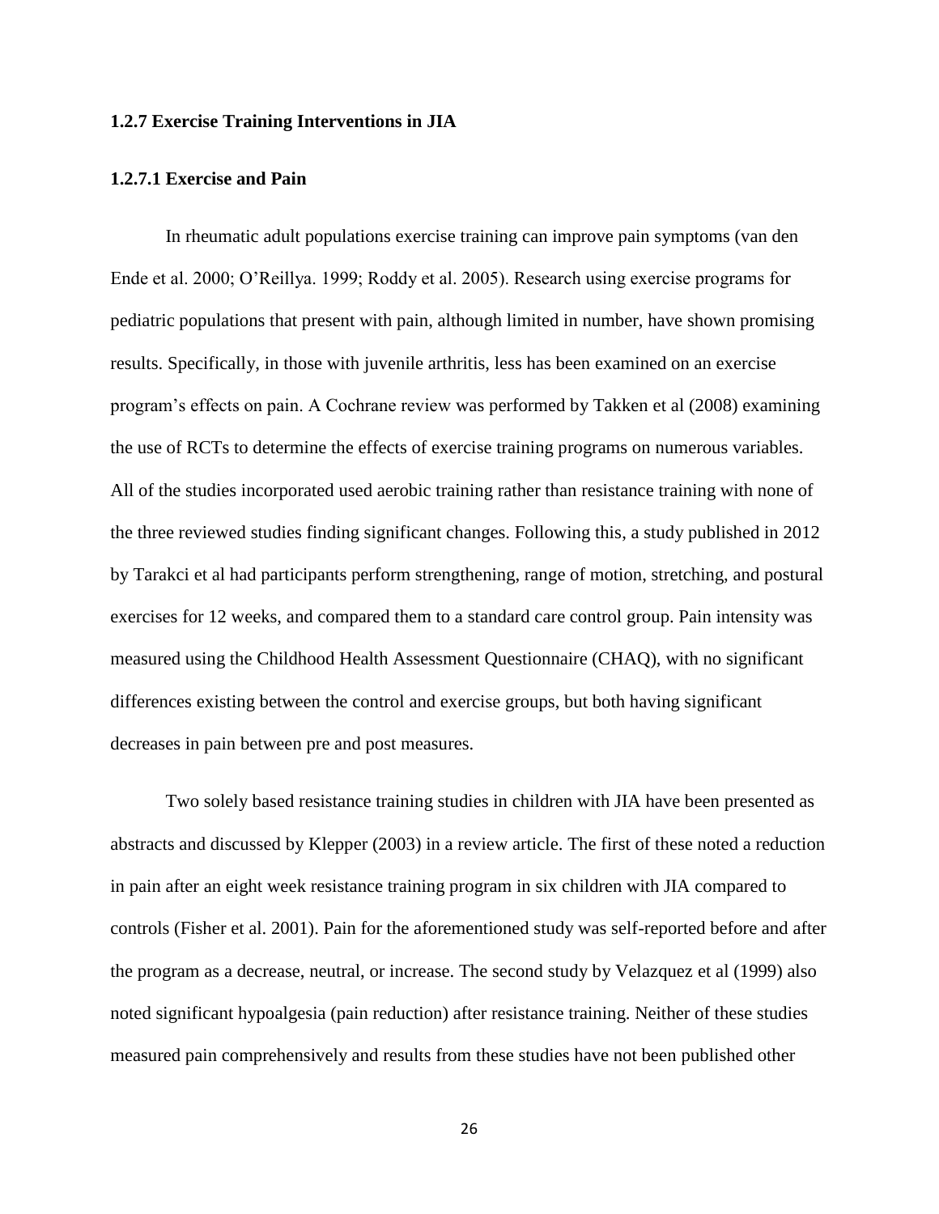### 1.2.7 Exercise Training Interventions in JIA

#### 1.2.7.1 Exercise and Pain

In rheumatic adult populations exercise training can improve pain symptoms (van den Ende et al. 2000; O'Reillya. 1999; Roddy et al. 2005). Research using exercise programs for pediatric populations that present with pain, although limited in number, have shown promising results. Specifically, in those with juvenile arthritis, less has been examined on an exercise program's effects on pain. A Cochrane review was performed by Takken et al (2008) examining the use of RCTs to determine the effects of exercise training programs on numerous variables. All of the studies incorporated used aerobic training rather than resistance training with none of the three reviewed studies finding significant changes. Following this, a study published in 2012 by Tarakci et al had participants perform strengthening, range of motion, stretching, and postural exercises for 12 weeks, and compared them to a standard care control group. Pain intensity was measured using the Childhood Health Assessment Questionnaire (CHAQ), with no significant differences existing between the control and exercise groups, but both having significant decreases in pain between pre and post measures.

Two solely based resistance training studies in children with JIA have been presented as abstracts and discussed by Klepper (2003) in a review article. The first of these noted a reduction in pain after an eight week resistance training program in six children with JIA compared to controls (Fisher et al. 2001). Pain for the aforementioned study was self-reported before and after the program as a decrease, neutral, or increase. The second study by Velazquez et al (1999) also noted significant hypoalgesia (pain reduction) after resistance training. Neither of these studies measured pain comprehensively and results from these studies have not been published other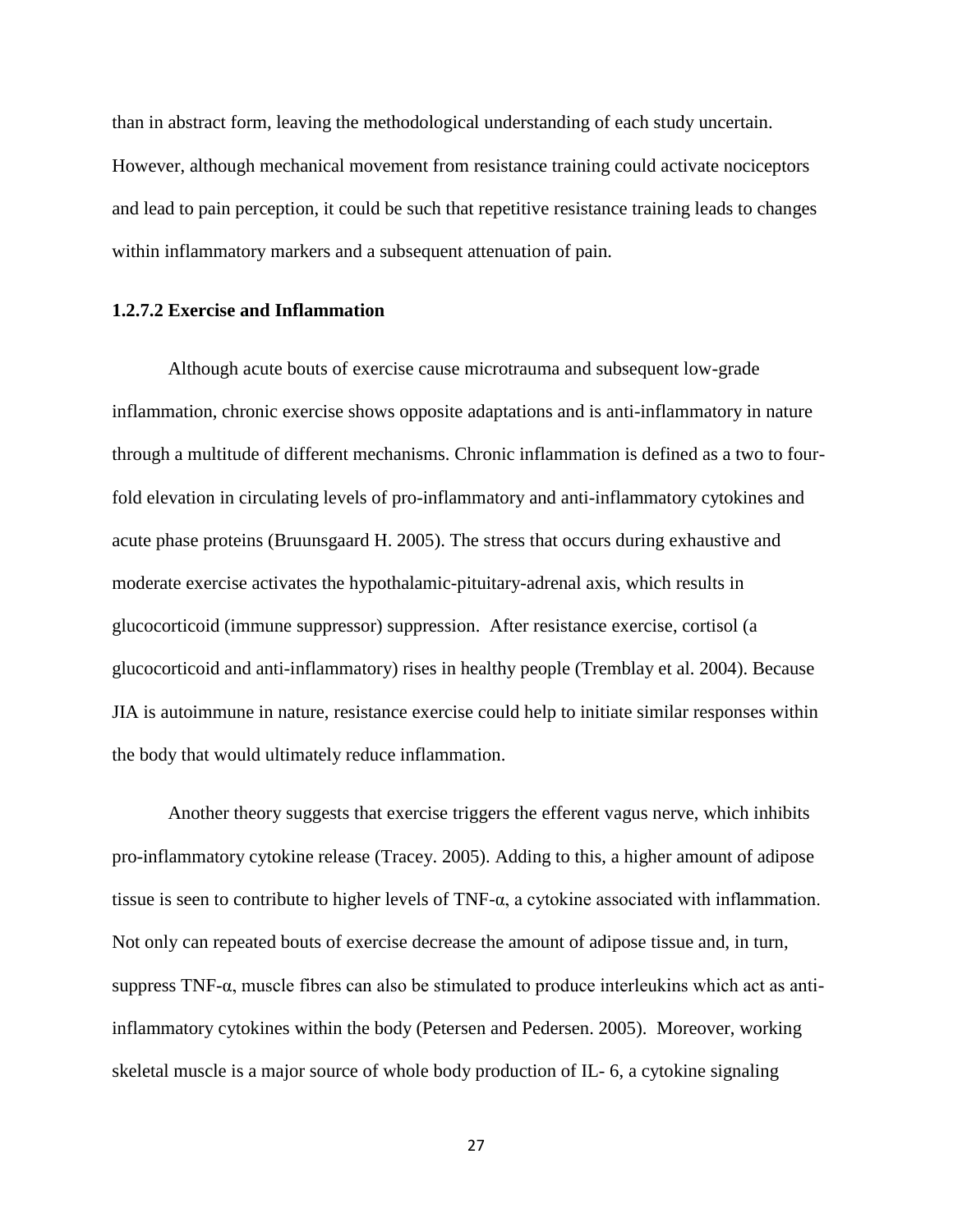than in abstract form, leaving the methodological understanding of each study uncertain. However, although mechanical movement from resistance training could activate nociceptors and lead to pain perception, it could be such that repetitive resistance training leads to changes within inflammatory markers and a subsequent attenuation of pain.

### 1.2.7.2 Exercise and Inflammation

Although acute bouts of exercise cause microtrauma and subsequent low-grade inflammation, chronic exercise shows opposite adaptations and is anti-inflammatory in nature through a multitude of different mechanisms. Chronic inflammation is defined as a two to four-fold elevation in circulating levels of pro-inflammatory and anti-inflammatory cytokines and acute phase proteins (Bruunsgaard H. 2005). The stress that occurs during exhaustive and moderate exercise activates the hypothalamic-pituitary-adrenal axis, which results in glucocorticoid (immune suppressor) suppression. After resistance exercise, cortisol (a glucocorticoid and anti-inflammatory) rises in healthy people (Tremblay et al. 2004). Because JIA is autoimmune in nature, resistance exercise could help to initiate similar responses within the body that would ultimately reduce inflammation.

Another theory suggests that exercise triggers the efferent vagus nerve, which inhibits pro-inflammatory cytokine release (Tracey. 2005). Adding to this, a higher amount of adipose tissue is seen to contribute to higher levels of TNF-α, a cytokine associated with inflammation. Not only can repeated bouts of exercise decrease the amount of adipose tissue and, in turn, suppress TNF-α, muscle fibres can also be stimulated to produce interleukins which act as anti-inflammatory cytokines within the body (Petersen and Pedersen. 2005). Moreover, working skeletal muscle is a major source of whole body production of IL- 6, a cytokine signaling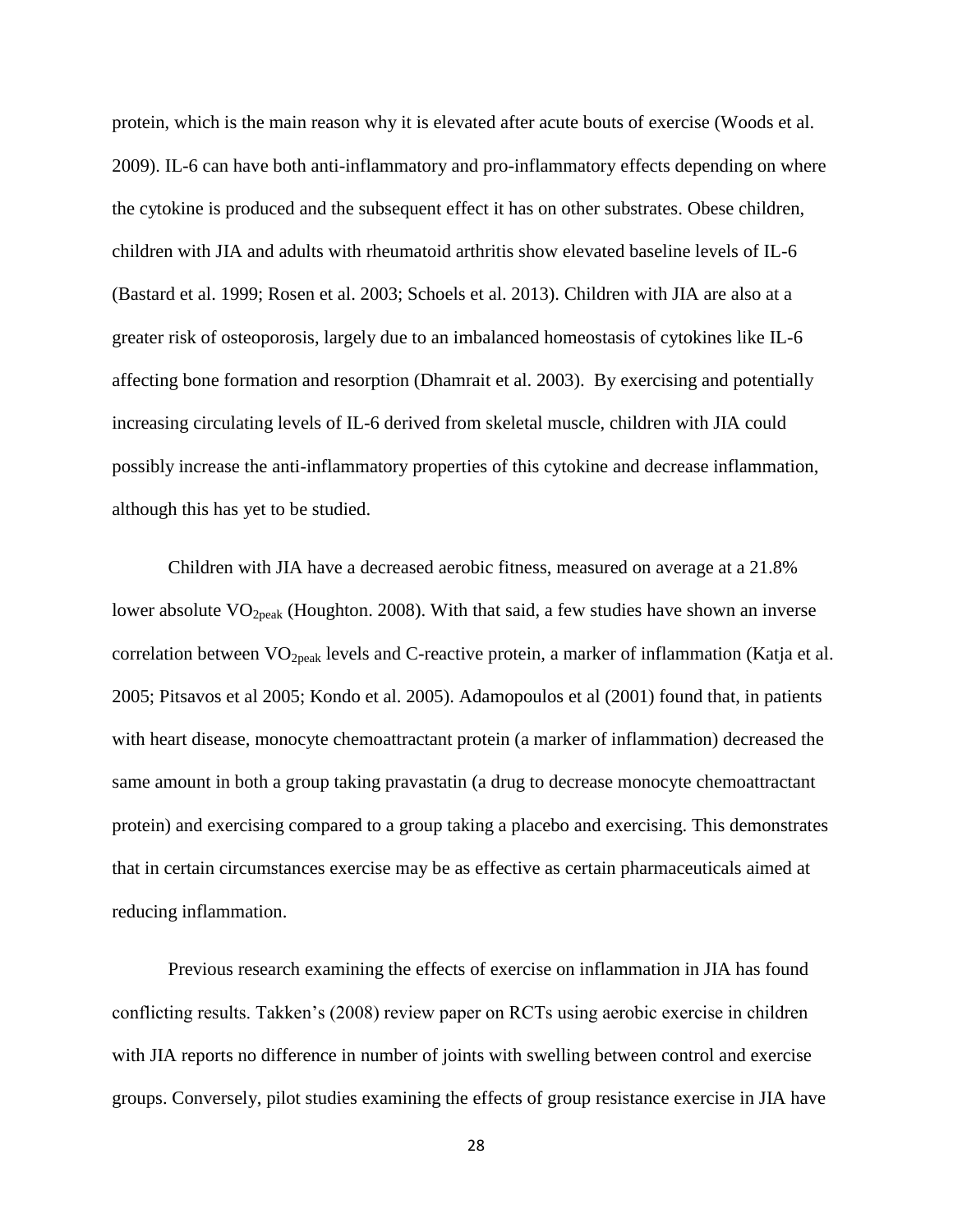protein, which is the main reason why it is elevated after acute bouts of exercise (Woods et al. 2009). IL-6 can have both anti-inflammatory and pro-inflammatory effects depending on where the cytokine is produced and the subsequent effect it has on other substrates. Obese children, children with JIA and adults with rheumatoid arthritis show elevated baseline levels of IL-6 (Bastard et al. 1999; Rosen et al. 2003; Schoels et al. 2013). Children with JIA are also at a greater risk of osteoporosis, largely due to an imbalanced homeostasis of cytokines like IL-6 affecting bone formation and resorption (Dhamrait et al. 2003). By exercising and potentially increasing circulating levels of IL-6 derived from skeletal muscle, children with JIA could possibly increase the anti-inflammatory properties of this cytokine and decrease inflammation, although this has yet to be studied.

Children with JIA have a decreased aerobic fitness, measured on average at a 21.8% lower absolute $VO_{2peak}$ (Houghton. 2008). With that said, a few studies have shown an inverse correlation between $VO_{2peak}$ levels and C-reactive protein, a marker of inflammation (Katja et al. 2005; Pitsavos et al 2005; Kondo et al. 2005). Adamopoulos et al (2001) found that, in patients with heart disease, monocyte chemoattractant protein (a marker of inflammation) decreased the same amount in both a group taking pravastatin (a drug to decrease monocyte chemoattractant protein) and exercising compared to a group taking a placebo and exercising. This demonstrates that in certain circumstances exercise may be as effective as certain pharmaceuticals aimed at reducing inflammation.

Previous research examining the effects of exercise on inflammation in JIA has found conflicting results. Takken's (2008) review paper on RCTs using aerobic exercise in children with JIA reports no difference in number of joints with swelling between control and exercise groups. Conversely, pilot studies examining the effects of group resistance exercise in JIA have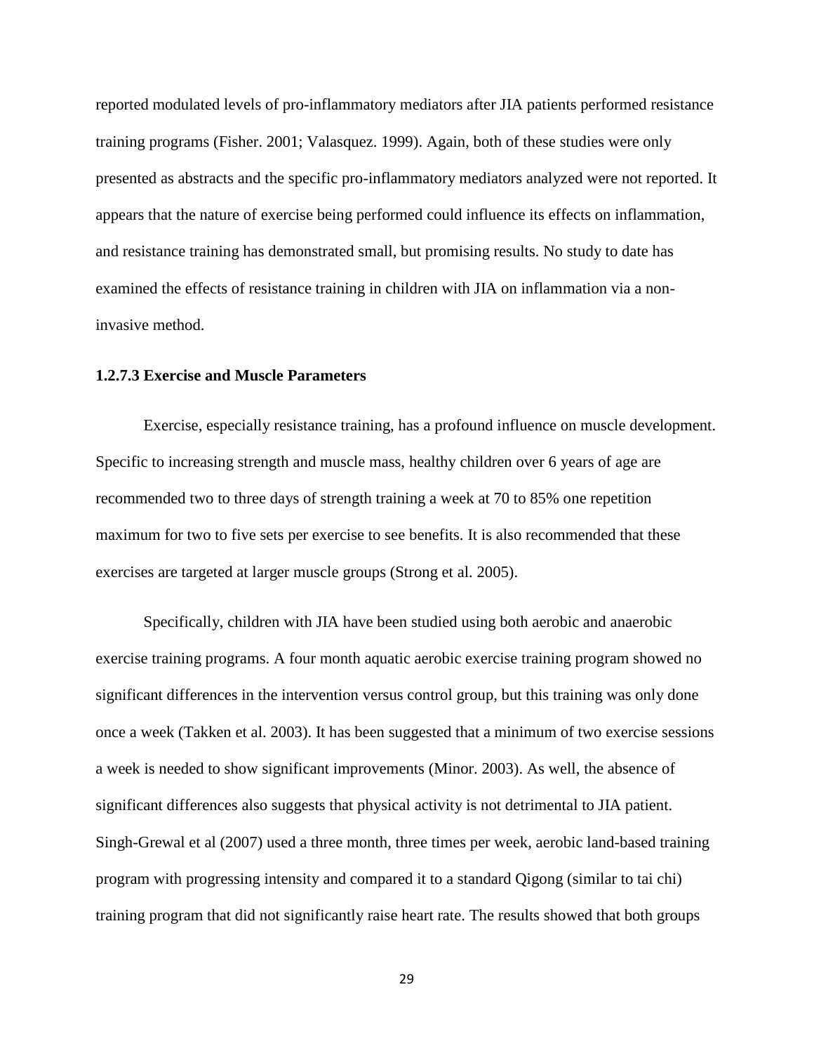reported modulated levels of pro-inflammatory mediators after JIA patients performed resistance training programs (Fisher. 2001; Valasquez. 1999). Again, both of these studies were only presented as abstracts and the specific pro-inflammatory mediators analyzed were not reported. It appears that the nature of exercise being performed could influence its effects on inflammation, and resistance training has demonstrated small, but promising results. No study to date has examined the effects of resistance training in children with JIA on inflammation via a non-invasive method.

#### 1.2.7.3 Exercise and Muscle Parameters

Exercise, especially resistance training, has a profound influence on muscle development. Specific to increasing strength and muscle mass, healthy children over 6 years of age are recommended two to three days of strength training a week at 70 to 85% one repetition maximum for two to five sets per exercise to see benefits. It is also recommended that these exercises are targeted at larger muscle groups (Strong et al. 2005).

Specifically, children with JIA have been studied using both aerobic and anaerobic exercise training programs. A four month aquatic aerobic exercise training program showed no significant differences in the intervention versus control group, but this training was only done once a week (Takken et al. 2003). It has been suggested that a minimum of two exercise sessions a week is needed to show significant improvements (Minor. 2003). As well, the absence of significant differences also suggests that physical activity is not detrimental to JIA patient. Singh-Grewal et al (2007) used a three month, three times per week, aerobic land-based training program with progressing intensity and compared it to a standard Qigong (similar to tai chi) training program that did not significantly raise heart rate. The results showed that both groups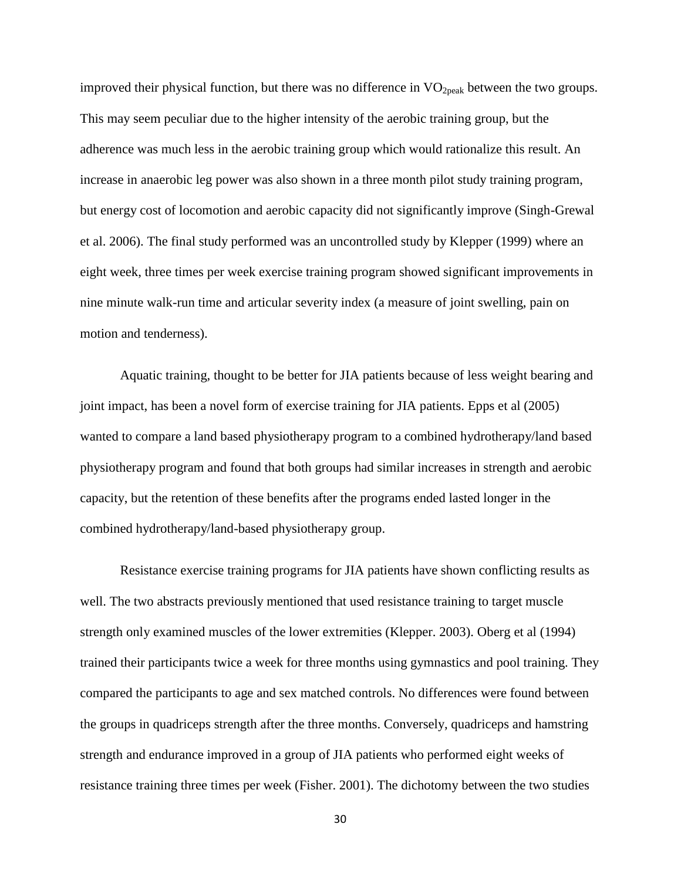improved their physical function, but there was no difference in $VO_{2peak}$ between the two groups. This may seem peculiar due to the higher intensity of the aerobic training group, but the adherence was much less in the aerobic training group which would rationalize this result. An increase in anaerobic leg power was also shown in a three month pilot study training program, but energy cost of locomotion and aerobic capacity did not significantly improve (Singh-Grewal et al. 2006). The final study performed was an uncontrolled study by Klepper (1999) where an eight week, three times per week exercise training program showed significant improvements in nine minute walk-run time and articular severity index (a measure of joint swelling, pain on motion and tenderness).

Aquatic training, thought to be better for JIA patients because of less weight bearing and joint impact, has been a novel form of exercise training for JIA patients. Epps et al (2005) wanted to compare a land based physiotherapy program to a combined hydrotherapy/land based physiotherapy program and found that both groups had similar increases in strength and aerobic capacity, but the retention of these benefits after the programs ended lasted longer in the combined hydrotherapy/land-based physiotherapy group.

Resistance exercise training programs for JIA patients have shown conflicting results as well. The two abstracts previously mentioned that used resistance training to target muscle strength only examined muscles of the lower extremities (Klepper. 2003). Oberg et al (1994) trained their participants twice a week for three months using gymnastics and pool training. They compared the participants to age and sex matched controls. No differences were found between the groups in quadriceps strength after the three months. Conversely, quadriceps and hamstring strength and endurance improved in a group of JIA patients who performed eight weeks of resistance training three times per week (Fisher. 2001). The dichotomy between the two studies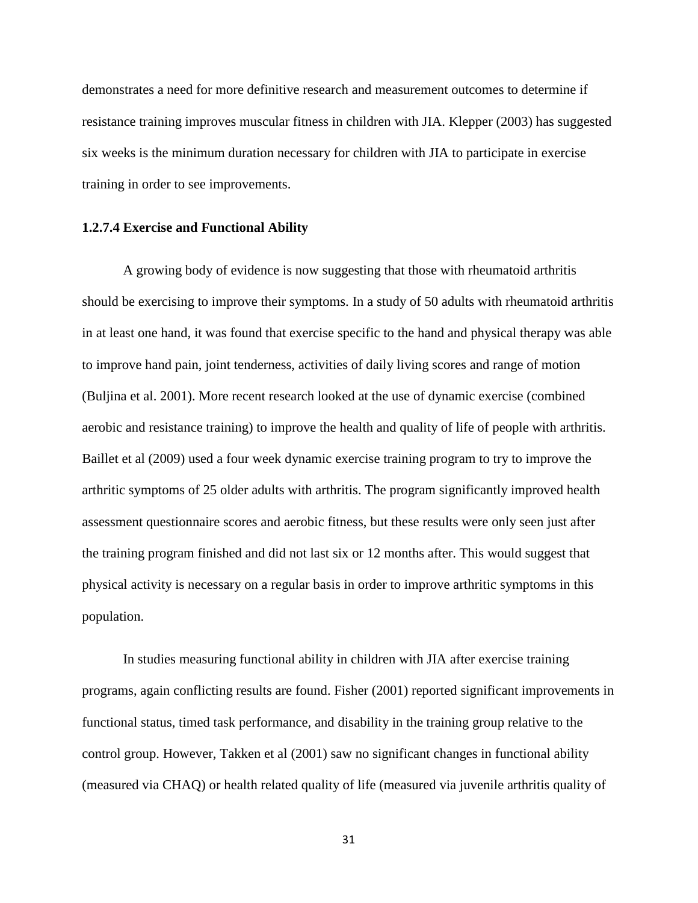demonstrates a need for more definitive research and measurement outcomes to determine if resistance training improves muscular fitness in children with JIA. Klepper (2003) has suggested six weeks is the minimum duration necessary for children with JIA to participate in exercise training in order to see improvements.

#### 1.2.7.4 Exercise and Functional Ability

A growing body of evidence is now suggesting that those with rheumatoid arthritis should be exercising to improve their symptoms. In a study of 50 adults with rheumatoid arthritis in at least one hand, it was found that exercise specific to the hand and physical therapy was able to improve hand pain, joint tenderness, activities of daily living scores and range of motion (Buljina et al. 2001). More recent research looked at the use of dynamic exercise (combined aerobic and resistance training) to improve the health and quality of life of people with arthritis. Baillet et al (2009) used a four week dynamic exercise training program to try to improve the arthritic symptoms of 25 older adults with arthritis. The program significantly improved health assessment questionnaire scores and aerobic fitness, but these results were only seen just after the training program finished and did not last six or 12 months after. This would suggest that physical activity is necessary on a regular basis in order to improve arthritic symptoms in this population.

In studies measuring functional ability in children with JIA after exercise training programs, again conflicting results are found. Fisher (2001) reported significant improvements in functional status, timed task performance, and disability in the training group relative to the control group. However, Takken et al (2001) saw no significant changes in functional ability (measured via CHAQ) or health related quality of life (measured via juvenile arthritis quality of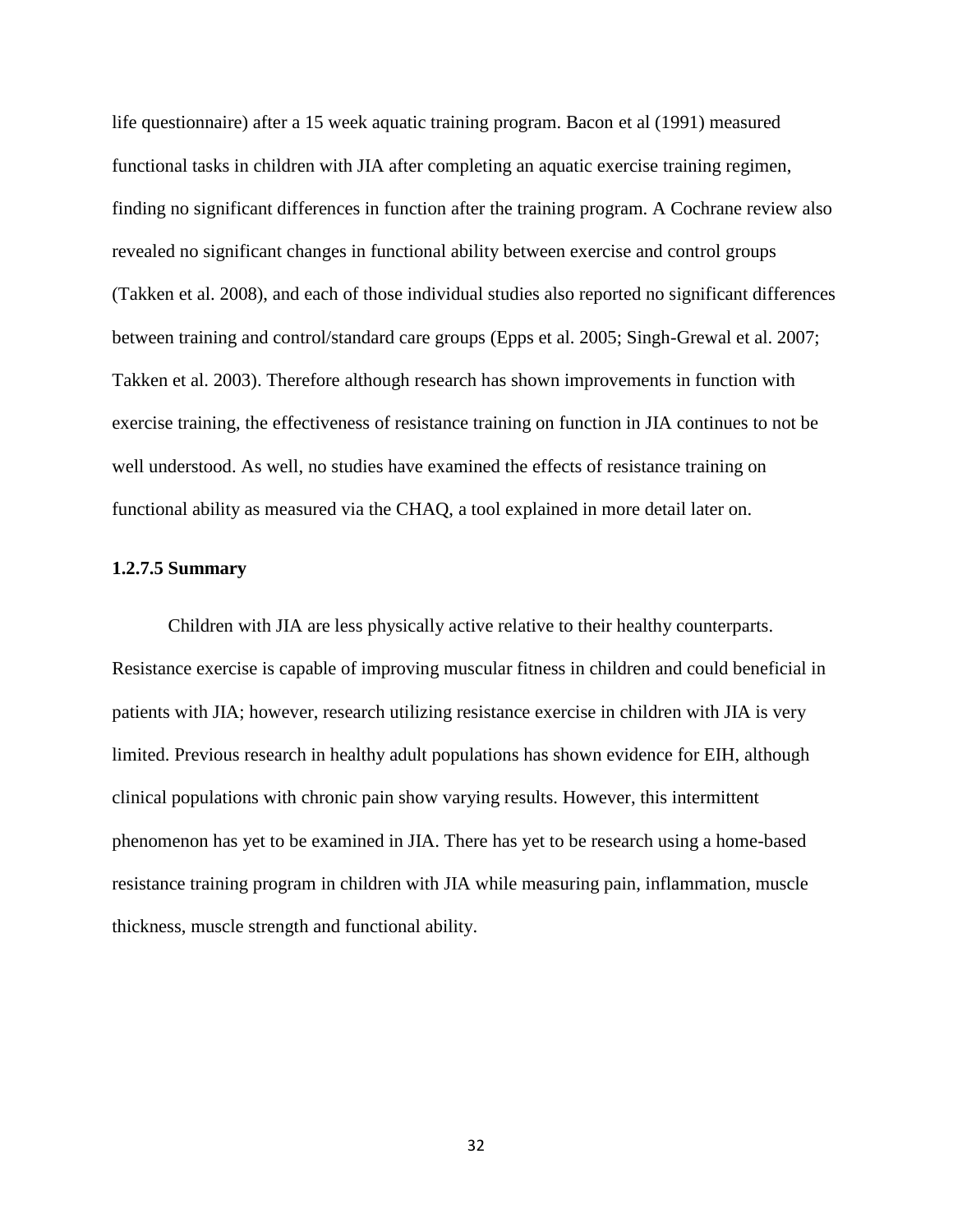life questionnaire) after a 15 week aquatic training program. Bacon et al (1991) measured functional tasks in children with JIA after completing an aquatic exercise training regimen, finding no significant differences in function after the training program. A Cochrane review also revealed no significant changes in functional ability between exercise and control groups (Takken et al. 2008), and each of those individual studies also reported no significant differences between training and control/standard care groups (Epps et al. 2005; Singh-Grewal et al. 2007; Takken et al. 2003). Therefore although research has shown improvements in function with exercise training, the effectiveness of resistance training on function in JIA continues to not be well understood. As well, no studies have examined the effects of resistance training on functional ability as measured via the CHAQ, a tool explained in more detail later on.

#### 1.2.7.5 Summary

Children with JIA are less physically active relative to their healthy counterparts. Resistance exercise is capable of improving muscular fitness in children and could beneficial in patients with JIA; however, research utilizing resistance exercise in children with JIA is very limited. Previous research in healthy adult populations has shown evidence for EIH, although clinical populations with chronic pain show varying results. However, this intermittent phenomenon has yet to be examined in JIA. There has yet to be research using a home-based resistance training program in children with JIA while measuring pain, inflammation, muscle thickness, muscle strength and functional ability.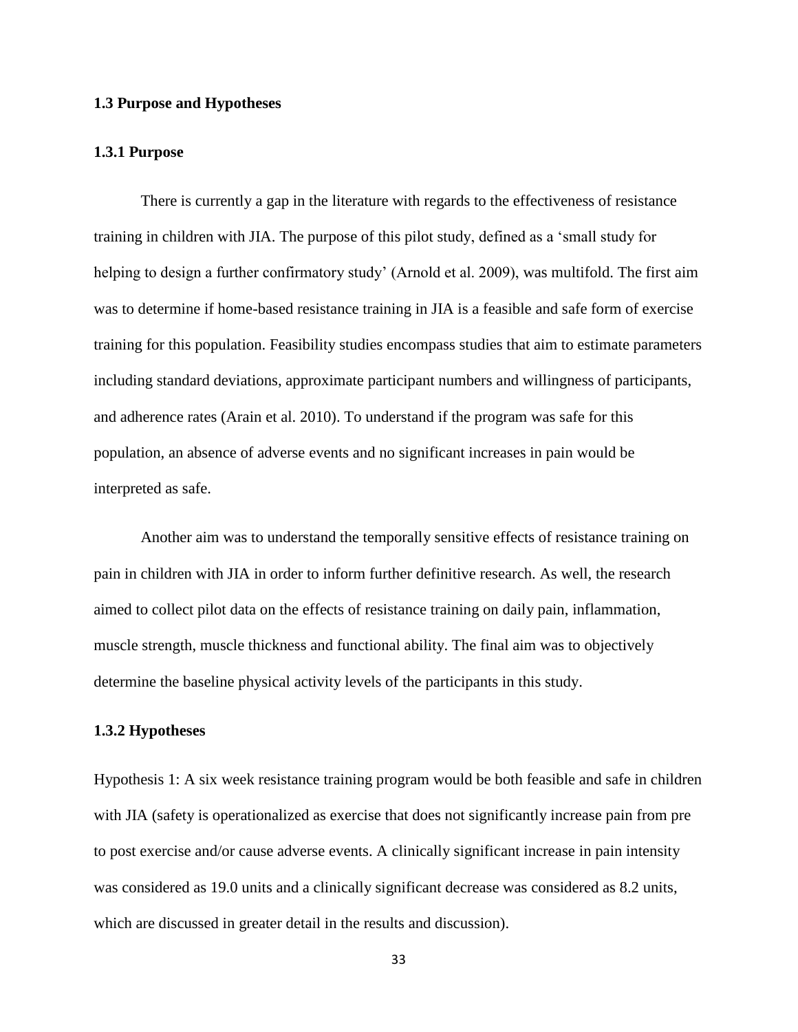### 1.3 Purpose and Hypotheses

#### 1.3.1 Purpose

There is currently a gap in the literature with regards to the effectiveness of resistance training in children with JIA. The purpose of this pilot study, defined as a 'small study for helping to design a further confirmatory study' (Arnold et al. 2009), was multifold. The first aim was to determine if home-based resistance training in JIA is a feasible and safe form of exercise training for this population. Feasibility studies encompass studies that aim to estimate parameters including standard deviations, approximate participant numbers and willingness of participants, and adherence rates (Arain et al. 2010). To understand if the program was safe for this population, an absence of adverse events and no significant increases in pain would be interpreted as safe.

Another aim was to understand the temporally sensitive effects of resistance training on pain in children with JIA in order to inform further definitive research. As well, the research aimed to collect pilot data on the effects of resistance training on daily pain, inflammation, muscle strength, muscle thickness and functional ability. The final aim was to objectively determine the baseline physical activity levels of the participants in this study.

#### 1.3.2 Hypotheses

Hypothesis 1: A six week resistance training program would be both feasible and safe in children with JIA (safety is operationalized as exercise that does not significantly increase pain from pre to post exercise and/or cause adverse events. A clinically significant increase in pain intensity was considered as 19.0 units and a clinically significant decrease was considered as 8.2 units, which are discussed in greater detail in the results and discussion).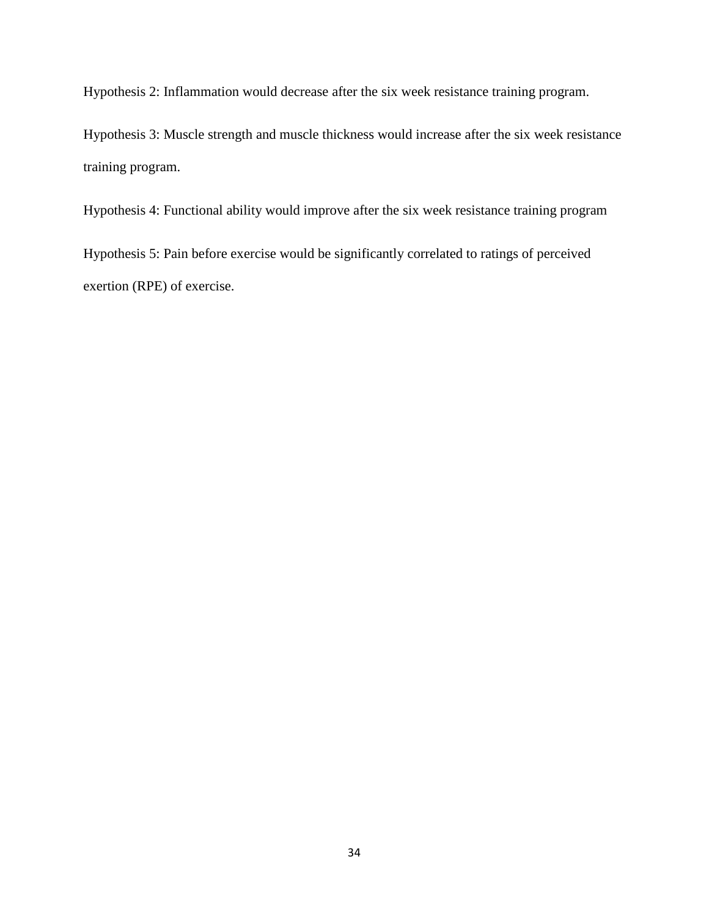Hypothesis 2: Inflammation would decrease after the six week resistance training program.

Hypothesis 3: Muscle strength and muscle thickness would increase after the six week resistance training program.

Hypothesis 4: Functional ability would improve after the six week resistance training program

Hypothesis 5: Pain before exercise would be significantly correlated to ratings of perceived exertion (RPE) of exercise.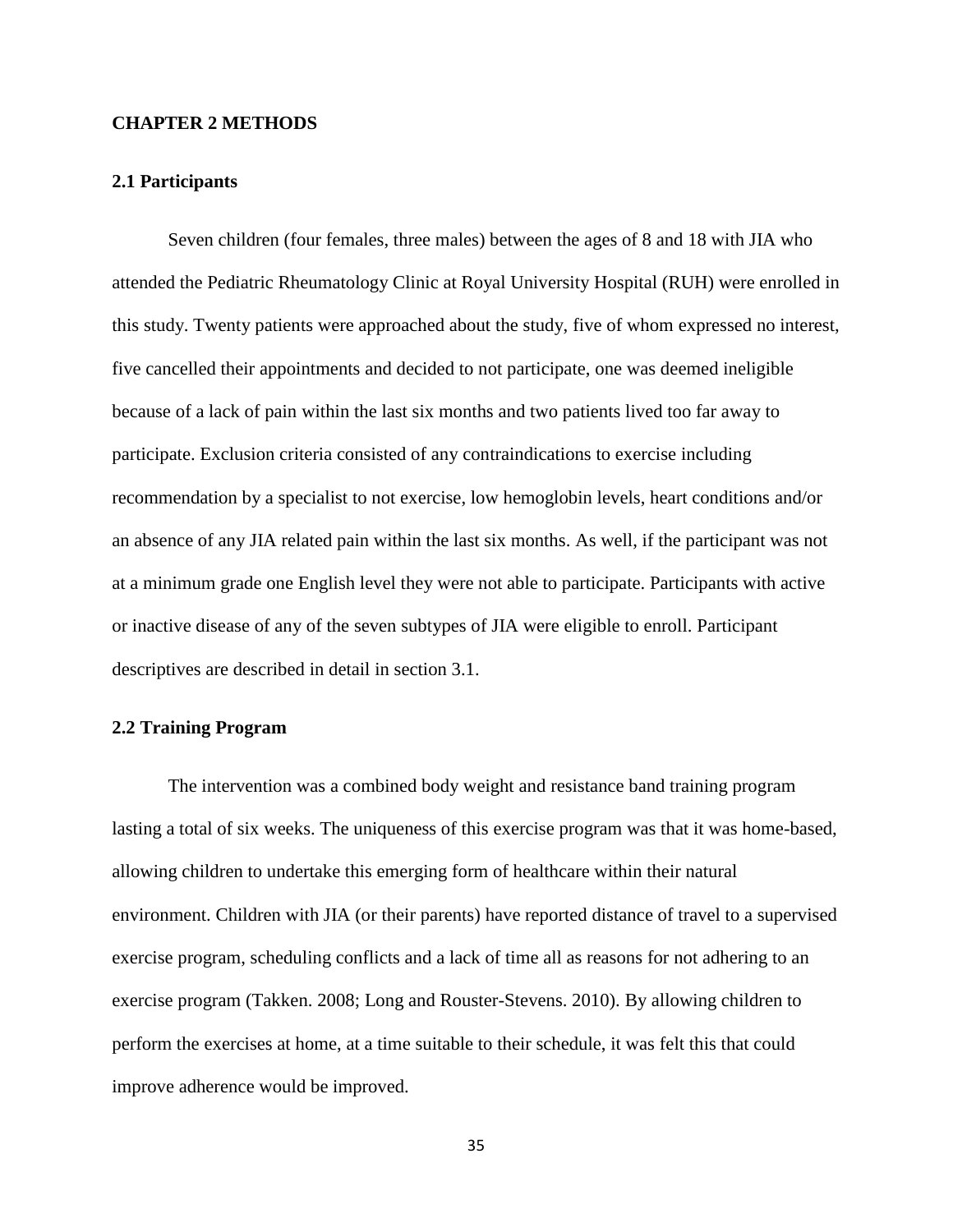# CHAPTER 2 METHODS

## 2.1 Participants

Seven children (four females, three males) between the ages of 8 and 18 with JIA who attended the Pediatric Rheumatology Clinic at Royal University Hospital (RUH) were enrolled in this study. Twenty patients were approached about the study, five of whom expressed no interest, five cancelled their appointments and decided to not participate, one was deemed ineligible because of a lack of pain within the last six months and two patients lived too far away to participate. Exclusion criteria consisted of any contraindications to exercise including recommendation by a specialist to not exercise, low hemoglobin levels, heart conditions and/or an absence of any JIA related pain within the last six months. As well, if the participant was not at a minimum grade one English level they were not able to participate. Participants with active or inactive disease of any of the seven subtypes of JIA were eligible to enroll. Participant descriptives are described in detail in section 3.1.

## 2.2 Training Program

The intervention was a combined body weight and resistance band training program lasting a total of six weeks. The uniqueness of this exercise program was that it was home-based, allowing children to undertake this emerging form of healthcare within their natural environment. Children with JIA (or their parents) have reported distance of travel to a supervised exercise program, scheduling conflicts and a lack of time all as reasons for not adhering to an exercise program (Takken. 2008; Long and Rouster-Stevens. 2010). By allowing children to perform the exercises at home, at a time suitable to their schedule, it was felt this that could improve adherence would be improved.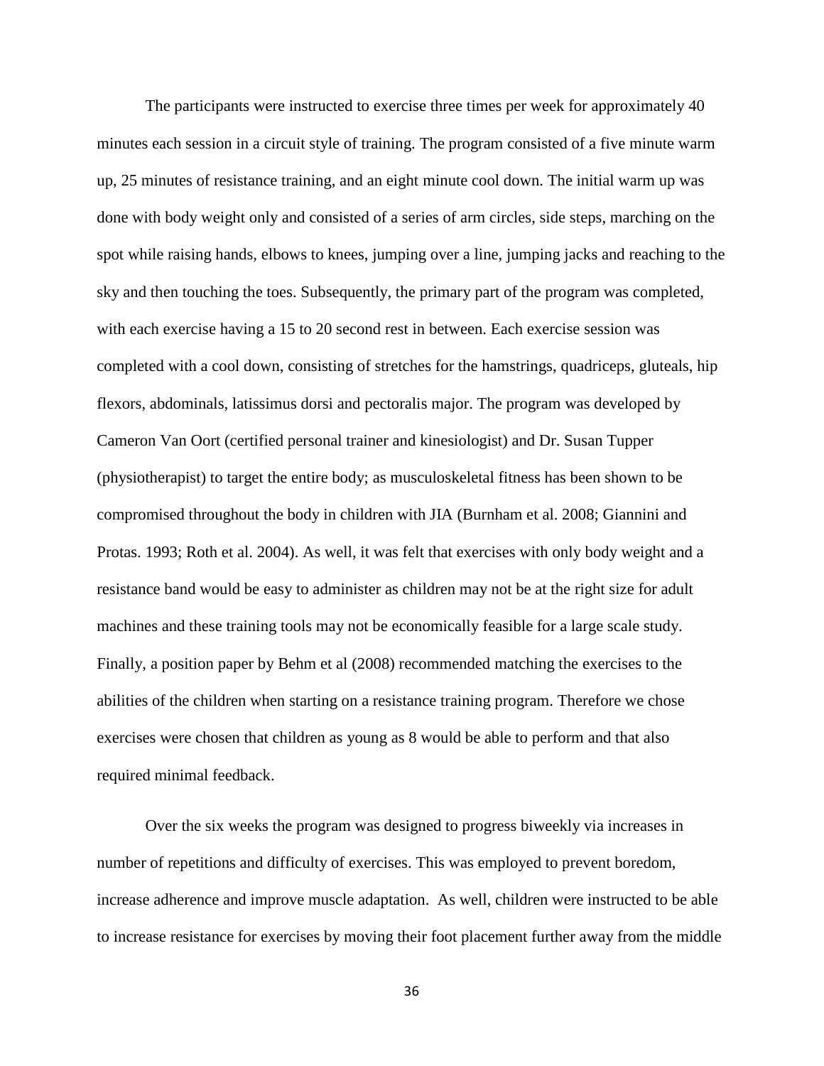The participants were instructed to exercise three times per week for approximately 40 minutes each session in a circuit style of training. The program consisted of a five minute warm up, 25 minutes of resistance training, and an eight minute cool down. The initial warm up was done with body weight only and consisted of a series of arm circles, side steps, marching on the spot while raising hands, elbows to knees, jumping over a line, jumping jacks and reaching to the sky and then touching the toes. Subsequently, the primary part of the program was completed, with each exercise having a 15 to 20 second rest in between. Each exercise session was completed with a cool down, consisting of stretches for the hamstrings, quadriceps, gluteals, hip flexors, abdominals, latissimus dorsi and pectoralis major. The program was developed by Cameron Van Oort (certified personal trainer and kinesiologist) and Dr. Susan Tupper (physiotherapist) to target the entire body; as musculoskeletal fitness has been shown to be compromised throughout the body in children with JIA (Burnham et al. 2008; Giannini and Protas. 1993; Roth et al. 2004). As well, it was felt that exercises with only body weight and a resistance band would be easy to administer as children may not be at the right size for adult machines and these training tools may not be economically feasible for a large scale study. Finally, a position paper by Behm et al (2008) recommended matching the exercises to the abilities of the children when starting on a resistance training program. Therefore we chose exercises were chosen that children as young as 8 would be able to perform and that also required minimal feedback.

Over the six weeks the program was designed to progress biweekly via increases in number of repetitions and difficulty of exercises. This was employed to prevent boredom, increase adherence and improve muscle adaptation. As well, children were instructed to be able to increase resistance for exercises by moving their foot placement further away from the middle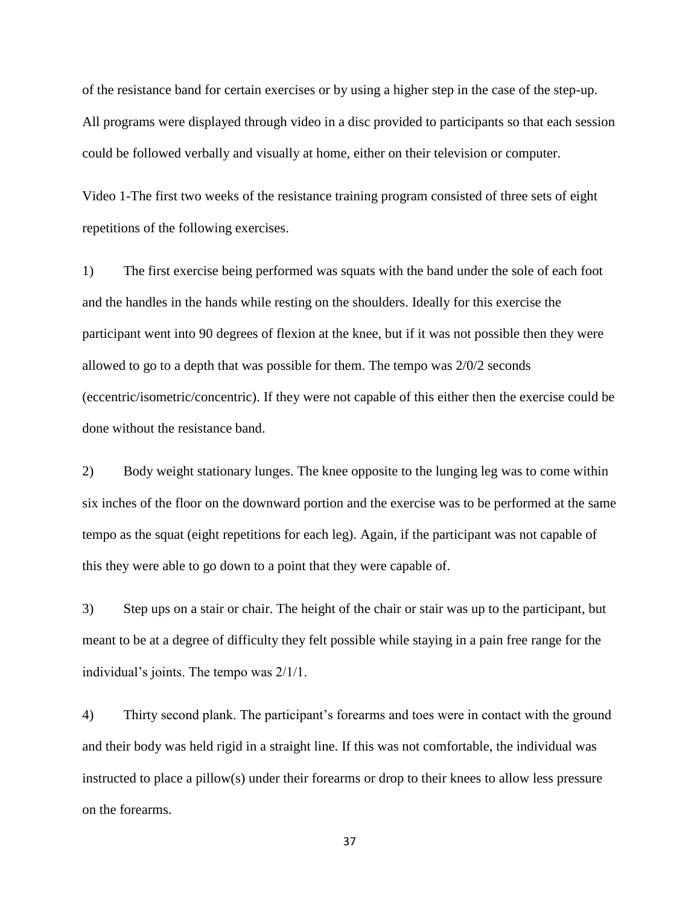of the resistance band for certain exercises or by using a higher step in the case of the step-up. All programs were displayed through video in a disc provided to participants so that each session could be followed verbally and visually at home, either on their television or computer.

Video 1-The first two weeks of the resistance training program consisted of three sets of eight repetitions of the following exercises.

1) The first exercise being performed was squats with the band under the sole of each foot and the handles in the hands while resting on the shoulders. Ideally for this exercise the participant went into 90 degrees of flexion at the knee, but if it was not possible then they were allowed to go to a depth that was possible for them. The tempo was 2/0/2 seconds (eccentric/isometric/concentric). If they were not capable of this either then the exercise could be done without the resistance band.

2) Body weight stationary lunges. The knee opposite to the lunging leg was to come within six inches of the floor on the downward portion and the exercise was to be performed at the same tempo as the squat (eight repetitions for each leg). Again, if the participant was not capable of this they were able to go down to a point that they were capable of.

3) Step ups on a stair or chair. The height of the chair or stair was up to the participant, but meant to be at a degree of difficulty they felt possible while staying in a pain free range for the individual's joints. The tempo was 2/1/1.

4) Thirty second plank. The participant's forearms and toes were in contact with the ground and their body was held rigid in a straight line. If this was not comfortable, the individual was instructed to place a pillow(s) under their forearms or drop to their knees to allow less pressure on the forearms.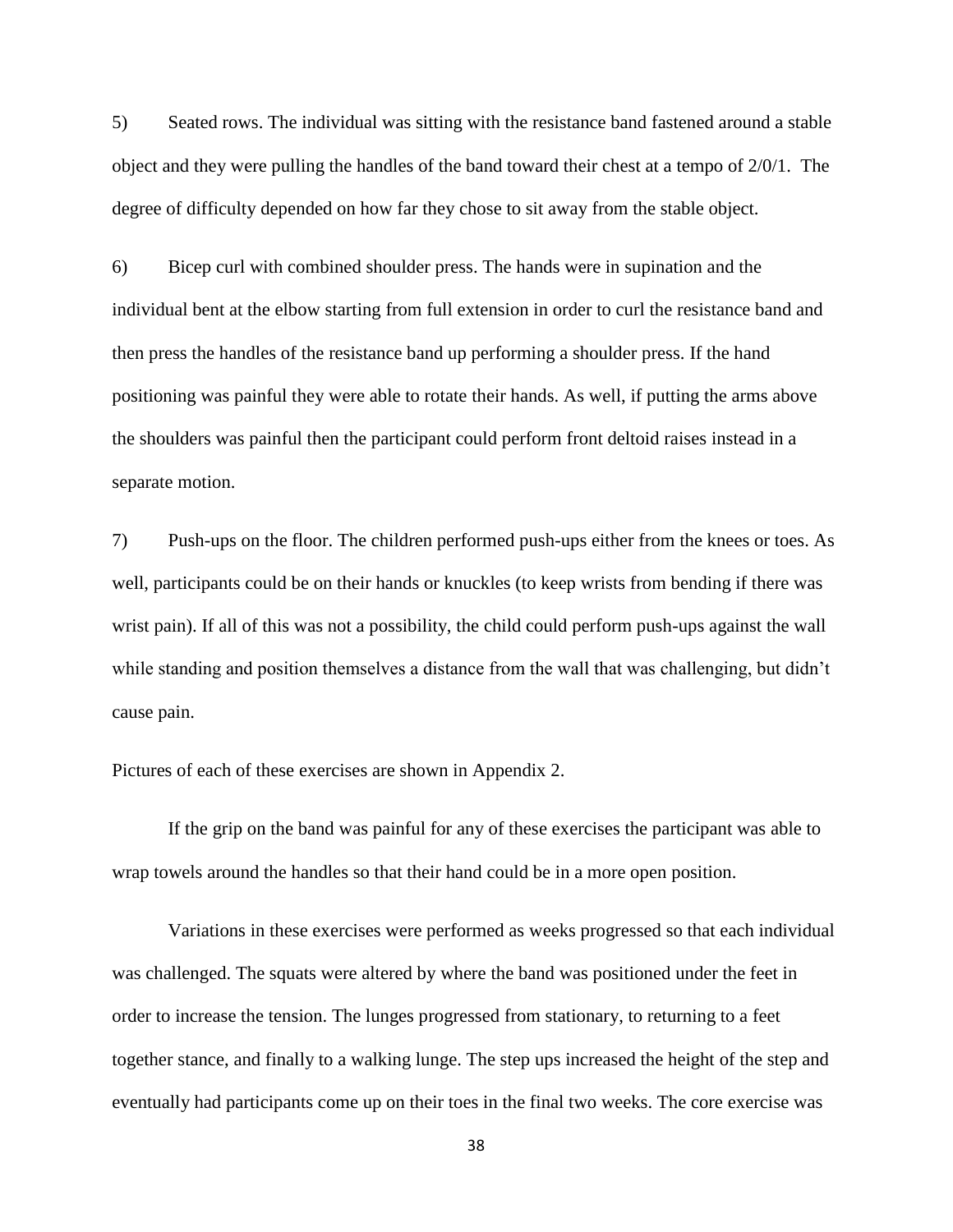5) Seated rows. The individual was sitting with the resistance band fastened around a stable object and they were pulling the handles of the band toward their chest at a tempo of 2/0/1. The degree of difficulty depended on how far they chose to sit away from the stable object.

6) Bicep curl with combined shoulder press. The hands were in supination and the individual bent at the elbow starting from full extension in order to curl the resistance band and then press the handles of the resistance band up performing a shoulder press. If the hand positioning was painful they were able to rotate their hands. As well, if putting the arms above the shoulders was painful then the participant could perform front deltoid raises instead in a separate motion.

7) Push-ups on the floor. The children performed push-ups either from the knees or toes. As well, participants could be on their hands or knuckles (to keep wrists from bending if there was wrist pain). If all of this was not a possibility, the child could perform push-ups against the wall while standing and position themselves a distance from the wall that was challenging, but didn't cause pain.

Pictures of each of these exercises are shown in Appendix 2.

If the grip on the band was painful for any of these exercises the participant was able to wrap towels around the handles so that their hand could be in a more open position.

Variations in these exercises were performed as weeks progressed so that each individual was challenged. The squats were altered by where the band was positioned under the feet in order to increase the tension. The lunges progressed from stationary, to returning to a feet together stance, and finally to a walking lunge. The step ups increased the height of the step and eventually had participants come up on their toes in the final two weeks. The core exercise was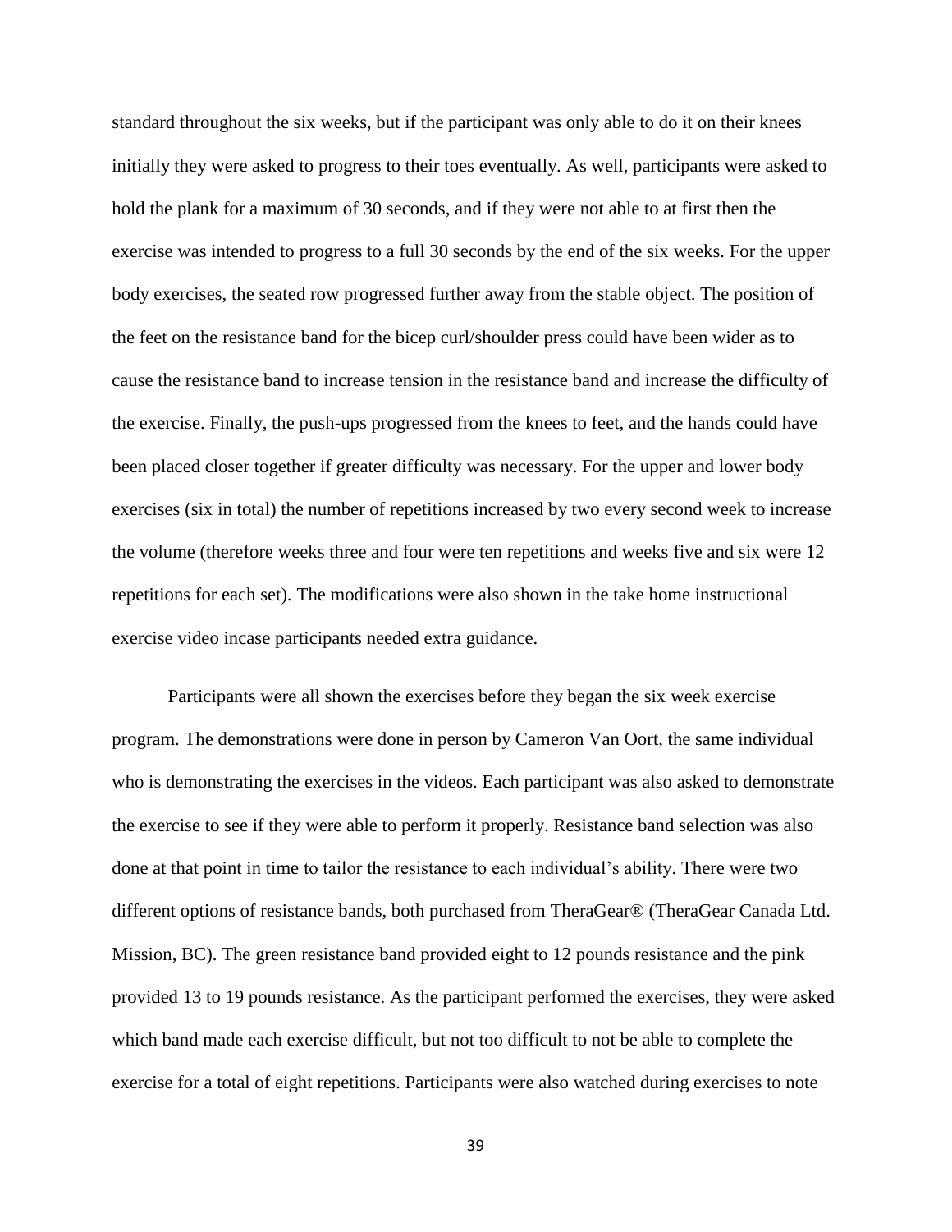standard throughout the six weeks, but if the participant was only able to do it on their knees initially they were asked to progress to their toes eventually. As well, participants were asked to hold the plank for a maximum of 30 seconds, and if they were not able to at first then the exercise was intended to progress to a full 30 seconds by the end of the six weeks. For the upper body exercises, the seated row progressed further away from the stable object. The position of the feet on the resistance band for the bicep curl/shoulder press could have been wider as to cause the resistance band to increase tension in the resistance band and increase the difficulty of the exercise. Finally, the push-ups progressed from the knees to feet, and the hands could have been placed closer together if greater difficulty was necessary. For the upper and lower body exercises (six in total) the number of repetitions increased by two every second week to increase the volume (therefore weeks three and four were ten repetitions and weeks five and six were 12 repetitions for each set). The modifications were also shown in the take home instructional exercise video incase participants needed extra guidance.

Participants were all shown the exercises before they began the six week exercise program. The demonstrations were done in person by Cameron Van Oort, the same individual who is demonstrating the exercises in the videos. Each participant was also asked to demonstrate the exercise to see if they were able to perform it properly. Resistance band selection was also done at that point in time to tailor the resistance to each individual's ability. There were two different options of resistance bands, both purchased from TheraGear® (TheraGear Canada Ltd. Mission, BC). The green resistance band provided eight to 12 pounds resistance and the pink provided 13 to 19 pounds resistance. As the participant performed the exercises, they were asked which band made each exercise difficult, but not too difficult to not be able to complete the exercise for a total of eight repetitions. Participants were also watched during exercises to note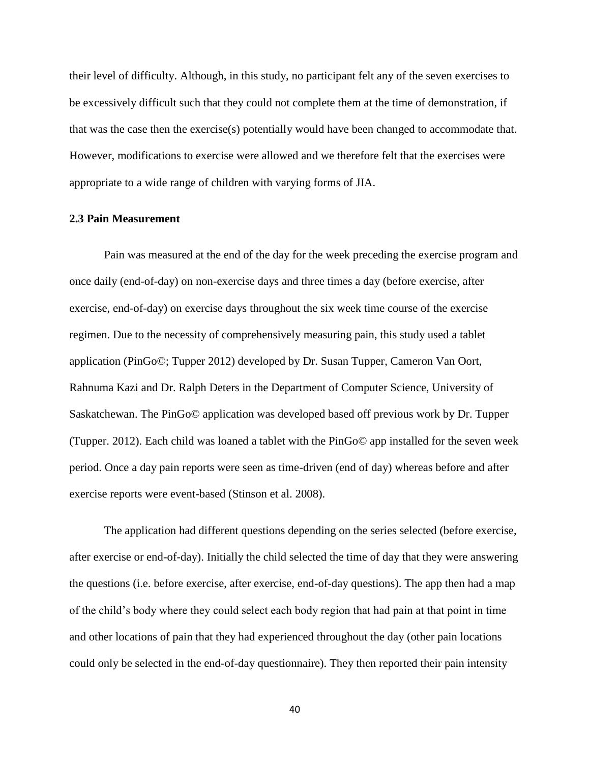their level of difficulty. Although, in this study, no participant felt any of the seven exercises to be excessively difficult such that they could not complete them at the time of demonstration, if that was the case then the exercise(s) potentially would have been changed to accommodate that. However, modifications to exercise were allowed and we therefore felt that the exercises were appropriate to a wide range of children with varying forms of JIA.

### 2.3 Pain Measurement

Pain was measured at the end of the day for the week preceding the exercise program and once daily (end-of-day) on non-exercise days and three times a day (before exercise, after exercise, end-of-day) on exercise days throughout the six week time course of the exercise regimen. Due to the necessity of comprehensively measuring pain, this study used a tablet application (PinGo©; Tupper 2012) developed by Dr. Susan Tupper, Cameron Van Oort, Rahnuma Kazi and Dr. Ralph Deters in the Department of Computer Science, University of Saskatchewan. The PinGo© application was developed based off previous work by Dr. Tupper (Tupper. 2012). Each child was loaned a tablet with the PinGo© app installed for the seven week period. Once a day pain reports were seen as time-driven (end of day) whereas before and after exercise reports were event-based (Stinson et al. 2008).

The application had different questions depending on the series selected (before exercise, after exercise or end-of-day). Initially the child selected the time of day that they were answering the questions (i.e. before exercise, after exercise, end-of-day questions). The app then had a map of the child's body where they could select each body region that had pain at that point in time and other locations of pain that they had experienced throughout the day (other pain locations could only be selected in the end-of-day questionnaire). They then reported their pain intensity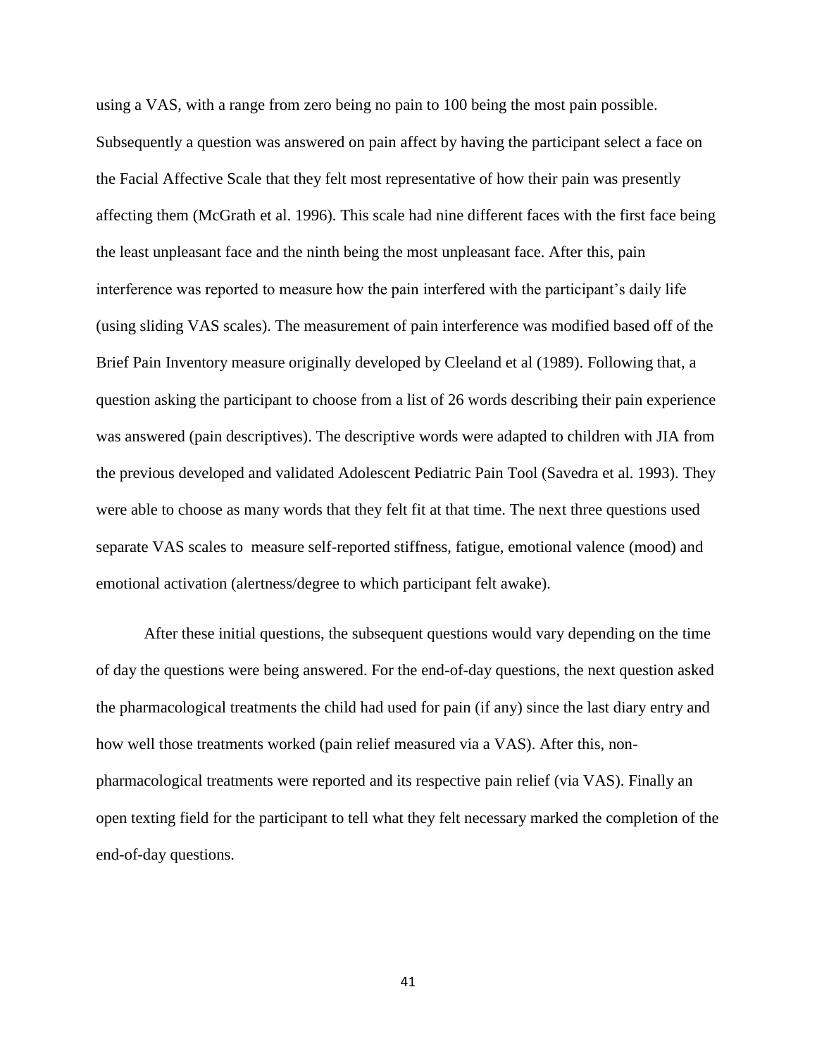using a VAS, with a range from zero being no pain to 100 being the most pain possible. Subsequently a question was answered on pain affect by having the participant select a face on the Facial Affective Scale that they felt most representative of how their pain was presently affecting them (McGrath et al. 1996). This scale had nine different faces with the first face being the least unpleasant face and the ninth being the most unpleasant face. After this, pain interference was reported to measure how the pain interfered with the participant's daily life (using sliding VAS scales). The measurement of pain interference was modified based off of the Brief Pain Inventory measure originally developed by Cleeland et al (1989). Following that, a question asking the participant to choose from a list of 26 words describing their pain experience was answered (pain descriptives). The descriptive words were adapted to children with JIA from the previous developed and validated Adolescent Pediatric Pain Tool (Savedra et al. 1993). They were able to choose as many words that they felt fit at that time. The next three questions used separate VAS scales to measure self-reported stiffness, fatigue, emotional valence (mood) and emotional activation (alertness/degree to which participant felt awake).

After these initial questions, the subsequent questions would vary depending on the time of day the questions were being answered. For the end-of-day questions, the next question asked the pharmacological treatments the child had used for pain (if any) since the last diary entry and how well those treatments worked (pain relief measured via a VAS). After this, non-pharmacological treatments were reported and its respective pain relief (via VAS). Finally an open texting field for the participant to tell what they felt necessary marked the completion of the end-of-day questions.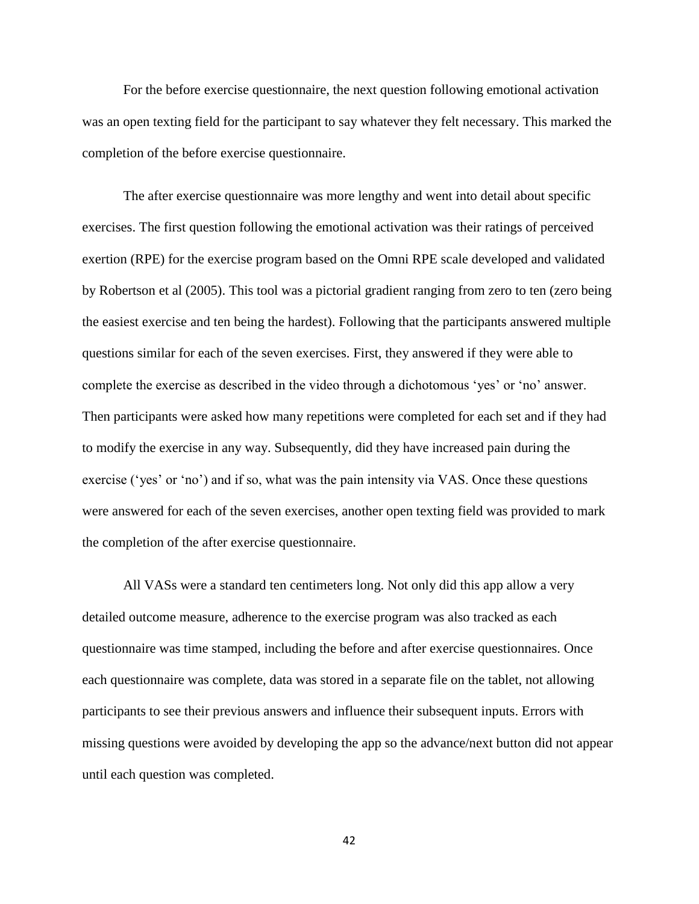For the before exercise questionnaire, the next question following emotional activation was an open texting field for the participant to say whatever they felt necessary. This marked the completion of the before exercise questionnaire.

The after exercise questionnaire was more lengthy and went into detail about specific exercises. The first question following the emotional activation was their ratings of perceived exertion (RPE) for the exercise program based on the Omni RPE scale developed and validated by Robertson et al (2005). This tool was a pictorial gradient ranging from zero to ten (zero being the easiest exercise and ten being the hardest). Following that the participants answered multiple questions similar for each of the seven exercises. First, they answered if they were able to complete the exercise as described in the video through a dichotomous 'yes' or 'no' answer. Then participants were asked how many repetitions were completed for each set and if they had to modify the exercise in any way. Subsequently, did they have increased pain during the exercise ('yes' or 'no') and if so, what was the pain intensity via VAS. Once these questions were answered for each of the seven exercises, another open texting field was provided to mark the completion of the after exercise questionnaire.

All VASs were a standard ten centimeters long. Not only did this app allow a very detailed outcome measure, adherence to the exercise program was also tracked as each questionnaire was time stamped, including the before and after exercise questionnaires. Once each questionnaire was complete, data was stored in a separate file on the tablet, not allowing participants to see their previous answers and influence their subsequent inputs. Errors with missing questions were avoided by developing the app so the advance/next button did not appear until each question was completed.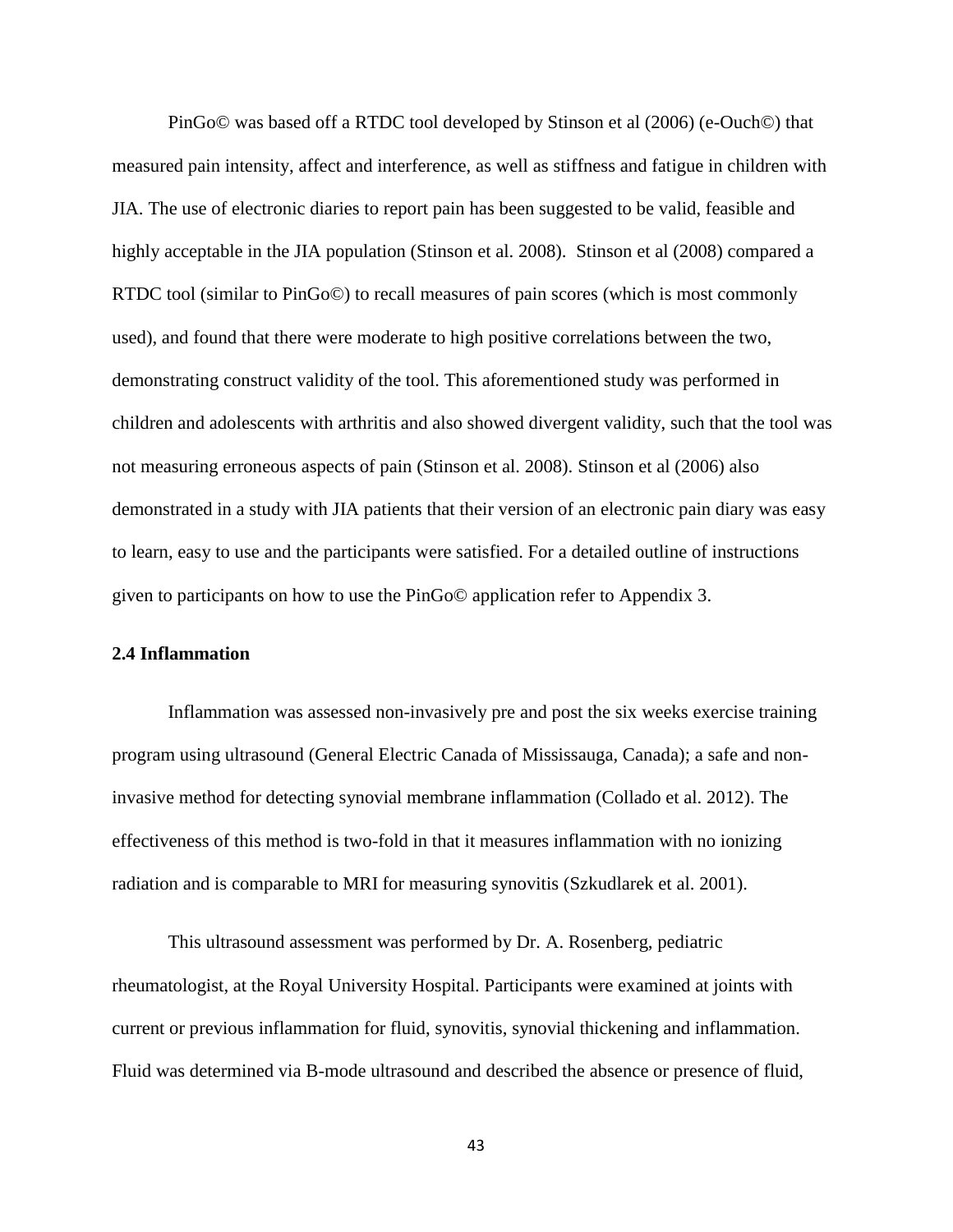PinGo© was based off a RTDC tool developed by Stinson et al (2006) (e-Ouch©) that measured pain intensity, affect and interference, as well as stiffness and fatigue in children with JIA. The use of electronic diaries to report pain has been suggested to be valid, feasible and highly acceptable in the JIA population (Stinson et al. 2008). Stinson et al (2008) compared a RTDC tool (similar to PinGo©) to recall measures of pain scores (which is most commonly used), and found that there were moderate to high positive correlations between the two, demonstrating construct validity of the tool. This aforementioned study was performed in children and adolescents with arthritis and also showed divergent validity, such that the tool was not measuring erroneous aspects of pain (Stinson et al. 2008). Stinson et al (2006) also demonstrated in a study with JIA patients that their version of an electronic pain diary was easy to learn, easy to use and the participants were satisfied. For a detailed outline of instructions given to participants on how to use the PinGo© application refer to Appendix 3.

### 2.4 Inflammation

Inflammation was assessed non-invasively pre and post the six weeks exercise training program using ultrasound (General Electric Canada of Mississauga, Canada); a safe and non-invasive method for detecting synovial membrane inflammation (Collado et al. 2012). The effectiveness of this method is two-fold in that it measures inflammation with no ionizing radiation and is comparable to MRI for measuring synovitis (Szkudlarek et al. 2001).

This ultrasound assessment was performed by Dr. A. Rosenberg, pediatric rheumatologist, at the Royal University Hospital. Participants were examined at joints with current or previous inflammation for fluid, synovitis, synovial thickening and inflammation. Fluid was determined via B-mode ultrasound and described the absence or presence of fluid,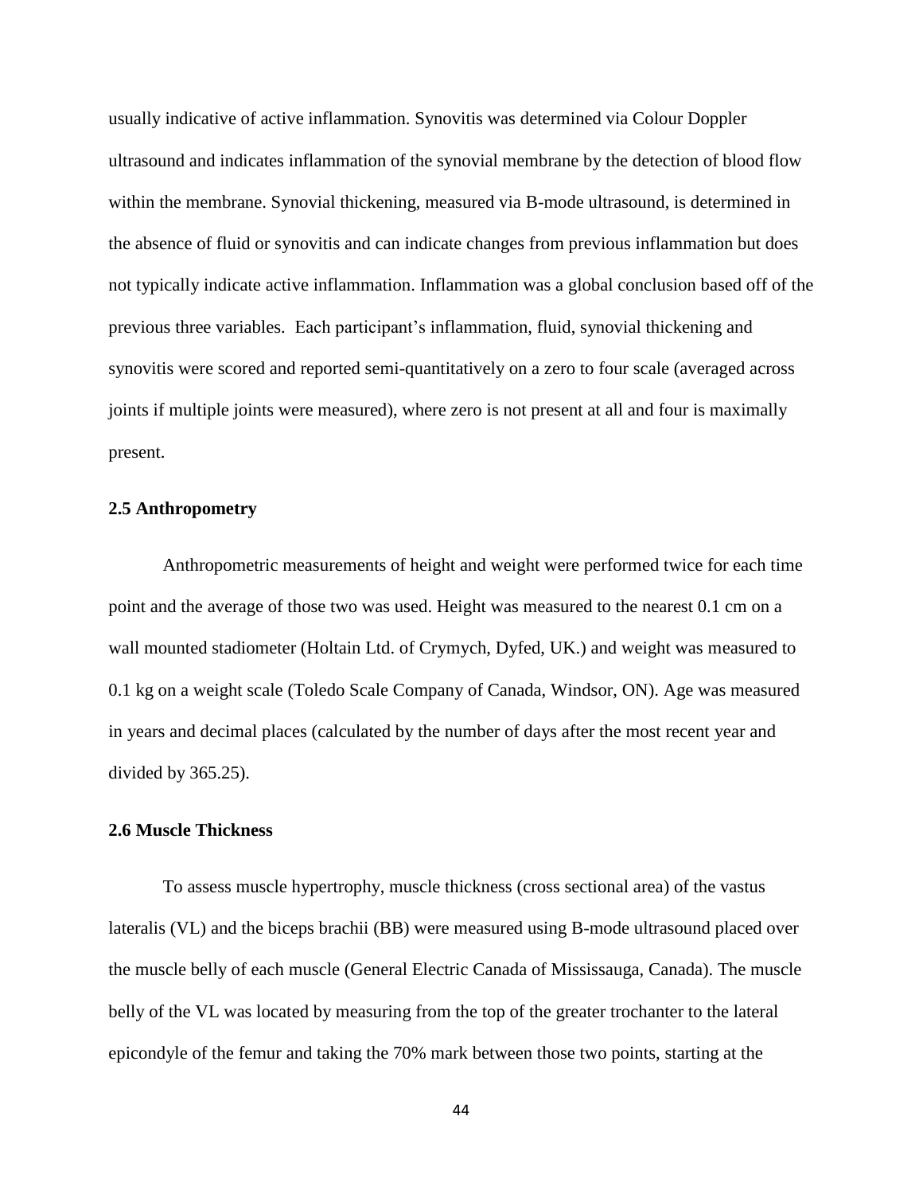usually indicative of active inflammation. Synovitis was determined via Colour Doppler ultrasound and indicates inflammation of the synovial membrane by the detection of blood flow within the membrane. Synovial thickening, measured via B-mode ultrasound, is determined in the absence of fluid or synovitis and can indicate changes from previous inflammation but does not typically indicate active inflammation. Inflammation was a global conclusion based off of the previous three variables. Each participant's inflammation, fluid, synovial thickening and synovitis were scored and reported semi-quantitatively on a zero to four scale (averaged across joints if multiple joints were measured), where zero is not present at all and four is maximally present.

### 2.5 Anthropometry

Anthropometric measurements of height and weight were performed twice for each time point and the average of those two was used. Height was measured to the nearest 0.1 cm on a wall mounted stadiometer (Holtain Ltd. of Crymych, Dyfed, UK.) and weight was measured to 0.1 kg on a weight scale (Toledo Scale Company of Canada, Windsor, ON). Age was measured in years and decimal places (calculated by the number of days after the most recent year and divided by 365.25).

### 2.6 Muscle Thickness

To assess muscle hypertrophy, muscle thickness (cross sectional area) of the vastus lateralis (VL) and the biceps brachii (BB) were measured using B-mode ultrasound placed over the muscle belly of each muscle (General Electric Canada of Mississauga, Canada). The muscle belly of the VL was located by measuring from the top of the greater trochanter to the lateral epicondyle of the femur and taking the 70% mark between those two points, starting at the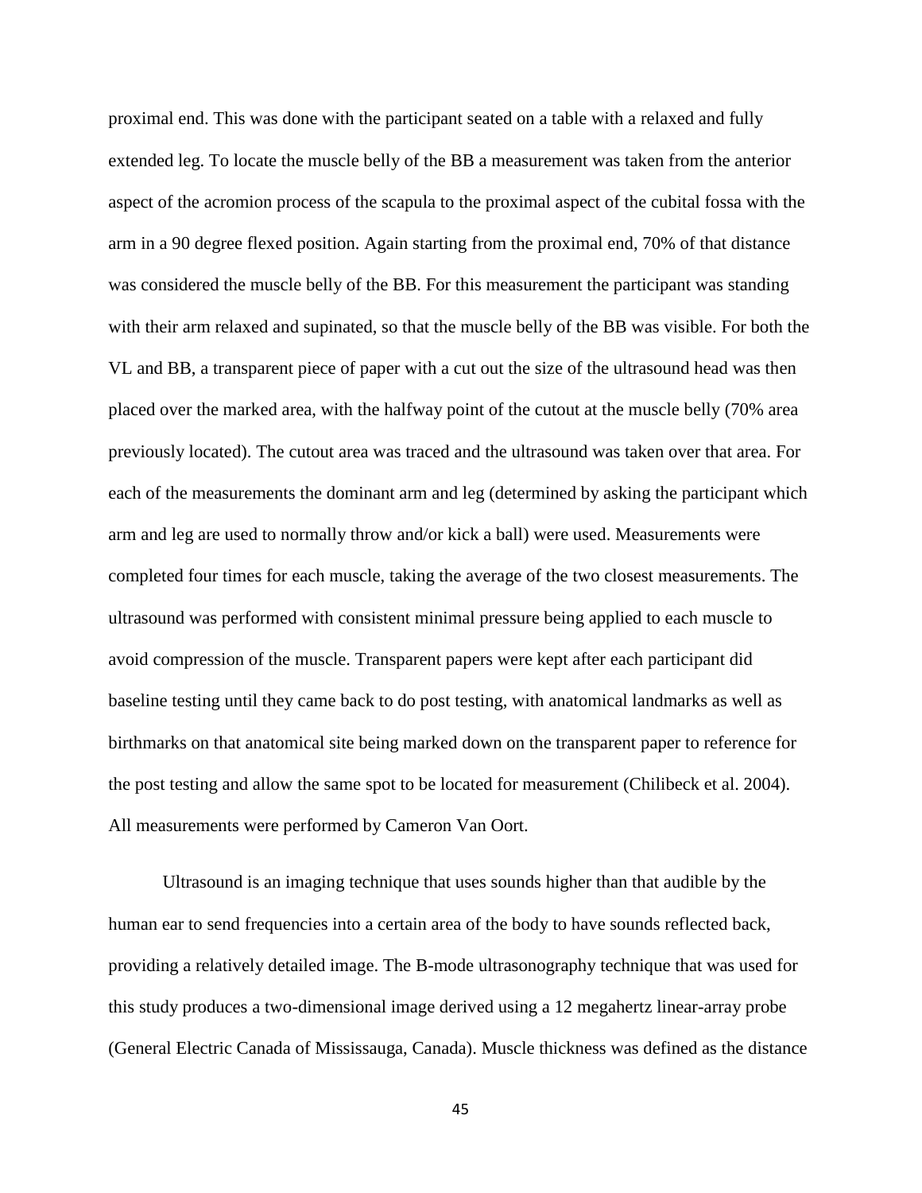proximal end. This was done with the participant seated on a table with a relaxed and fully extended leg. To locate the muscle belly of the BB a measurement was taken from the anterior aspect of the acromion process of the scapula to the proximal aspect of the cubital fossa with the arm in a 90 degree flexed position. Again starting from the proximal end, 70% of that distance was considered the muscle belly of the BB. For this measurement the participant was standing with their arm relaxed and supinated, so that the muscle belly of the BB was visible. For both the VL and BB, a transparent piece of paper with a cut out the size of the ultrasound head was then placed over the marked area, with the halfway point of the cutout at the muscle belly (70% area previously located). The cutout area was traced and the ultrasound was taken over that area. For each of the measurements the dominant arm and leg (determined by asking the participant which arm and leg are used to normally throw and/or kick a ball) were used. Measurements were completed four times for each muscle, taking the average of the two closest measurements. The ultrasound was performed with consistent minimal pressure being applied to each muscle to avoid compression of the muscle. Transparent papers were kept after each participant did baseline testing until they came back to do post testing, with anatomical landmarks as well as birthmarks on that anatomical site being marked down on the transparent paper to reference for the post testing and allow the same spot to be located for measurement (Chilibeck et al. 2004). All measurements were performed by Cameron Van Oort.

Ultrasound is an imaging technique that uses sounds higher than that audible by the human ear to send frequencies into a certain area of the body to have sounds reflected back, providing a relatively detailed image. The B-mode ultrasonography technique that was used for this study produces a two-dimensional image derived using a 12 megahertz linear-array probe (General Electric Canada of Mississauga, Canada). Muscle thickness was defined as the distance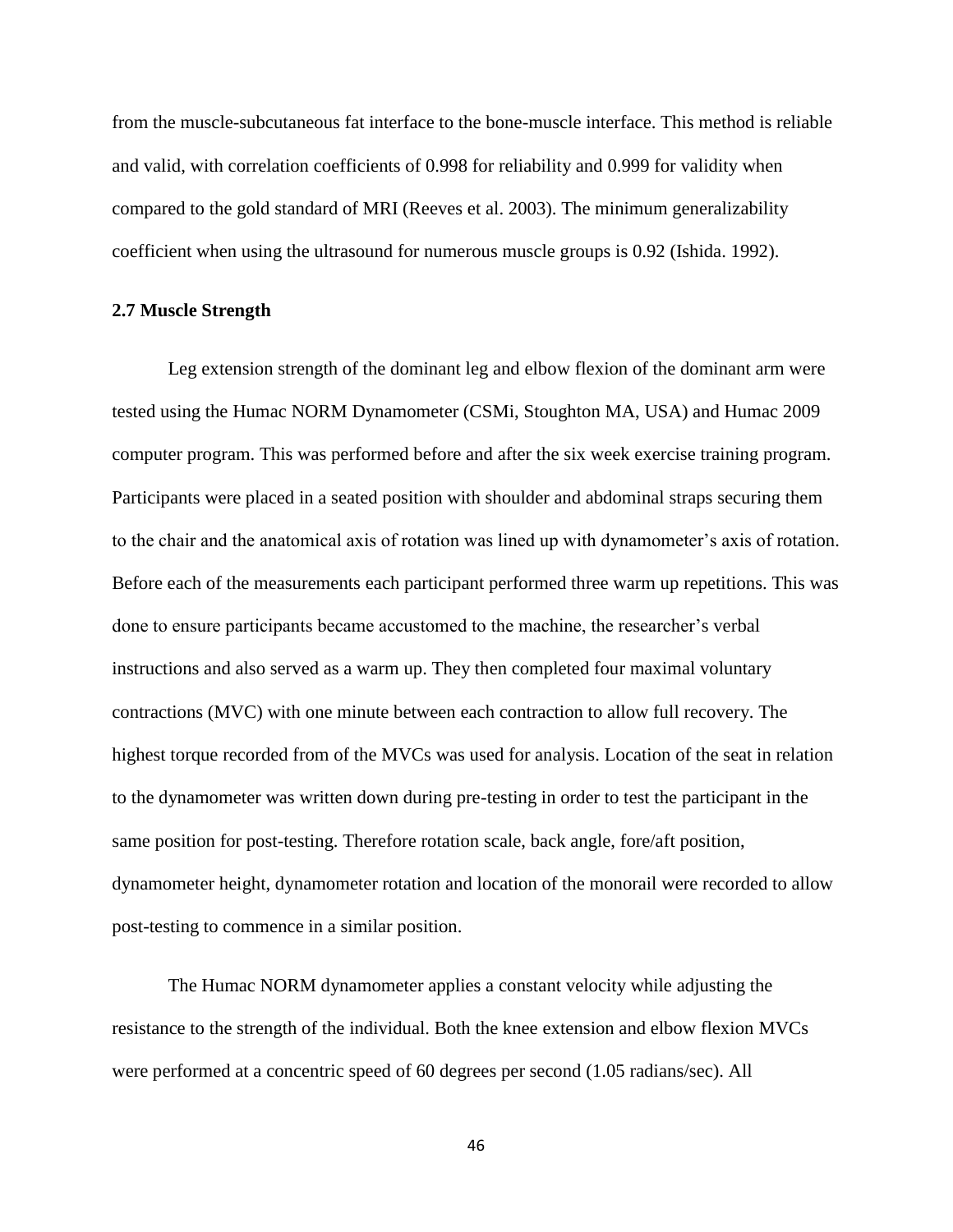from the muscle-subcutaneous fat interface to the bone-muscle interface. This method is reliable and valid, with correlation coefficients of 0.998 for reliability and 0.999 for validity when compared to the gold standard of MRI (Reeves et al. 2003). The minimum generalizability coefficient when using the ultrasound for numerous muscle groups is 0.92 (Ishida. 1992).

### 2.7 Muscle Strength

Leg extension strength of the dominant leg and elbow flexion of the dominant arm were tested using the Humac NORM Dynamometer (CSMi, Stoughton MA, USA) and Humac 2009 computer program. This was performed before and after the six week exercise training program. Participants were placed in a seated position with shoulder and abdominal straps securing them to the chair and the anatomical axis of rotation was lined up with dynamometer's axis of rotation. Before each of the measurements each participant performed three warm up repetitions. This was done to ensure participants became accustomed to the machine, the researcher's verbal instructions and also served as a warm up. They then completed four maximal voluntary contractions (MVC) with one minute between each contraction to allow full recovery. The highest torque recorded from of the MVCs was used for analysis. Location of the seat in relation to the dynamometer was written down during pre-testing in order to test the participant in the same position for post-testing. Therefore rotation scale, back angle, fore/aft position, dynamometer height, dynamometer rotation and location of the monorail were recorded to allow post-testing to commence in a similar position.

The Humac NORM dynamometer applies a constant velocity while adjusting the resistance to the strength of the individual. Both the knee extension and elbow flexion MVCs were performed at a concentric speed of 60 degrees per second (1.05 radians/sec). All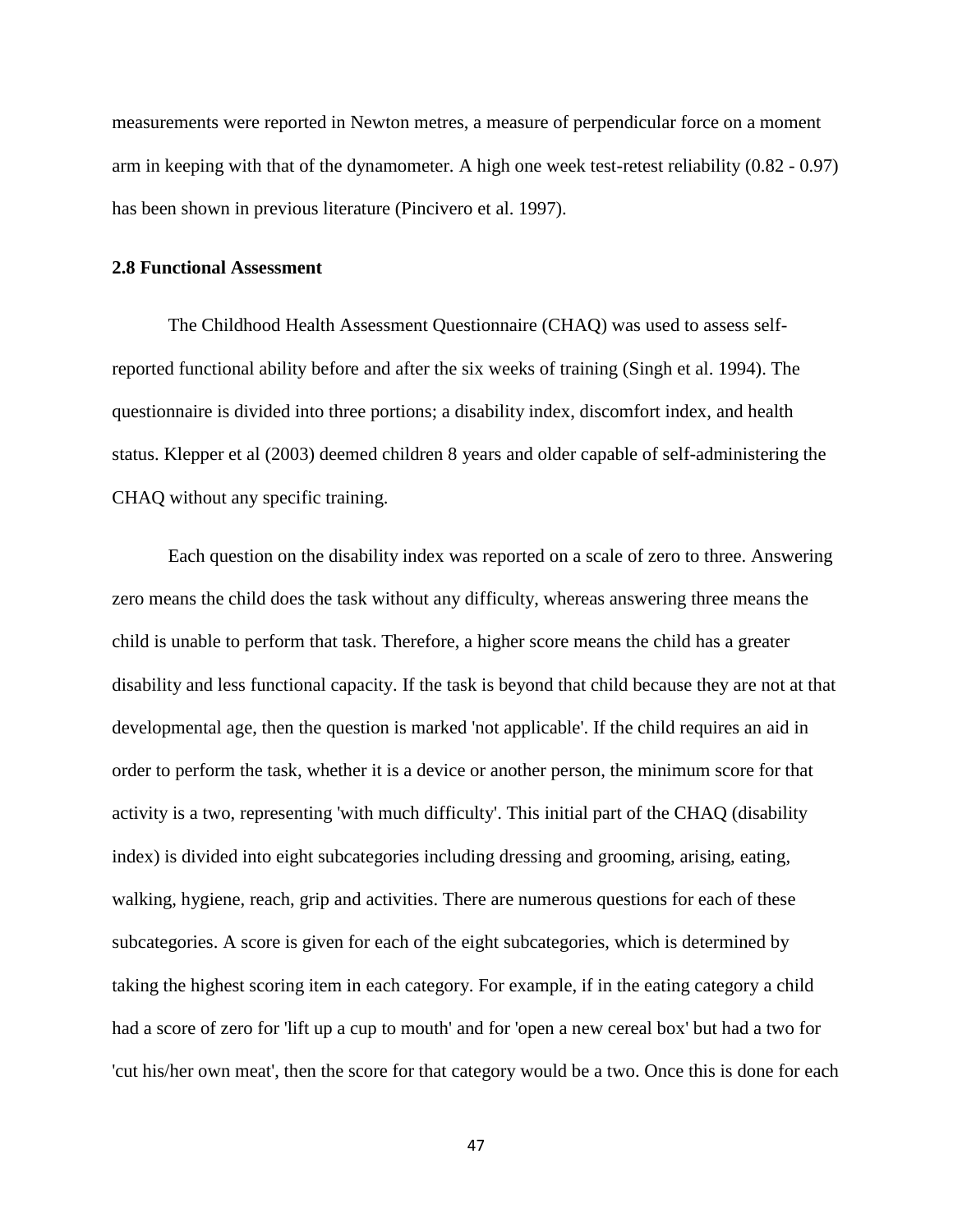measurements were reported in Newton metres, a measure of perpendicular force on a moment arm in keeping with that of the dynamometer. A high one week test-retest reliability (0.82 - 0.97) has been shown in previous literature (Pincivero et al. 1997).

**2.8 Functional Assessment**

The Childhood Health Assessment Questionnaire (CHAQ) was used to assess self-reported functional ability before and after the six weeks of training (Singh et al. 1994). The questionnaire is divided into three portions; a disability index, discomfort index, and health status. Klepper et al (2003) deemed children 8 years and older capable of self-administering the CHAQ without any specific training.

Each question on the disability index was reported on a scale of zero to three. Answering zero means the child does the task without any difficulty, whereas answering three means the child is unable to perform that task. Therefore, a higher score means the child has a greater disability and less functional capacity. If the task is beyond that child because they are not at that developmental age, then the question is marked 'not applicable'. If the child requires an aid in order to perform the task, whether it is a device or another person, the minimum score for that activity is a two, representing 'with much difficulty'. This initial part of the CHAQ (disability index) is divided into eight subcategories including dressing and grooming, arising, eating, walking, hygiene, reach, grip and activities. There are numerous questions for each of these subcategories. A score is given for each of the eight subcategories, which is determined by taking the highest scoring item in each category. For example, if in the eating category a child had a score of zero for 'lift up a cup to mouth' and for 'open a new cereal box' but had a two for 'cut his/her own meat', then the score for that category would be a two. Once this is done for each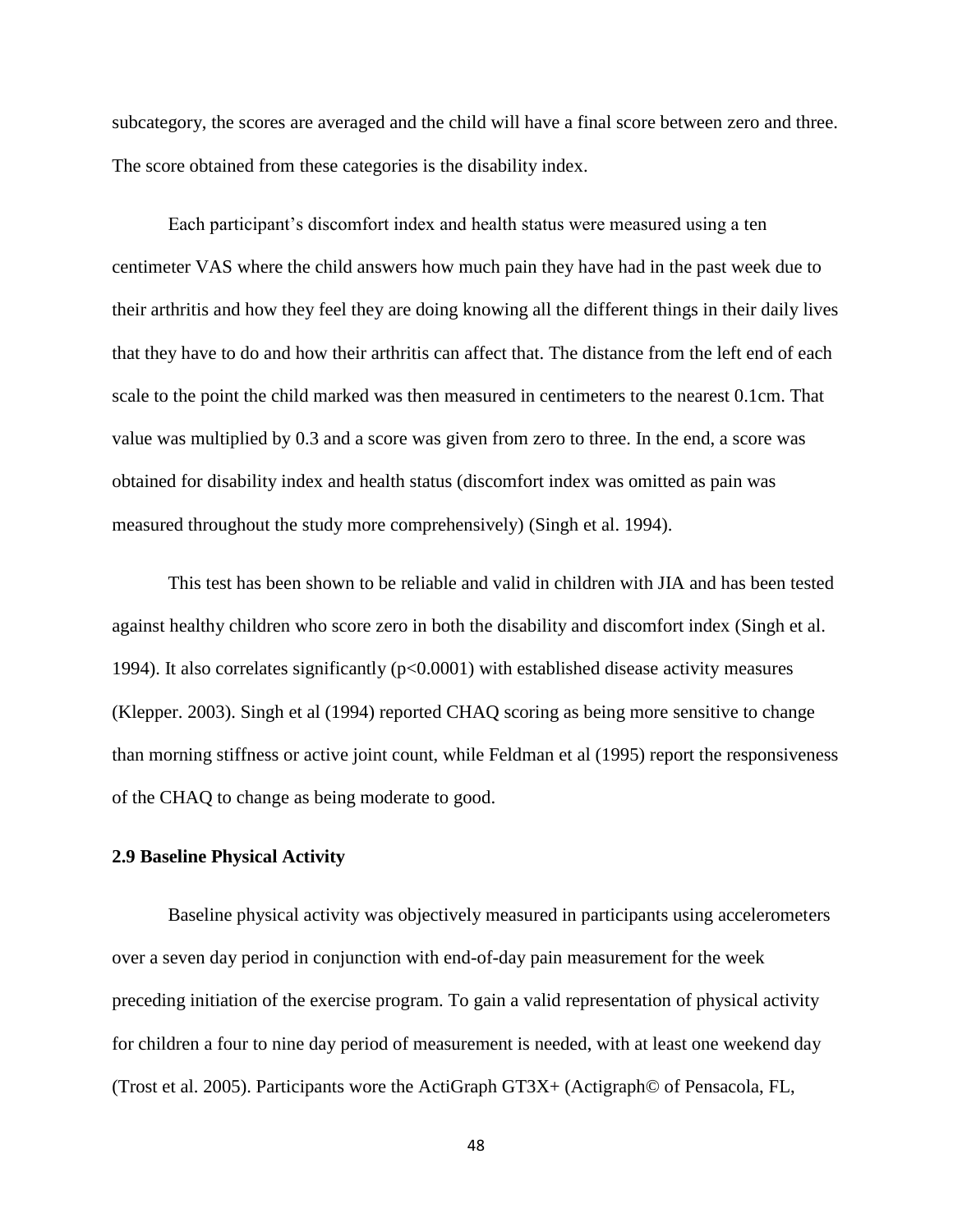subcategory, the scores are averaged and the child will have a final score between zero and three. The score obtained from these categories is the disability index.

Each participant's discomfort index and health status were measured using a ten centimeter VAS where the child answers how much pain they have had in the past week due to their arthritis and how they feel they are doing knowing all the different things in their daily lives that they have to do and how their arthritis can affect that. The distance from the left end of each scale to the point the child marked was then measured in centimeters to the nearest 0.1cm. That value was multiplied by 0.3 and a score was given from zero to three. In the end, a score was obtained for disability index and health status (discomfort index was omitted as pain was measured throughout the study more comprehensively) (Singh et al. 1994).

This test has been shown to be reliable and valid in children with JIA and has been tested against healthy children who score zero in both the disability and discomfort index (Singh et al. 1994). It also correlates significantly ($p<0.0001$) with established disease activity measures (Klepper. 2003). Singh et al (1994) reported CHAQ scoring as being more sensitive to change than morning stiffness or active joint count, while Feldman et al (1995) report the responsiveness of the CHAQ to change as being moderate to good.

### 2.9 Baseline Physical Activity

Baseline physical activity was objectively measured in participants using accelerometers over a seven day period in conjunction with end-of-day pain measurement for the week preceding initiation of the exercise program. To gain a valid representation of physical activity for children a four to nine day period of measurement is needed, with at least one weekend day (Trost et al. 2005). Participants wore the ActiGraph GT3X+ (Actigraph© of Pensacola, FL,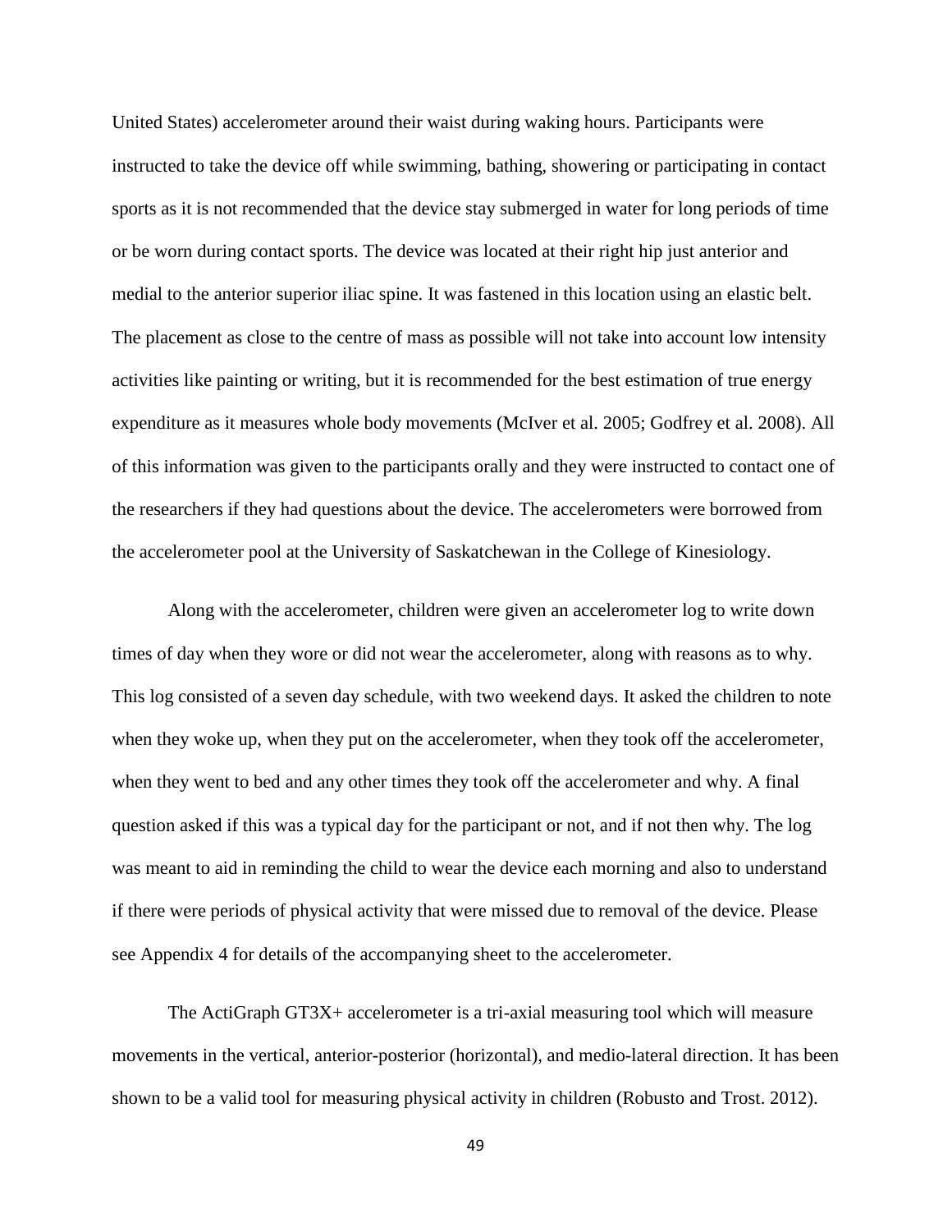United States) accelerometer around their waist during waking hours. Participants were instructed to take the device off while swimming, bathing, showering or participating in contact sports as it is not recommended that the device stay submerged in water for long periods of time or be worn during contact sports. The device was located at their right hip just anterior and medial to the anterior superior iliac spine. It was fastened in this location using an elastic belt. The placement as close to the centre of mass as possible will not take into account low intensity activities like painting or writing, but it is recommended for the best estimation of true energy expenditure as it measures whole body movements (McIver et al. 2005; Godfrey et al. 2008). All of this information was given to the participants orally and they were instructed to contact one of the researchers if they had questions about the device. The accelerometers were borrowed from the accelerometer pool at the University of Saskatchewan in the College of Kinesiology.

Along with the accelerometer, children were given an accelerometer log to write down times of day when they wore or did not wear the accelerometer, along with reasons as to why. This log consisted of a seven day schedule, with two weekend days. It asked the children to note when they woke up, when they put on the accelerometer, when they took off the accelerometer, when they went to bed and any other times they took off the accelerometer and why. A final question asked if this was a typical day for the participant or not, and if not then why. The log was meant to aid in reminding the child to wear the device each morning and also to understand if there were periods of physical activity that were missed due to removal of the device. Please see Appendix 4 for details of the accompanying sheet to the accelerometer.

The ActiGraph GT3X+ accelerometer is a tri-axial measuring tool which will measure movements in the vertical, anterior-posterior (horizontal), and medio-lateral direction. It has been shown to be a valid tool for measuring physical activity in children (Robusto and Trost. 2012).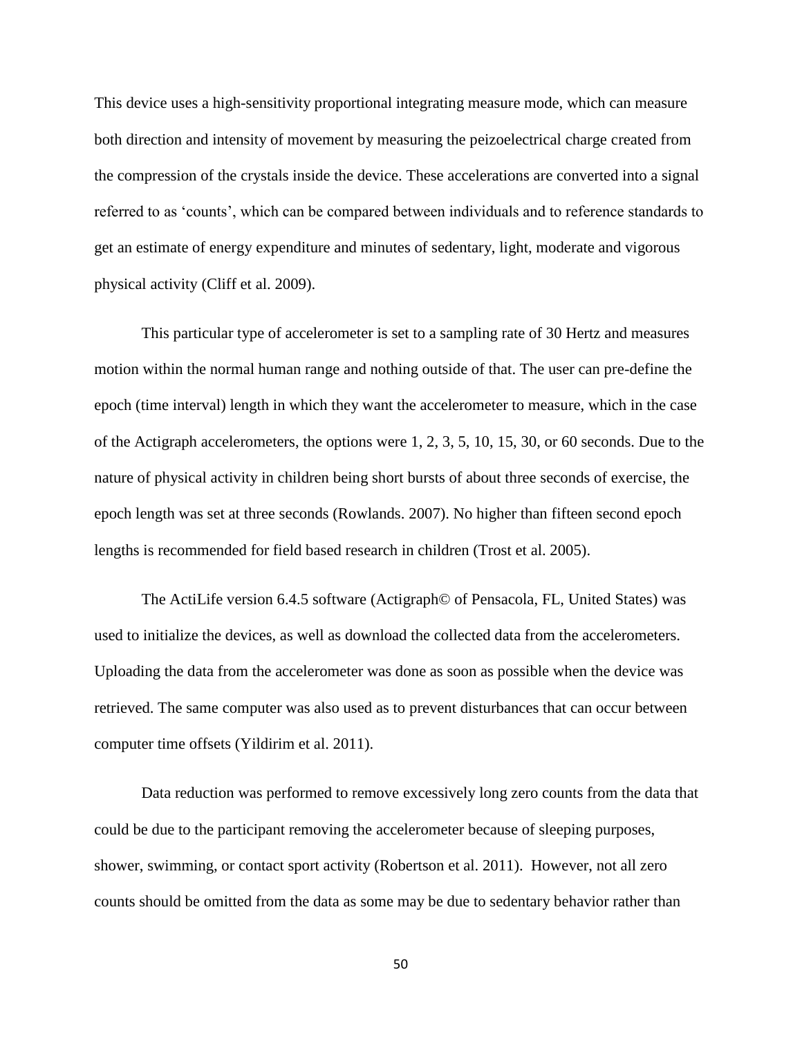This device uses a high-sensitivity proportional integrating measure mode, which can measure both direction and intensity of movement by measuring the peizoelectrical charge created from the compression of the crystals inside the device. These accelerations are converted into a signal referred to as 'counts', which can be compared between individuals and to reference standards to get an estimate of energy expenditure and minutes of sedentary, light, moderate and vigorous physical activity (Cliff et al. 2009).

This particular type of accelerometer is set to a sampling rate of 30 Hertz and measures motion within the normal human range and nothing outside of that. The user can pre-define the epoch (time interval) length in which they want the accelerometer to measure, which in the case of the Actigraph accelerometers, the options were 1, 2, 3, 5, 10, 15, 30, or 60 seconds. Due to the nature of physical activity in children being short bursts of about three seconds of exercise, the epoch length was set at three seconds (Rowlands. 2007). No higher than fifteen second epoch lengths is recommended for field based research in children (Trost et al. 2005).

The ActiLife version 6.4.5 software (Actigraph© of Pensacola, FL, United States) was used to initialize the devices, as well as download the collected data from the accelerometers. Uploading the data from the accelerometer was done as soon as possible when the device was retrieved. The same computer was also used as to prevent disturbances that can occur between computer time offsets (Yildirim et al. 2011).

Data reduction was performed to remove excessively long zero counts from the data that could be due to the participant removing the accelerometer because of sleeping purposes, shower, swimming, or contact sport activity (Robertson et al. 2011). However, not all zero counts should be omitted from the data as some may be due to sedentary behavior rather than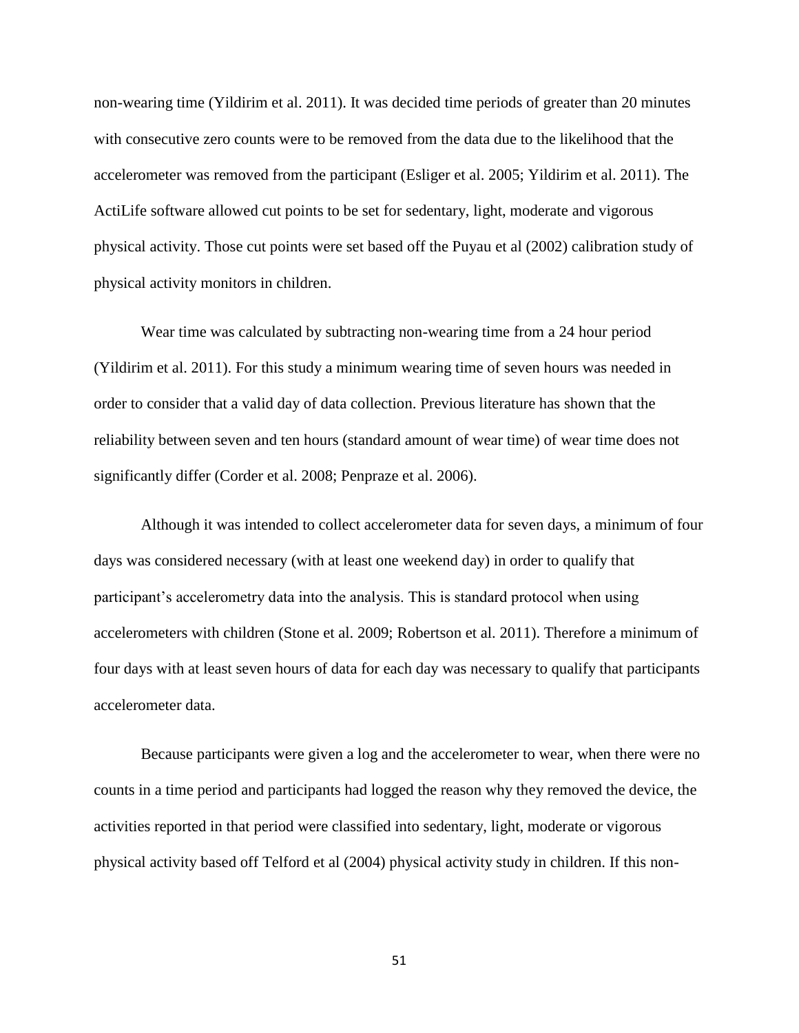non-wearing time (Yildirim et al. 2011). It was decided time periods of greater than 20 minutes with consecutive zero counts were to be removed from the data due to the likelihood that the accelerometer was removed from the participant (Esliger et al. 2005; Yildirim et al. 2011). The ActiLife software allowed cut points to be set for sedentary, light, moderate and vigorous physical activity. Those cut points were set based off the Puyau et al (2002) calibration study of physical activity monitors in children.

Wear time was calculated by subtracting non-wearing time from a 24 hour period (Yildirim et al. 2011). For this study a minimum wearing time of seven hours was needed in order to consider that a valid day of data collection. Previous literature has shown that the reliability between seven and ten hours (standard amount of wear time) of wear time does not significantly differ (Corder et al. 2008; Penpraze et al. 2006).

Although it was intended to collect accelerometer data for seven days, a minimum of four days was considered necessary (with at least one weekend day) in order to qualify that participant's accelerometry data into the analysis. This is standard protocol when using accelerometers with children (Stone et al. 2009; Robertson et al. 2011). Therefore a minimum of four days with at least seven hours of data for each day was necessary to qualify that participants accelerometer data.

Because participants were given a log and the accelerometer to wear, when there were no counts in a time period and participants had logged the reason why they removed the device, the activities reported in that period were classified into sedentary, light, moderate or vigorous physical activity based off Telford et al (2004) physical activity study in children. If this non-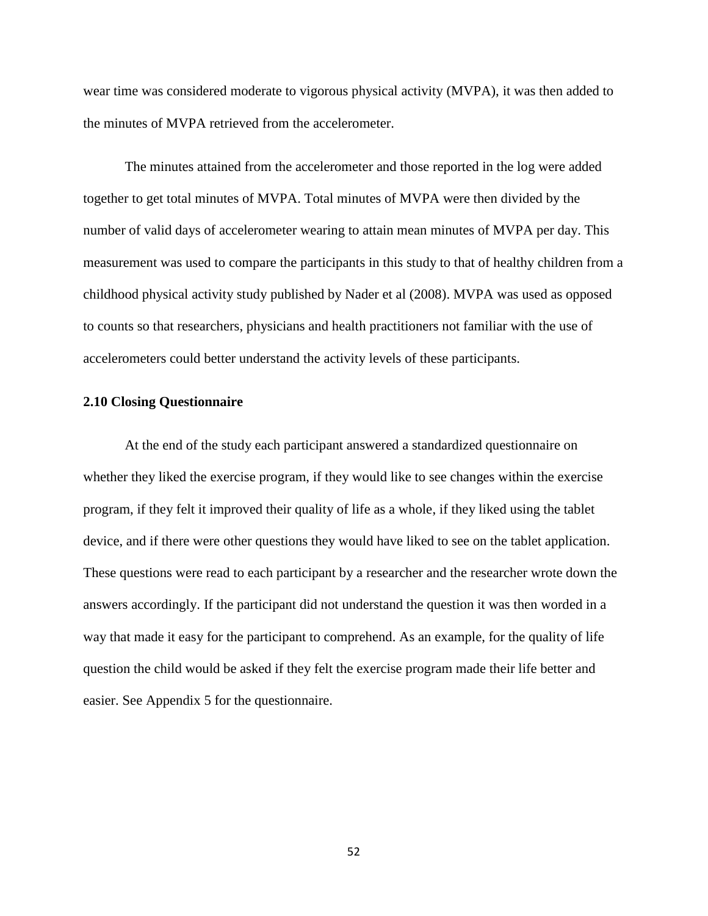wear time was considered moderate to vigorous physical activity (MVPA), it was then added to the minutes of MVPA retrieved from the accelerometer.

The minutes attained from the accelerometer and those reported in the log were added together to get total minutes of MVPA. Total minutes of MVPA were then divided by the number of valid days of accelerometer wearing to attain mean minutes of MVPA per day. This measurement was used to compare the participants in this study to that of healthy children from a childhood physical activity study published by Nader et al (2008). MVPA was used as opposed to counts so that researchers, physicians and health practitioners not familiar with the use of accelerometers could better understand the activity levels of these participants.

### 2.10 Closing Questionnaire

At the end of the study each participant answered a standardized questionnaire on whether they liked the exercise program, if they would like to see changes within the exercise program, if they felt it improved their quality of life as a whole, if they liked using the tablet device, and if there were other questions they would have liked to see on the tablet application. These questions were read to each participant by a researcher and the researcher wrote down the answers accordingly. If the participant did not understand the question it was then worded in a way that made it easy for the participant to comprehend. As an example, for the quality of life question the child would be asked if they felt the exercise program made their life better and easier. See Appendix 5 for the questionnaire.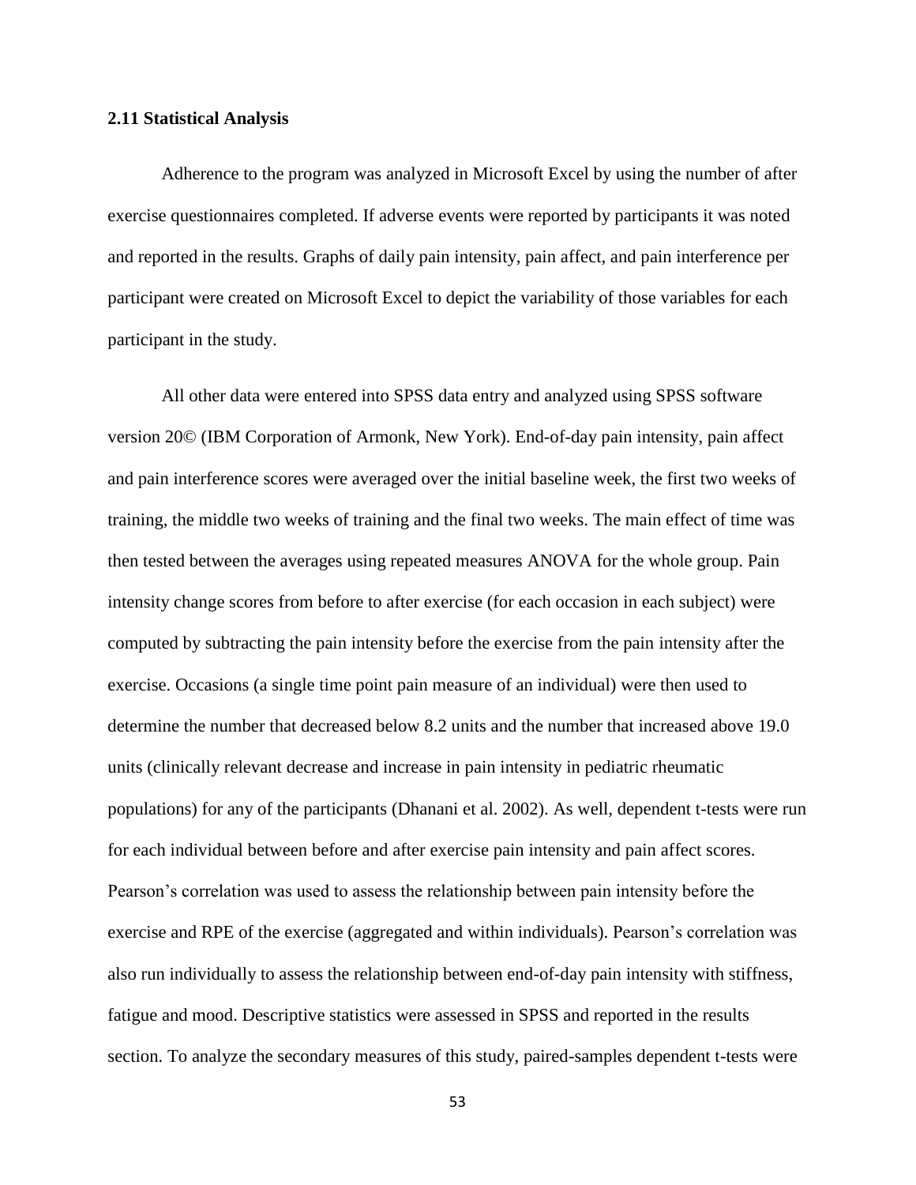### 2.11 Statistical Analysis

Adherence to the program was analyzed in Microsoft Excel by using the number of after exercise questionnaires completed. If adverse events were reported by participants it was noted and reported in the results. Graphs of daily pain intensity, pain affect, and pain interference per participant were created on Microsoft Excel to depict the variability of those variables for each participant in the study.

All other data were entered into SPSS data entry and analyzed using SPSS software version 20© (IBM Corporation of Armonk, New York). End-of-day pain intensity, pain affect and pain interference scores were averaged over the initial baseline week, the first two weeks of training, the middle two weeks of training and the final two weeks. The main effect of time was then tested between the averages using repeated measures ANOVA for the whole group. Pain intensity change scores from before to after exercise (for each occasion in each subject) were computed by subtracting the pain intensity before the exercise from the pain intensity after the exercise. Occasions (a single time point pain measure of an individual) were then used to determine the number that decreased below 8.2 units and the number that increased above 19.0 units (clinically relevant decrease and increase in pain intensity in pediatric rheumatic populations) for any of the participants (Dhanani et al. 2002). As well, dependent t-tests were run for each individual between before and after exercise pain intensity and pain affect scores. Pearson's correlation was used to assess the relationship between pain intensity before the exercise and RPE of the exercise (aggregated and within individuals). Pearson's correlation was also run individually to assess the relationship between end-of-day pain intensity with stiffness, fatigue and mood. Descriptive statistics were assessed in SPSS and reported in the results section. To analyze the secondary measures of this study, paired-samples dependent t-tests were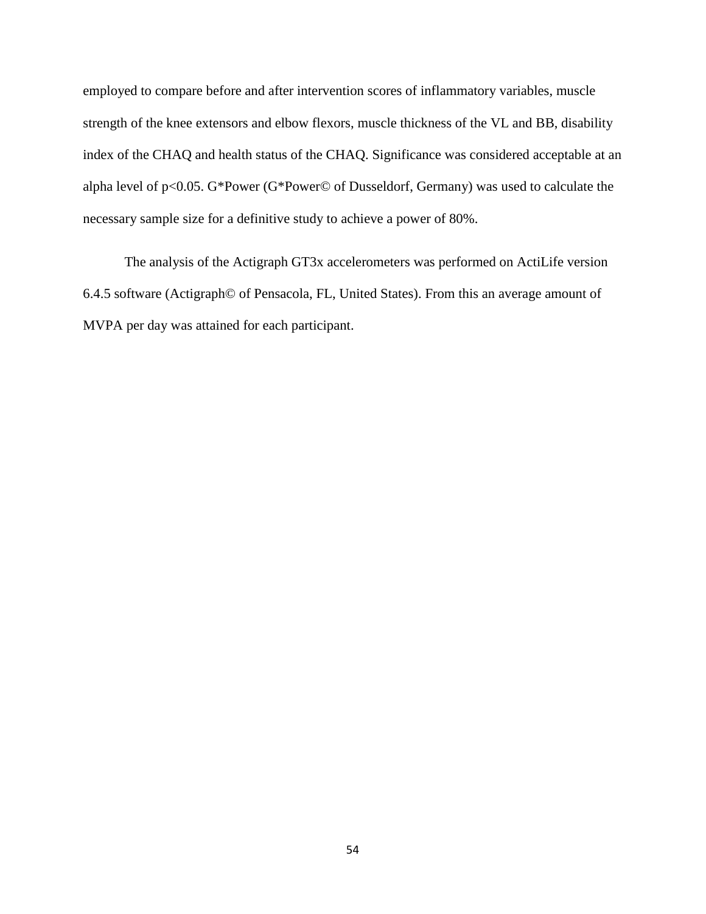employed to compare before and after intervention scores of inflammatory variables, muscle strength of the knee extensors and elbow flexors, muscle thickness of the VL and BB, disability index of the CHAQ and health status of the CHAQ. Significance was considered acceptable at an alpha level of $p<0.05$. G*Power (G*Power© of Dusseldorf, Germany) was used to calculate the necessary sample size for a definitive study to achieve a power of 80%.

The analysis of the Actigraph GT3x accelerometers was performed on ActiLife version 6.4.5 software (Actigraph© of Pensacola, FL, United States). From this an average amount of MVPA per day was attained for each participant.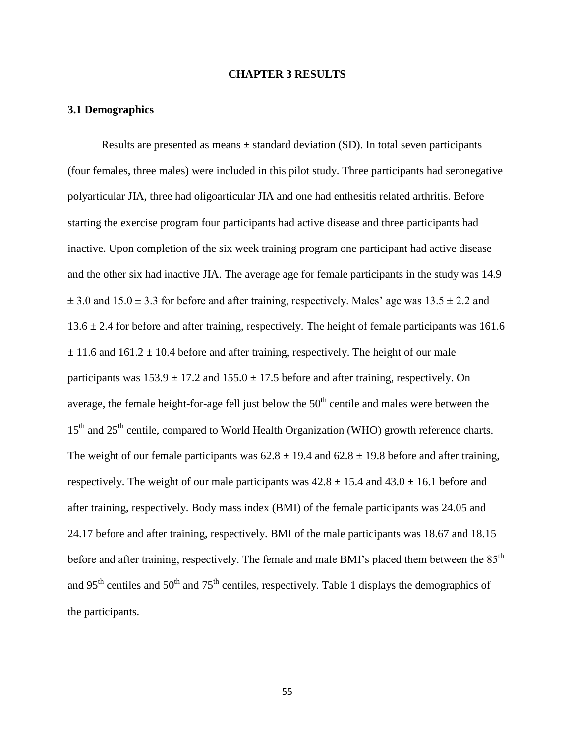# CHAPTER 3 RESULTS

## 3.1 Demographics

Results are presented as means ± standard deviation (SD). In total seven participants (four females, three males) were included in this pilot study. Three participants had seronegative polyarticular JIA, three had oligoarticular JIA and one had enthesitis related arthritis. Before starting the exercise program four participants had active disease and three participants had inactive. Upon completion of the six week training program one participant had active disease and the other six had inactive JIA. The average age for female participants in the study was 14.9 ± 3.0 and 15.0 ± 3.3 for before and after training, respectively. Males' age was 13.5 ± 2.2 and 13.6 ± 2.4 for before and after training, respectively. The height of female participants was 161.6 ± 11.6 and 161.2 ± 10.4 before and after training, respectively. The height of our male participants was 153.9 ± 17.2 and 155.0 ± 17.5 before and after training, respectively. On average, the female height-for-age fell just below the 50$^{th}$ centile and males were between the 15$^{th}$ and 25$^{th}$ centile, compared to World Health Organization (WHO) growth reference charts. The weight of our female participants was 62.8 ± 19.4 and 62.8 ± 19.8 before and after training, respectively. The weight of our male participants was 42.8 ± 15.4 and 43.0 ± 16.1 before and after training, respectively. Body mass index (BMI) of the female participants was 24.05 and 24.17 before and after training, respectively. BMI of the male participants was 18.67 and 18.15 before and after training, respectively. The female and male BMI's placed them between the 85$^{th}$ and 95$^{th}$ centiles and 50$^{th}$ and 75$^{th}$ centiles, respectively. Table 1 displays the demographics of the participants.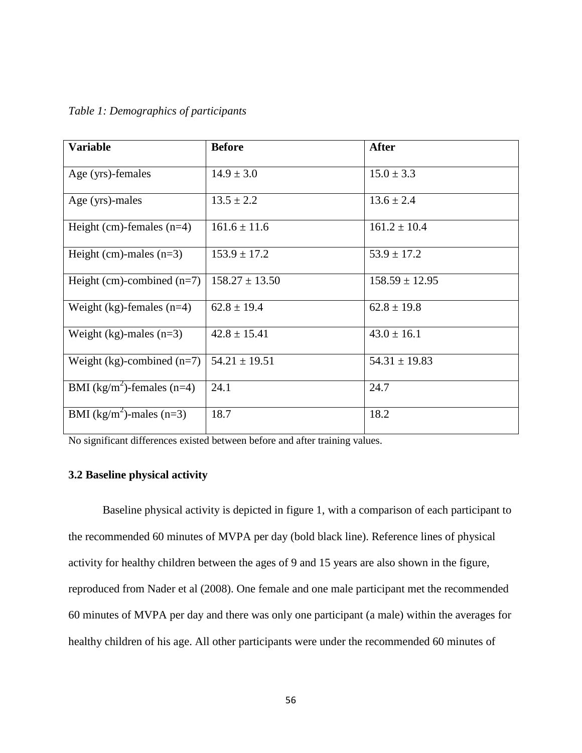*Table 1: Demographics of participants*

| Variable | Before | After |
|---|---|---|
| Age (yrs)-females | 14.9 ± 3.0 | 15.0 ± 3.3 |
| Age (yrs)-males | 13.5 ± 2.2 | 13.6 ± 2.4 |
| Height (cm)-females (n=4) | 161.6 ± 11.6 | 161.2 ± 10.4 |
| Height (cm)-males (n=3) | 153.9 ± 17.2 | 53.9 ± 17.2 |
| Height (cm)-combined (n=7) | 158.27 ± 13.50 | 158.59 ± 12.95 |
| Weight (kg)-females (n=4) | 62.8 ± 19.4 | 62.8 ± 19.8 |
| Weight (kg)-males (n=3) | 42.8 ± 15.41 | 43.0 ± 16.1 |
| Weight (kg)-combined (n=7) | 54.21 ± 19.51 | 54.31 ± 19.83 |
| BMI ($kg/m^2$)-females (n=4) | 24.1 | 24.7 |
| BMI ($kg/m^2$)-males (n=3) | 18.7 | 18.2 |

No significant differences existed between before and after training values.

### 3.2 Baseline physical activity

Baseline physical activity is depicted in figure 1, with a comparison of each participant to the recommended 60 minutes of MVPA per day (bold black line). Reference lines of physical activity for healthy children between the ages of 9 and 15 years are also shown in the figure, reproduced from Nader et al (2008). One female and one male participant met the recommended 60 minutes of MVPA per day and there was only one participant (a male) within the averages for healthy children of his age. All other participants were under the recommended 60 minutes of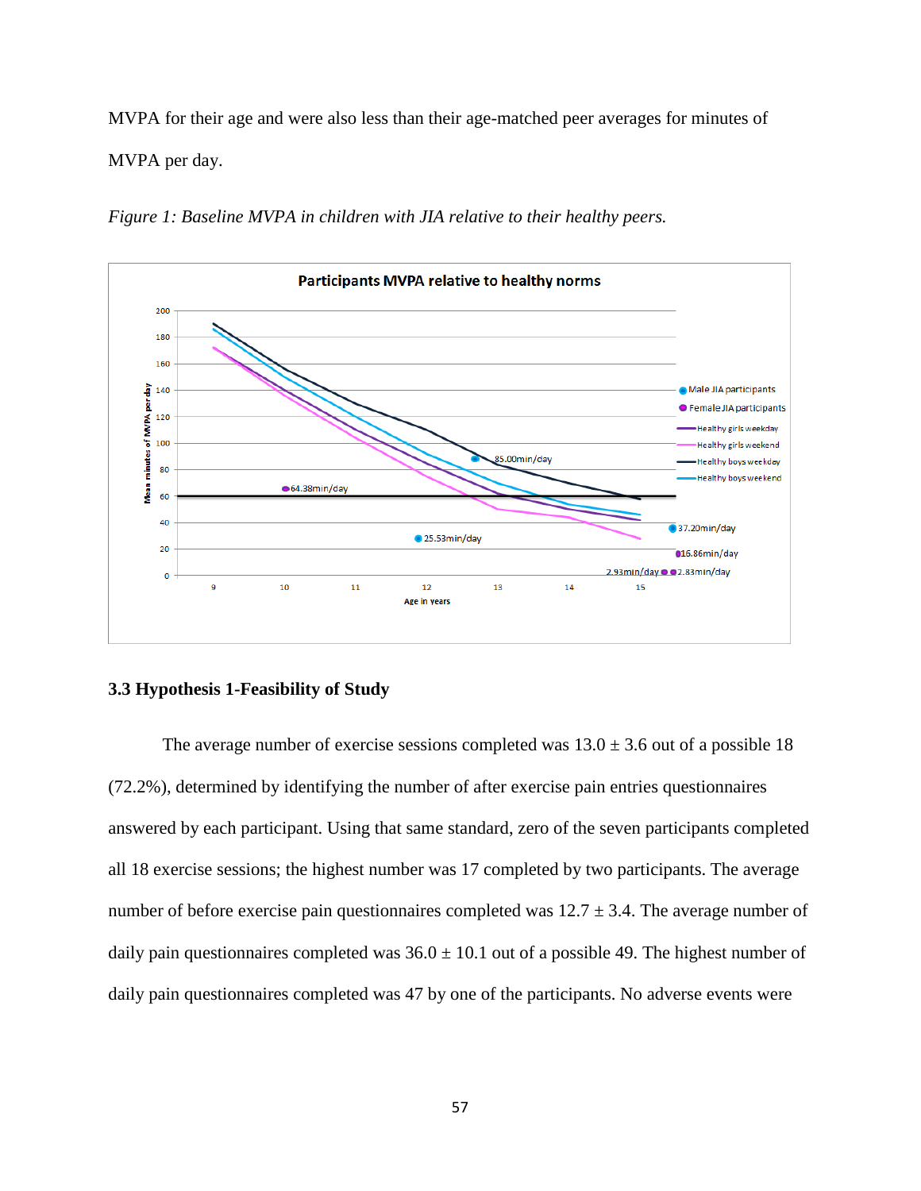MVPA for their age and were also less than their age-matched peer averages for minutes of MVPA per day.

*Figure 1: Baseline MVPA in children with JIA relative to their healthy peers.*

### 3.3 Hypothesis 1-Feasibility of Study

The average number of exercise sessions completed was 13.0 ± 3.6 out of a possible 18 (72.2%), determined by identifying the number of after exercise pain entries questionnaires answered by each participant. Using that same standard, zero of the seven participants completed all 18 exercise sessions; the highest number was 17 completed by two participants. The average number of before exercise pain questionnaires completed was 12.7 ± 3.4. The average number of daily pain questionnaires completed was 36.0 ± 10.1 out of a possible 49. The highest number of daily pain questionnaires completed was 47 by one of the participants. No adverse events were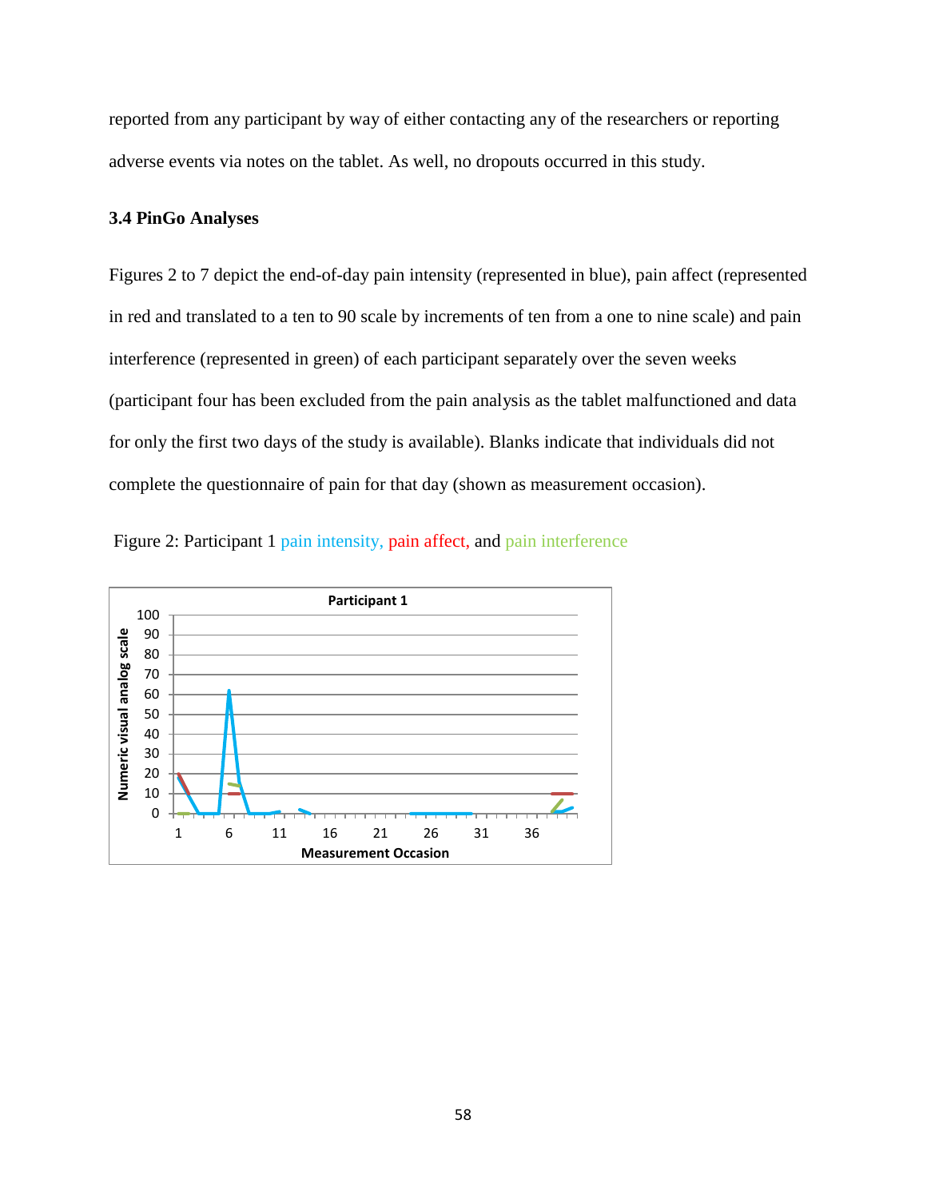reported from any participant by way of either contacting any of the researchers or reporting adverse events via notes on the tablet. As well, no dropouts occurred in this study.

### 3.4 PinGo Analyses

Figures 2 to 7 depict the end-of-day pain intensity (represented in blue), pain affect (represented in red and translated to a ten to 90 scale by increments of ten from a one to nine scale) and pain interference (represented in green) of each participant separately over the seven weeks (participant four has been excluded from the pain analysis as the tablet malfunctioned and data for only the first two days of the study is available). Blanks indicate that individuals did not complete the questionnaire of pain for that day (shown as measurement occasion).

Figure 2: Participant 1 pain intensity, pain affect, and pain interference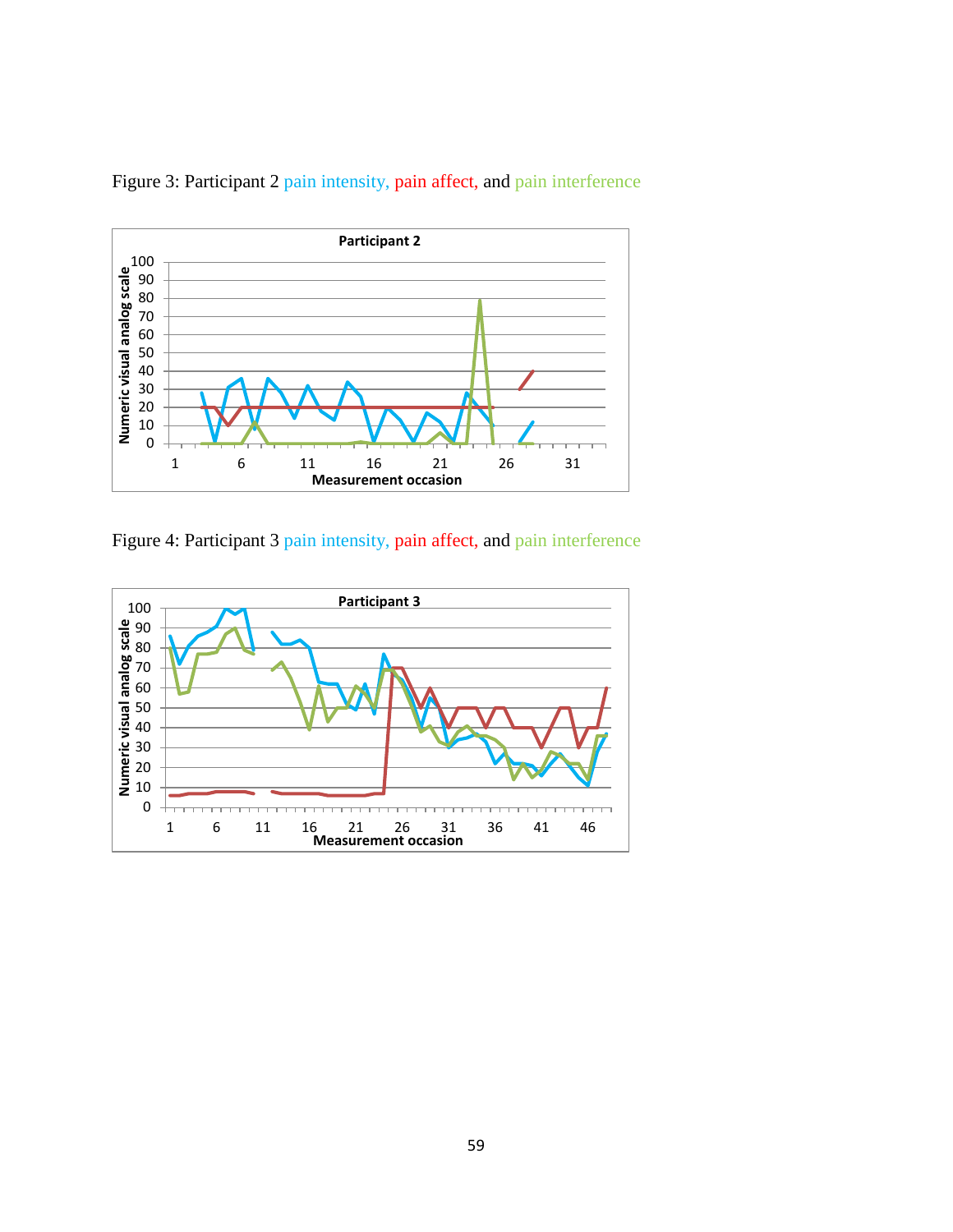Figure 3: Participant 2 pain intensity, pain affect, and pain interference

Figure 4: Participant 3 pain intensity, pain affect, and pain interference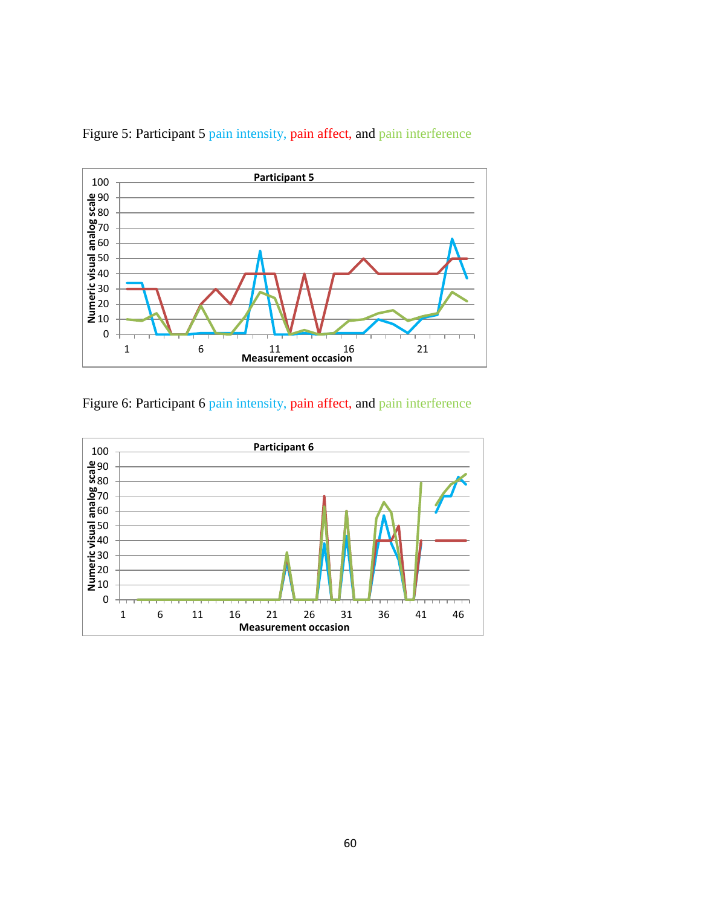Figure 5: Participant 5 pain intensity, pain affect, and pain interference

Figure 6: Participant 6 pain intensity, pain affect, and pain interference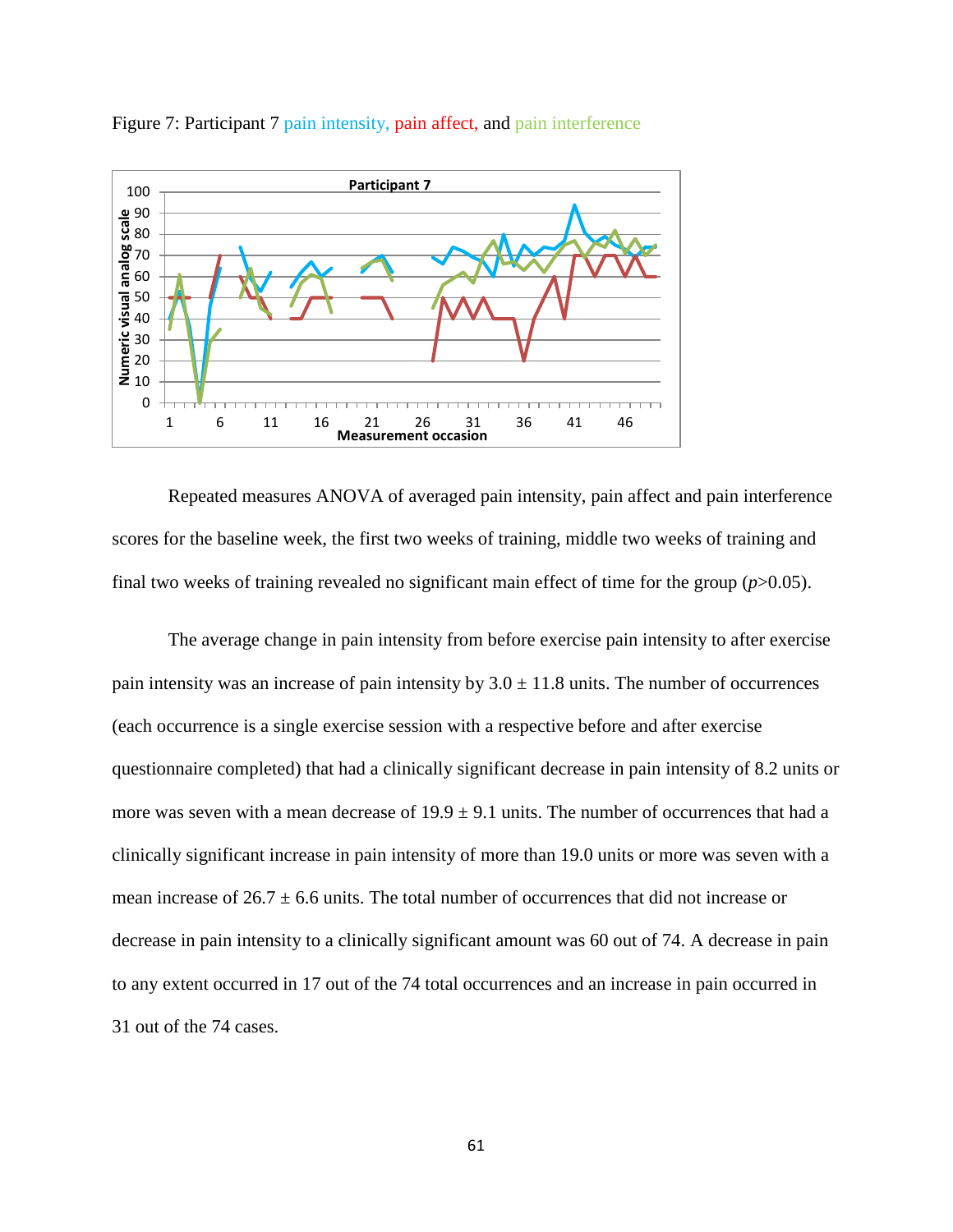Figure 7: Participant 7 pain intensity, pain affect, and pain interference

Repeated measures ANOVA of averaged pain intensity, pain affect and pain interference scores for the baseline week, the first two weeks of training, middle two weeks of training and final two weeks of training revealed no significant main effect of time for the group ($p$>0.05).

The average change in pain intensity from before exercise pain intensity to after exercise pain intensity was an increase of pain intensity by 3.0 ± 11.8 units. The number of occurrences (each occurrence is a single exercise session with a respective before and after exercise questionnaire completed) that had a clinically significant decrease in pain intensity of 8.2 units or more was seven with a mean decrease of 19.9 ± 9.1 units. The number of occurrences that had a clinically significant increase in pain intensity of more than 19.0 units or more was seven with a mean increase of 26.7 ± 6.6 units. The total number of occurrences that did not increase or decrease in pain intensity to a clinically significant amount was 60 out of 74. A decrease in pain to any extent occurred in 17 out of the 74 total occurrences and an increase in pain occurred in 31 out of the 74 cases.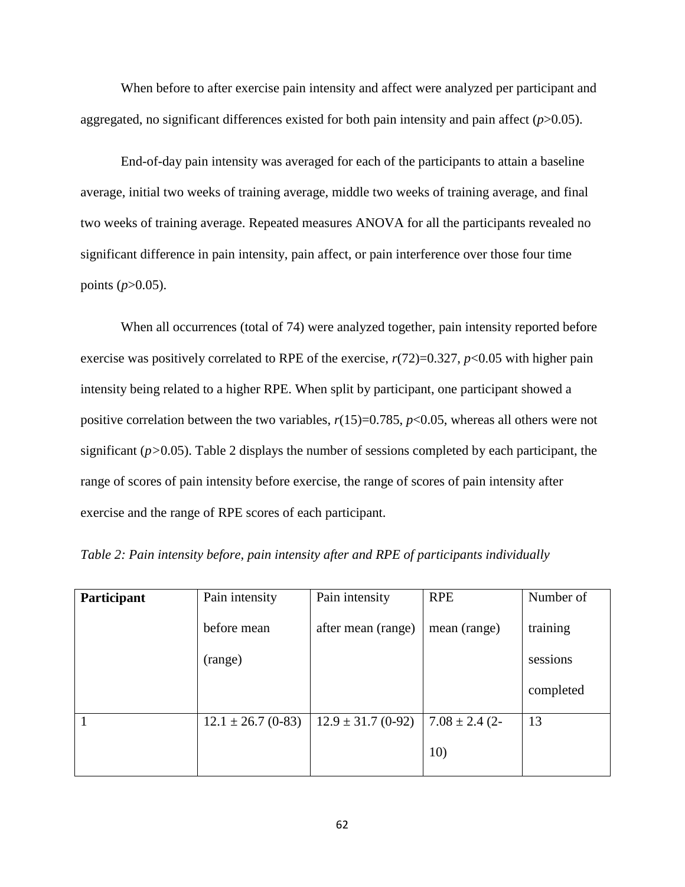When before to after exercise pain intensity and affect were analyzed per participant and aggregated, no significant differences existed for both pain intensity and pain affect ($p$>0.05).

End-of-day pain intensity was averaged for each of the participants to attain a baseline average, initial two weeks of training average, middle two weeks of training average, and final two weeks of training average. Repeated measures ANOVA for all the participants revealed no significant difference in pain intensity, pain affect, or pain interference over those four time points ($p$>0.05).

When all occurrences (total of 74) were analyzed together, pain intensity reported before exercise was positively correlated to RPE of the exercise, $r(72)=0.327$, $p<0.05$ with higher pain intensity being related to a higher RPE. When split by participant, one participant showed a positive correlation between the two variables, $r(15)=0.785$, $p<0.05$, whereas all others were not significant ($p>0.05$). Table 2 displays the number of sessions completed by each participant, the range of scores of pain intensity before exercise, the range of scores of pain intensity after exercise and the range of RPE scores of each participant.

*Table 2: Pain intensity before, pain intensity after and RPE of participants individually*

| **Participant** | Pain intensity before mean (range) | Pain intensity after mean (range) | RPE mean (range) | Number of training sessions completed |
|---|---|---|---|---|
| 1 | 12.1 ± 26.7 (0-83) | 12.9 ± 31.7 (0-92) | 7.08 ± 2.4 (2-10) | 13 |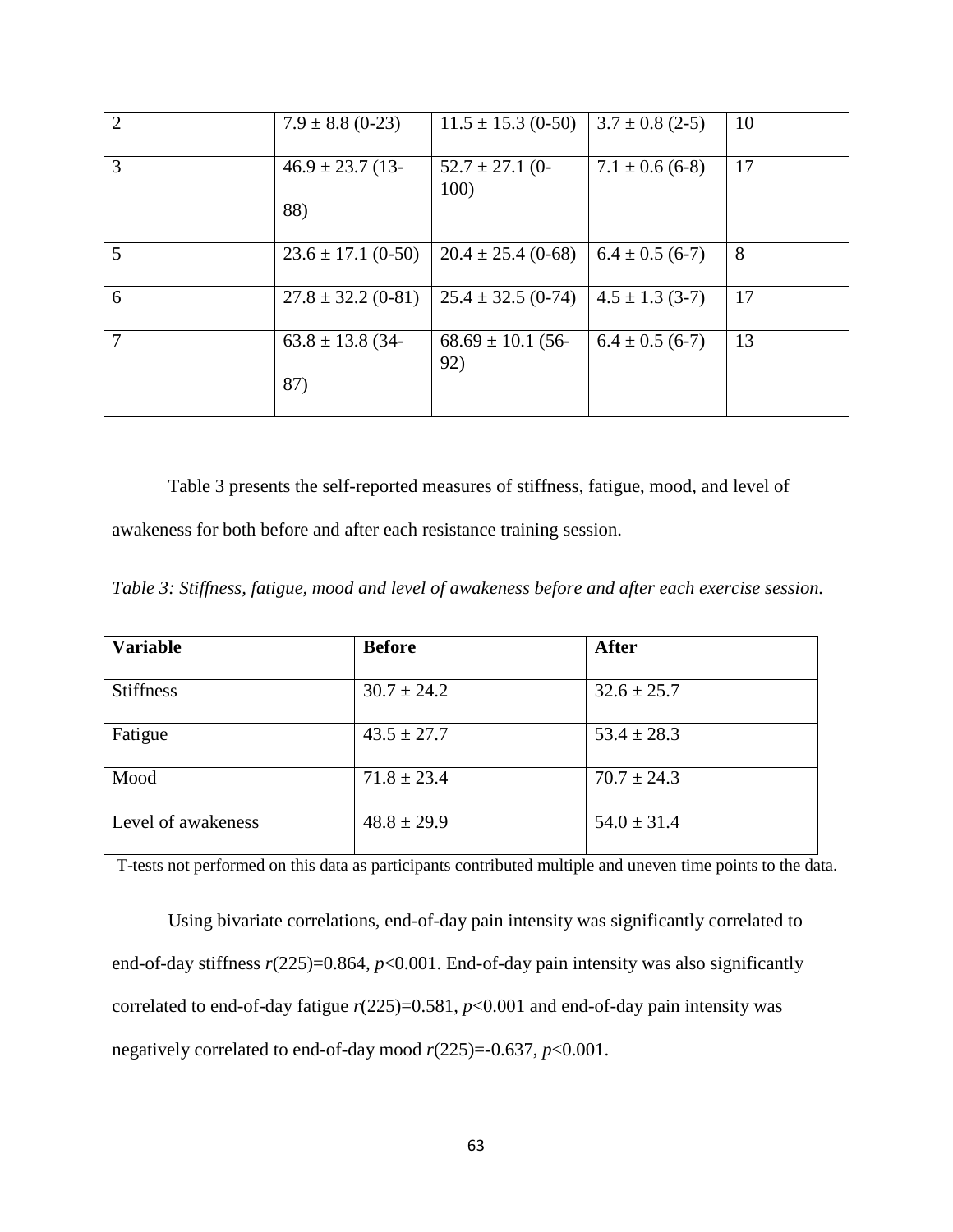| 2 | 7.9 ± 8.8 (0-23) | 11.5 ± 15.3 (0-50) | 3.7 ± 0.8 (2-5) | 10 |
|---|---|---|---|---|
| 3 | 46.9 ± 23.7 (13-88) | 52.7 ± 27.1 (0-100) | 7.1 ± 0.6 (6-8) | 17 |
| 5 | 23.6 ± 17.1 (0-50) | 20.4 ± 25.4 (0-68) | 6.4 ± 0.5 (6-7) | 8 |
| 6 | 27.8 ± 32.2 (0-81) | 25.4 ± 32.5 (0-74) | 4.5 ± 1.3 (3-7) | 17 |
| 7 | 63.8 ± 13.8 (34-87) | 68.69 ± 10.1 (56-92) | 6.4 ± 0.5 (6-7) | 13 |

Table 3 presents the self-reported measures of stiffness, fatigue, mood, and level of awakeness for both before and after each resistance training session.

*Table 3: Stiffness, fatigue, mood and level of awakeness before and after each exercise session.*

| **Variable** | **Before** | **After** |
|---|---|---|
| Stiffness | 30.7 ± 24.2 | 32.6 ± 25.7 |
| Fatigue | 43.5 ± 27.7 | 53.4 ± 28.3 |
| Mood | 71.8 ± 23.4 | 70.7 ± 24.3 |
| Level of awakeness | 48.8 ± 29.9 | 54.0 ± 31.4 |

T-tests not performed on this data as participants contributed multiple and uneven time points to the data.

Using bivariate correlations, end-of-day pain intensity was significantly correlated to end-of-day stiffness $r(225)=0.864$, $p<0.001$. End-of-day pain intensity was also significantly correlated to end-of-day fatigue $r(225)=0.581$, $p<0.001$ and end-of-day pain intensity was negatively correlated to end-of-day mood $r(225)=-0.637$, $p<0.001$.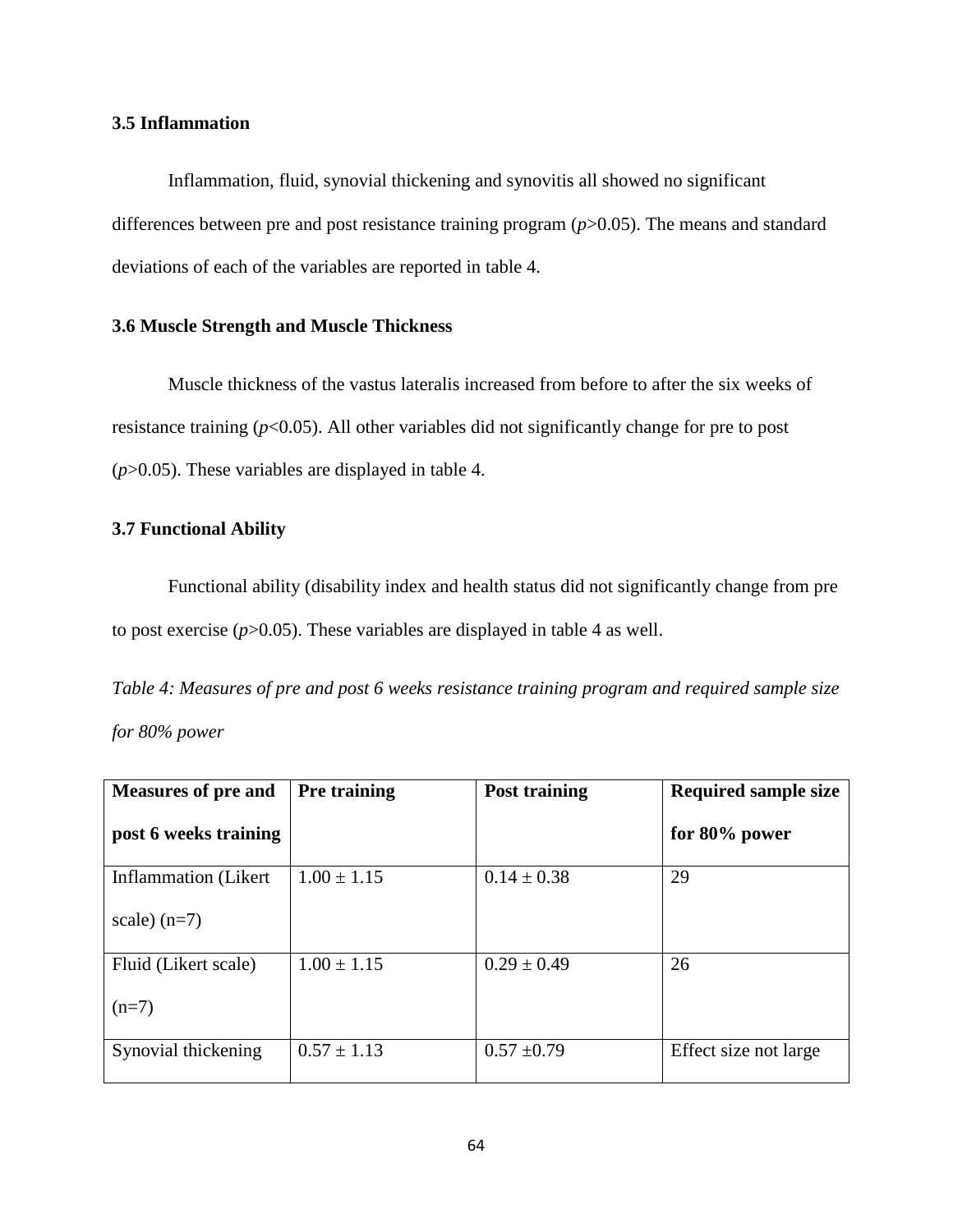### 3.5 Inflammation

Inflammation, fluid, synovial thickening and synovitis all showed no significant differences between pre and post resistance training program ($p>0.05$). The means and standard deviations of each of the variables are reported in table 4.

### 3.6 Muscle Strength and Muscle Thickness

Muscle thickness of the vastus lateralis increased from before to after the six weeks of resistance training ($p<0.05$). All other variables did not significantly change for pre to post ($p>0.05$). These variables are displayed in table 4.

### 3.7 Functional Ability

Functional ability (disability index and health status did not significantly change from pre to post exercise ($p>0.05$). These variables are displayed in table 4 as well.

*Table 4: Measures of pre and post 6 weeks resistance training program and required sample size for 80% power*

| Measures of pre and post 6 weeks training | Pre training | Post training | Required sample size for 80% power |
|---|---|---|---|
| Inflammation (Likert scale) (n=7) | 1.00 ± 1.15 | 0.14 ± 0.38 | 29 |
| Fluid (Likert scale) (n=7) | 1.00 ± 1.15 | 0.29 ± 0.49 | 26 |
| Synovial thickening | 0.57 ± 1.13 | 0.57 ±0.79 | Effect size not large |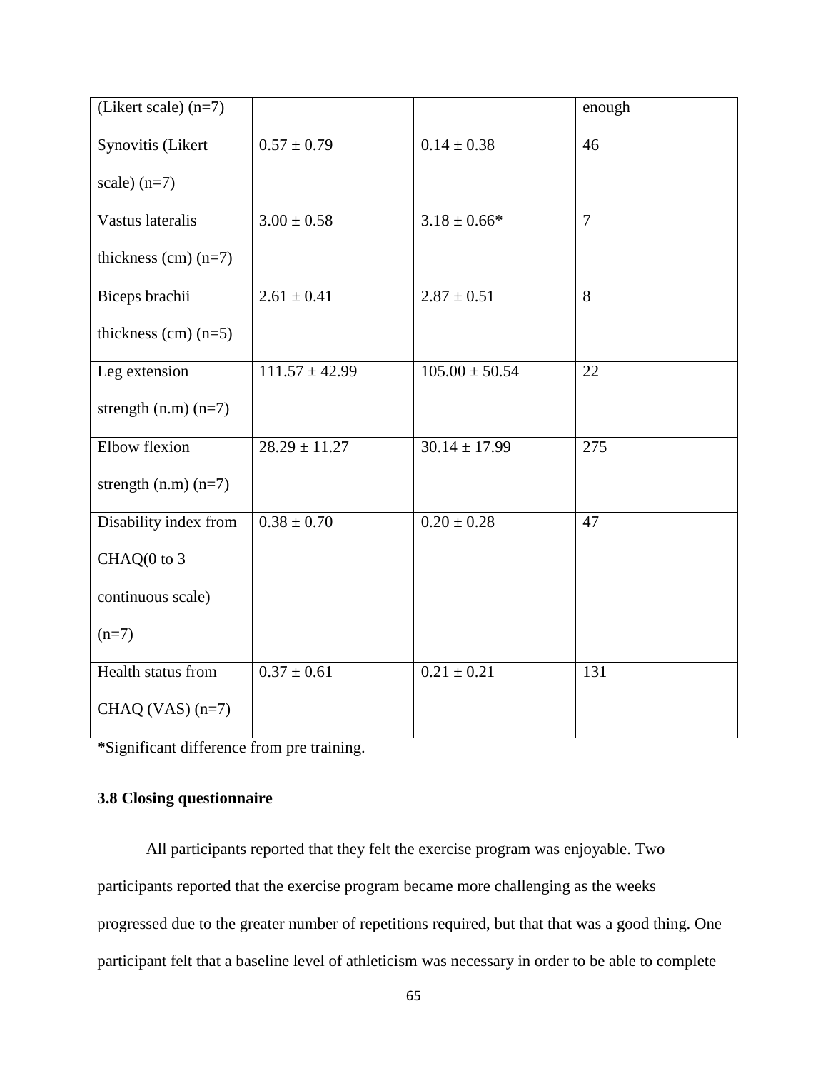| (Likert scale) (n=7) | | | enough |
|---|---|---|---|
| Synovitis (Likert scale) (n=7) | 0.57 ± 0.79 | 0.14 ± 0.38 | 46 |
| Vastus lateralis thickness (cm) (n=7) | 3.00 ± 0.58 | 3.18 ± 0.66* | 7 |
| Biceps brachii thickness (cm) (n=5) | 2.61 ± 0.41 | 2.87 ± 0.51 | 8 |
| Leg extension strength (n.m) (n=7) | 111.57 ± 42.99 | 105.00 ± 50.54 | 22 |
| Elbow flexion strength (n.m) (n=7) | 28.29 ± 11.27 | 30.14 ± 17.99 | 275 |
| Disability index from CHAQ(0 to 3 continuous scale) (n=7) | 0.38 ± 0.70 | 0.20 ± 0.28 | 47 |
| Health status from CHAQ (VAS) (n=7) | 0.37 ± 0.61 | 0.21 ± 0.21 | 131 |

**\***Significant difference from pre training.

### 3.8 Closing questionnaire

All participants reported that they felt the exercise program was enjoyable. Two participants reported that the exercise program became more challenging as the weeks progressed due to the greater number of repetitions required, but that that was a good thing. One participant felt that a baseline level of athleticism was necessary in order to be able to complete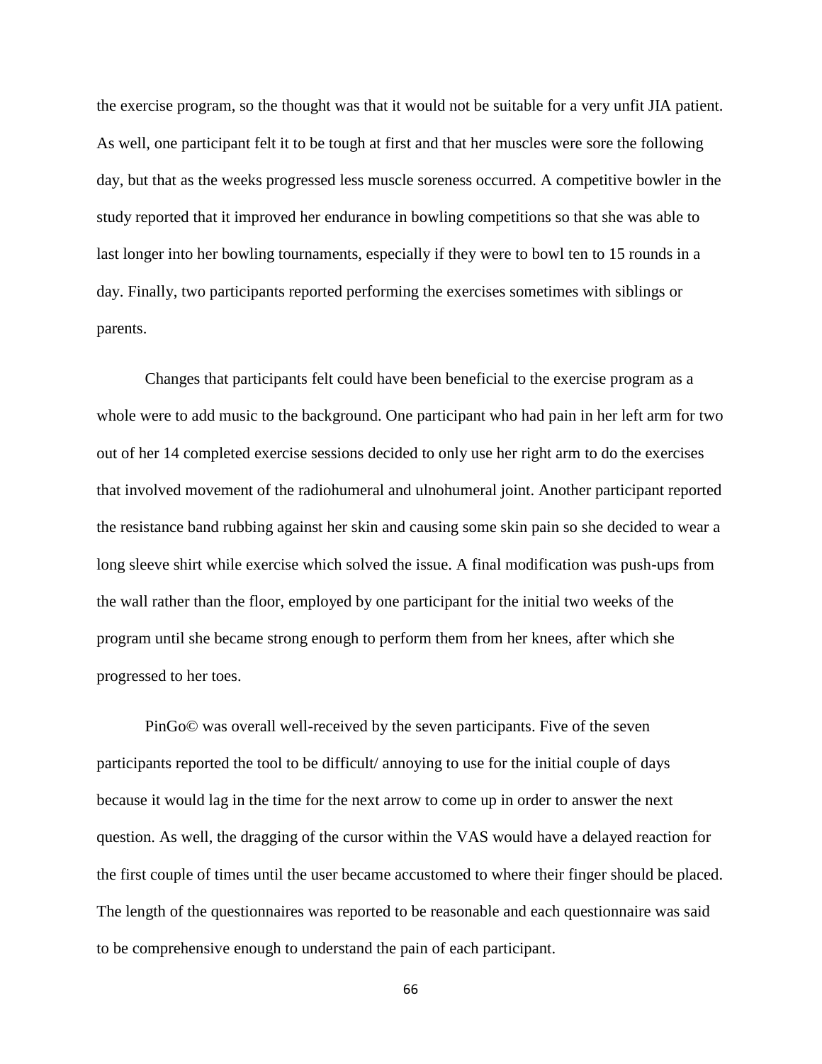the exercise program, so the thought was that it would not be suitable for a very unfit JIA patient. As well, one participant felt it to be tough at first and that her muscles were sore the following day, but that as the weeks progressed less muscle soreness occurred. A competitive bowler in the study reported that it improved her endurance in bowling competitions so that she was able to last longer into her bowling tournaments, especially if they were to bowl ten to 15 rounds in a day. Finally, two participants reported performing the exercises sometimes with siblings or parents.

Changes that participants felt could have been beneficial to the exercise program as a whole were to add music to the background. One participant who had pain in her left arm for two out of her 14 completed exercise sessions decided to only use her right arm to do the exercises that involved movement of the radiohumeral and ulnohumeral joint. Another participant reported the resistance band rubbing against her skin and causing some skin pain so she decided to wear a long sleeve shirt while exercise which solved the issue. A final modification was push-ups from the wall rather than the floor, employed by one participant for the initial two weeks of the program until she became strong enough to perform them from her knees, after which she progressed to her toes.

PinGo© was overall well-received by the seven participants. Five of the seven participants reported the tool to be difficult/ annoying to use for the initial couple of days because it would lag in the time for the next arrow to come up in order to answer the next question. As well, the dragging of the cursor within the VAS would have a delayed reaction for the first couple of times until the user became accustomed to where their finger should be placed. The length of the questionnaires was reported to be reasonable and each questionnaire was said to be comprehensive enough to understand the pain of each participant.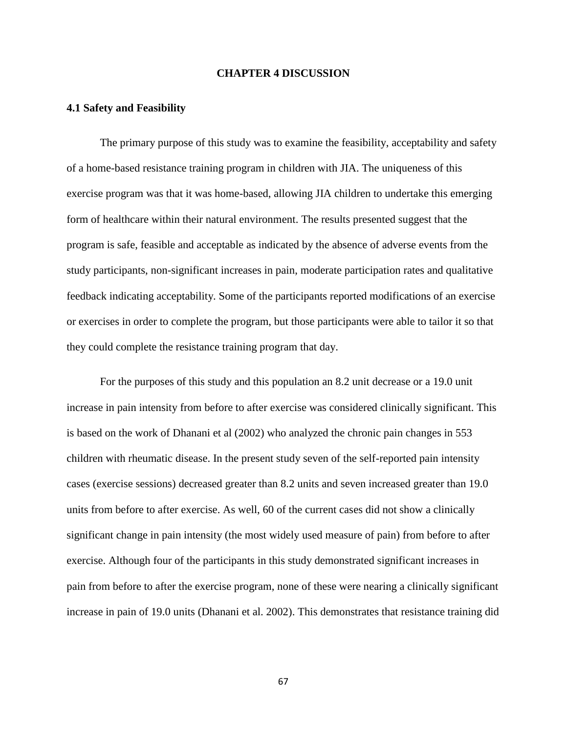# CHAPTER 4 DISCUSSION

## 4.1 Safety and Feasibility

The primary purpose of this study was to examine the feasibility, acceptability and safety of a home-based resistance training program in children with JIA. The uniqueness of this exercise program was that it was home-based, allowing JIA children to undertake this emerging form of healthcare within their natural environment. The results presented suggest that the program is safe, feasible and acceptable as indicated by the absence of adverse events from the study participants, non-significant increases in pain, moderate participation rates and qualitative feedback indicating acceptability. Some of the participants reported modifications of an exercise or exercises in order to complete the program, but those participants were able to tailor it so that they could complete the resistance training program that day.

For the purposes of this study and this population an 8.2 unit decrease or a 19.0 unit increase in pain intensity from before to after exercise was considered clinically significant. This is based on the work of Dhanani et al (2002) who analyzed the chronic pain changes in 553 children with rheumatic disease. In the present study seven of the self-reported pain intensity cases (exercise sessions) decreased greater than 8.2 units and seven increased greater than 19.0 units from before to after exercise. As well, 60 of the current cases did not show a clinically significant change in pain intensity (the most widely used measure of pain) from before to after exercise. Although four of the participants in this study demonstrated significant increases in pain from before to after the exercise program, none of these were nearing a clinically significant increase in pain of 19.0 units (Dhanani et al. 2002). This demonstrates that resistance training did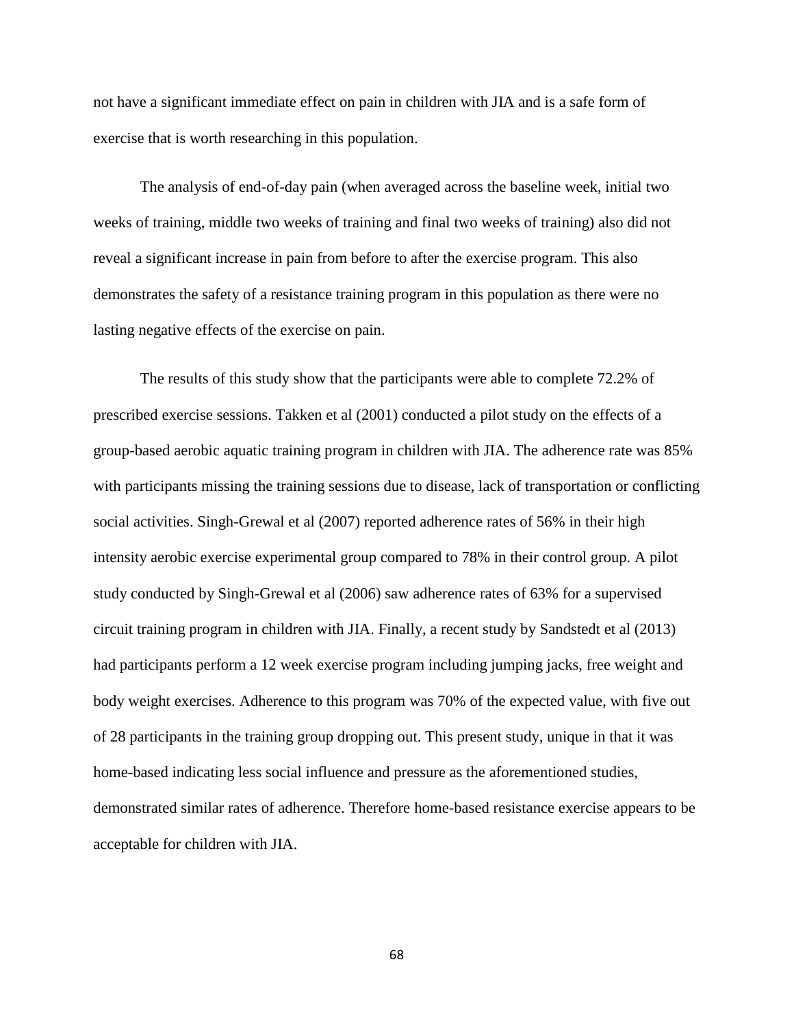not have a significant immediate effect on pain in children with JIA and is a safe form of exercise that is worth researching in this population.

The analysis of end-of-day pain (when averaged across the baseline week, initial two weeks of training, middle two weeks of training and final two weeks of training) also did not reveal a significant increase in pain from before to after the exercise program. This also demonstrates the safety of a resistance training program in this population as there were no lasting negative effects of the exercise on pain.

The results of this study show that the participants were able to complete 72.2% of prescribed exercise sessions. Takken et al (2001) conducted a pilot study on the effects of a group-based aerobic aquatic training program in children with JIA. The adherence rate was 85% with participants missing the training sessions due to disease, lack of transportation or conflicting social activities. Singh-Grewal et al (2007) reported adherence rates of 56% in their high intensity aerobic exercise experimental group compared to 78% in their control group. A pilot study conducted by Singh-Grewal et al (2006) saw adherence rates of 63% for a supervised circuit training program in children with JIA. Finally, a recent study by Sandstedt et al (2013) had participants perform a 12 week exercise program including jumping jacks, free weight and body weight exercises. Adherence to this program was 70% of the expected value, with five out of 28 participants in the training group dropping out. This present study, unique in that it was home-based indicating less social influence and pressure as the aforementioned studies, demonstrated similar rates of adherence. Therefore home-based resistance exercise appears to be acceptable for children with JIA.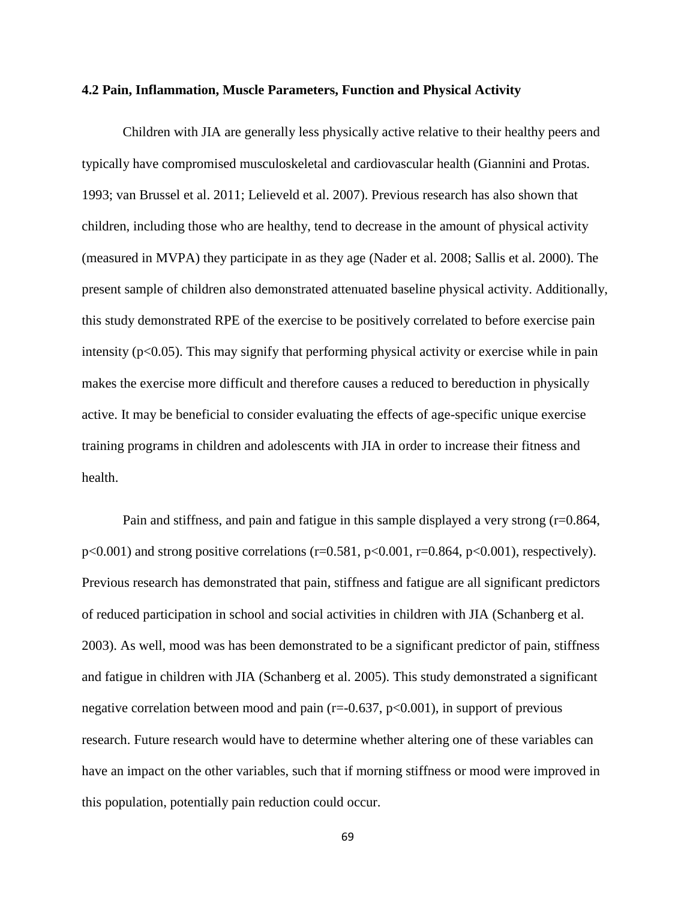### 4.2 Pain, Inflammation, Muscle Parameters, Function and Physical Activity

Children with JIA are generally less physically active relative to their healthy peers and typically have compromised musculoskeletal and cardiovascular health (Giannini and Protas. 1993; van Brussel et al. 2011; Lelieveld et al. 2007). Previous research has also shown that children, including those who are healthy, tend to decrease in the amount of physical activity (measured in MVPA) they participate in as they age (Nader et al. 2008; Sallis et al. 2000). The present sample of children also demonstrated attenuated baseline physical activity. Additionally, this study demonstrated RPE of the exercise to be positively correlated to before exercise pain intensity ($p<0.05$). This may signify that performing physical activity or exercise while in pain makes the exercise more difficult and therefore causes a reduced to bereduction in physically active. It may be beneficial to consider evaluating the effects of age-specific unique exercise training programs in children and adolescents with JIA in order to increase their fitness and health.

Pain and stiffness, and pain and fatigue in this sample displayed a very strong ($r=0.864$, $p<0.001$) and strong positive correlations ($r=0.581$, $p<0.001$, $r=0.864$, $p<0.001$), respectively). Previous research has demonstrated that pain, stiffness and fatigue are all significant predictors of reduced participation in school and social activities in children with JIA (Schanberg et al. 2003). As well, mood was has been demonstrated to be a significant predictor of pain, stiffness and fatigue in children with JIA (Schanberg et al. 2005). This study demonstrated a significant negative correlation between mood and pain ($r=-0.637$, $p<0.001$), in support of previous research. Future research would have to determine whether altering one of these variables can have an impact on the other variables, such that if morning stiffness or mood were improved in this population, potentially pain reduction could occur.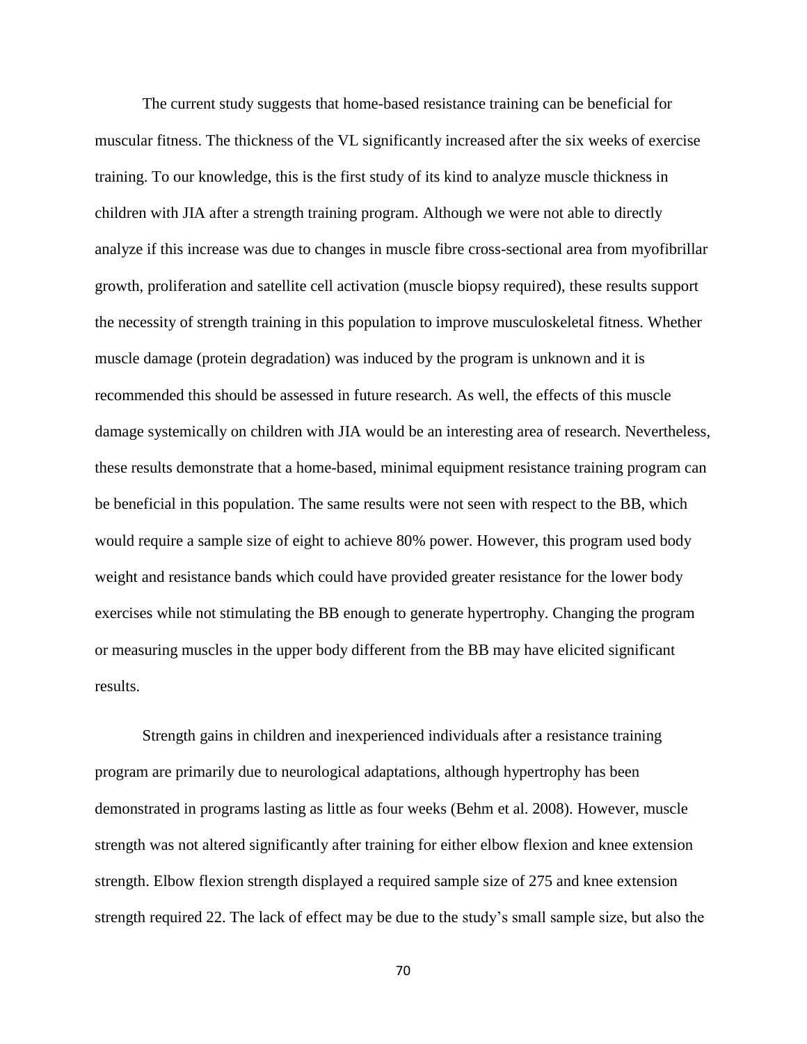The current study suggests that home-based resistance training can be beneficial for muscular fitness. The thickness of the VL significantly increased after the six weeks of exercise training. To our knowledge, this is the first study of its kind to analyze muscle thickness in children with JIA after a strength training program. Although we were not able to directly analyze if this increase was due to changes in muscle fibre cross-sectional area from myofibrillar growth, proliferation and satellite cell activation (muscle biopsy required), these results support the necessity of strength training in this population to improve musculoskeletal fitness. Whether muscle damage (protein degradation) was induced by the program is unknown and it is recommended this should be assessed in future research. As well, the effects of this muscle damage systemically on children with JIA would be an interesting area of research. Nevertheless, these results demonstrate that a home-based, minimal equipment resistance training program can be beneficial in this population. The same results were not seen with respect to the BB, which would require a sample size of eight to achieve 80% power. However, this program used body weight and resistance bands which could have provided greater resistance for the lower body exercises while not stimulating the BB enough to generate hypertrophy. Changing the program or measuring muscles in the upper body different from the BB may have elicited significant results.

Strength gains in children and inexperienced individuals after a resistance training program are primarily due to neurological adaptations, although hypertrophy has been demonstrated in programs lasting as little as four weeks (Behm et al. 2008). However, muscle strength was not altered significantly after training for either elbow flexion and knee extension strength. Elbow flexion strength displayed a required sample size of 275 and knee extension strength required 22. The lack of effect may be due to the study's small sample size, but also the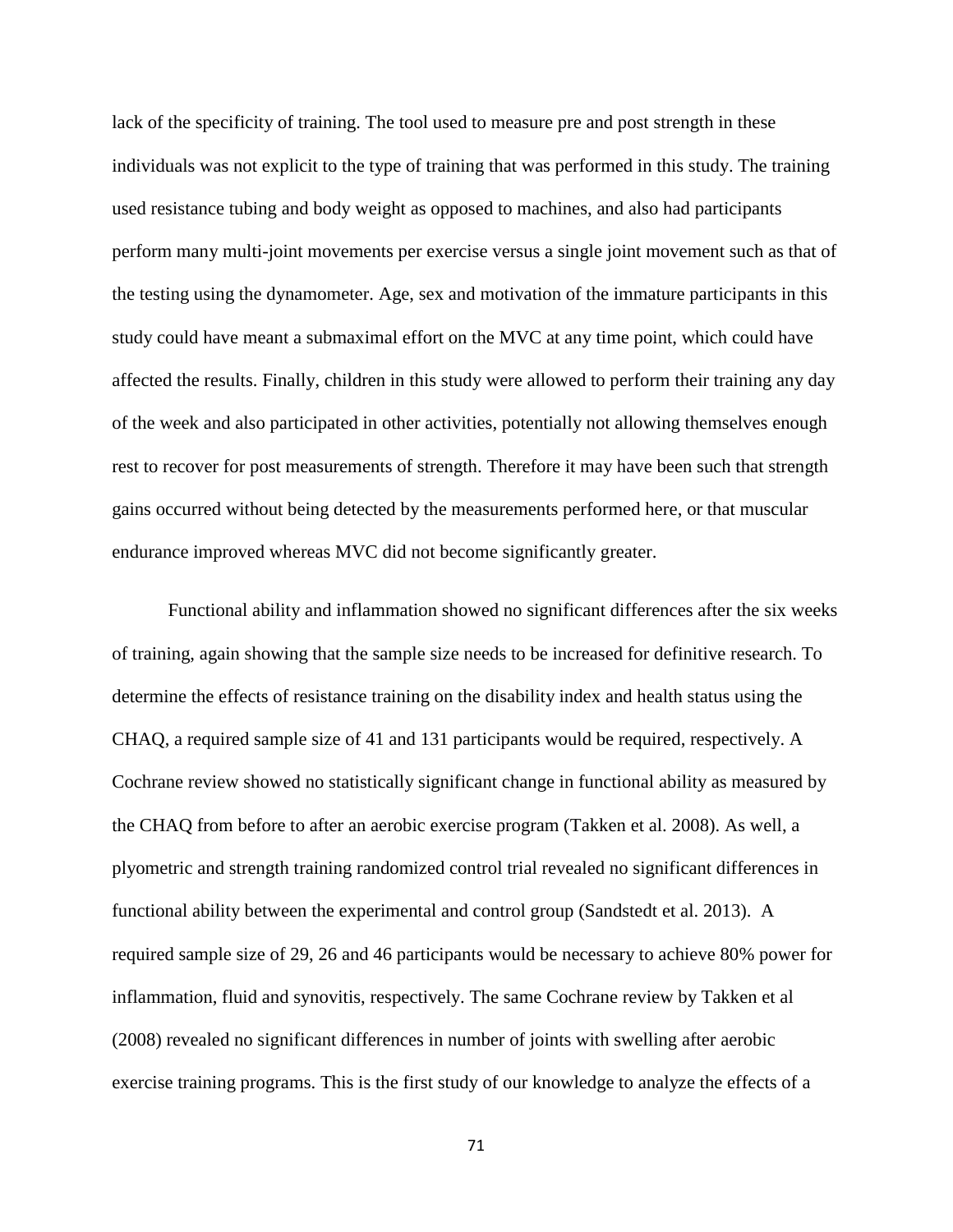lack of the specificity of training. The tool used to measure pre and post strength in these individuals was not explicit to the type of training that was performed in this study. The training used resistance tubing and body weight as opposed to machines, and also had participants perform many multi-joint movements per exercise versus a single joint movement such as that of the testing using the dynamometer. Age, sex and motivation of the immature participants in this study could have meant a submaximal effort on the MVC at any time point, which could have affected the results. Finally, children in this study were allowed to perform their training any day of the week and also participated in other activities, potentially not allowing themselves enough rest to recover for post measurements of strength. Therefore it may have been such that strength gains occurred without being detected by the measurements performed here, or that muscular endurance improved whereas MVC did not become significantly greater.

Functional ability and inflammation showed no significant differences after the six weeks of training, again showing that the sample size needs to be increased for definitive research. To determine the effects of resistance training on the disability index and health status using the CHAQ, a required sample size of 41 and 131 participants would be required, respectively. A Cochrane review showed no statistically significant change in functional ability as measured by the CHAQ from before to after an aerobic exercise program (Takken et al. 2008). As well, a plyometric and strength training randomized control trial revealed no significant differences in functional ability between the experimental and control group (Sandstedt et al. 2013). A required sample size of 29, 26 and 46 participants would be necessary to achieve 80% power for inflammation, fluid and synovitis, respectively. The same Cochrane review by Takken et al (2008) revealed no significant differences in number of joints with swelling after aerobic exercise training programs. This is the first study of our knowledge to analyze the effects of a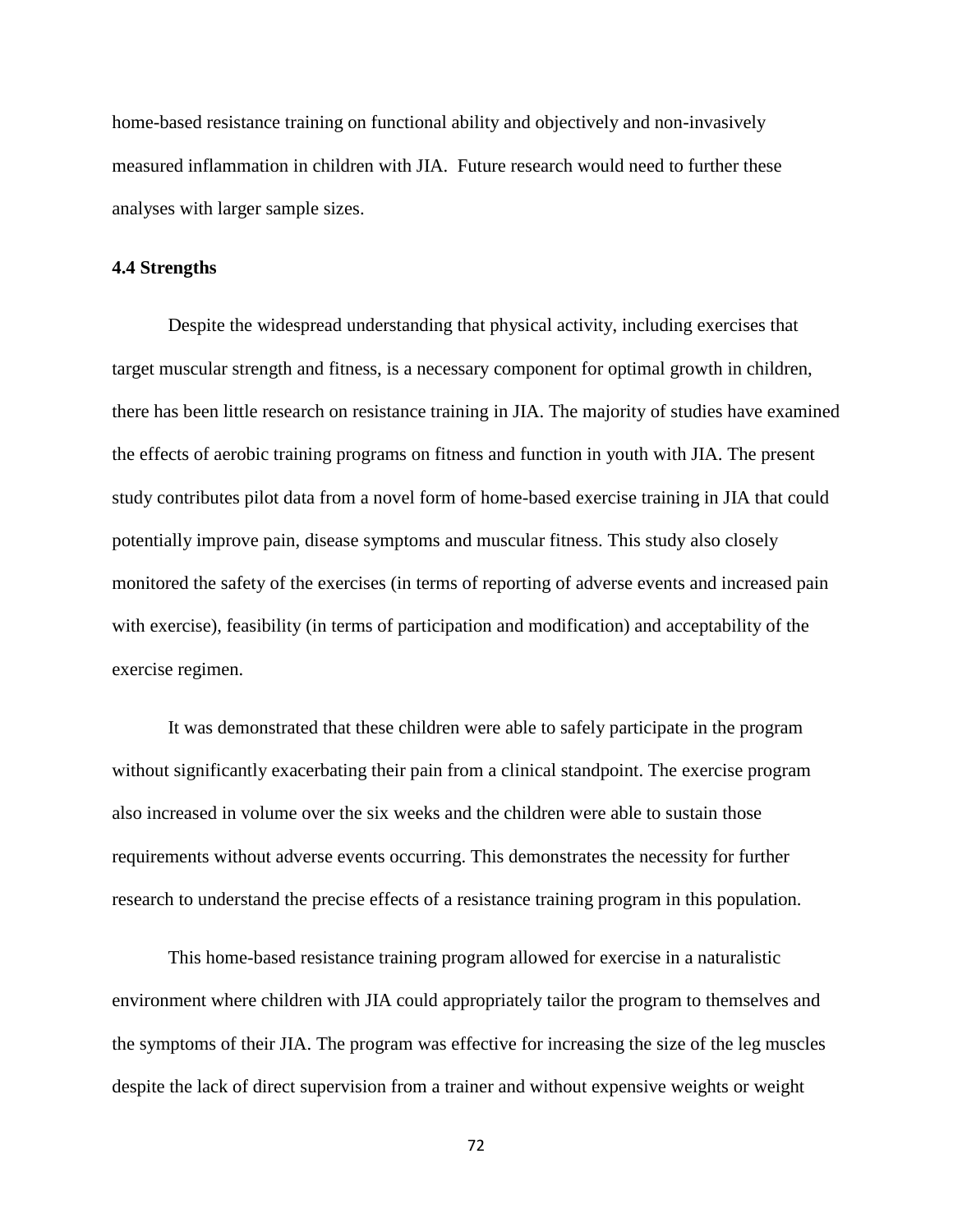home-based resistance training on functional ability and objectively and non-invasively measured inflammation in children with JIA. Future research would need to further these analyses with larger sample sizes.

### 4.4 Strengths

Despite the widespread understanding that physical activity, including exercises that target muscular strength and fitness, is a necessary component for optimal growth in children, there has been little research on resistance training in JIA. The majority of studies have examined the effects of aerobic training programs on fitness and function in youth with JIA. The present study contributes pilot data from a novel form of home-based exercise training in JIA that could potentially improve pain, disease symptoms and muscular fitness. This study also closely monitored the safety of the exercises (in terms of reporting of adverse events and increased pain with exercise), feasibility (in terms of participation and modification) and acceptability of the exercise regimen.

It was demonstrated that these children were able to safely participate in the program without significantly exacerbating their pain from a clinical standpoint. The exercise program also increased in volume over the six weeks and the children were able to sustain those requirements without adverse events occurring. This demonstrates the necessity for further research to understand the precise effects of a resistance training program in this population.

This home-based resistance training program allowed for exercise in a naturalistic environment where children with JIA could appropriately tailor the program to themselves and the symptoms of their JIA. The program was effective for increasing the size of the leg muscles despite the lack of direct supervision from a trainer and without expensive weights or weight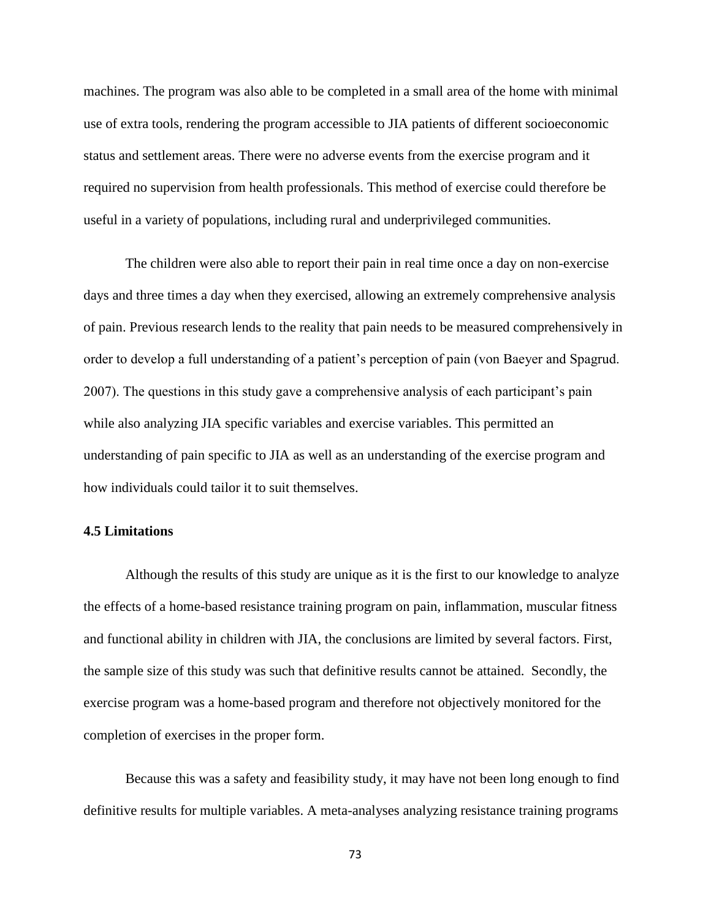machines. The program was also able to be completed in a small area of the home with minimal use of extra tools, rendering the program accessible to JIA patients of different socioeconomic status and settlement areas. There were no adverse events from the exercise program and it required no supervision from health professionals. This method of exercise could therefore be useful in a variety of populations, including rural and underprivileged communities.

The children were also able to report their pain in real time once a day on non-exercise days and three times a day when they exercised, allowing an extremely comprehensive analysis of pain. Previous research lends to the reality that pain needs to be measured comprehensively in order to develop a full understanding of a patient's perception of pain (von Baeyer and Spagrud. 2007). The questions in this study gave a comprehensive analysis of each participant's pain while also analyzing JIA specific variables and exercise variables. This permitted an understanding of pain specific to JIA as well as an understanding of the exercise program and how individuals could tailor it to suit themselves.

### 4.5 Limitations

Although the results of this study are unique as it is the first to our knowledge to analyze the effects of a home-based resistance training program on pain, inflammation, muscular fitness and functional ability in children with JIA, the conclusions are limited by several factors. First, the sample size of this study was such that definitive results cannot be attained. Secondly, the exercise program was a home-based program and therefore not objectively monitored for the completion of exercises in the proper form.

Because this was a safety and feasibility study, it may have not been long enough to find definitive results for multiple variables. A meta-analyses analyzing resistance training programs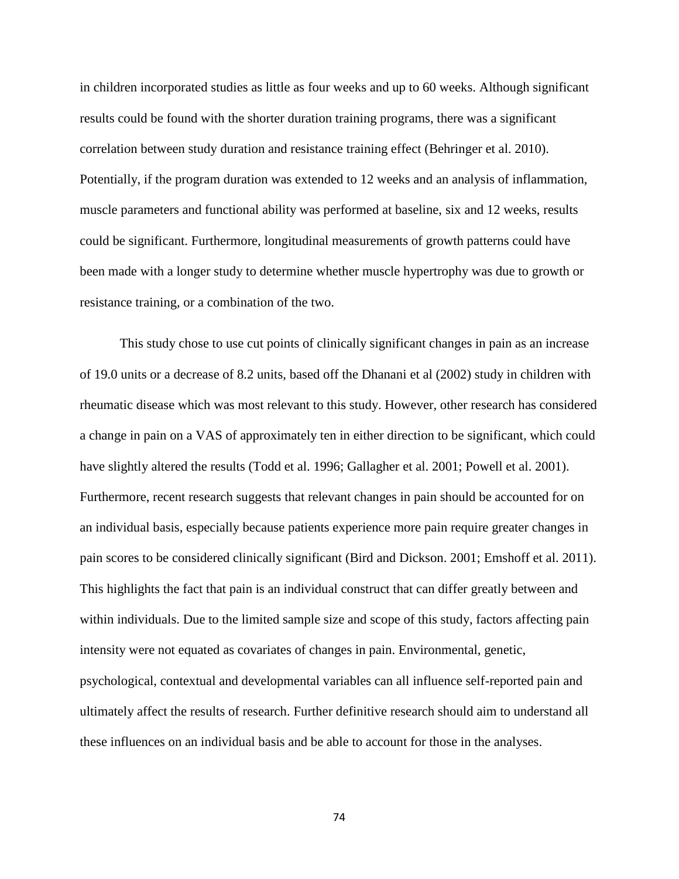in children incorporated studies as little as four weeks and up to 60 weeks. Although significant results could be found with the shorter duration training programs, there was a significant correlation between study duration and resistance training effect (Behringer et al. 2010). Potentially, if the program duration was extended to 12 weeks and an analysis of inflammation, muscle parameters and functional ability was performed at baseline, six and 12 weeks, results could be significant. Furthermore, longitudinal measurements of growth patterns could have been made with a longer study to determine whether muscle hypertrophy was due to growth or resistance training, or a combination of the two.

This study chose to use cut points of clinically significant changes in pain as an increase of 19.0 units or a decrease of 8.2 units, based off the Dhanani et al (2002) study in children with rheumatic disease which was most relevant to this study. However, other research has considered a change in pain on a VAS of approximately ten in either direction to be significant, which could have slightly altered the results (Todd et al. 1996; Gallagher et al. 2001; Powell et al. 2001). Furthermore, recent research suggests that relevant changes in pain should be accounted for on an individual basis, especially because patients experience more pain require greater changes in pain scores to be considered clinically significant (Bird and Dickson. 2001; Emshoff et al. 2011). This highlights the fact that pain is an individual construct that can differ greatly between and within individuals. Due to the limited sample size and scope of this study, factors affecting pain intensity were not equated as covariates of changes in pain. Environmental, genetic, psychological, contextual and developmental variables can all influence self-reported pain and ultimately affect the results of research. Further definitive research should aim to understand all these influences on an individual basis and be able to account for those in the analyses.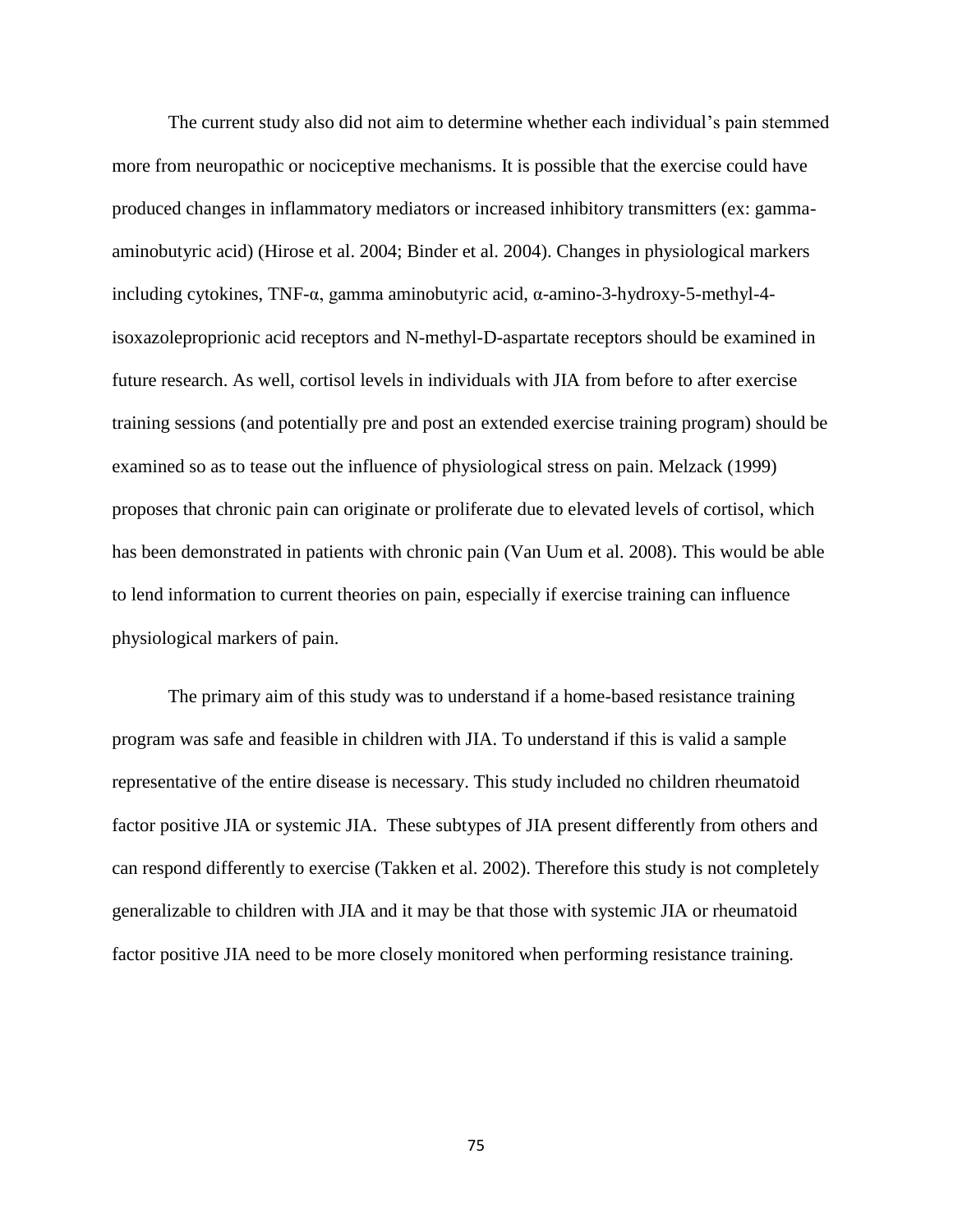The current study also did not aim to determine whether each individual's pain stemmed more from neuropathic or nociceptive mechanisms. It is possible that the exercise could have produced changes in inflammatory mediators or increased inhibitory transmitters (ex: gamma-aminobutyric acid) (Hirose et al. 2004; Binder et al. 2004). Changes in physiological markers including cytokines, TNF-α, gamma aminobutyric acid, α-amino-3-hydroxy-5-methyl-4-isoxazoleproprionic acid receptors and N-methyl-D-aspartate receptors should be examined in future research. As well, cortisol levels in individuals with JIA from before to after exercise training sessions (and potentially pre and post an extended exercise training program) should be examined so as to tease out the influence of physiological stress on pain. Melzack (1999) proposes that chronic pain can originate or proliferate due to elevated levels of cortisol, which has been demonstrated in patients with chronic pain (Van Uum et al. 2008). This would be able to lend information to current theories on pain, especially if exercise training can influence physiological markers of pain.

The primary aim of this study was to understand if a home-based resistance training program was safe and feasible in children with JIA. To understand if this is valid a sample representative of the entire disease is necessary. This study included no children rheumatoid factor positive JIA or systemic JIA. These subtypes of JIA present differently from others and can respond differently to exercise (Takken et al. 2002). Therefore this study is not completely generalizable to children with JIA and it may be that those with systemic JIA or rheumatoid factor positive JIA need to be more closely monitored when performing resistance training.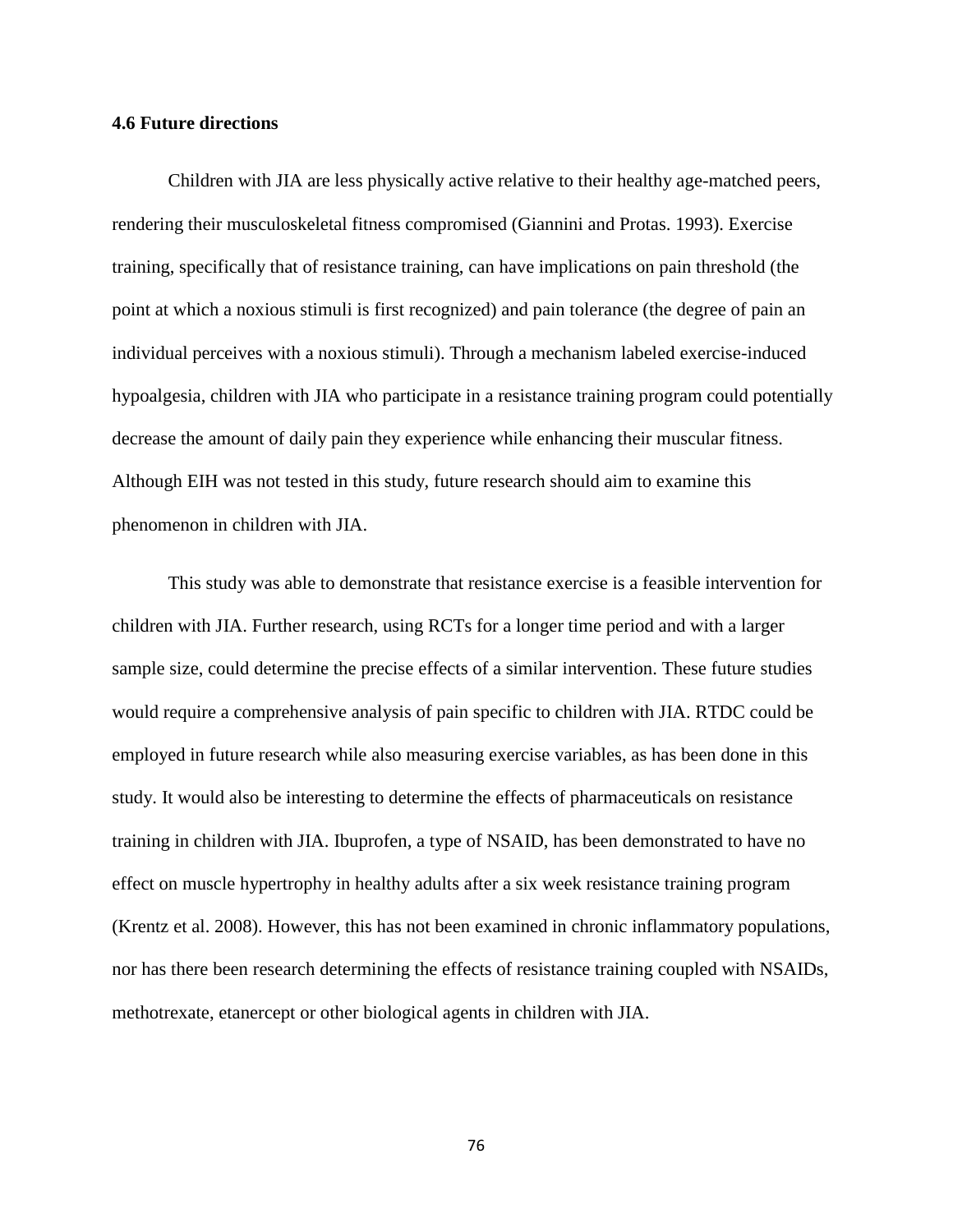### 4.6 Future directions

Children with JIA are less physically active relative to their healthy age-matched peers, rendering their musculoskeletal fitness compromised (Giannini and Protas. 1993). Exercise training, specifically that of resistance training, can have implications on pain threshold (the point at which a noxious stimuli is first recognized) and pain tolerance (the degree of pain an individual perceives with a noxious stimuli). Through a mechanism labeled exercise-induced hypoalgesia, children with JIA who participate in a resistance training program could potentially decrease the amount of daily pain they experience while enhancing their muscular fitness. Although EIH was not tested in this study, future research should aim to examine this phenomenon in children with JIA.

This study was able to demonstrate that resistance exercise is a feasible intervention for children with JIA. Further research, using RCTs for a longer time period and with a larger sample size, could determine the precise effects of a similar intervention. These future studies would require a comprehensive analysis of pain specific to children with JIA. RTDC could be employed in future research while also measuring exercise variables, as has been done in this study. It would also be interesting to determine the effects of pharmaceuticals on resistance training in children with JIA. Ibuprofen, a type of NSAID, has been demonstrated to have no effect on muscle hypertrophy in healthy adults after a six week resistance training program (Krentz et al. 2008). However, this has not been examined in chronic inflammatory populations, nor has there been research determining the effects of resistance training coupled with NSAIDs, methotrexate, etanercept or other biological agents in children with JIA.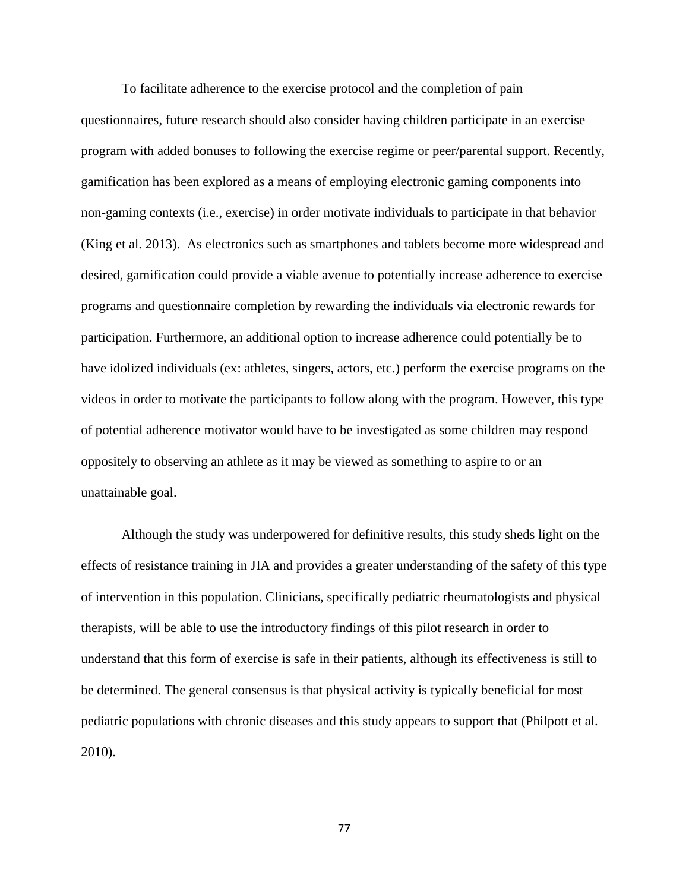To facilitate adherence to the exercise protocol and the completion of pain questionnaires, future research should also consider having children participate in an exercise program with added bonuses to following the exercise regime or peer/parental support. Recently, gamification has been explored as a means of employing electronic gaming components into non-gaming contexts (i.e., exercise) in order motivate individuals to participate in that behavior (King et al. 2013). As electronics such as smartphones and tablets become more widespread and desired, gamification could provide a viable avenue to potentially increase adherence to exercise programs and questionnaire completion by rewarding the individuals via electronic rewards for participation. Furthermore, an additional option to increase adherence could potentially be to have idolized individuals (ex: athletes, singers, actors, etc.) perform the exercise programs on the videos in order to motivate the participants to follow along with the program. However, this type of potential adherence motivator would have to be investigated as some children may respond oppositely to observing an athlete as it may be viewed as something to aspire to or an unattainable goal.

Although the study was underpowered for definitive results, this study sheds light on the effects of resistance training in JIA and provides a greater understanding of the safety of this type of intervention in this population. Clinicians, specifically pediatric rheumatologists and physical therapists, will be able to use the introductory findings of this pilot research in order to understand that this form of exercise is safe in their patients, although its effectiveness is still to be determined. The general consensus is that physical activity is typically beneficial for most pediatric populations with chronic diseases and this study appears to support that (Philpott et al. 2010).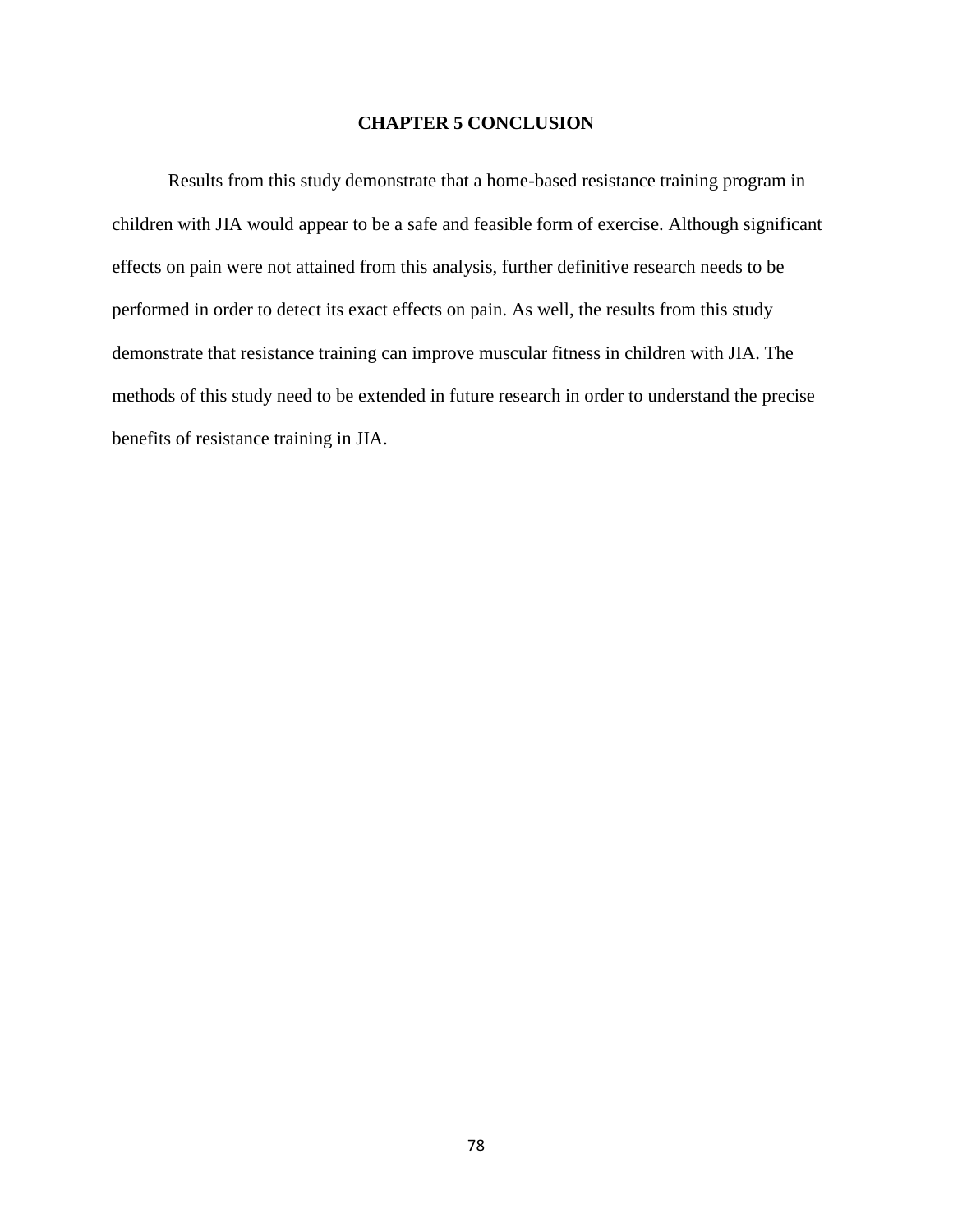# CHAPTER 5 CONCLUSION

Results from this study demonstrate that a home-based resistance training program in children with JIA would appear to be a safe and feasible form of exercise. Although significant effects on pain were not attained from this analysis, further definitive research needs to be performed in order to detect its exact effects on pain. As well, the results from this study demonstrate that resistance training can improve muscular fitness in children with JIA. The methods of this study need to be extended in future research in order to understand the precise benefits of resistance training in JIA.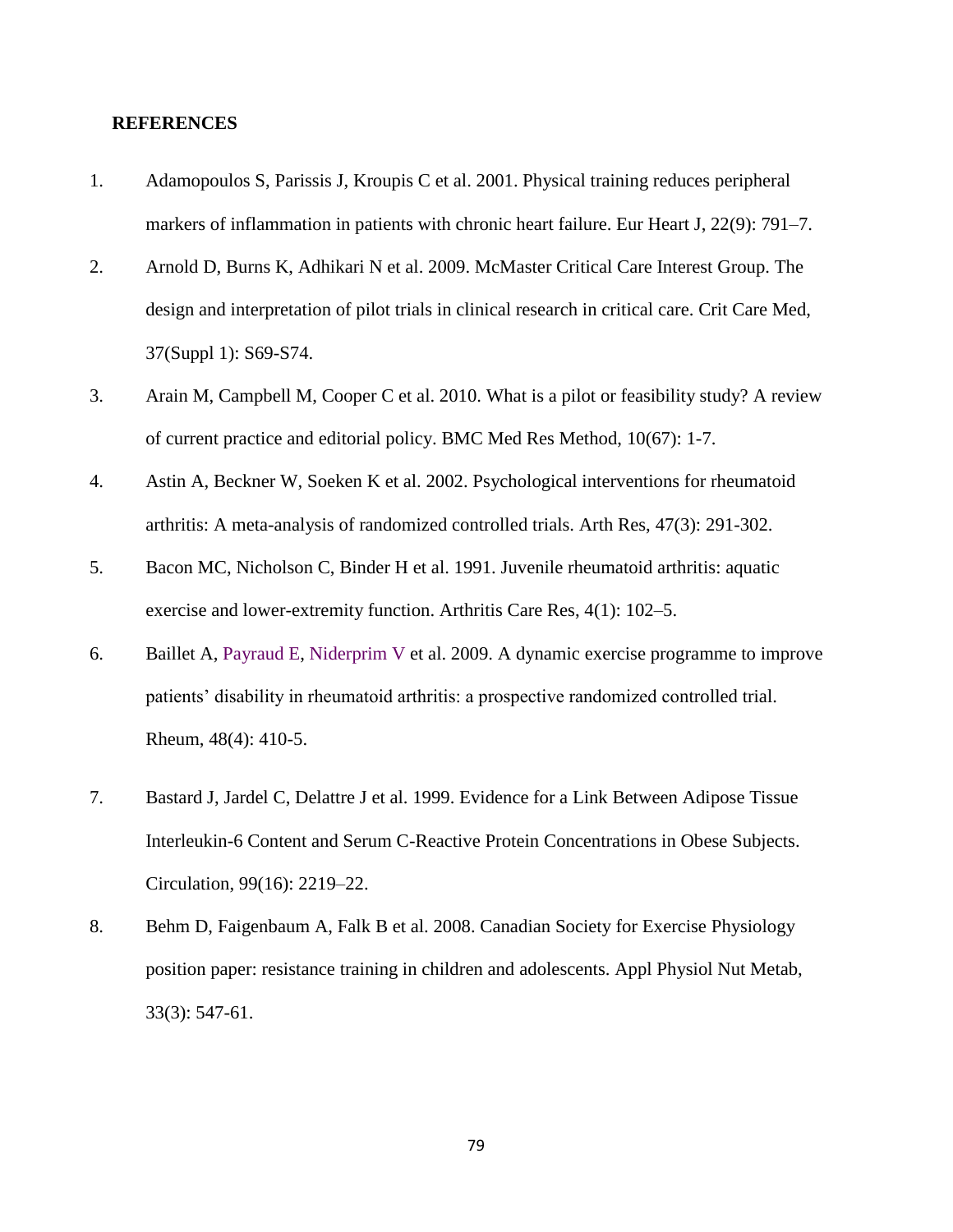## REFERENCES

1. Adamopoulos S, Parissis J, Kroupis C et al. 2001. Physical training reduces peripheral markers of inflammation in patients with chronic heart failure. Eur Heart J, 22(9): 791–7.
2. Arnold D, Burns K, Adhikari N et al. 2009. McMaster Critical Care Interest Group. The design and interpretation of pilot trials in clinical research in critical care. Crit Care Med, 37(Suppl 1): S69-S74.
3. Arain M, Campbell M, Cooper C et al. 2010. What is a pilot or feasibility study? A review of current practice and editorial policy. BMC Med Res Method, 10(67): 1-7.
4. Astin A, Beckner W, Soeken K et al. 2002. Psychological interventions for rheumatoid arthritis: A meta-analysis of randomized controlled trials. Arth Res, 47(3): 291-302.
5. Bacon MC, Nicholson C, Binder H et al. 1991. Juvenile rheumatoid arthritis: aquatic exercise and lower-extremity function. Arthritis Care Res, 4(1): 102–5.
6. Baillet A, Payraud E, Niderprim V et al. 2009. A dynamic exercise programme to improve patients' disability in rheumatoid arthritis: a prospective randomized controlled trial. Rheum, 48(4): 410-5.
7. Bastard J, Jardel C, Delattre J et al. 1999. Evidence for a Link Between Adipose Tissue Interleukin-6 Content and Serum C-Reactive Protein Concentrations in Obese Subjects. Circulation, 99(16): 2219–22.
8. Behm D, Faigenbaum A, Falk B et al. 2008. Canadian Society for Exercise Physiology position paper: resistance training in children and adolescents. Appl Physiol Nut Metab, 33(3): 547-61.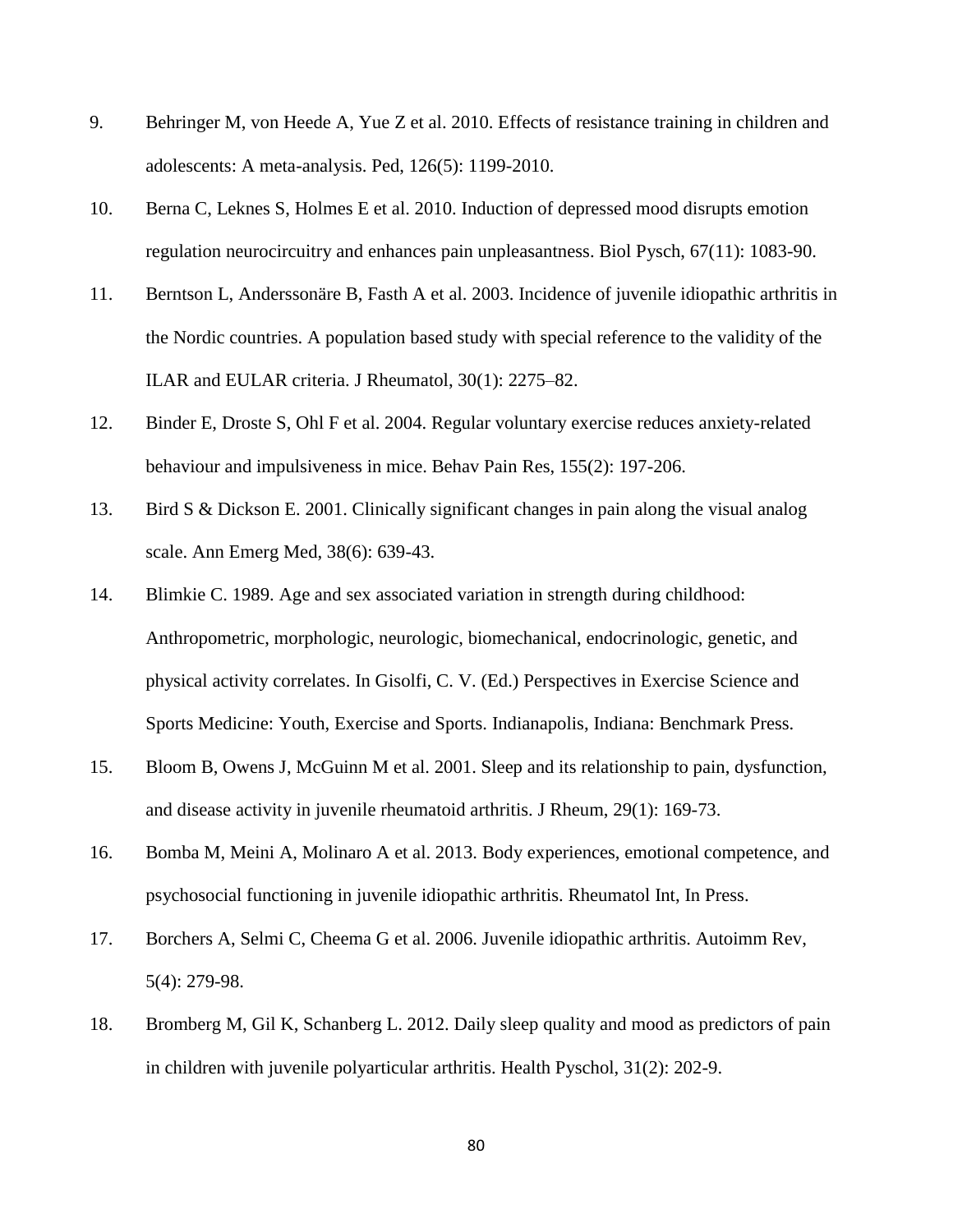9. Behringer M, von Heede A, Yue Z et al. 2010. Effects of resistance training in children and adolescents: A meta-analysis. Ped, 126(5): 1199-2010.
10. Berna C, Leknes S, Holmes E et al. 2010. Induction of depressed mood disrupts emotion regulation neurocircuitry and enhances pain unpleasantness. Biol Pysch, 67(11): 1083-90.
11. Berntson L, Anderssonäre B, Fasth A et al. 2003. Incidence of juvenile idiopathic arthritis in the Nordic countries. A population based study with special reference to the validity of the ILAR and EULAR criteria. J Rheumatol, 30(1): 2275–82.
12. Binder E, Droste S, Ohl F et al. 2004. Regular voluntary exercise reduces anxiety-related behaviour and impulsiveness in mice. Behav Pain Res, 155(2): 197-206.
13. Bird S & Dickson E. 2001. Clinically significant changes in pain along the visual analog scale. Ann Emerg Med, 38(6): 639-43.
14. Blimkie C. 1989. Age and sex associated variation in strength during childhood: Anthropometric, morphologic, neurologic, biomechanical, endocrinologic, genetic, and physical activity correlates. In Gisolfi, C. V. (Ed.) Perspectives in Exercise Science and Sports Medicine: Youth, Exercise and Sports. Indianapolis, Indiana: Benchmark Press.
15. Bloom B, Owens J, McGuinn M et al. 2001. Sleep and its relationship to pain, dysfunction, and disease activity in juvenile rheumatoid arthritis. J Rheum, 29(1): 169-73.
16. Bomba M, Meini A, Molinaro A et al. 2013. Body experiences, emotional competence, and psychosocial functioning in juvenile idiopathic arthritis. Rheumatol Int, In Press.
17. Borchers A, Selmi C, Cheema G et al. 2006. Juvenile idiopathic arthritis. Autoimm Rev, 5(4): 279-98.
18. Bromberg M, Gil K, Schanberg L. 2012. Daily sleep quality and mood as predictors of pain in children with juvenile polyarticular arthritis. Health Pyschol, 31(2): 202-9.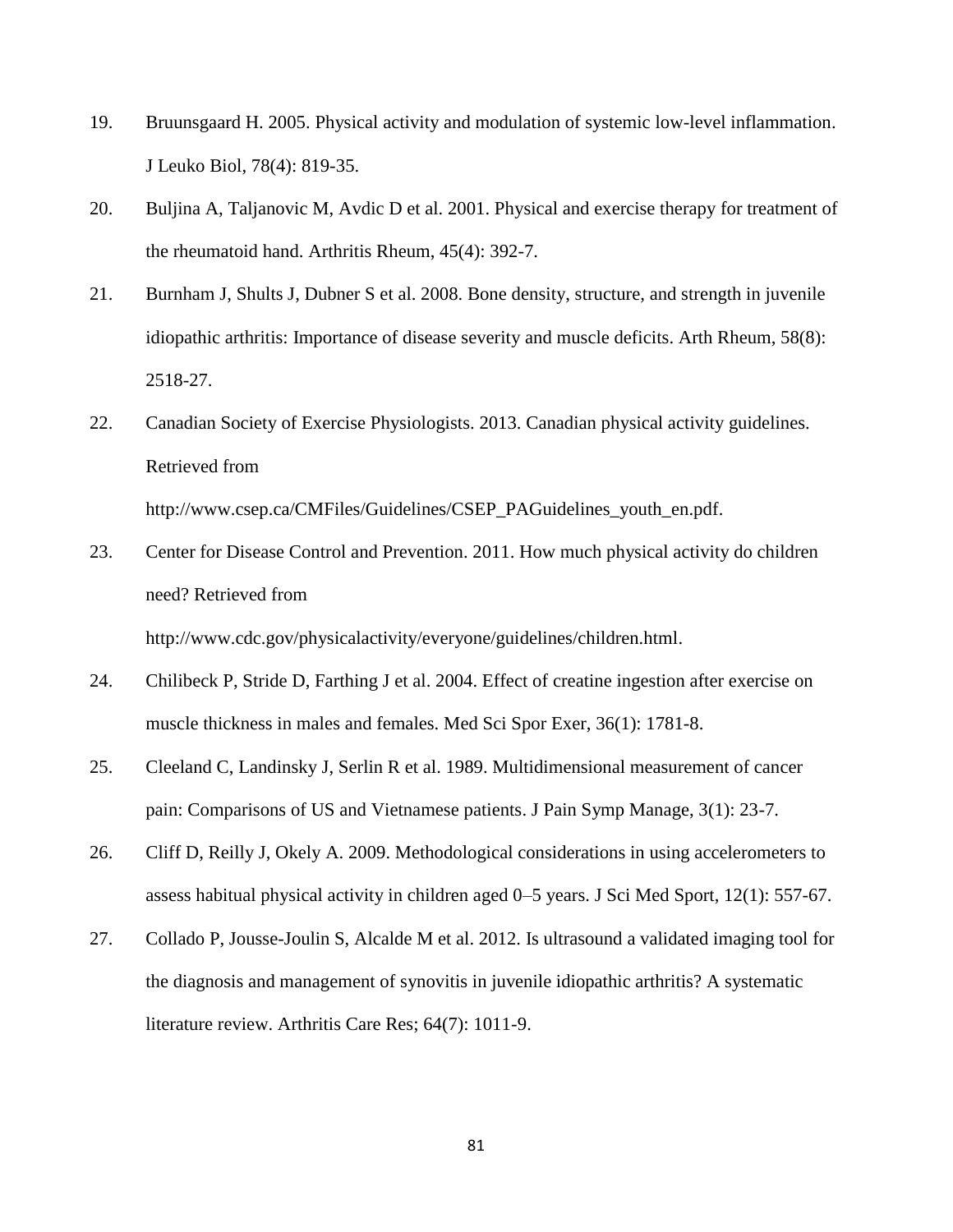19. Bruunsgaard H. 2005. Physical activity and modulation of systemic low-level inflammation. J Leuko Biol, 78(4): 819-35.
20. Buljina A, Taljanovic M, Avdic D et al. 2001. Physical and exercise therapy for treatment of the rheumatoid hand. Arthritis Rheum, 45(4): 392-7.
21. Burnham J, Shults J, Dubner S et al. 2008. Bone density, structure, and strength in juvenile idiopathic arthritis: Importance of disease severity and muscle deficits. Arth Rheum, 58(8): 2518-27.
22. Canadian Society of Exercise Physiologists. 2013. Canadian physical activity guidelines. Retrieved from http://www.csep.ca/CMFiles/Guidelines/CSEP_PAGuidelines_youth_en.pdf.
23. Center for Disease Control and Prevention. 2011. How much physical activity do children need? Retrieved from http://www.cdc.gov/physicalactivity/everyone/guidelines/children.html.
24. Chilibeck P, Stride D, Farthing J et al. 2004. Effect of creatine ingestion after exercise on muscle thickness in males and females. Med Sci Spor Exer, 36(1): 1781-8.
25. Cleeland C, Landinsky J, Serlin R et al. 1989. Multidimensional measurement of cancer pain: Comparisons of US and Vietnamese patients. J Pain Symp Manage, 3(1): 23-7.
26. Cliff D, Reilly J, Okely A. 2009. Methodological considerations in using accelerometers to assess habitual physical activity in children aged 0–5 years. J Sci Med Sport, 12(1): 557-67.
27. Collado P, Jousse-Joulin S, Alcalde M et al. 2012. Is ultrasound a validated imaging tool for the diagnosis and management of synovitis in juvenile idiopathic arthritis? A systematic literature review. Arthritis Care Res; 64(7): 1011-9.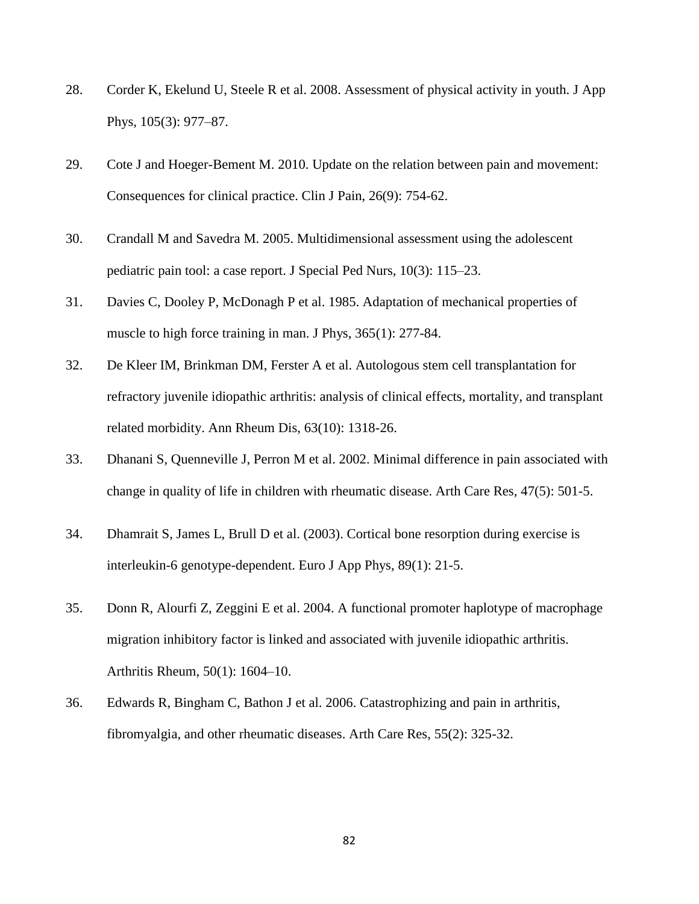28. Corder K, Ekelund U, Steele R et al. 2008. Assessment of physical activity in youth. J App Phys, 105(3): 977–87.

29. Cote J and Hoeger-Bement M. 2010. Update on the relation between pain and movement: Consequences for clinical practice. Clin J Pain, 26(9): 754-62.

30. Crandall M and Savedra M. 2005. Multidimensional assessment using the adolescent pediatric pain tool: a case report. J Special Ped Nurs, 10(3): 115–23.

31. Davies C, Dooley P, McDonagh P et al. 1985. Adaptation of mechanical properties of muscle to high force training in man. J Phys, 365(1): 277-84.

32. De Kleer IM, Brinkman DM, Ferster A et al. Autologous stem cell transplantation for refractory juvenile idiopathic arthritis: analysis of clinical effects, mortality, and transplant related morbidity. Ann Rheum Dis, 63(10): 1318-26.

33. Dhanani S, Quenneville J, Perron M et al. 2002. Minimal difference in pain associated with change in quality of life in children with rheumatic disease. Arth Care Res, 47(5): 501-5.

34. Dhamrait S, James L, Brull D et al. (2003). Cortical bone resorption during exercise is interleukin-6 genotype-dependent. Euro J App Phys, 89(1): 21-5.

35. Donn R, Alourfi Z, Zeggini E et al. 2004. A functional promoter haplotype of macrophage migration inhibitory factor is linked and associated with juvenile idiopathic arthritis. Arthritis Rheum, 50(1): 1604–10.

36. Edwards R, Bingham C, Bathon J et al. 2006. Catastrophizing and pain in arthritis, fibromyalgia, and other rheumatic diseases. Arth Care Res, 55(2): 325-32.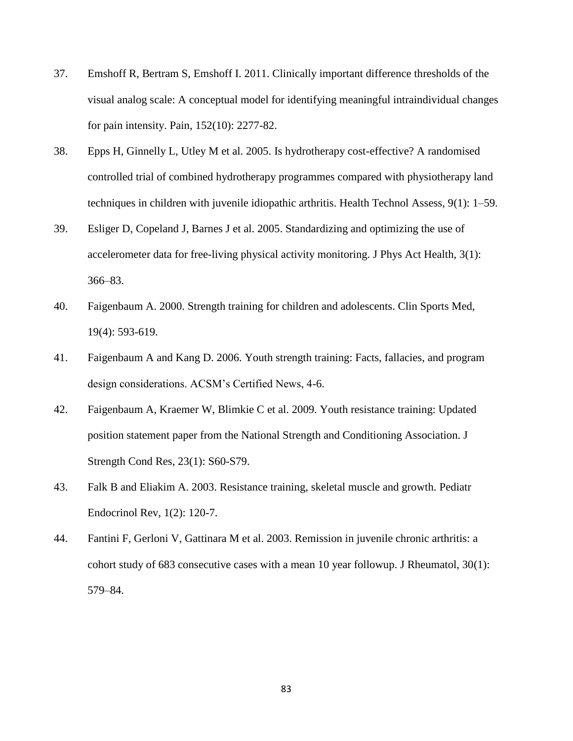37. Emshoff R, Bertram S, Emshoff I. 2011. Clinically important difference thresholds of the visual analog scale: A conceptual model for identifying meaningful intraindividual changes for pain intensity. Pain, 152(10): 2277-82.

38. Epps H, Ginnelly L, Utley M et al. 2005. Is hydrotherapy cost-effective? A randomised controlled trial of combined hydrotherapy programmes compared with physiotherapy land techniques in children with juvenile idiopathic arthritis. Health Technol Assess, 9(1): 1–59.

39. Esliger D, Copeland J, Barnes J et al. 2005. Standardizing and optimizing the use of accelerometer data for free-living physical activity monitoring. J Phys Act Health, 3(1): 366–83.

40. Faigenbaum A. 2000. Strength training for children and adolescents. Clin Sports Med, 19(4): 593-619.

41. Faigenbaum A and Kang D. 2006. Youth strength training: Facts, fallacies, and program design considerations. ACSM's Certified News, 4-6.

42. Faigenbaum A, Kraemer W, Blimkie C et al. 2009. Youth resistance training: Updated position statement paper from the National Strength and Conditioning Association. J Strength Cond Res, 23(1): S60-S79.

43. Falk B and Eliakim A. 2003. Resistance training, skeletal muscle and growth. Pediatr Endocrinol Rev, 1(2): 120-7.

44. Fantini F, Gerloni V, Gattinara M et al. 2003. Remission in juvenile chronic arthritis: a cohort study of 683 consecutive cases with a mean 10 year followup. J Rheumatol, 30(1): 579–84.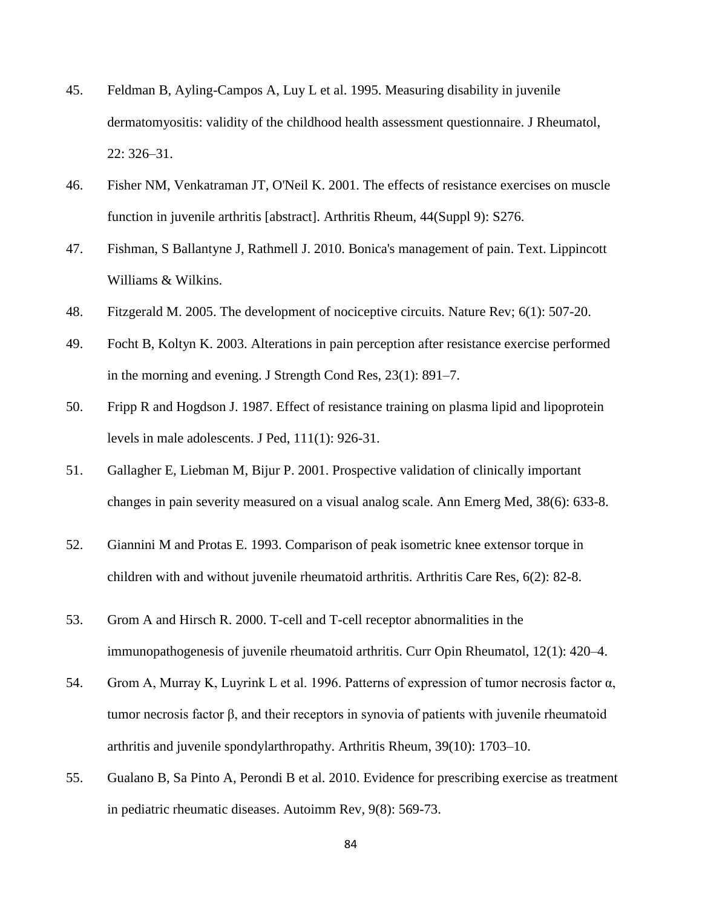45. Feldman B, Ayling-Campos A, Luy L et al. 1995. Measuring disability in juvenile dermatomyositis: validity of the childhood health assessment questionnaire. J Rheumatol, 22: 326–31.

46. Fisher NM, Venkatraman JT, O'Neil K. 2001. The effects of resistance exercises on muscle function in juvenile arthritis [abstract]. Arthritis Rheum, 44(Suppl 9): S276.

47. Fishman, S Ballantyne J, Rathmell J. 2010. Bonica's management of pain. Text. Lippincott Williams & Wilkins.

48. Fitzgerald M. 2005. The development of nociceptive circuits. Nature Rev; 6(1): 507-20.

49. Focht B, Koltyn K. 2003. Alterations in pain perception after resistance exercise performed in the morning and evening. J Strength Cond Res, 23(1): 891–7.

50. Fripp R and Hogdson J. 1987. Effect of resistance training on plasma lipid and lipoprotein levels in male adolescents. J Ped, 111(1): 926-31.

51. Gallagher E, Liebman M, Bijur P. 2001. Prospective validation of clinically important changes in pain severity measured on a visual analog scale. Ann Emerg Med, 38(6): 633-8.

52. Giannini M and Protas E. 1993. Comparison of peak isometric knee extensor torque in children with and without juvenile rheumatoid arthritis. Arthritis Care Res, 6(2): 82-8.

53. Grom A and Hirsch R. 2000. T-cell and T-cell receptor abnormalities in the immunopathogenesis of juvenile rheumatoid arthritis. Curr Opin Rheumatol, 12(1): 420–4.

54. Grom A, Murray K, Luyrink L et al. 1996. Patterns of expression of tumor necrosis factor α, tumor necrosis factor β, and their receptors in synovia of patients with juvenile rheumatoid arthritis and juvenile spondylarthropathy. Arthritis Rheum, 39(10): 1703–10.

55. Gualano B, Sa Pinto A, Perondi B et al. 2010. Evidence for prescribing exercise as treatment in pediatric rheumatic diseases. Autoimm Rev, 9(8): 569-73.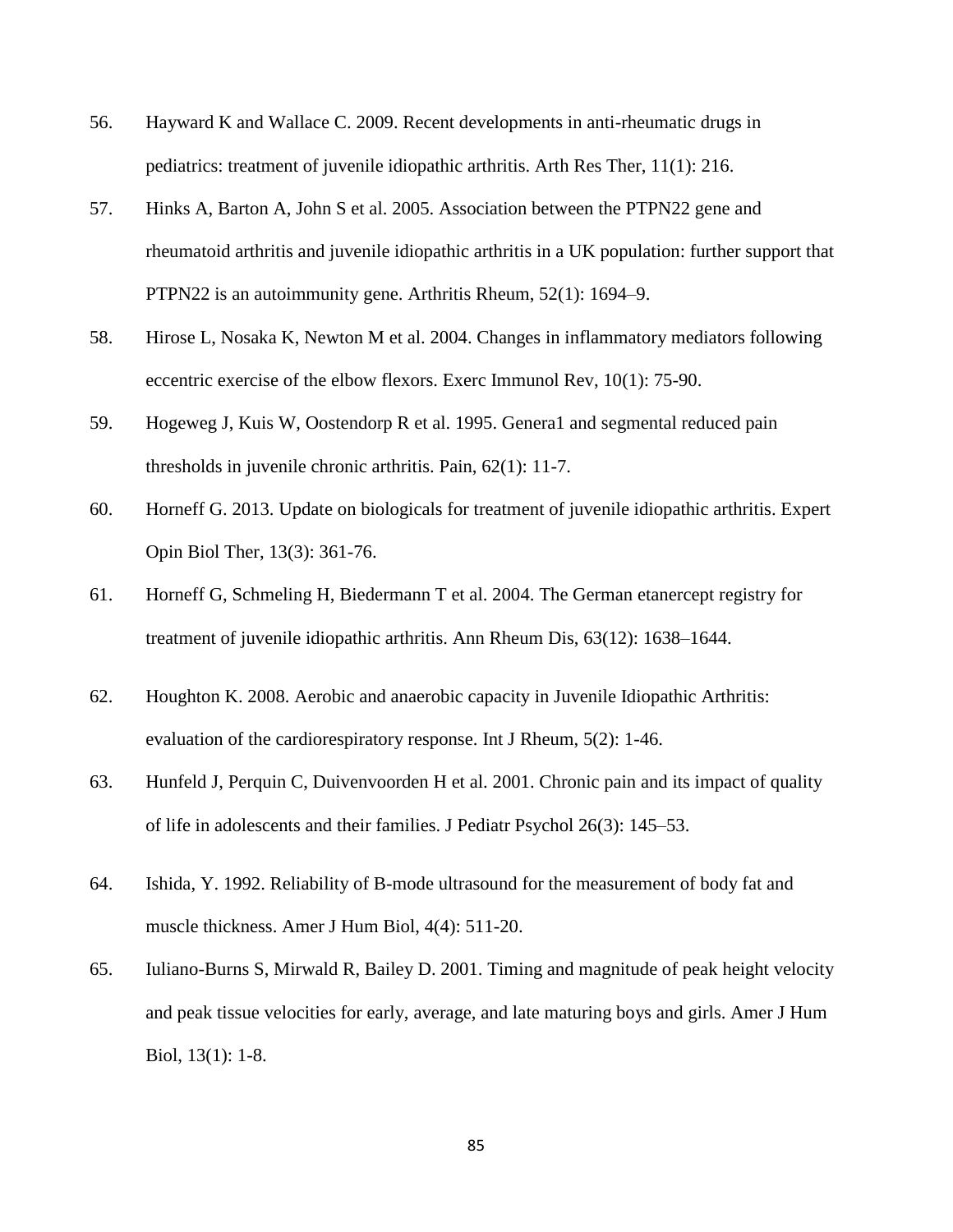56. Hayward K and Wallace C. 2009. Recent developments in anti-rheumatic drugs in pediatrics: treatment of juvenile idiopathic arthritis. Arth Res Ther, 11(1): 216.

57. Hinks A, Barton A, John S et al. 2005. Association between the PTPN22 gene and rheumatoid arthritis and juvenile idiopathic arthritis in a UK population: further support that PTPN22 is an autoimmunity gene. Arthritis Rheum, 52(1): 1694–9.

58. Hirose L, Nosaka K, Newton M et al. 2004. Changes in inflammatory mediators following eccentric exercise of the elbow flexors. Exerc Immunol Rev, 10(1): 75-90.

59. Hogeweg J, Kuis W, Oostendorp R et al. 1995. Genera1 and segmental reduced pain thresholds in juvenile chronic arthritis. Pain, 62(1): 11-7.

60. Horneff G. 2013. Update on biologicals for treatment of juvenile idiopathic arthritis. Expert Opin Biol Ther, 13(3): 361-76.

61. Horneff G, Schmeling H, Biedermann T et al. 2004. The German etanercept registry for treatment of juvenile idiopathic arthritis. Ann Rheum Dis, 63(12): 1638–1644.

62. Houghton K. 2008. Aerobic and anaerobic capacity in Juvenile Idiopathic Arthritis: evaluation of the cardiorespiratory response. Int J Rheum, 5(2): 1-46.

63. Hunfeld J, Perquin C, Duivenvoorden H et al. 2001. Chronic pain and its impact of quality of life in adolescents and their families. J Pediatr Psychol 26(3): 145–53.

64. Ishida, Y. 1992. Reliability of B-mode ultrasound for the measurement of body fat and muscle thickness. Amer J Hum Biol, 4(4): 511-20.

65. Iuliano-Burns S, Mirwald R, Bailey D. 2001. Timing and magnitude of peak height velocity and peak tissue velocities for early, average, and late maturing boys and girls. Amer J Hum Biol, 13(1): 1-8.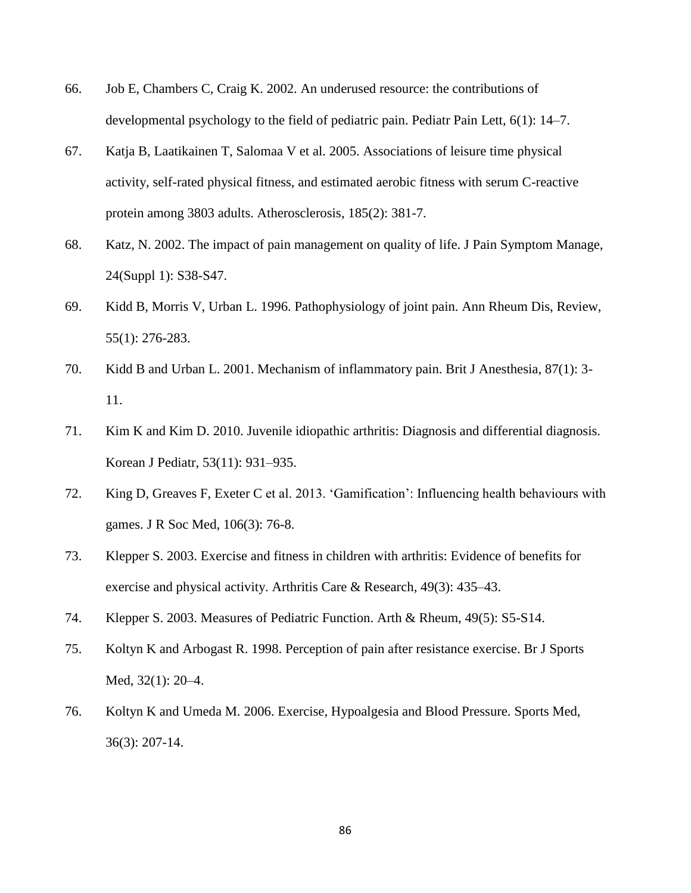66. Job E, Chambers C, Craig K. 2002. An underused resource: the contributions of developmental psychology to the field of pediatric pain. Pediatr Pain Lett, 6(1): 14–7.

67. Katja B, Laatikainen T, Salomaa V et al. 2005. Associations of leisure time physical activity, self-rated physical fitness, and estimated aerobic fitness with serum C-reactive protein among 3803 adults. Atherosclerosis, 185(2): 381-7.

68. Katz, N. 2002. The impact of pain management on quality of life. J Pain Symptom Manage, 24(Suppl 1): S38-S47.

69. Kidd B, Morris V, Urban L. 1996. Pathophysiology of joint pain. Ann Rheum Dis, Review, 55(1): 276-283.

70. Kidd B and Urban L. 2001. Mechanism of inflammatory pain. Brit J Anesthesia, 87(1): 3-11.

71. Kim K and Kim D. 2010. Juvenile idiopathic arthritis: Diagnosis and differential diagnosis. Korean J Pediatr, 53(11): 931–935.

72. King D, Greaves F, Exeter C et al. 2013. 'Gamification': Influencing health behaviours with games. J R Soc Med, 106(3): 76-8.

73. Klepper S. 2003. Exercise and fitness in children with arthritis: Evidence of benefits for exercise and physical activity. Arthritis Care & Research, 49(3): 435–43.

74. Klepper S. 2003. Measures of Pediatric Function. Arth & Rheum, 49(5): S5-S14.

75. Koltyn K and Arbogast R. 1998. Perception of pain after resistance exercise. Br J Sports Med, 32(1): 20–4.

76. Koltyn K and Umeda M. 2006. Exercise, Hypoalgesia and Blood Pressure. Sports Med, 36(3): 207-14.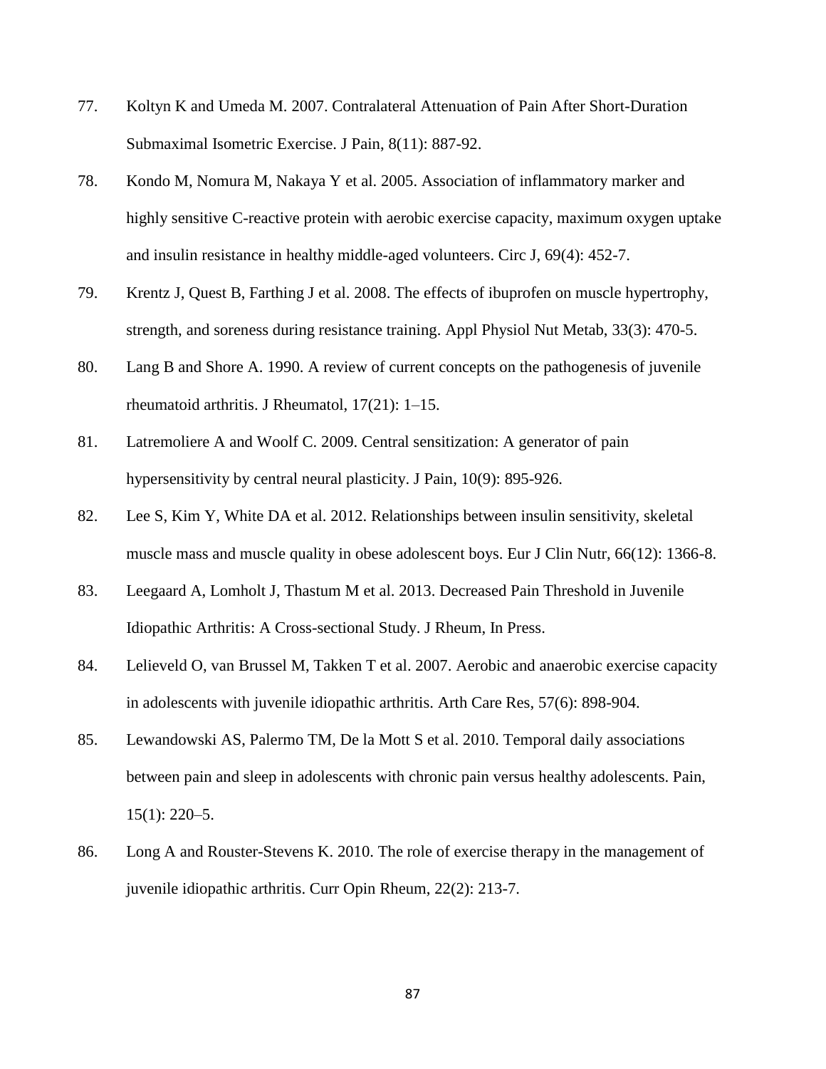77. Koltyn K and Umeda M. 2007. Contralateral Attenuation of Pain After Short-Duration Submaximal Isometric Exercise. J Pain, 8(11): 887-92.

78. Kondo M, Nomura M, Nakaya Y et al. 2005. Association of inflammatory marker and highly sensitive C-reactive protein with aerobic exercise capacity, maximum oxygen uptake and insulin resistance in healthy middle-aged volunteers. Circ J, 69(4): 452-7.

79. Krentz J, Quest B, Farthing J et al. 2008. The effects of ibuprofen on muscle hypertrophy, strength, and soreness during resistance training. Appl Physiol Nut Metab, 33(3): 470-5.

80. Lang B and Shore A. 1990. A review of current concepts on the pathogenesis of juvenile rheumatoid arthritis. J Rheumatol, 17(21): 1–15.

81. Latremoliere A and Woolf C. 2009. Central sensitization: A generator of pain hypersensitivity by central neural plasticity. J Pain, 10(9): 895-926.

82. Lee S, Kim Y, White DA et al. 2012. Relationships between insulin sensitivity, skeletal muscle mass and muscle quality in obese adolescent boys. Eur J Clin Nutr, 66(12): 1366-8.

83. Leegaard A, Lomholt J, Thastum M et al. 2013. Decreased Pain Threshold in Juvenile Idiopathic Arthritis: A Cross-sectional Study. J Rheum, In Press.

84. Lelieveld O, van Brussel M, Takken T et al. 2007. Aerobic and anaerobic exercise capacity in adolescents with juvenile idiopathic arthritis. Arth Care Res, 57(6): 898-904.

85. Lewandowski AS, Palermo TM, De la Mott S et al. 2010. Temporal daily associations between pain and sleep in adolescents with chronic pain versus healthy adolescents. Pain, 15(1): 220–5.

86. Long A and Rouster-Stevens K. 2010. The role of exercise therapy in the management of juvenile idiopathic arthritis. Curr Opin Rheum, 22(2): 213-7.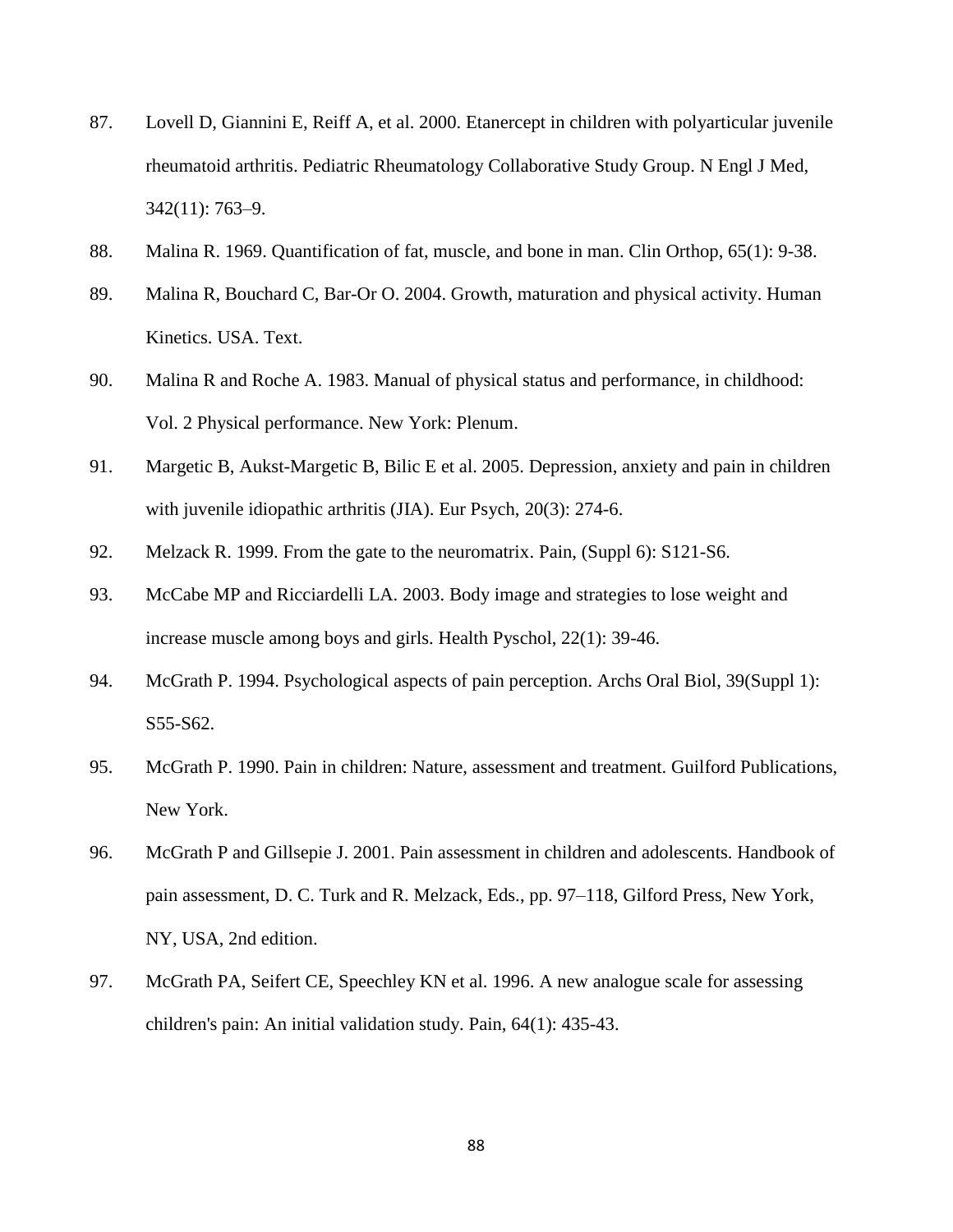87. Lovell D, Giannini E, Reiff A, et al. 2000. Etanercept in children with polyarticular juvenile rheumatoid arthritis. Pediatric Rheumatology Collaborative Study Group. N Engl J Med, 342(11): 763–9.
88. Malina R. 1969. Quantification of fat, muscle, and bone in man. Clin Orthop, 65(1): 9-38.
89. Malina R, Bouchard C, Bar-Or O. 2004. Growth, maturation and physical activity. Human Kinetics. USA. Text.
90. Malina R and Roche A. 1983. Manual of physical status and performance, in childhood: Vol. 2 Physical performance. New York: Plenum.
91. Margetic B, Aukst-Margetic B, Bilic E et al. 2005. Depression, anxiety and pain in children with juvenile idiopathic arthritis (JIA). Eur Psych, 20(3): 274-6.
92. Melzack R. 1999. From the gate to the neuromatrix. Pain, (Suppl 6): S121-S6.
93. McCabe MP and Ricciardelli LA. 2003. Body image and strategies to lose weight and increase muscle among boys and girls. Health Pyschol, 22(1): 39-46.
94. McGrath P. 1994. Psychological aspects of pain perception. Archs Oral Biol, 39(Suppl 1): S55-S62.
95. McGrath P. 1990. Pain in children: Nature, assessment and treatment. Guilford Publications, New York.
96. McGrath P and Gillsepie J. 2001. Pain assessment in children and adolescents. Handbook of pain assessment, D. C. Turk and R. Melzack, Eds., pp. 97–118, Gilford Press, New York, NY, USA, 2nd edition.
97. McGrath PA, Seifert CE, Speechley KN et al. 1996. A new analogue scale for assessing children's pain: An initial validation study. Pain, 64(1): 435-43.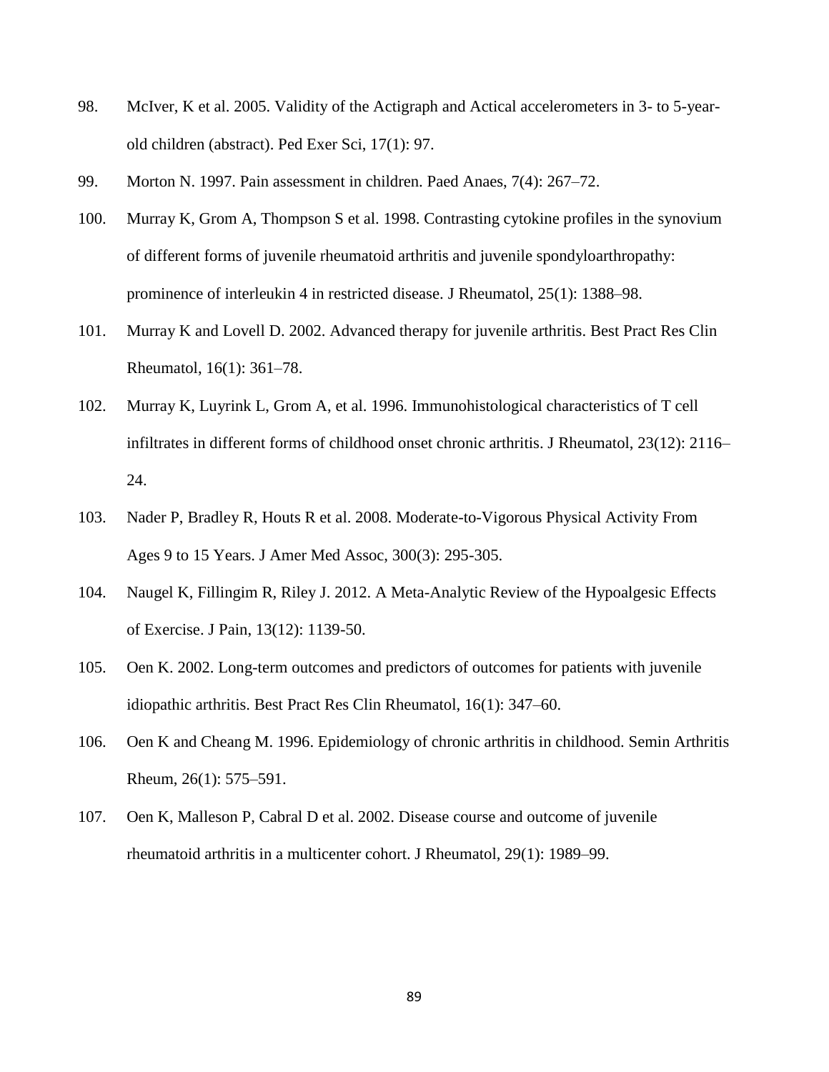98. McIver, K et al. 2005. Validity of the Actigraph and Actical accelerometers in 3- to 5-year-old children (abstract). Ped Exer Sci, 17(1): 97.

99. Morton N. 1997. Pain assessment in children. Paed Anaes, 7(4): 267–72.

100. Murray K, Grom A, Thompson S et al. 1998. Contrasting cytokine profiles in the synovium of different forms of juvenile rheumatoid arthritis and juvenile spondyloarthropathy: prominence of interleukin 4 in restricted disease. J Rheumatol, 25(1): 1388–98.

101. Murray K and Lovell D. 2002. Advanced therapy for juvenile arthritis. Best Pract Res Clin Rheumatol, 16(1): 361–78.

102. Murray K, Luyrink L, Grom A, et al. 1996. Immunohistological characteristics of T cell infiltrates in different forms of childhood onset chronic arthritis. J Rheumatol, 23(12): 2116–24.

103. Nader P, Bradley R, Houts R et al. 2008. Moderate-to-Vigorous Physical Activity From Ages 9 to 15 Years. J Amer Med Assoc, 300(3): 295-305.

104. Naugel K, Fillingim R, Riley J. 2012. A Meta-Analytic Review of the Hypoalgesic Effects of Exercise. J Pain, 13(12): 1139-50.

105. Oen K. 2002. Long-term outcomes and predictors of outcomes for patients with juvenile idiopathic arthritis. Best Pract Res Clin Rheumatol, 16(1): 347–60.

106. Oen K and Cheang M. 1996. Epidemiology of chronic arthritis in childhood. Semin Arthritis Rheum, 26(1): 575–591.

107. Oen K, Malleson P, Cabral D et al. 2002. Disease course and outcome of juvenile rheumatoid arthritis in a multicenter cohort. J Rheumatol, 29(1): 1989–99.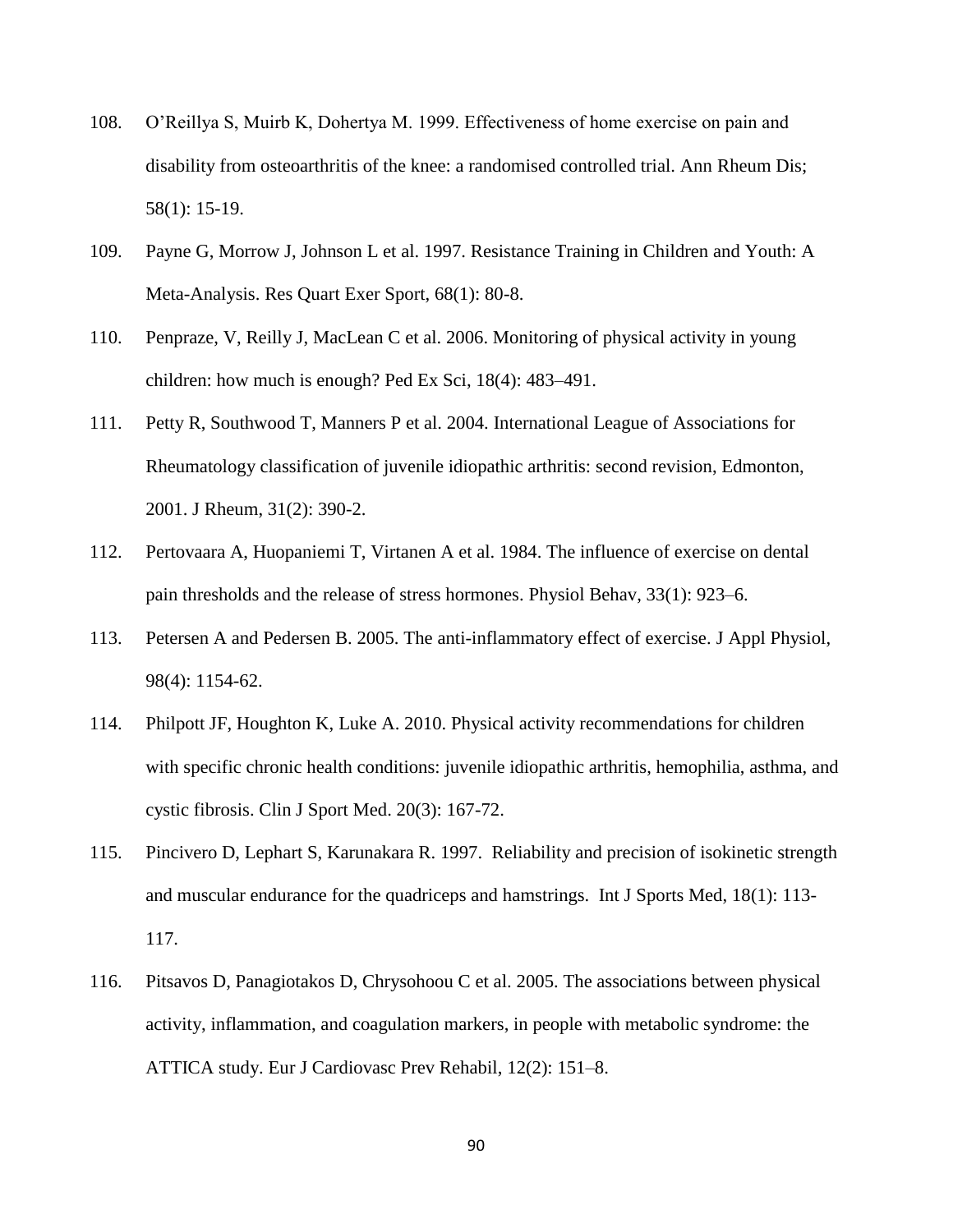108. O'Reillya S, Muirb K, Dohertya M. 1999. Effectiveness of home exercise on pain and disability from osteoarthritis of the knee: a randomised controlled trial. Ann Rheum Dis; 58(1): 15-19.

109. Payne G, Morrow J, Johnson L et al. 1997. Resistance Training in Children and Youth: A Meta-Analysis. Res Quart Exer Sport, 68(1): 80-8.

110. Penpraze, V, Reilly J, MacLean C et al. 2006. Monitoring of physical activity in young children: how much is enough? Ped Ex Sci, 18(4): 483–491.

111. Petty R, Southwood T, Manners P et al. 2004. International League of Associations for Rheumatology classification of juvenile idiopathic arthritis: second revision, Edmonton, 2001. J Rheum, 31(2): 390-2.

112. Pertovaara A, Huopaniemi T, Virtanen A et al. 1984. The influence of exercise on dental pain thresholds and the release of stress hormones. Physiol Behav, 33(1): 923–6.

113. Petersen A and Pedersen B. 2005. The anti-inflammatory effect of exercise. J Appl Physiol, 98(4): 1154-62.

114. Philpott JF, Houghton K, Luke A. 2010. Physical activity recommendations for children with specific chronic health conditions: juvenile idiopathic arthritis, hemophilia, asthma, and cystic fibrosis. Clin J Sport Med. 20(3): 167-72.

115. Pincivero D, Lephart S, Karunakara R. 1997. Reliability and precision of isokinetic strength and muscular endurance for the quadriceps and hamstrings. Int J Sports Med, 18(1): 113-117.

116. Pitsavos D, Panagiotakos D, Chrysohoou C et al. 2005. The associations between physical activity, inflammation, and coagulation markers, in people with metabolic syndrome: the ATTICA study. Eur J Cardiovasc Prev Rehabil, 12(2): 151–8.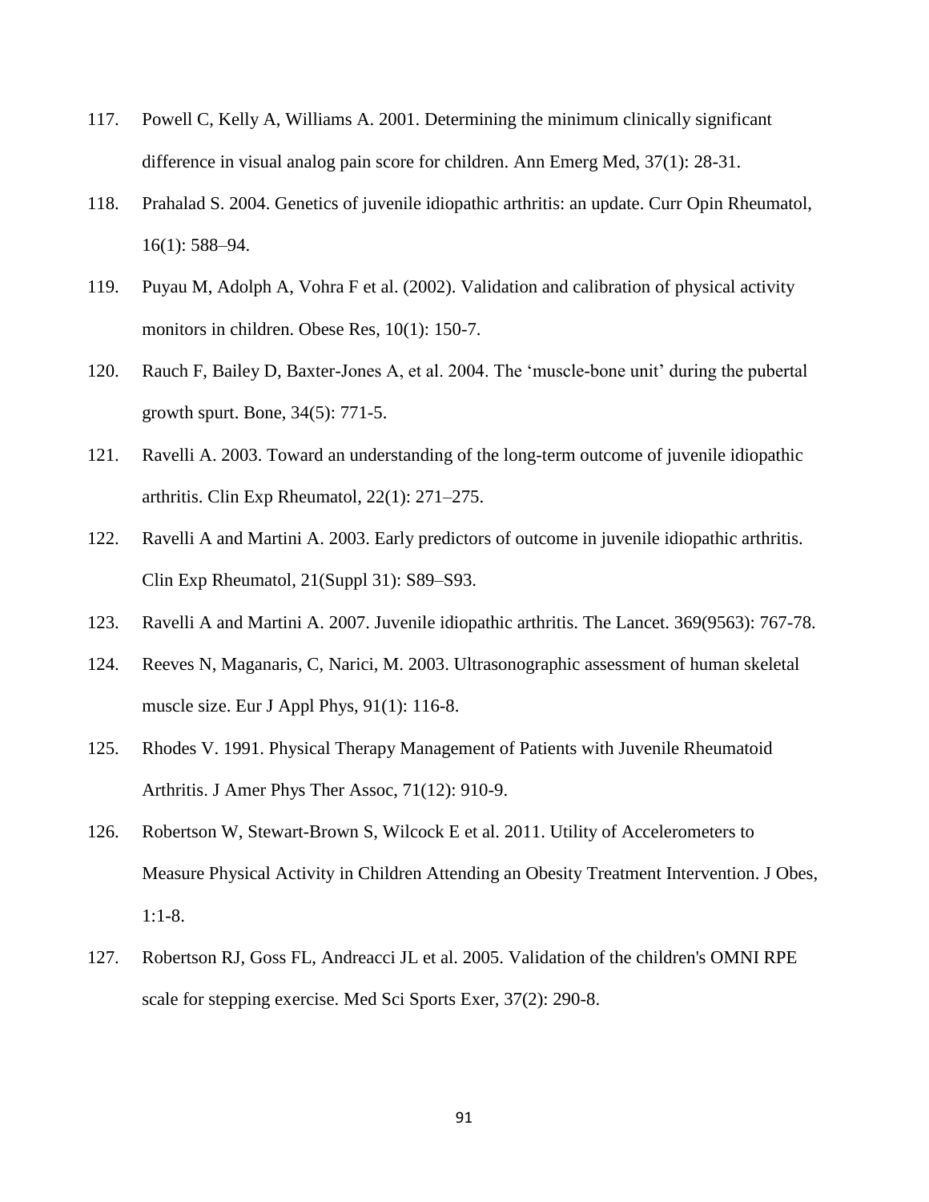117. Powell C, Kelly A, Williams A. 2001. Determining the minimum clinically significant difference in visual analog pain score for children. Ann Emerg Med, 37(1): 28-31.
118. Prahalad S. 2004. Genetics of juvenile idiopathic arthritis: an update. Curr Opin Rheumatol, 16(1): 588–94.
119. Puyau M, Adolph A, Vohra F et al. (2002). Validation and calibration of physical activity monitors in children. Obese Res, 10(1): 150-7.
120. Rauch F, Bailey D, Baxter-Jones A, et al. 2004. The 'muscle-bone unit' during the pubertal growth spurt. Bone, 34(5): 771-5.
121. Ravelli A. 2003. Toward an understanding of the long-term outcome of juvenile idiopathic arthritis. Clin Exp Rheumatol, 22(1): 271–275.
122. Ravelli A and Martini A. 2003. Early predictors of outcome in juvenile idiopathic arthritis. Clin Exp Rheumatol, 21(Suppl 31): S89–S93.
123. Ravelli A and Martini A. 2007. Juvenile idiopathic arthritis. The Lancet. 369(9563): 767-78.
124. Reeves N, Maganaris, C, Narici, M. 2003. Ultrasonographic assessment of human skeletal muscle size. Eur J Appl Phys, 91(1): 116-8.
125. Rhodes V. 1991. Physical Therapy Management of Patients with Juvenile Rheumatoid Arthritis. J Amer Phys Ther Assoc, 71(12): 910-9.
126. Robertson W, Stewart-Brown S, Wilcock E et al. 2011. Utility of Accelerometers to Measure Physical Activity in Children Attending an Obesity Treatment Intervention. J Obes, 1:1-8.
127. Robertson RJ, Goss FL, Andreacci JL et al. 2005. Validation of the children's OMNI RPE scale for stepping exercise. Med Sci Sports Exer, 37(2): 290-8.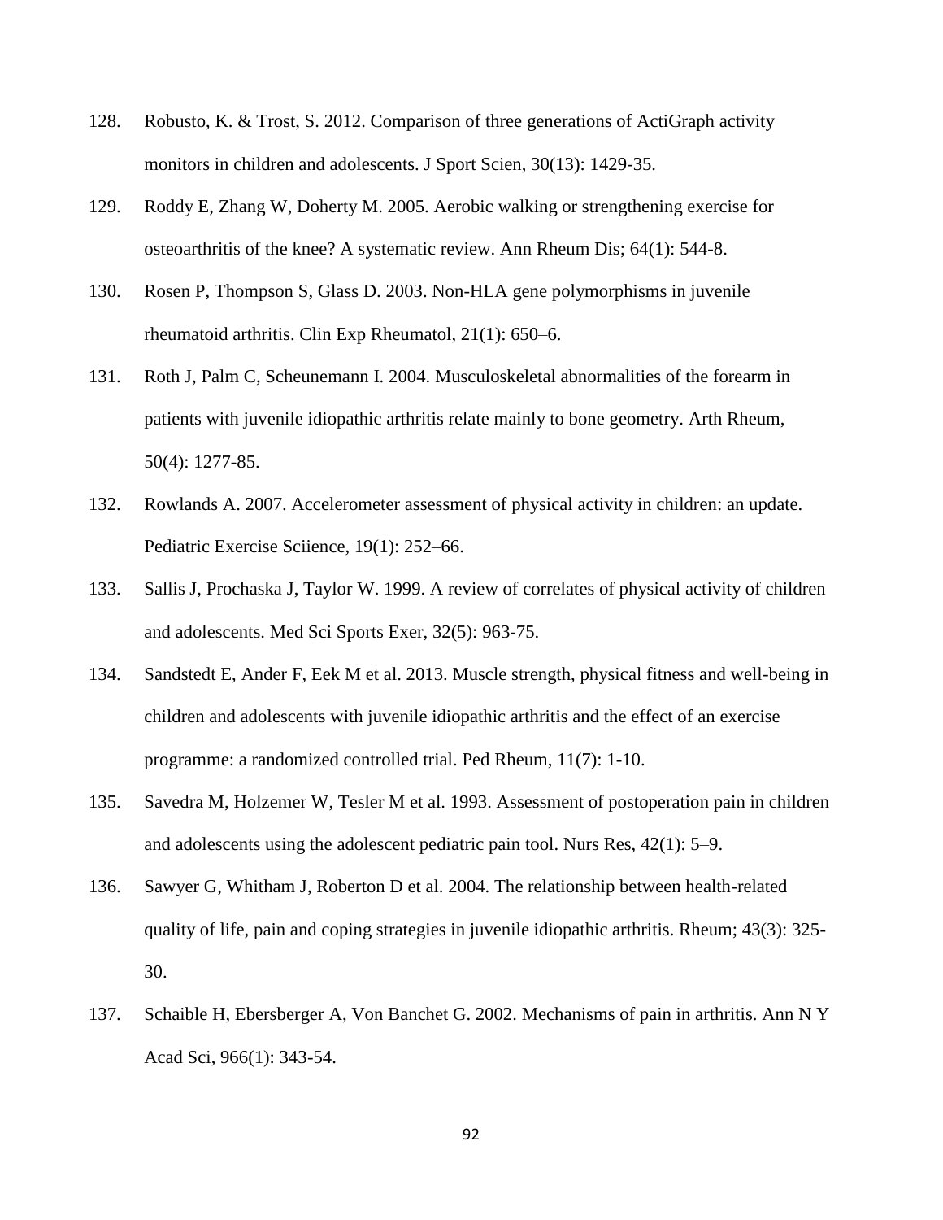128. Robusto, K. & Trost, S. 2012. Comparison of three generations of ActiGraph activity monitors in children and adolescents. J Sport Scien, 30(13): 1429-35.

129. Roddy E, Zhang W, Doherty M. 2005. Aerobic walking or strengthening exercise for osteoarthritis of the knee? A systematic review. Ann Rheum Dis; 64(1): 544-8.

130. Rosen P, Thompson S, Glass D. 2003. Non-HLA gene polymorphisms in juvenile rheumatoid arthritis. Clin Exp Rheumatol, 21(1): 650–6.

131. Roth J, Palm C, Scheunemann I. 2004. Musculoskeletal abnormalities of the forearm in patients with juvenile idiopathic arthritis relate mainly to bone geometry. Arth Rheum, 50(4): 1277-85.

132. Rowlands A. 2007. Accelerometer assessment of physical activity in children: an update. Pediatric Exercise Sciience, 19(1): 252–66.

133. Sallis J, Prochaska J, Taylor W. 1999. A review of correlates of physical activity of children and adolescents. Med Sci Sports Exer, 32(5): 963-75.

134. Sandstedt E, Ander F, Eek M et al. 2013. Muscle strength, physical fitness and well-being in children and adolescents with juvenile idiopathic arthritis and the effect of an exercise programme: a randomized controlled trial. Ped Rheum, 11(7): 1-10.

135. Savedra M, Holzemer W, Tesler M et al. 1993. Assessment of postoperation pain in children and adolescents using the adolescent pediatric pain tool. Nurs Res, 42(1): 5–9.

136. Sawyer G, Whitham J, Roberton D et al. 2004. The relationship between health-related quality of life, pain and coping strategies in juvenile idiopathic arthritis. Rheum; 43(3): 325-30.

137. Schaible H, Ebersberger A, Von Banchet G. 2002. Mechanisms of pain in arthritis. Ann N Y Acad Sci, 966(1): 343-54.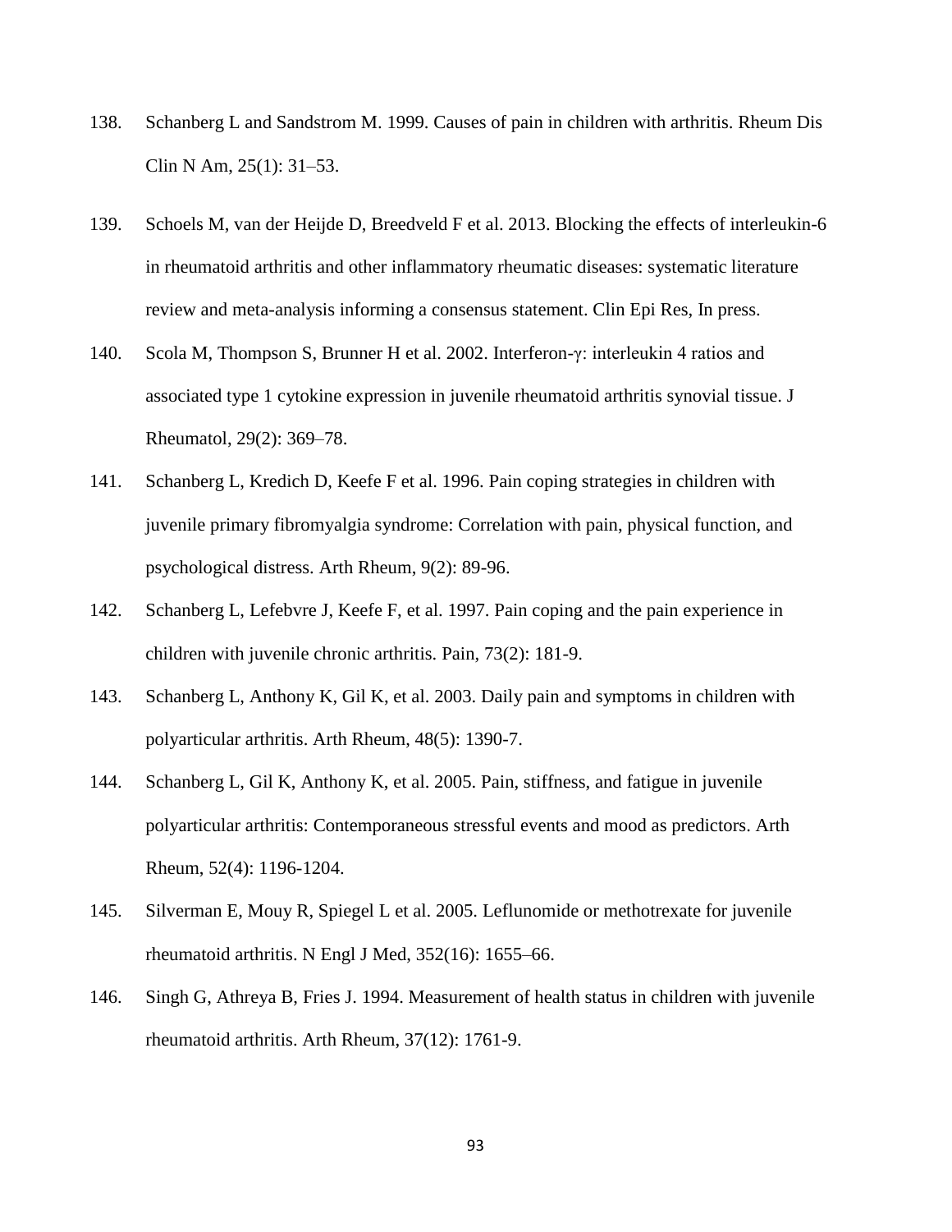138. Schanberg L and Sandstrom M. 1999. Causes of pain in children with arthritis. Rheum Dis Clin N Am, 25(1): 31–53.

139. Schoels M, van der Heijde D, Breedveld F et al. 2013. Blocking the effects of interleukin-6 in rheumatoid arthritis and other inflammatory rheumatic diseases: systematic literature review and meta-analysis informing a consensus statement. Clin Epi Res, In press.

140. Scola M, Thompson S, Brunner H et al. 2002. Interferon-γ: interleukin 4 ratios and associated type 1 cytokine expression in juvenile rheumatoid arthritis synovial tissue. J Rheumatol, 29(2): 369–78.

141. Schanberg L, Kredich D, Keefe F et al. 1996. Pain coping strategies in children with juvenile primary fibromyalgia syndrome: Correlation with pain, physical function, and psychological distress. Arth Rheum, 9(2): 89-96.

142. Schanberg L, Lefebvre J, Keefe F, et al. 1997. Pain coping and the pain experience in children with juvenile chronic arthritis. Pain, 73(2): 181-9.

143. Schanberg L, Anthony K, Gil K, et al. 2003. Daily pain and symptoms in children with polyarticular arthritis. Arth Rheum, 48(5): 1390-7.

144. Schanberg L, Gil K, Anthony K, et al. 2005. Pain, stiffness, and fatigue in juvenile polyarticular arthritis: Contemporaneous stressful events and mood as predictors. Arth Rheum, 52(4): 1196-1204.

145. Silverman E, Mouy R, Spiegel L et al. 2005. Leflunomide or methotrexate for juvenile rheumatoid arthritis. N Engl J Med, 352(16): 1655–66.

146. Singh G, Athreya B, Fries J. 1994. Measurement of health status in children with juvenile rheumatoid arthritis. Arth Rheum, 37(12): 1761-9.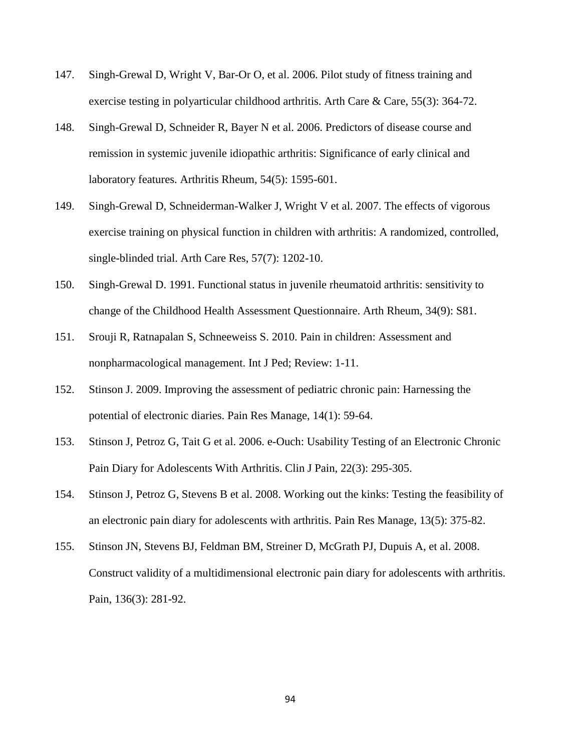147. Singh-Grewal D, Wright V, Bar-Or O, et al. 2006. Pilot study of fitness training and exercise testing in polyarticular childhood arthritis. Arth Care & Care, 55(3): 364-72.

148. Singh-Grewal D, Schneider R, Bayer N et al. 2006. Predictors of disease course and remission in systemic juvenile idiopathic arthritis: Significance of early clinical and laboratory features. Arthritis Rheum, 54(5): 1595-601.

149. Singh-Grewal D, Schneiderman-Walker J, Wright V et al. 2007. The effects of vigorous exercise training on physical function in children with arthritis: A randomized, controlled, single-blinded trial. Arth Care Res, 57(7): 1202-10.

150. Singh-Grewal D. 1991. Functional status in juvenile rheumatoid arthritis: sensitivity to change of the Childhood Health Assessment Questionnaire. Arth Rheum, 34(9): S81.

151. Srouji R, Ratnapalan S, Schneeweiss S. 2010. Pain in children: Assessment and nonpharmacological management. Int J Ped; Review: 1-11.

152. Stinson J. 2009. Improving the assessment of pediatric chronic pain: Harnessing the potential of electronic diaries. Pain Res Manage, 14(1): 59-64.

153. Stinson J, Petroz G, Tait G et al. 2006. e-Ouch: Usability Testing of an Electronic Chronic Pain Diary for Adolescents With Arthritis. Clin J Pain, 22(3): 295-305.

154. Stinson J, Petroz G, Stevens B et al. 2008. Working out the kinks: Testing the feasibility of an electronic pain diary for adolescents with arthritis. Pain Res Manage, 13(5): 375-82.

155. Stinson JN, Stevens BJ, Feldman BM, Streiner D, McGrath PJ, Dupuis A, et al. 2008. Construct validity of a multidimensional electronic pain diary for adolescents with arthritis. Pain, 136(3): 281-92.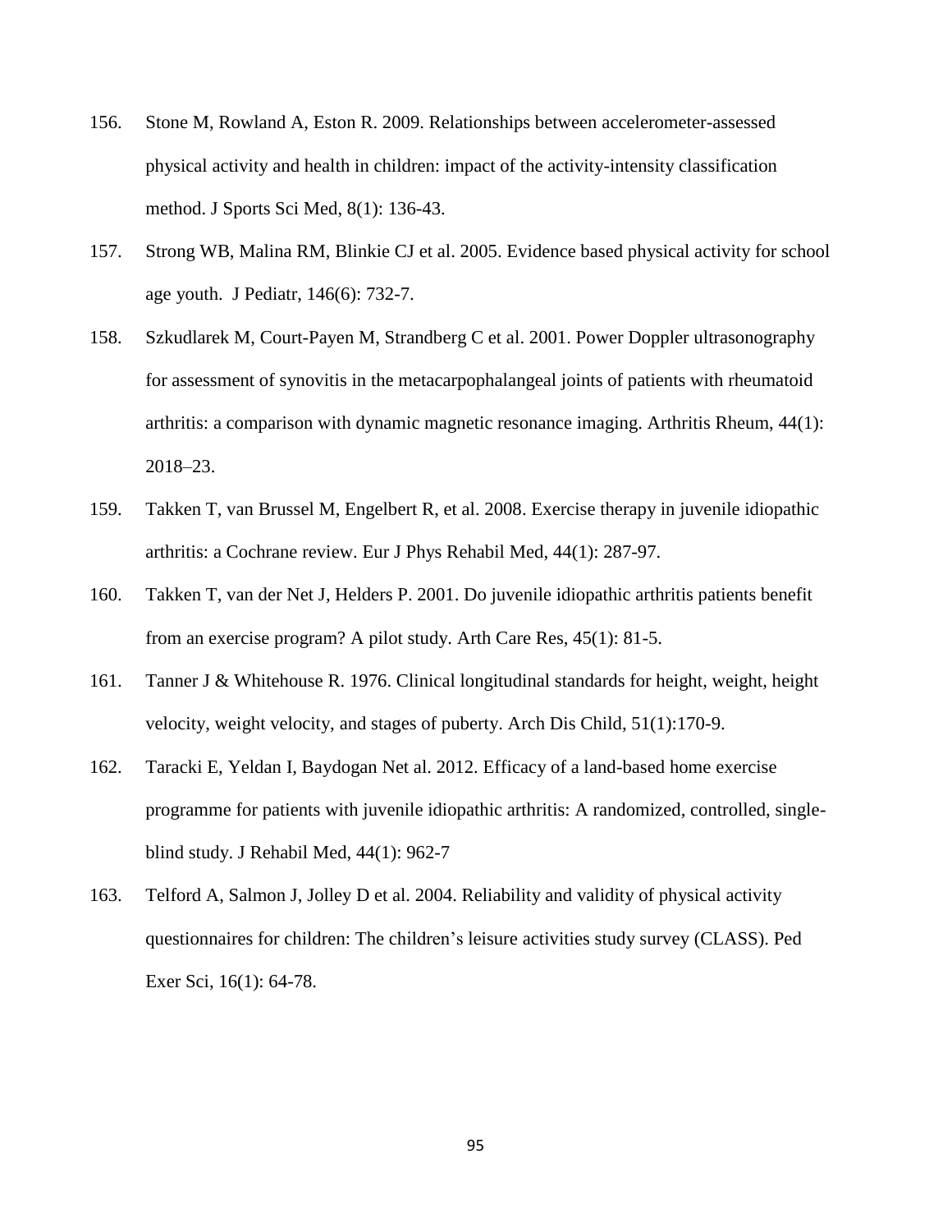156. Stone M, Rowland A, Eston R. 2009. Relationships between accelerometer-assessed physical activity and health in children: impact of the activity-intensity classification method. J Sports Sci Med, 8(1): 136-43.

157. Strong WB, Malina RM, Blinkie CJ et al. 2005. Evidence based physical activity for school age youth. J Pediatr, 146(6): 732-7.

158. Szkudlarek M, Court-Payen M, Strandberg C et al. 2001. Power Doppler ultrasonography for assessment of synovitis in the metacarpophalangeal joints of patients with rheumatoid arthritis: a comparison with dynamic magnetic resonance imaging. Arthritis Rheum, 44(1): 2018–23.

159. Takken T, van Brussel M, Engelbert R, et al. 2008. Exercise therapy in juvenile idiopathic arthritis: a Cochrane review. Eur J Phys Rehabil Med, 44(1): 287-97.

160. Takken T, van der Net J, Helders P. 2001. Do juvenile idiopathic arthritis patients benefit from an exercise program? A pilot study. Arth Care Res, 45(1): 81-5.

161. Tanner J & Whitehouse R. 1976. Clinical longitudinal standards for height, weight, height velocity, weight velocity, and stages of puberty. Arch Dis Child, 51(1):170-9.

162. Taracki E, Yeldan I, Baydogan Net al. 2012. Efficacy of a land-based home exercise programme for patients with juvenile idiopathic arthritis: A randomized, controlled, single-blind study. J Rehabil Med, 44(1): 962-7

163. Telford A, Salmon J, Jolley D et al. 2004. Reliability and validity of physical activity questionnaires for children: The children's leisure activities study survey (CLASS). Ped Exer Sci, 16(1): 64-78.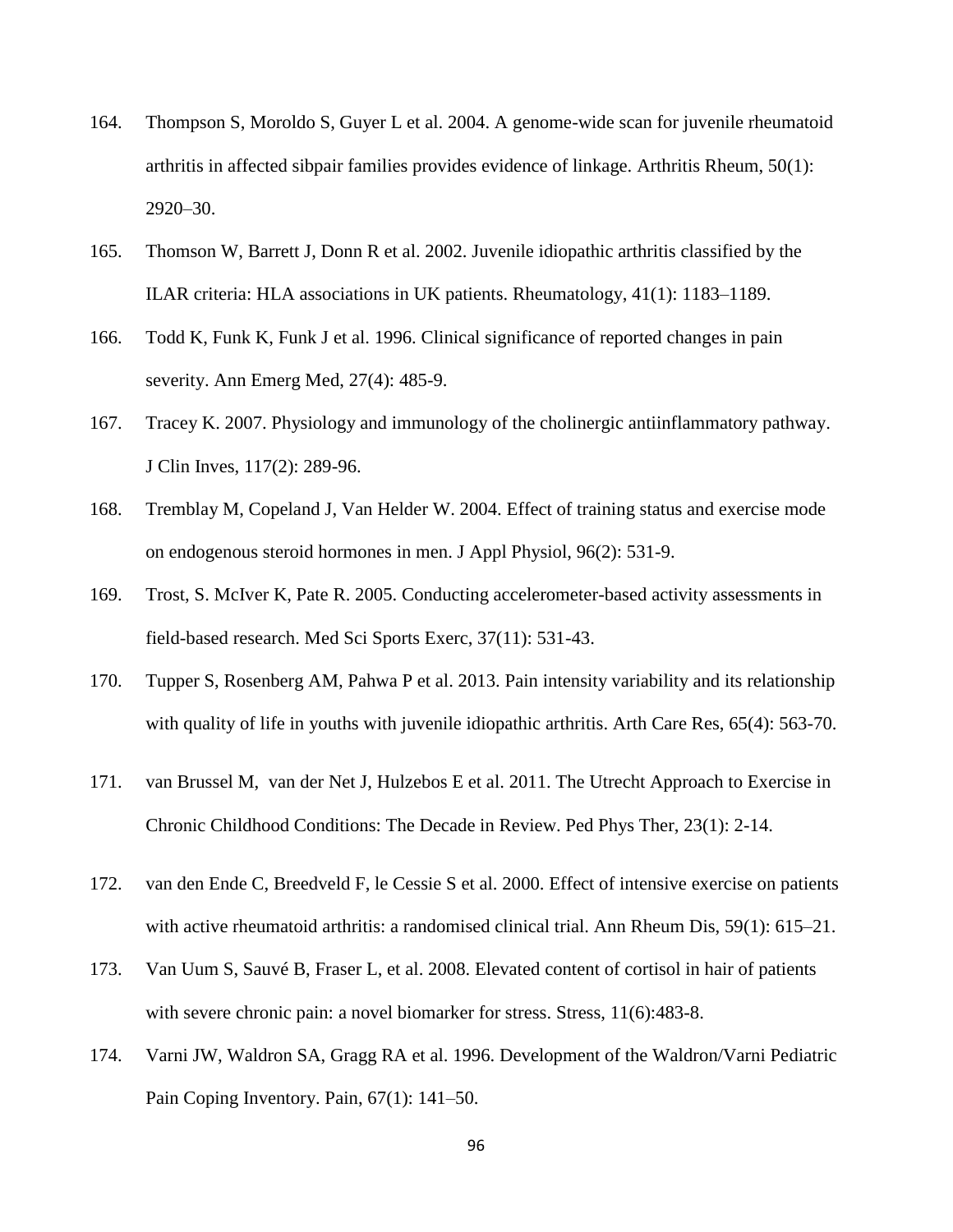164. Thompson S, Moroldo S, Guyer L et al. 2004. A genome-wide scan for juvenile rheumatoid arthritis in affected sibpair families provides evidence of linkage. Arthritis Rheum, 50(1): 2920–30.

165. Thomson W, Barrett J, Donn R et al. 2002. Juvenile idiopathic arthritis classified by the ILAR criteria: HLA associations in UK patients. Rheumatology, 41(1): 1183–1189.

166. Todd K, Funk K, Funk J et al. 1996. Clinical significance of reported changes in pain severity. Ann Emerg Med, 27(4): 485-9.

167. Tracey K. 2007. Physiology and immunology of the cholinergic antiinflammatory pathway. J Clin Inves, 117(2): 289-96.

168. Tremblay M, Copeland J, Van Helder W. 2004. Effect of training status and exercise mode on endogenous steroid hormones in men. J Appl Physiol, 96(2): 531-9.

169. Trost, S. McIver K, Pate R. 2005. Conducting accelerometer-based activity assessments in field-based research. Med Sci Sports Exerc, 37(11): 531-43.

170. Tupper S, Rosenberg AM, Pahwa P et al. 2013. Pain intensity variability and its relationship with quality of life in youths with juvenile idiopathic arthritis. Arth Care Res, 65(4): 563-70.

171. van Brussel M, van der Net J, Hulzebos E et al. 2011. The Utrecht Approach to Exercise in Chronic Childhood Conditions: The Decade in Review. Ped Phys Ther, 23(1): 2-14.

172. van den Ende C, Breedveld F, le Cessie S et al. 2000. Effect of intensive exercise on patients with active rheumatoid arthritis: a randomised clinical trial. Ann Rheum Dis, 59(1): 615–21.

173. Van Uum S, Sauvé B, Fraser L, et al. 2008. Elevated content of cortisol in hair of patients with severe chronic pain: a novel biomarker for stress. Stress, 11(6):483-8.

174. Varni JW, Waldron SA, Gragg RA et al. 1996. Development of the Waldron/Varni Pediatric Pain Coping Inventory. Pain, 67(1): 141–50.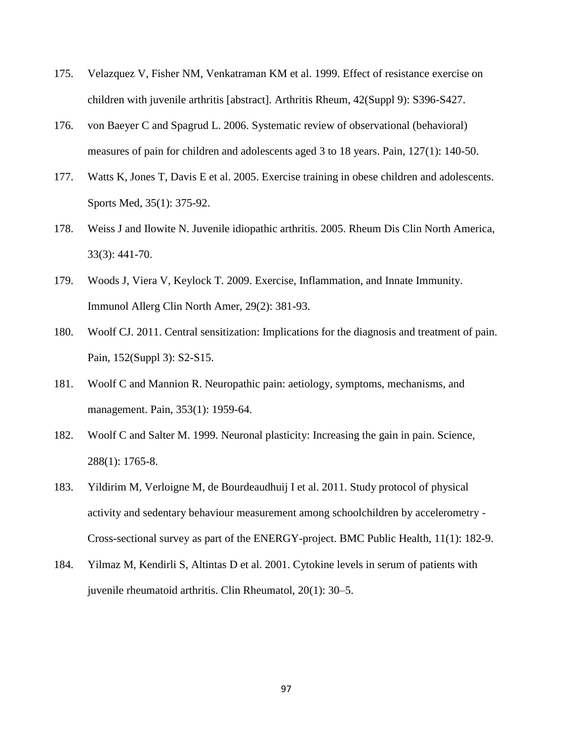175. Velazquez V, Fisher NM, Venkatraman KM et al. 1999. Effect of resistance exercise on children with juvenile arthritis [abstract]. Arthritis Rheum, 42(Suppl 9): S396-S427.

176. von Baeyer C and Spagrud L. 2006. Systematic review of observational (behavioral) measures of pain for children and adolescents aged 3 to 18 years. Pain, 127(1): 140-50.

177. Watts K, Jones T, Davis E et al. 2005. Exercise training in obese children and adolescents. Sports Med, 35(1): 375-92.

178. Weiss J and Ilowite N. Juvenile idiopathic arthritis. 2005. Rheum Dis Clin North America, 33(3): 441-70.

179. Woods J, Viera V, Keylock T. 2009. Exercise, Inflammation, and Innate Immunity. Immunol Allerg Clin North Amer, 29(2): 381-93.

180. Woolf CJ. 2011. Central sensitization: Implications for the diagnosis and treatment of pain. Pain, 152(Suppl 3): S2-S15.

181. Woolf C and Mannion R. Neuropathic pain: aetiology, symptoms, mechanisms, and management. Pain, 353(1): 1959-64.

182. Woolf C and Salter M. 1999. Neuronal plasticity: Increasing the gain in pain. Science, 288(1): 1765-8.

183. Yildirim M, Verloigne M, de Bourdeaudhuij I et al. 2011. Study protocol of physical activity and sedentary behaviour measurement among schoolchildren by accelerometry - Cross-sectional survey as part of the ENERGY-project. BMC Public Health, 11(1): 182-9.

184. Yilmaz M, Kendirli S, Altintas D et al. 2001. Cytokine levels in serum of patients with juvenile rheumatoid arthritis. Clin Rheumatol, 20(1): 30–5.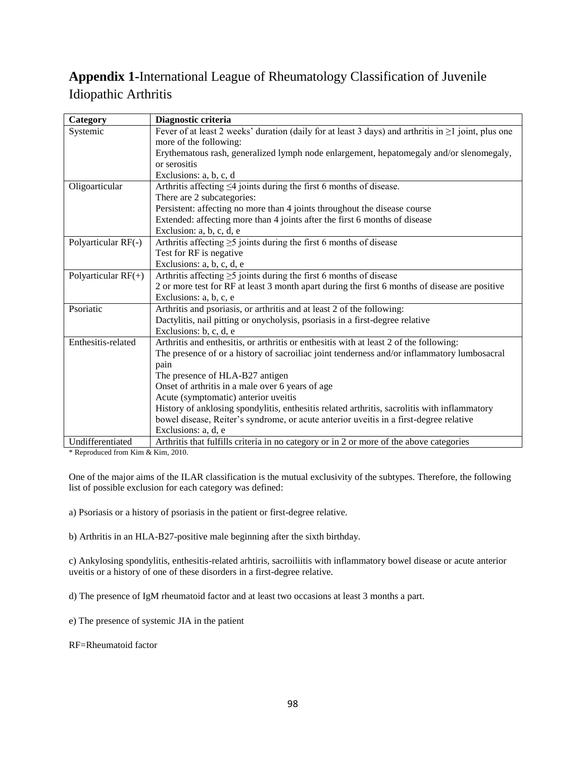## **Appendix 1**-International League of Rheumatology Classification of Juvenile Idiopathic Arthritis

| Category | Diagnostic criteria |
|---|---|
| Systemic | Fever of at least 2 weeks' duration (daily for at least 3 days) and arthritis in ≥1 joint, plus one more of the following:<br>Erythematous rash, generalized lymph node enlargement, hepatomegaly and/or slenomegaly, or serositis<br>Exclusions: a, b, c, d |
| Oligoarticular | Arthritis affecting ≤4 joints during the first 6 months of disease.<br>There are 2 subcategories:<br>Persistent: affecting no more than 4 joints throughout the disease course<br>Extended: affecting more than 4 joints after the first 6 months of disease<br>Exclusion: a, b, c, d, e |
| Polyarticular RF(-) | Arthritis affecting ≥5 joints during the first 6 months of disease<br>Test for RF is negative<br>Exclusions: a, b, c, d, e |
| Polyarticular RF(+) | Arthritis affecting ≥5 joints during the first 6 months of disease<br>2 or more test for RF at least 3 month apart during the first 6 months of disease are positive<br>Exclusions: a, b, c, e |
| Psoriatic | Arthritis and psoriasis, or arthritis and at least 2 of the following:<br>Dactylitis, nail pitting or onycholysis, psoriasis in a first-degree relative<br>Exclusions: b, c, d, e |
| Enthesitis-related | Arthritis and enthesitis, or arthritis or enthesitis with at least 2 of the following:<br>The presence of or a history of sacroiliac joint tenderness and/or inflammatory lumbosacral pain<br>The presence of HLA-B27 antigen<br>Onset of arthritis in a male over 6 years of age<br>Acute (symptomatic) anterior uveitis<br>History of anklosing spondylitis, enthesitis related arthritis, sacrolitis with inflammatory bowel disease, Reiter's syndrome, or acute anterior uveitis in a first-degree relative<br>Exclusions: a, d, e |
| Undifferentiated | Arthritis that fulfills criteria in no category or in 2 or more of the above categories |

* Reproduced from Kim & Kim, 2010.

One of the major aims of the ILAR classification is the mutual exclusivity of the subtypes. Therefore, the following list of possible exclusion for each category was defined:

a) Psoriasis or a history of psoriasis in the patient or first-degree relative.

b) Arthritis in an HLA-B27-positive male beginning after the sixth birthday.

c) Ankylosing spondylitis, enthesitis-related arhtiris, sacroiliitis with inflammatory bowel disease or acute anterior uveitis or a history of one of these disorders in a first-degree relative.

d) The presence of IgM rheumatoid factor and at least two occasions at least 3 months a part.

e) The presence of systemic JIA in the patient

RF=Rheumatoid factor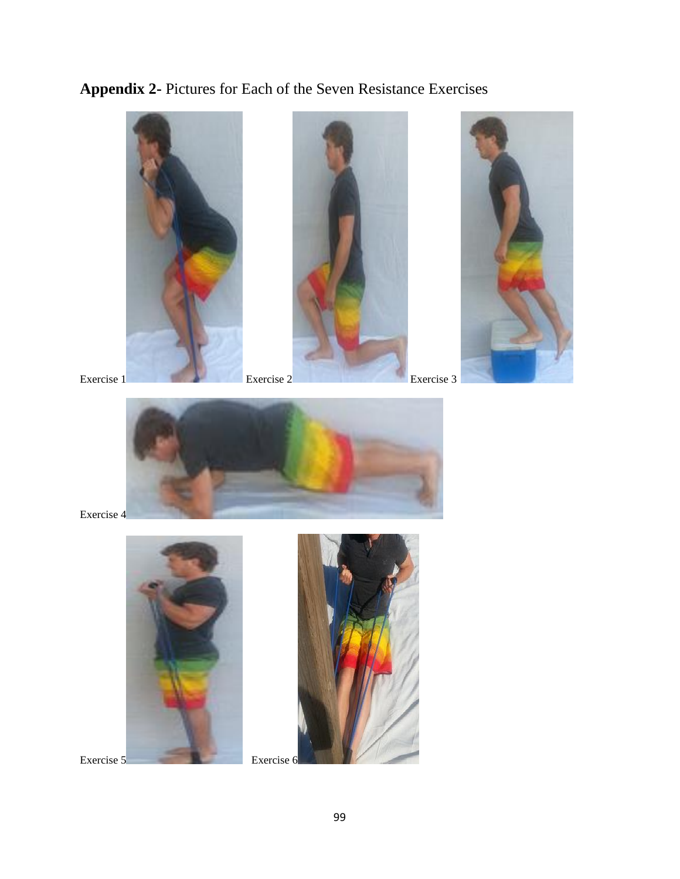## **Appendix 2-** Pictures for Each of the Seven Resistance Exercises

Exercise 1

Exercise 2

Exercise 3

Exercise 4

Exercise 5

Exercise 6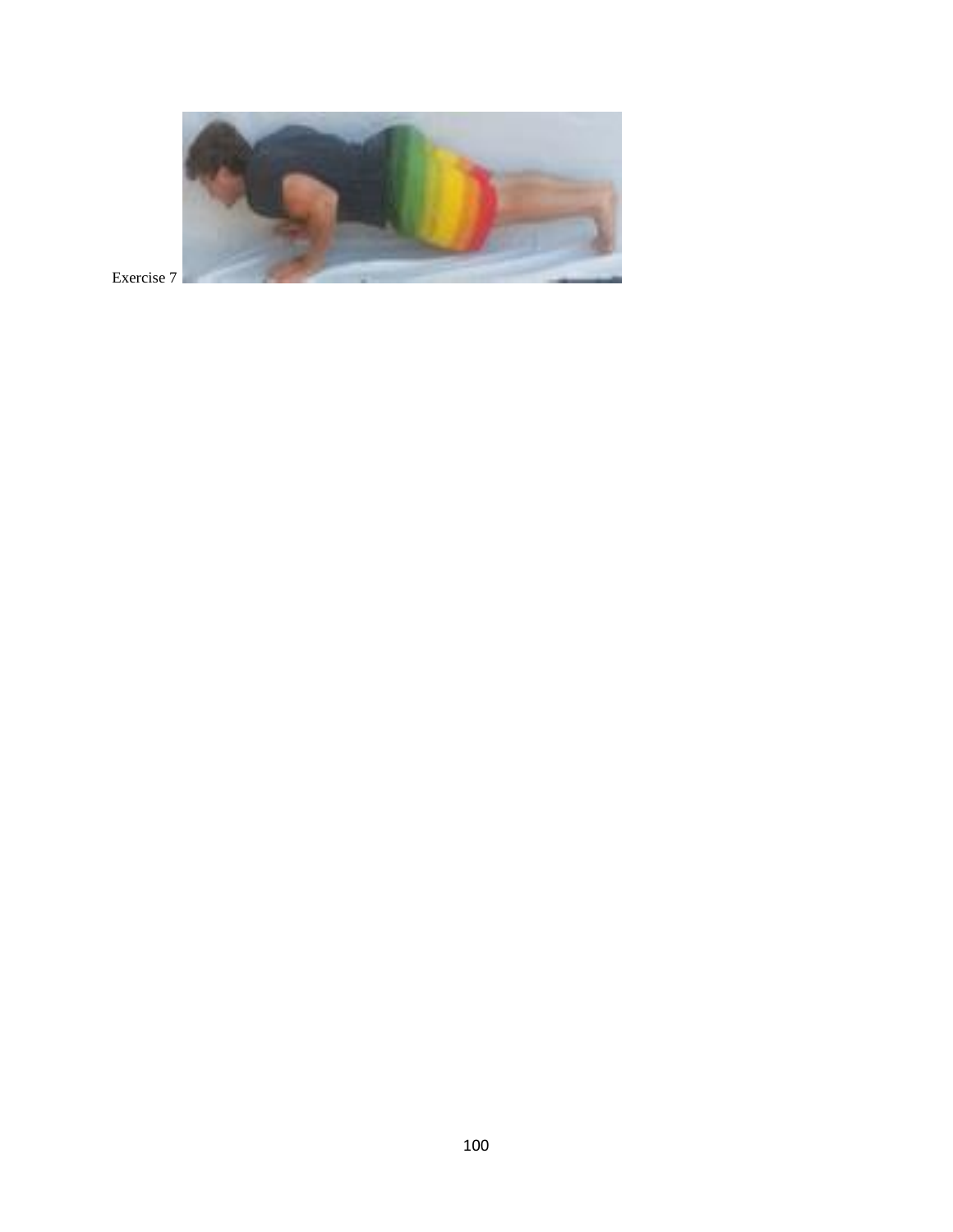Exercise 7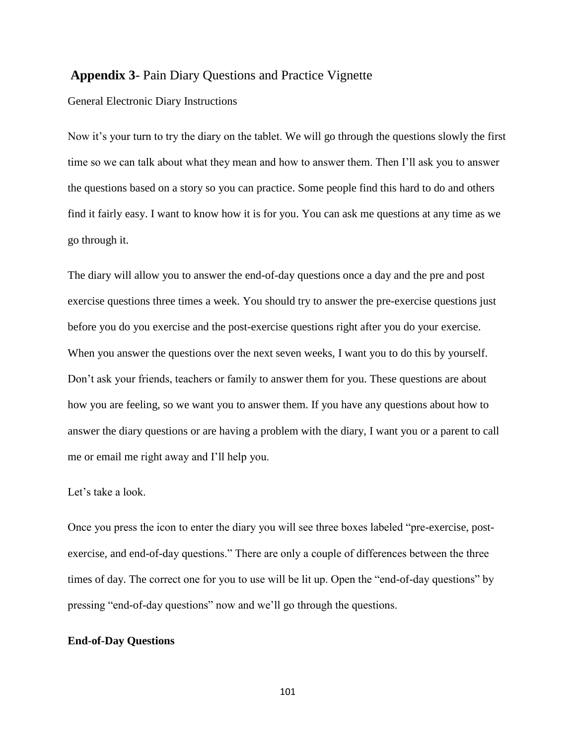## **Appendix 3**- Pain Diary Questions and Practice Vignette

General Electronic Diary Instructions

Now it's your turn to try the diary on the tablet. We will go through the questions slowly the first time so we can talk about what they mean and how to answer them. Then I'll ask you to answer the questions based on a story so you can practice. Some people find this hard to do and others find it fairly easy. I want to know how it is for you. You can ask me questions at any time as we go through it.

The diary will allow you to answer the end-of-day questions once a day and the pre and post exercise questions three times a week. You should try to answer the pre-exercise questions just before you do you exercise and the post-exercise questions right after you do your exercise. When you answer the questions over the next seven weeks, I want you to do this by yourself. Don't ask your friends, teachers or family to answer them for you. These questions are about how you are feeling, so we want you to answer them. If you have any questions about how to answer the diary questions or are having a problem with the diary, I want you or a parent to call me or email me right away and I'll help you.

Let's take a look.

Once you press the icon to enter the diary you will see three boxes labeled "pre-exercise, post-exercise, and end-of-day questions." There are only a couple of differences between the three times of day. The correct one for you to use will be lit up. Open the "end-of-day questions" by pressing "end-of-day questions" now and we'll go through the questions.

**End-of-Day Questions**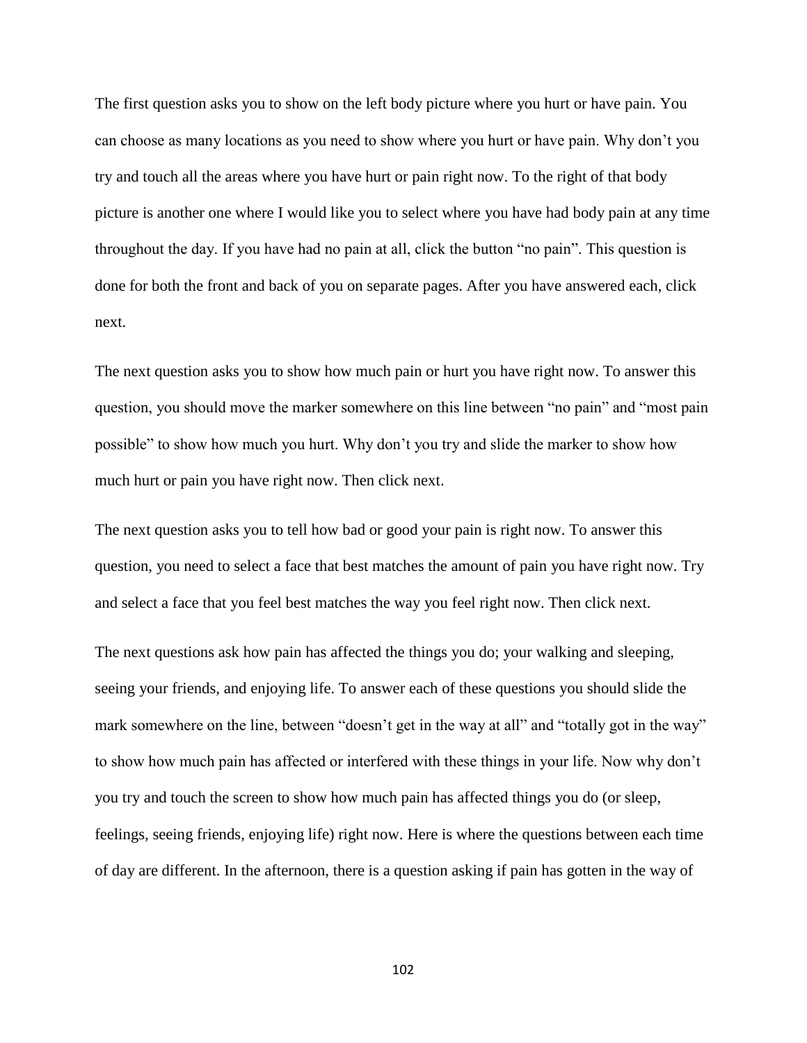The first question asks you to show on the left body picture where you hurt or have pain. You can choose as many locations as you need to show where you hurt or have pain. Why don't you try and touch all the areas where you have hurt or pain right now. To the right of that body picture is another one where I would like you to select where you have had body pain at any time throughout the day. If you have had no pain at all, click the button "no pain". This question is done for both the front and back of you on separate pages. After you have answered each, click next.

The next question asks you to show how much pain or hurt you have right now. To answer this question, you should move the marker somewhere on this line between "no pain" and "most pain possible" to show how much you hurt. Why don't you try and slide the marker to show how much hurt or pain you have right now. Then click next.

The next question asks you to tell how bad or good your pain is right now. To answer this question, you need to select a face that best matches the amount of pain you have right now. Try and select a face that you feel best matches the way you feel right now. Then click next.

The next questions ask how pain has affected the things you do; your walking and sleeping, seeing your friends, and enjoying life. To answer each of these questions you should slide the mark somewhere on the line, between "doesn't get in the way at all" and "totally got in the way" to show how much pain has affected or interfered with these things in your life. Now why don't you try and touch the screen to show how much pain has affected things you do (or sleep, feelings, seeing friends, enjoying life) right now. Here is where the questions between each time of day are different. In the afternoon, there is a question asking if pain has gotten in the way of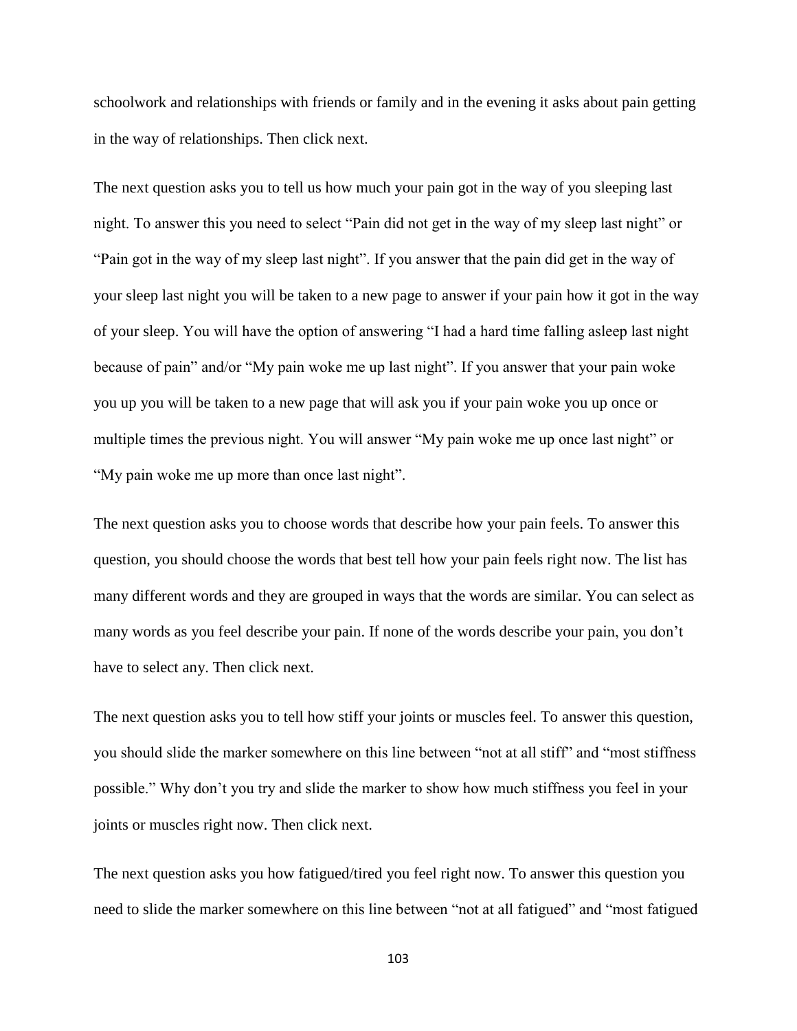schoolwork and relationships with friends or family and in the evening it asks about pain getting in the way of relationships. Then click next.

The next question asks you to tell us how much your pain got in the way of you sleeping last night. To answer this you need to select "Pain did not get in the way of my sleep last night" or "Pain got in the way of my sleep last night". If you answer that the pain did get in the way of your sleep last night you will be taken to a new page to answer if your pain how it got in the way of your sleep. You will have the option of answering "I had a hard time falling asleep last night because of pain" and/or "My pain woke me up last night". If you answer that your pain woke you up you will be taken to a new page that will ask you if your pain woke you up once or multiple times the previous night. You will answer "My pain woke me up once last night" or "My pain woke me up more than once last night".

The next question asks you to choose words that describe how your pain feels. To answer this question, you should choose the words that best tell how your pain feels right now. The list has many different words and they are grouped in ways that the words are similar. You can select as many words as you feel describe your pain. If none of the words describe your pain, you don't have to select any. Then click next.

The next question asks you to tell how stiff your joints or muscles feel. To answer this question, you should slide the marker somewhere on this line between "not at all stiff" and "most stiffness possible." Why don't you try and slide the marker to show how much stiffness you feel in your joints or muscles right now. Then click next.

The next question asks you how fatigued/tired you feel right now. To answer this question you need to slide the marker somewhere on this line between "not at all fatigued" and "most fatigued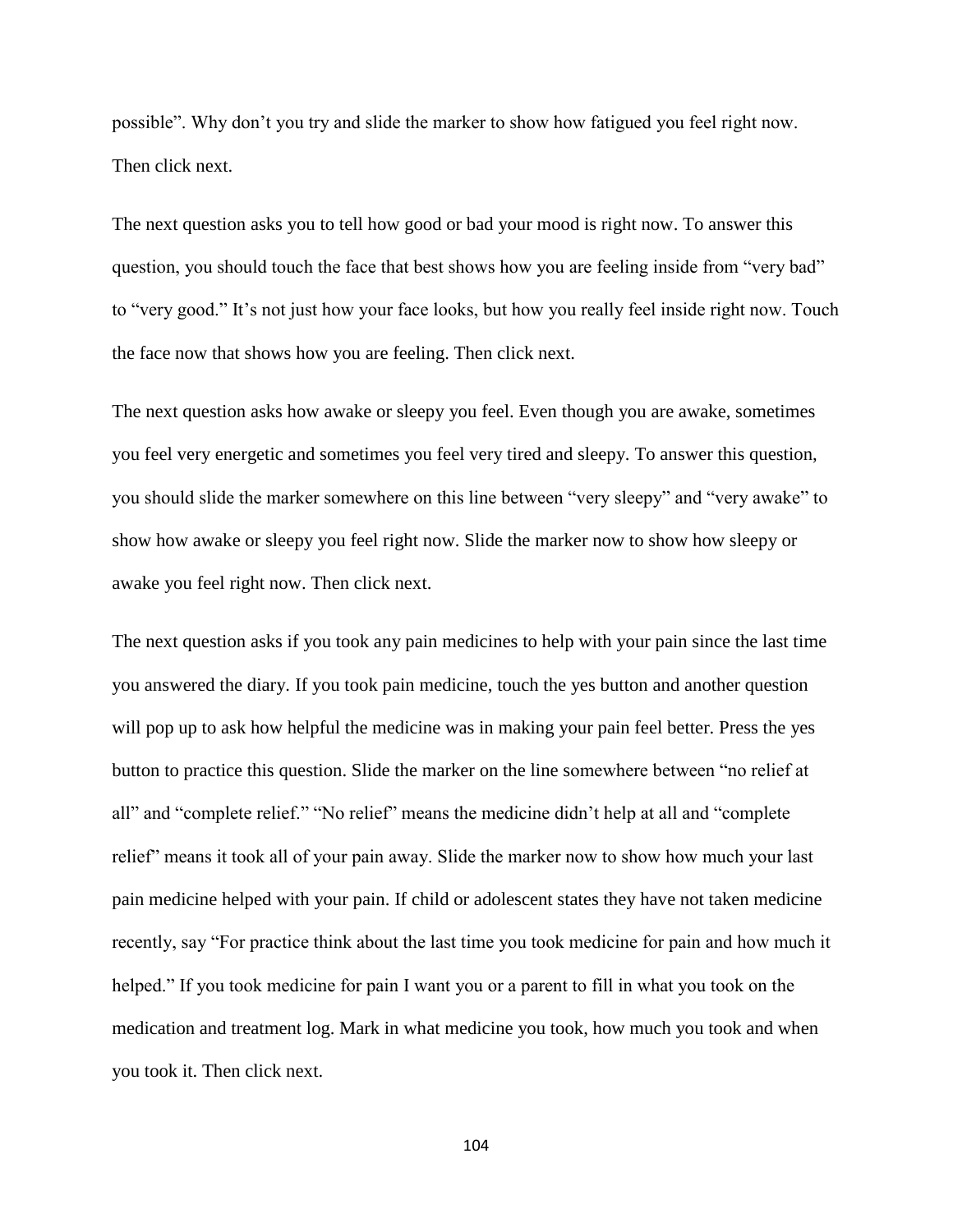possible". Why don't you try and slide the marker to show how fatigued you feel right now. Then click next.

The next question asks you to tell how good or bad your mood is right now. To answer this question, you should touch the face that best shows how you are feeling inside from "very bad" to "very good." It's not just how your face looks, but how you really feel inside right now. Touch the face now that shows how you are feeling. Then click next.

The next question asks how awake or sleepy you feel. Even though you are awake, sometimes you feel very energetic and sometimes you feel very tired and sleepy. To answer this question, you should slide the marker somewhere on this line between "very sleepy" and "very awake" to show how awake or sleepy you feel right now. Slide the marker now to show how sleepy or awake you feel right now. Then click next.

The next question asks if you took any pain medicines to help with your pain since the last time you answered the diary. If you took pain medicine, touch the yes button and another question will pop up to ask how helpful the medicine was in making your pain feel better. Press the yes button to practice this question. Slide the marker on the line somewhere between "no relief at all" and "complete relief." "No relief" means the medicine didn't help at all and "complete relief" means it took all of your pain away. Slide the marker now to show how much your last pain medicine helped with your pain. If child or adolescent states they have not taken medicine recently, say "For practice think about the last time you took medicine for pain and how much it helped." If you took medicine for pain I want you or a parent to fill in what you took on the medication and treatment log. Mark in what medicine you took, how much you took and when you took it. Then click next.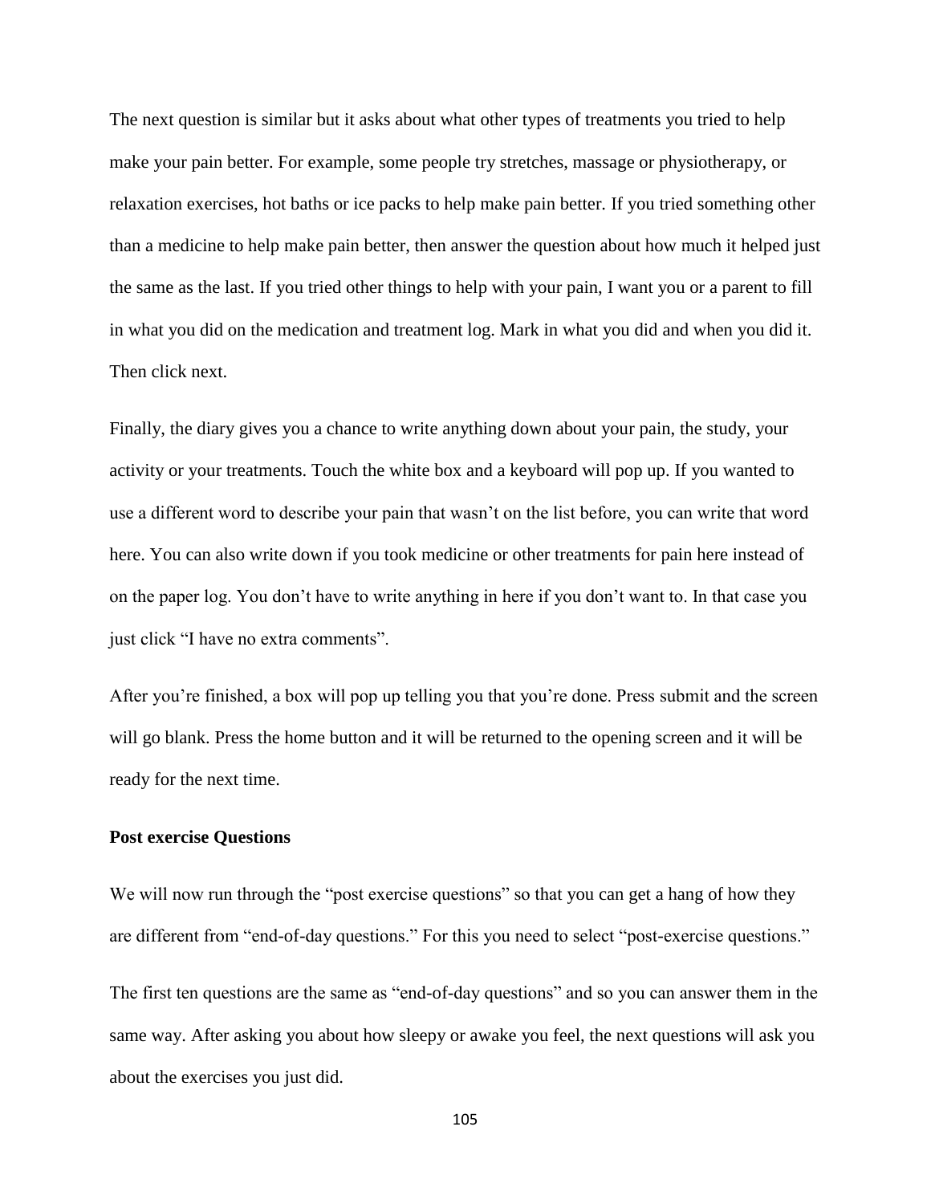The next question is similar but it asks about what other types of treatments you tried to help make your pain better. For example, some people try stretches, massage or physiotherapy, or relaxation exercises, hot baths or ice packs to help make pain better. If you tried something other than a medicine to help make pain better, then answer the question about how much it helped just the same as the last. If you tried other things to help with your pain, I want you or a parent to fill in what you did on the medication and treatment log. Mark in what you did and when you did it. Then click next.

Finally, the diary gives you a chance to write anything down about your pain, the study, your activity or your treatments. Touch the white box and a keyboard will pop up. If you wanted to use a different word to describe your pain that wasn't on the list before, you can write that word here. You can also write down if you took medicine or other treatments for pain here instead of on the paper log. You don't have to write anything in here if you don't want to. In that case you just click "I have no extra comments".

After you're finished, a box will pop up telling you that you're done. Press submit and the screen will go blank. Press the home button and it will be returned to the opening screen and it will be ready for the next time.

**Post exercise Questions**

We will now run through the "post exercise questions" so that you can get a hang of how they are different from "end-of-day questions." For this you need to select "post-exercise questions."

The first ten questions are the same as "end-of-day questions" and so you can answer them in the same way. After asking you about how sleepy or awake you feel, the next questions will ask you about the exercises you just did.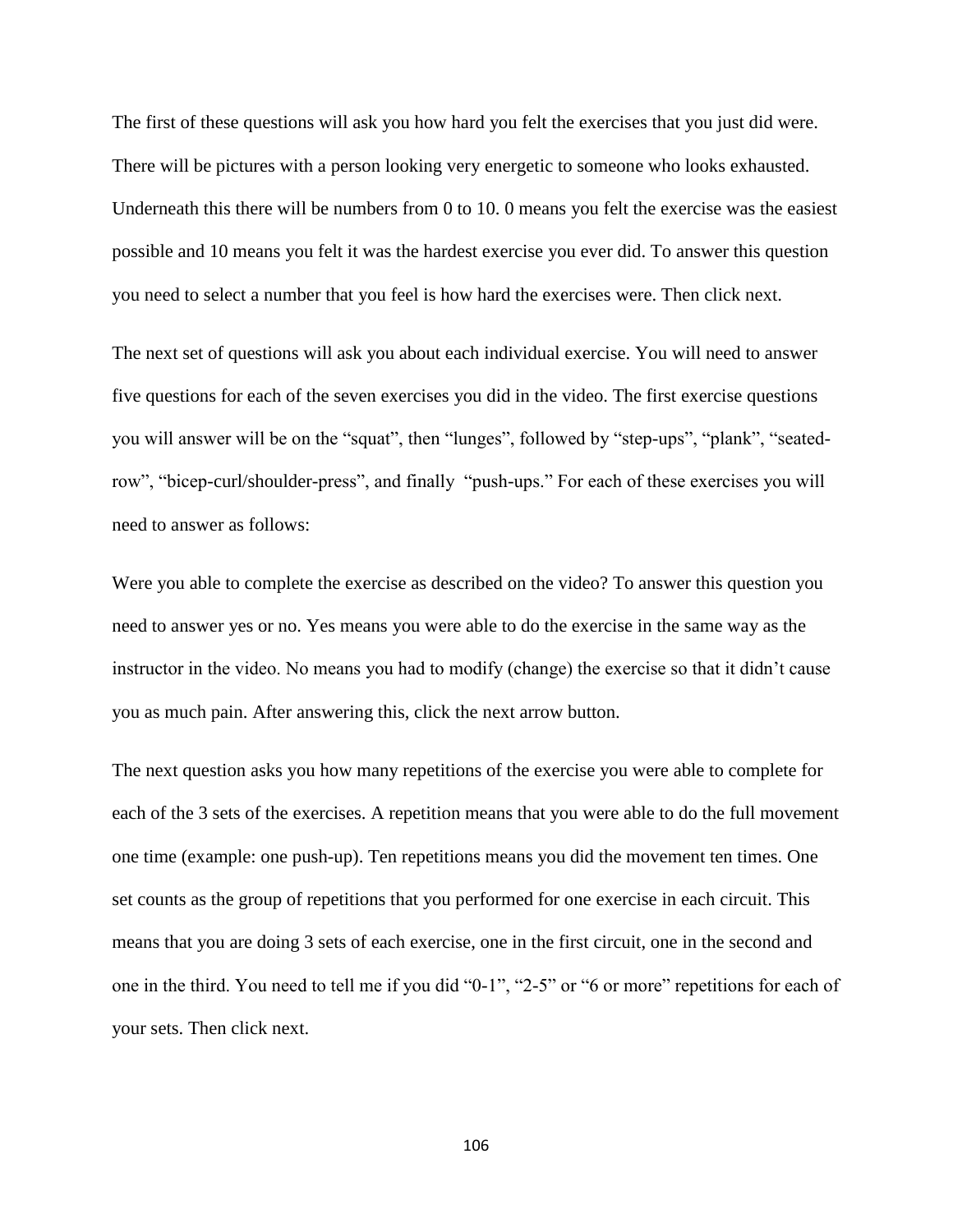The first of these questions will ask you how hard you felt the exercises that you just did were. There will be pictures with a person looking very energetic to someone who looks exhausted. Underneath this there will be numbers from 0 to 10. 0 means you felt the exercise was the easiest possible and 10 means you felt it was the hardest exercise you ever did. To answer this question you need to select a number that you feel is how hard the exercises were. Then click next.

The next set of questions will ask you about each individual exercise. You will need to answer five questions for each of the seven exercises you did in the video. The first exercise questions you will answer will be on the "squat", then "lunges", followed by "step-ups", "plank", "seated-row", "bicep-curl/shoulder-press", and finally "push-ups." For each of these exercises you will need to answer as follows:

Were you able to complete the exercise as described on the video? To answer this question you need to answer yes or no. Yes means you were able to do the exercise in the same way as the instructor in the video. No means you had to modify (change) the exercise so that it didn't cause you as much pain. After answering this, click the next arrow button.

The next question asks you how many repetitions of the exercise you were able to complete for each of the 3 sets of the exercises. A repetition means that you were able to do the full movement one time (example: one push-up). Ten repetitions means you did the movement ten times. One set counts as the group of repetitions that you performed for one exercise in each circuit. This means that you are doing 3 sets of each exercise, one in the first circuit, one in the second and one in the third. You need to tell me if you did "0-1", "2-5" or "6 or more" repetitions for each of your sets. Then click next.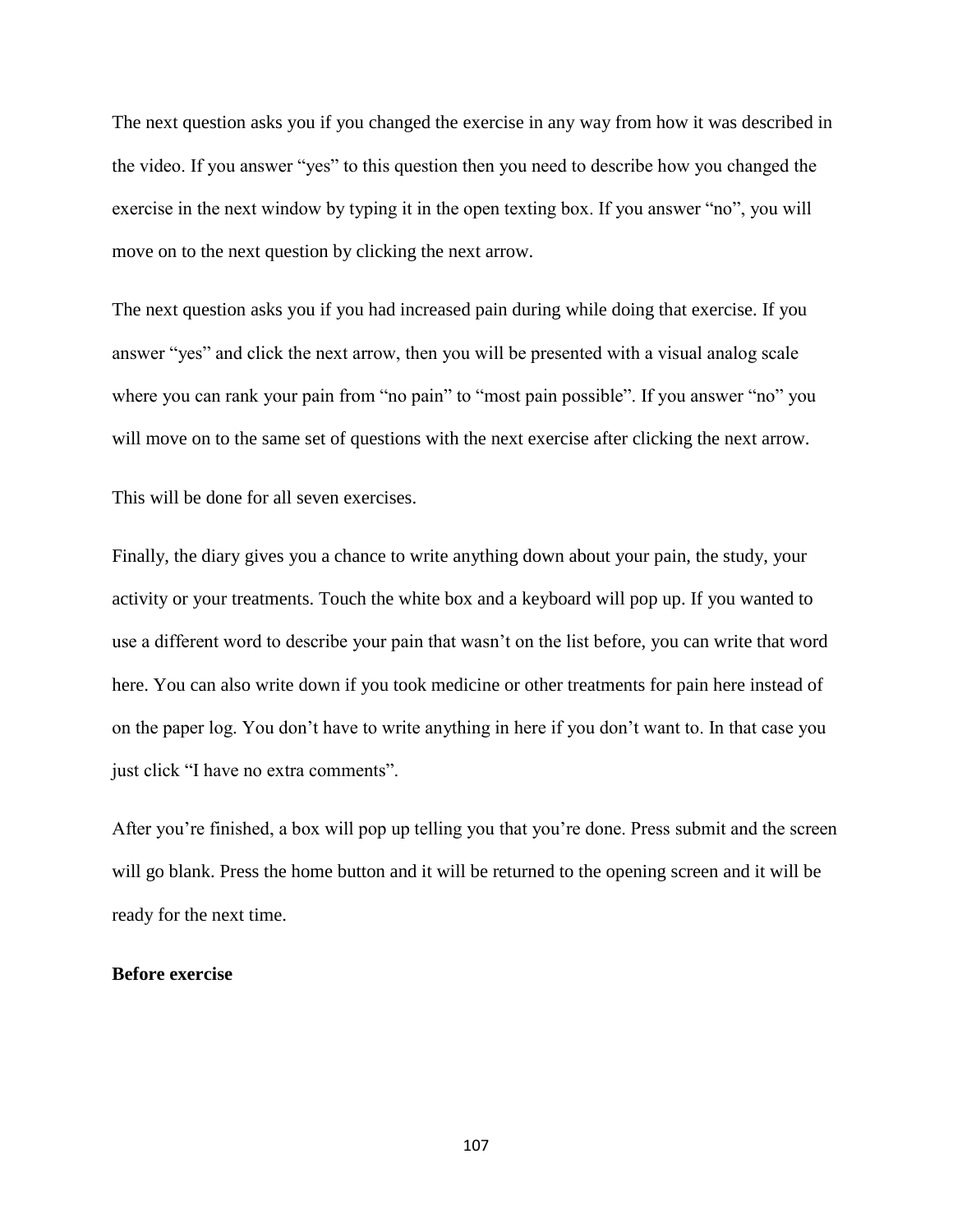The next question asks you if you changed the exercise in any way from how it was described in the video. If you answer “yes” to this question then you need to describe how you changed the exercise in the next window by typing it in the open texting box. If you answer “no”, you will move on to the next question by clicking the next arrow.

The next question asks you if you had increased pain during while doing that exercise. If you answer “yes” and click the next arrow, then you will be presented with a visual analog scale where you can rank your pain from “no pain” to “most pain possible”. If you answer “no” you will move on to the same set of questions with the next exercise after clicking the next arrow.

This will be done for all seven exercises.

Finally, the diary gives you a chance to write anything down about your pain, the study, your activity or your treatments. Touch the white box and a keyboard will pop up. If you wanted to use a different word to describe your pain that wasn’t on the list before, you can write that word here. You can also write down if you took medicine or other treatments for pain here instead of on the paper log. You don’t have to write anything in here if you don’t want to. In that case you just click “I have no extra comments”.

After you’re finished, a box will pop up telling you that you’re done. Press submit and the screen will go blank. Press the home button and it will be returned to the opening screen and it will be ready for the next time.

**Before exercise**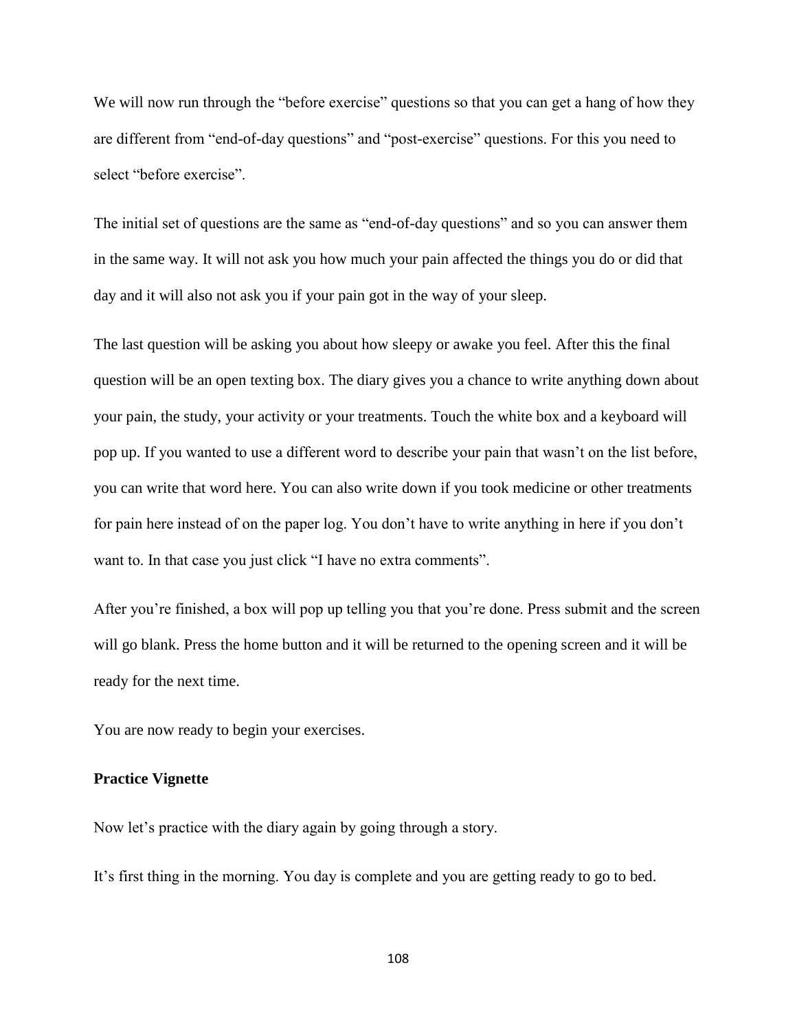We will now run through the “before exercise” questions so that you can get a hang of how they are different from “end-of-day questions” and “post-exercise” questions. For this you need to select “before exercise”.

The initial set of questions are the same as “end-of-day questions” and so you can answer them in the same way. It will not ask you how much your pain affected the things you do or did that day and it will also not ask you if your pain got in the way of your sleep.

The last question will be asking you about how sleepy or awake you feel. After this the final question will be an open texting box. The diary gives you a chance to write anything down about your pain, the study, your activity or your treatments. Touch the white box and a keyboard will pop up. If you wanted to use a different word to describe your pain that wasn’t on the list before, you can write that word here. You can also write down if you took medicine or other treatments for pain here instead of on the paper log. You don’t have to write anything in here if you don’t want to. In that case you just click “I have no extra comments”.

After you’re finished, a box will pop up telling you that you’re done. Press submit and the screen will go blank. Press the home button and it will be returned to the opening screen and it will be ready for the next time.

You are now ready to begin your exercises.

**Practice Vignette**

Now let’s practice with the diary again by going through a story.

It’s first thing in the morning. You day is complete and you are getting ready to go to bed.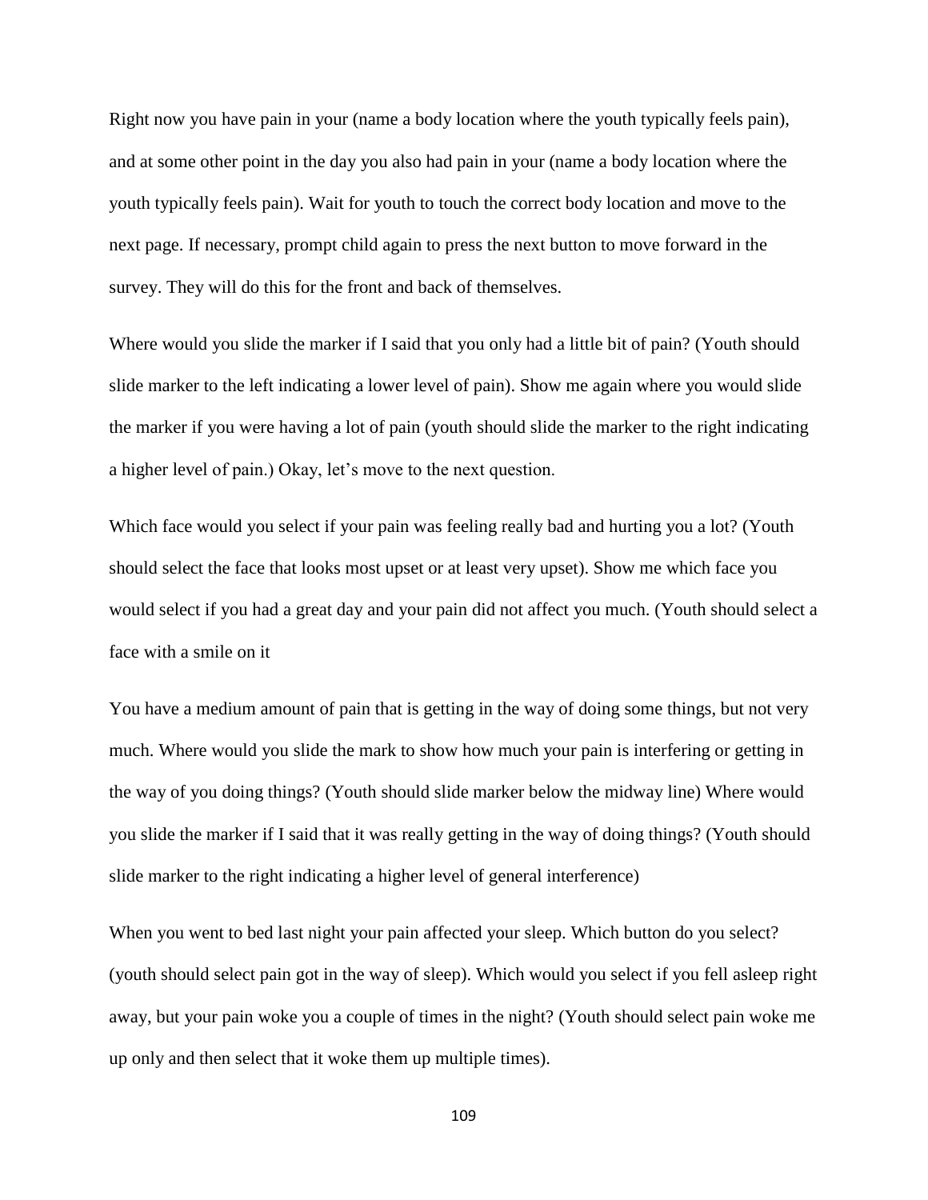Right now you have pain in your (name a body location where the youth typically feels pain), and at some other point in the day you also had pain in your (name a body location where the youth typically feels pain). Wait for youth to touch the correct body location and move to the next page. If necessary, prompt child again to press the next button to move forward in the survey. They will do this for the front and back of themselves.

Where would you slide the marker if I said that you only had a little bit of pain? (Youth should slide marker to the left indicating a lower level of pain). Show me again where you would slide the marker if you were having a lot of pain (youth should slide the marker to the right indicating a higher level of pain.) Okay, let's move to the next question.

Which face would you select if your pain was feeling really bad and hurting you a lot? (Youth should select the face that looks most upset or at least very upset). Show me which face you would select if you had a great day and your pain did not affect you much. (Youth should select a face with a smile on it

You have a medium amount of pain that is getting in the way of doing some things, but not very much. Where would you slide the mark to show how much your pain is interfering or getting in the way of you doing things? (Youth should slide marker below the midway line) Where would you slide the marker if I said that it was really getting in the way of doing things? (Youth should slide marker to the right indicating a higher level of general interference)

When you went to bed last night your pain affected your sleep. Which button do you select? (youth should select pain got in the way of sleep). Which would you select if you fell asleep right away, but your pain woke you a couple of times in the night? (Youth should select pain woke me up only and then select that it woke them up multiple times).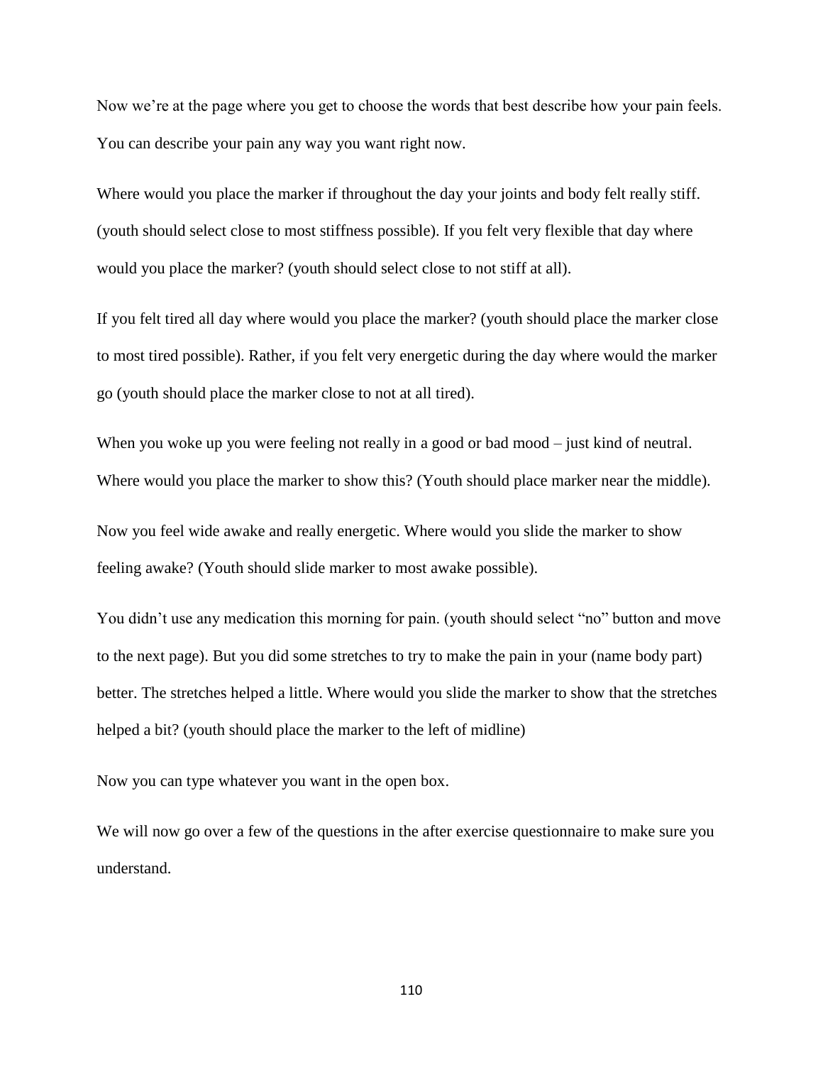Now we're at the page where you get to choose the words that best describe how your pain feels. You can describe your pain any way you want right now.

Where would you place the marker if throughout the day your joints and body felt really stiff. (youth should select close to most stiffness possible). If you felt very flexible that day where would you place the marker? (youth should select close to not stiff at all).

If you felt tired all day where would you place the marker? (youth should place the marker close to most tired possible). Rather, if you felt very energetic during the day where would the marker go (youth should place the marker close to not at all tired).

When you woke up you were feeling not really in a good or bad mood – just kind of neutral. Where would you place the marker to show this? (Youth should place marker near the middle).

Now you feel wide awake and really energetic. Where would you slide the marker to show feeling awake? (Youth should slide marker to most awake possible).

You didn't use any medication this morning for pain. (youth should select "no" button and move to the next page). But you did some stretches to try to make the pain in your (name body part) better. The stretches helped a little. Where would you slide the marker to show that the stretches helped a bit? (youth should place the marker to the left of midline)

Now you can type whatever you want in the open box.

We will now go over a few of the questions in the after exercise questionnaire to make sure you understand.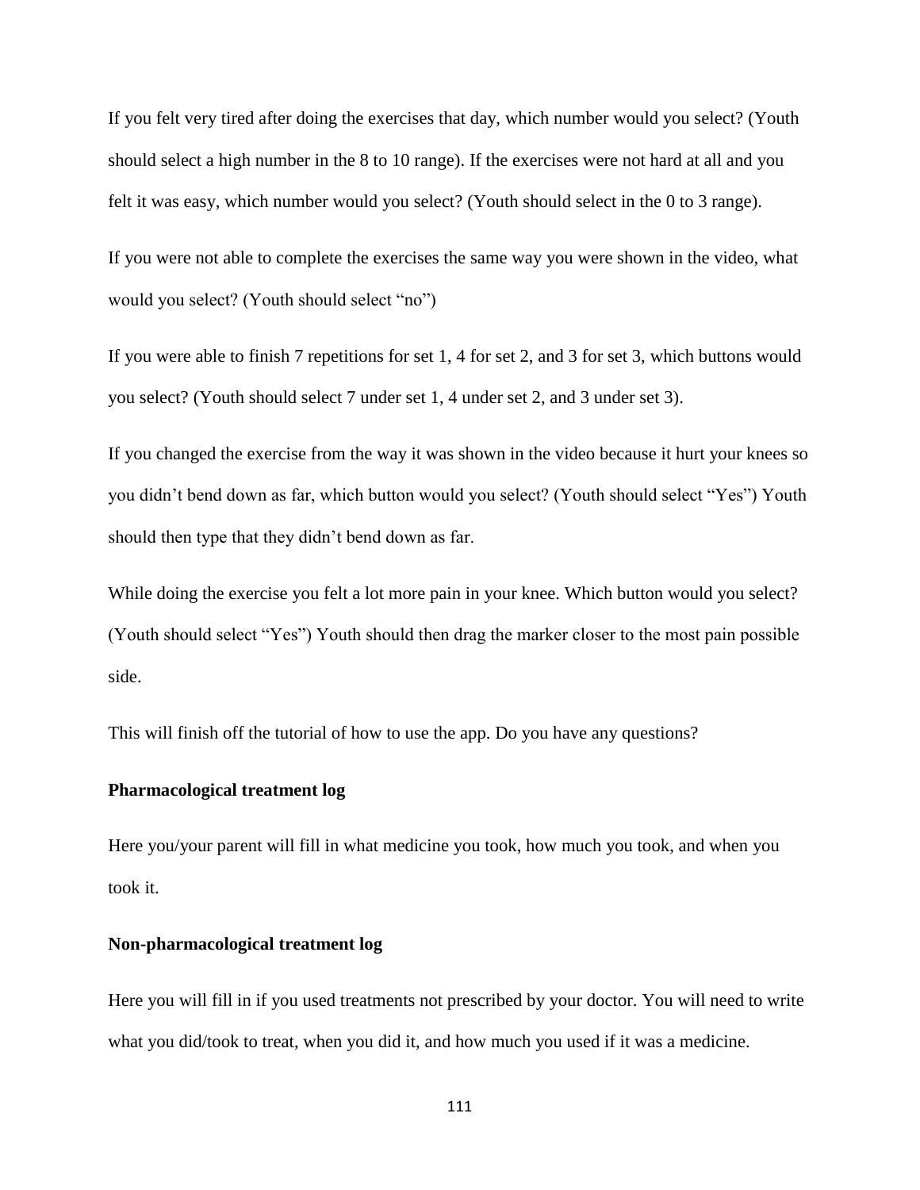If you felt very tired after doing the exercises that day, which number would you select? (Youth should select a high number in the 8 to 10 range). If the exercises were not hard at all and you felt it was easy, which number would you select? (Youth should select in the 0 to 3 range).

If you were not able to complete the exercises the same way you were shown in the video, what would you select? (Youth should select "no")

If you were able to finish 7 repetitions for set 1, 4 for set 2, and 3 for set 3, which buttons would you select? (Youth should select 7 under set 1, 4 under set 2, and 3 under set 3).

If you changed the exercise from the way it was shown in the video because it hurt your knees so you didn't bend down as far, which button would you select? (Youth should select "Yes") Youth should then type that they didn't bend down as far.

While doing the exercise you felt a lot more pain in your knee. Which button would you select? (Youth should select "Yes") Youth should then drag the marker closer to the most pain possible side.

This will finish off the tutorial of how to use the app. Do you have any questions?

**Pharmacological treatment log**

Here you/your parent will fill in what medicine you took, how much you took, and when you took it.

**Non-pharmacological treatment log**

Here you will fill in if you used treatments not prescribed by your doctor. You will need to write what you did/took to treat, when you did it, and how much you used if it was a medicine.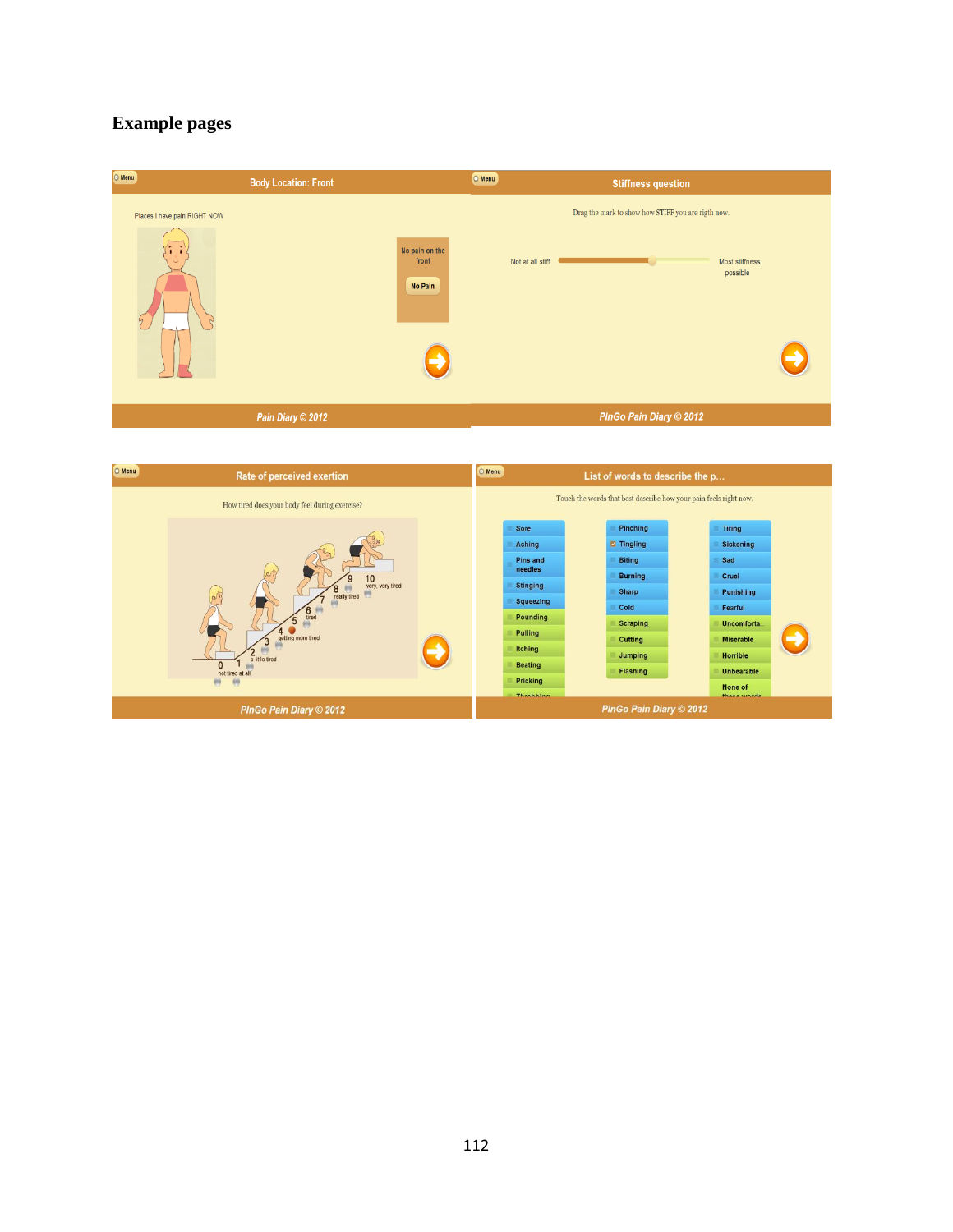# Example pages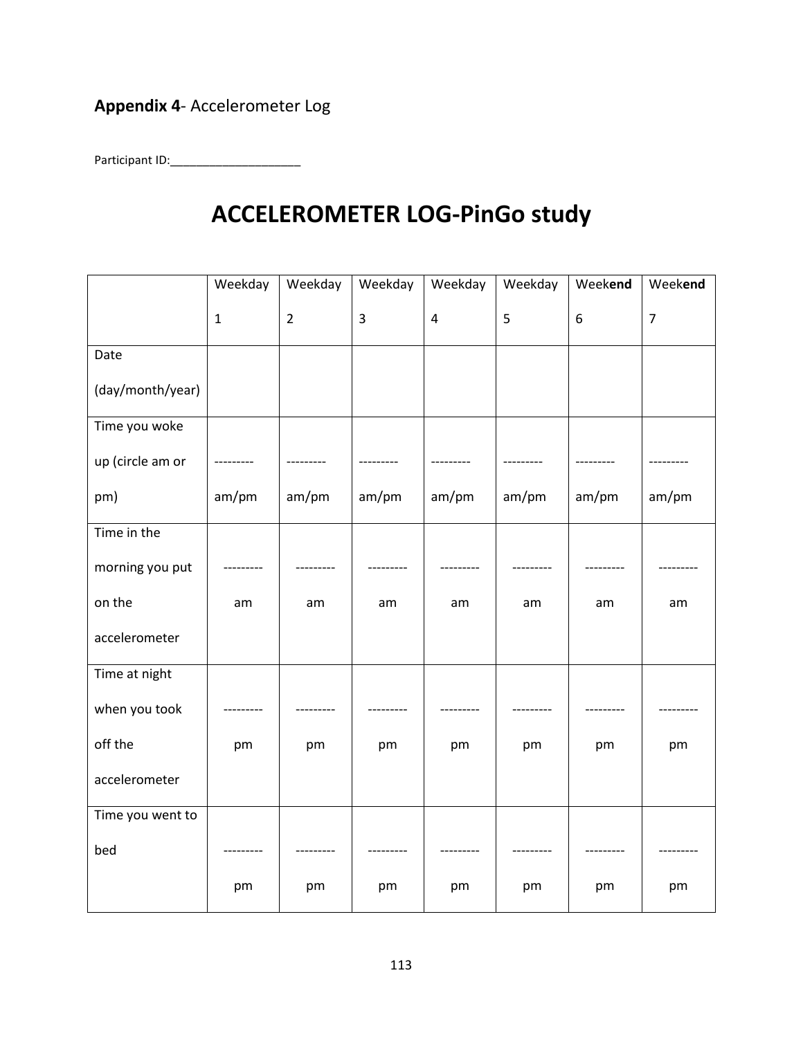**Appendix 4**- Accelerometer Log

Participant ID:_____________________

# ACCELEROMETER LOG-PinGo study

| | Weekday 1 | Weekday 2 | Weekday 3 | Weekday 4 | Weekday 5 | Week**end** 6 | Week**end** 7 |
|---|---|---|---|---|---|---|---|
| Date (day/month/year) | | | | | | | |
| Time you woke up (circle am or pm) | --------- am/pm | --------- am/pm | --------- am/pm | --------- am/pm | --------- am/pm | --------- am/pm | --------- am/pm |
| Time in the morning you put on the accelerometer | --------- am | --------- am | --------- am | --------- am | --------- am | --------- am | --------- am |
| Time at night when you took off the accelerometer | --------- pm | --------- pm | --------- pm | --------- pm | --------- pm | --------- pm | --------- pm |
| Time you went to bed | --------- pm | --------- pm | --------- pm | --------- pm | --------- pm | --------- pm | --------- pm |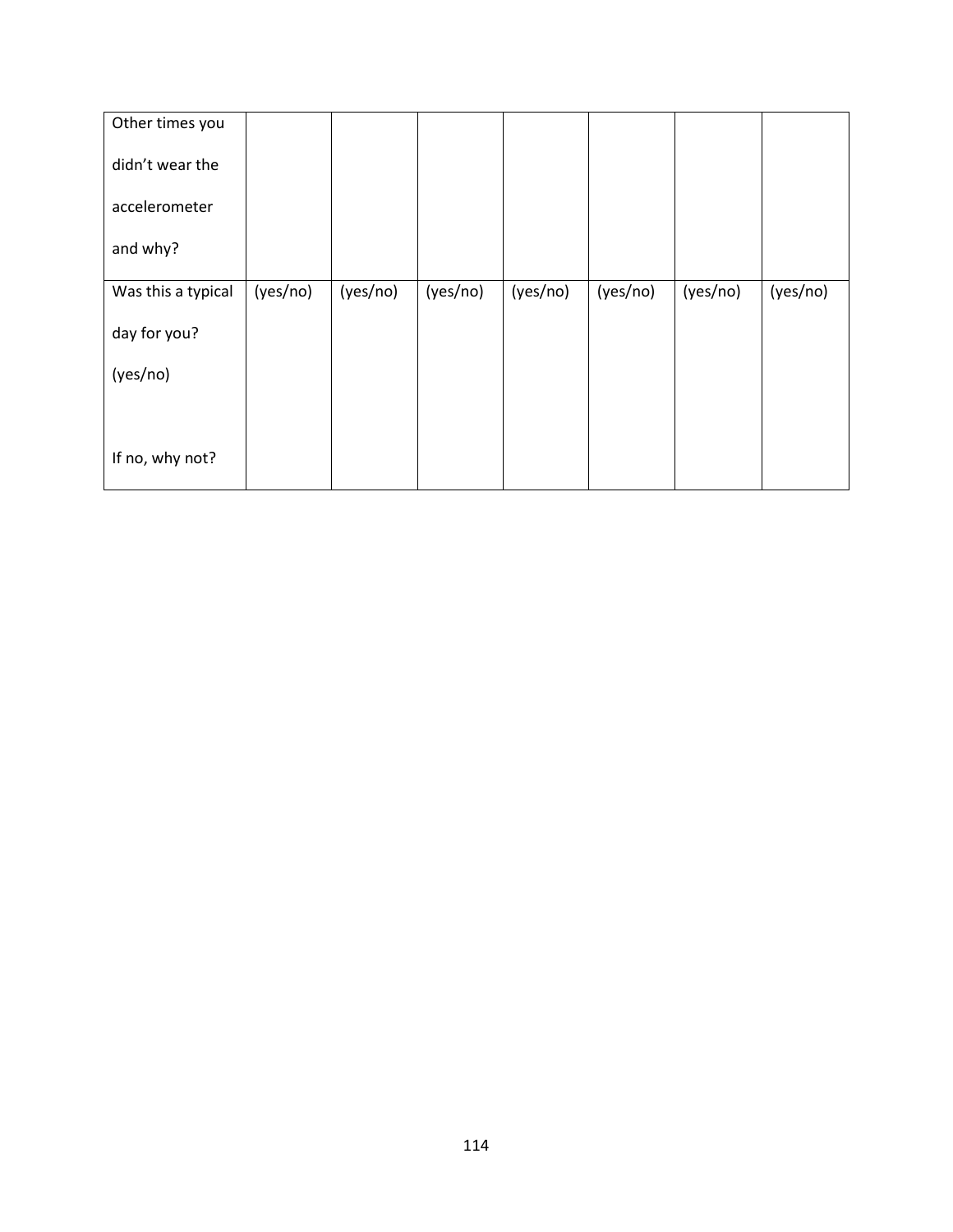| | | | | | | | |
|---|---|---|---|---|---|---|---|
| Other times you didn't wear the accelerometer and why? | | | | | | | |
| Was this a typical day for you? (yes/no)<br><br>If no, why not? | (yes/no) | (yes/no) | (yes/no) | (yes/no) | (yes/no) | (yes/no) | (yes/no) |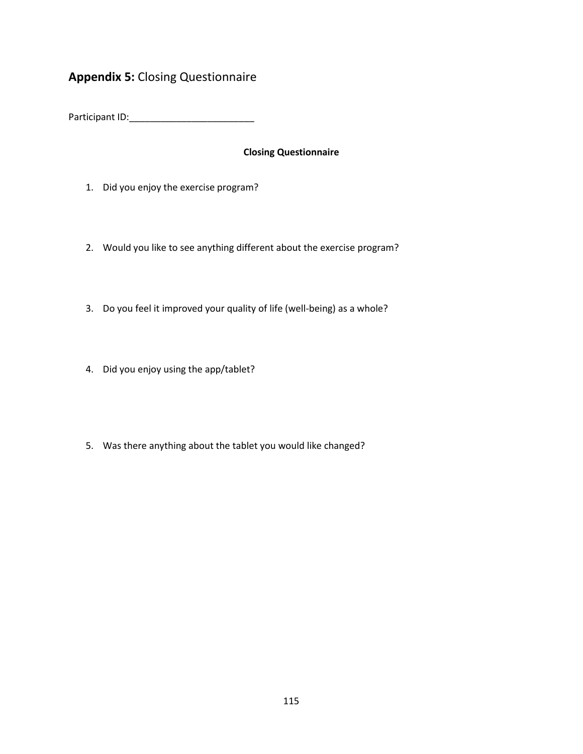## **Appendix 5:** Closing Questionnaire

Participant ID:________________________

**Closing Questionnaire**

1. Did you enjoy the exercise program?

2. Would you like to see anything different about the exercise program?

3. Do you feel it improved your quality of life (well-being) as a whole?

4. Did you enjoy using the app/tablet?

5. Was there anything about the tablet you would like changed?